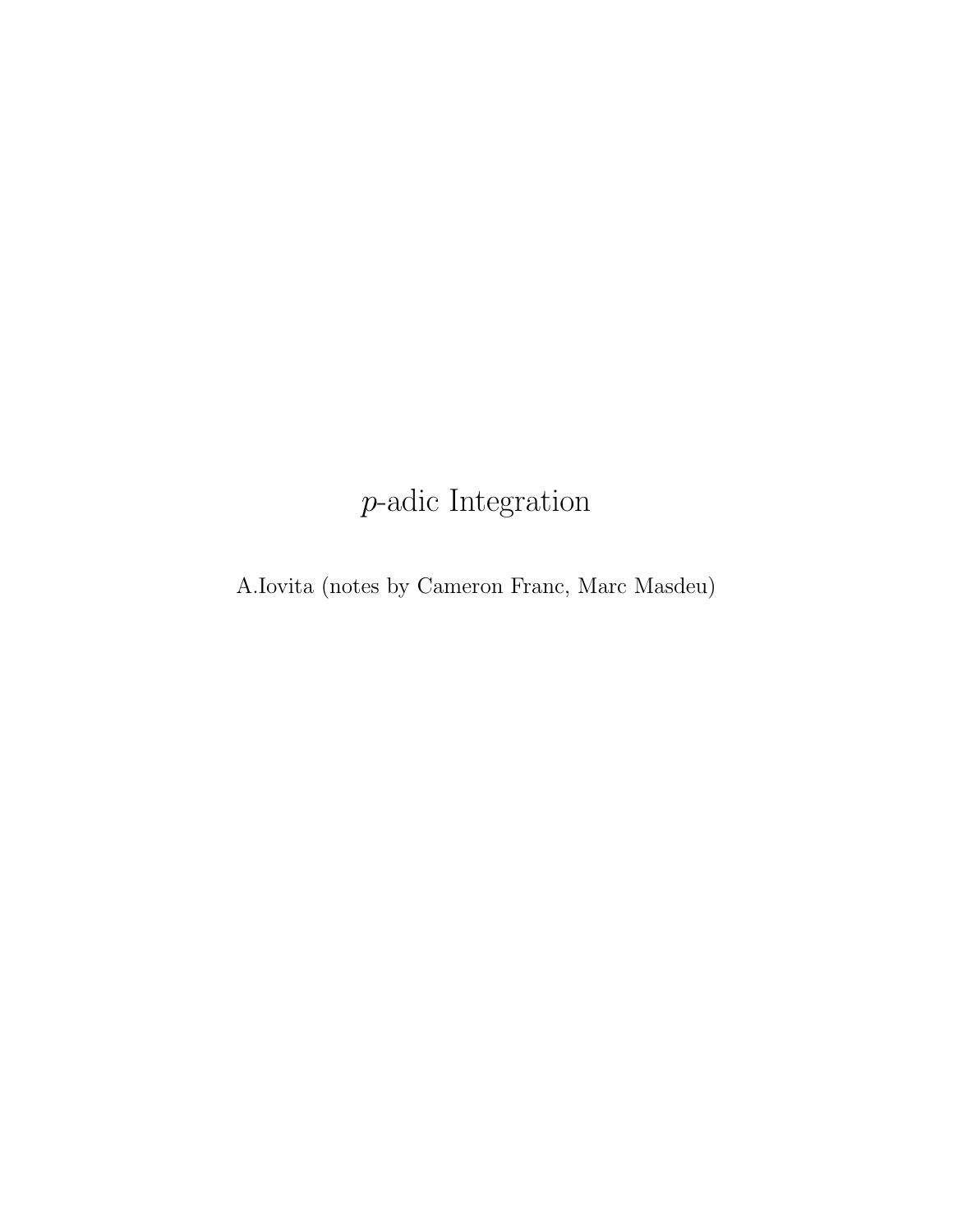# $p$-adic Integration

A.Iovita (notes by Cameron Franc, Marc Masdeu)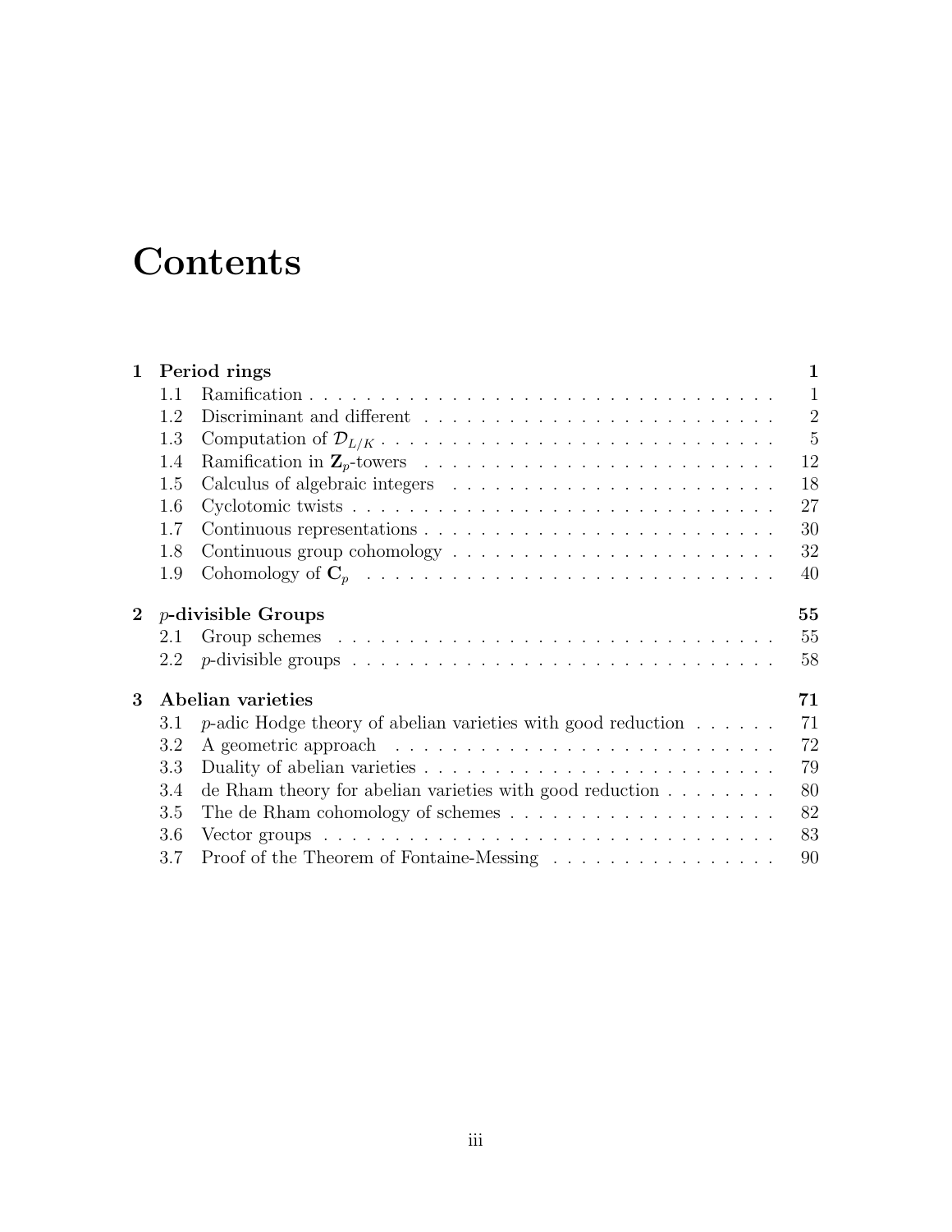# Contents

| | | |
|---|---|---|
| **1** | **Period rings** | **1** |
| 1.1 | Ramification | 1 |
| 1.2 | Discriminant and different | 2 |
| 1.3 | Computation of $\mathcal{D}_{L/K}$ | 5 |
| 1.4 | Ramification in $\mathbf{Z}_p$-towers | 12 |
| 1.5 | Calculus of algebraic integers | 18 |
| 1.6 | Cyclotomic twists | 27 |
| 1.7 | Continuous representations | 30 |
| 1.8 | Continuous group cohomology | 32 |
| 1.9 | Cohomology of $\mathbf{C}_p$ | 40 |
| **2** | **$p$-divisible Groups** | **55** |
| 2.1 | Group schemes | 55 |
| 2.2 | $p$-divisible groups | 58 |
| **3** | **Abelian varieties** | **71** |
| 3.1 | $p$-adic Hodge theory of abelian varieties with good reduction | 71 |
| 3.2 | A geometric approach | 72 |
| 3.3 | Duality of abelian varieties | 79 |
| 3.4 | de Rham theory for abelian varieties with good reduction | 80 |
| 3.5 | The de Rham cohomology of schemes | 82 |
| 3.6 | Vector groups | 83 |
| 3.7 | Proof of the Theorem of Fontaine-Messing | 90 |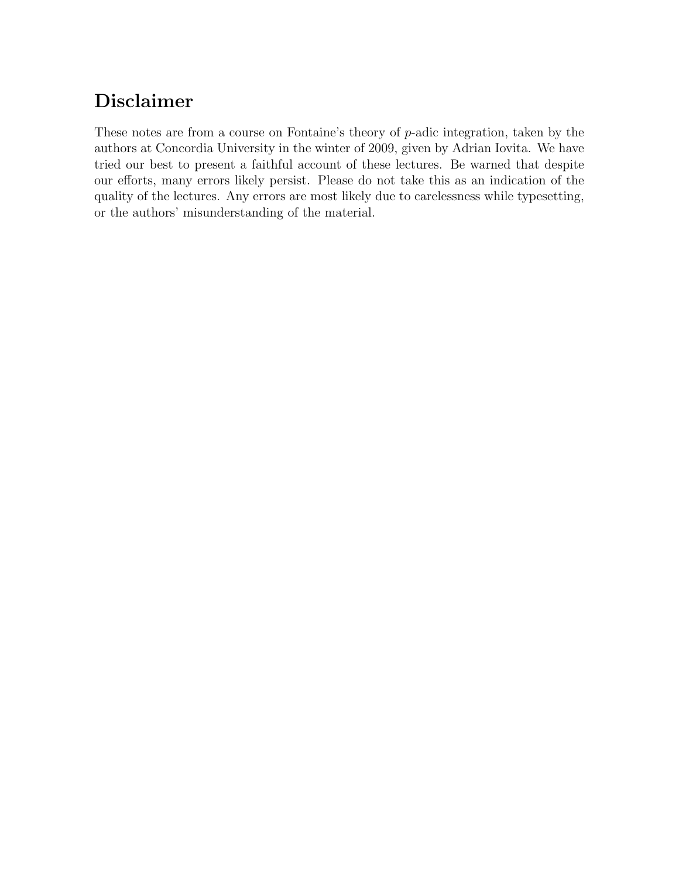# Disclaimer

These notes are from a course on Fontaine's theory of $p$-adic integration, taken by the authors at Concordia University in the winter of 2009, given by Adrian Iovita. We have tried our best to present a faithful account of these lectures. Be warned that despite our efforts, many errors likely persist. Please do not take this as an indication of the quality of the lectures. Any errors are most likely due to carelessness while typesetting, or the authors' misunderstanding of the material.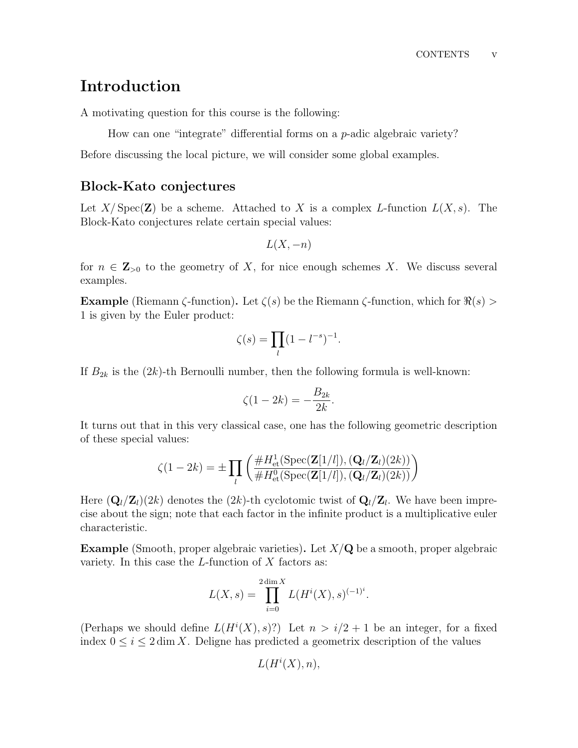# Introduction

A motivating question for this course is the following:

> How can one "integrate" differential forms on a $p$-adic algebraic variety?

Before discussing the local picture, we will consider some global examples.

## Block-Kato conjectures

Let $X/\operatorname{Spec}(\mathbf{Z})$ be a scheme. Attached to $X$ is a complex $L$-function $L(X,s)$. The Block-Kato conjectures relate certain special values:

$$L(X,-n)$$

for $n \in \mathbf{Z}_{>0}$ to the geometry of $X$, for nice enough schemes $X$. We discuss several examples.

**Example** (Riemann $\zeta$-function)**.** Let $\zeta(s)$ be the Riemann $\zeta$-function, which for $\Re(s) > 1$ is given by the Euler product:

$$\zeta(s) = \prod_l (1-l^{-s})^{-1}.$$

If $B_{2k}$ is the $(2k)$-th Bernoulli number, then the following formula is well-known:

$$\zeta(1-2k) = -\frac{B_{2k}}{2k}.$$

It turns out that in this very classical case, one has the following geometric description of these special values:

$$\zeta(1-2k) = \pm \prod_l \left( \frac{\# H^1_{\text{et}}(\operatorname{Spec}(\mathbf{Z}[1/l]), (\mathbf{Q}_l/\mathbf{Z}_l)(2k))}{\# H^0_{\text{et}}(\operatorname{Spec}(\mathbf{Z}[1/l]), (\mathbf{Q}_l/\mathbf{Z}_l)(2k))} \right)$$

Here $(\mathbf{Q}_l/\mathbf{Z}_l)(2k)$ denotes the $(2k)$-th cyclotomic twist of $\mathbf{Q}_l/\mathbf{Z}_l$. We have been imprecise about the sign; note that each factor in the infinite product is a multiplicative euler characteristic.

**Example** (Smooth, proper algebraic varieties)**.** Let $X/\mathbf{Q}$ be a smooth, proper algebraic variety. In this case the $L$-function of $X$ factors as:

$$L(X,s) = \prod_{i=0}^{2\dim X} L(H^i(X),s)^{(-1)^i}.$$

(Perhaps we should define $L(H^i(X),s)$?) Let $n > i/2+1$ be an integer, for a fixed index $0 \le i \le 2\dim X$. Deligne has predicted a geometrix description of the values

$$L(H^i(X),n),$$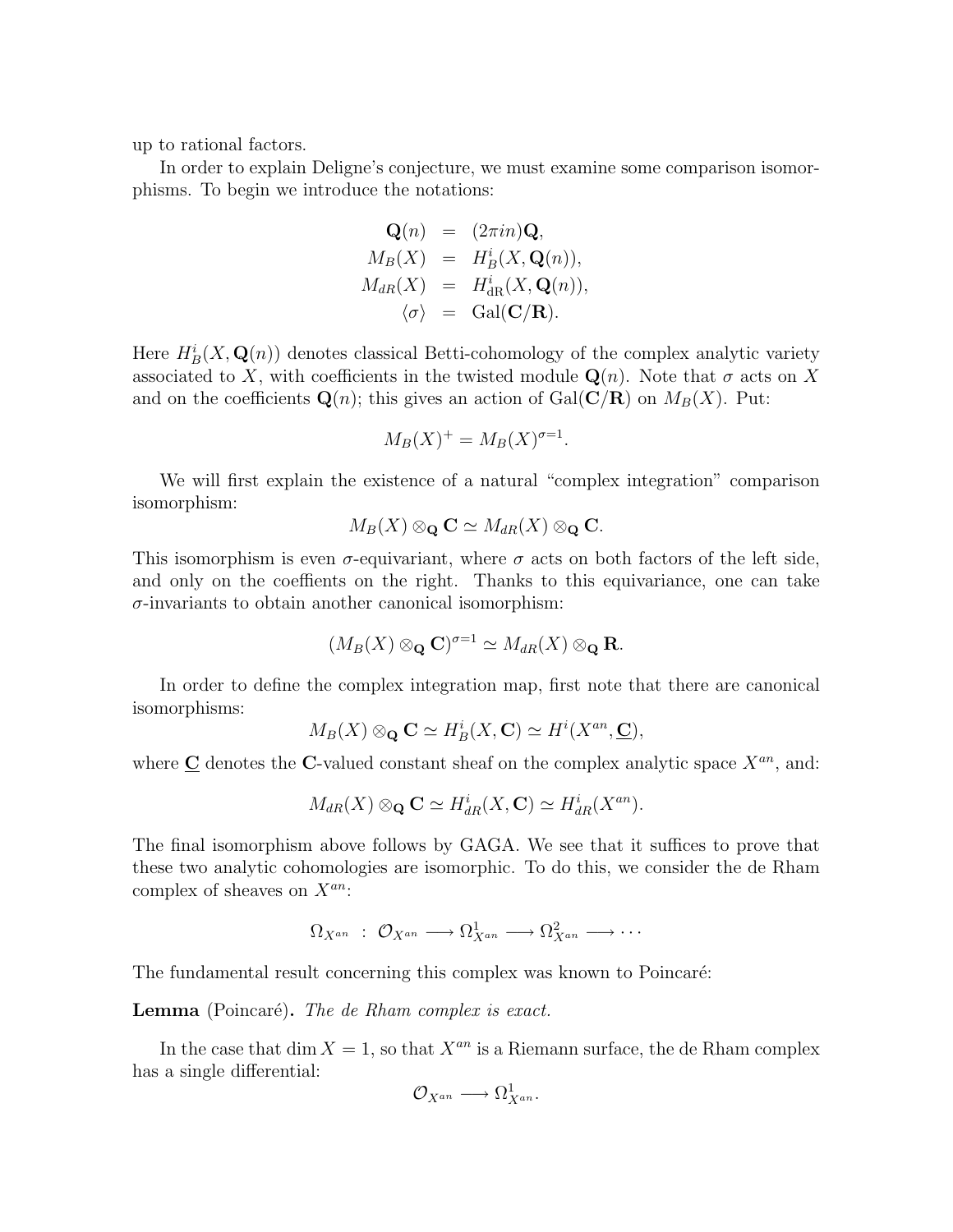up to rational factors.

In order to explain Deligne's conjecture, we must examine some comparison isomorphisms. To begin we introduce the notations:

$$\begin{aligned}
\mathbf{Q}(n) &= (2\pi i n)\mathbf{Q}, \\
M_B(X) &= H^i_B(X, \mathbf{Q}(n)), \\
M_{dR}(X) &= H^i_{\mathrm{dR}}(X, \mathbf{Q}(n)), \\
\langle \sigma \rangle &= \mathrm{Gal}(\mathbf{C}/\mathbf{R}).
\end{aligned}$$

Here $H^i_B(X, \mathbf{Q}(n))$ denotes classical Betti-cohomology of the complex analytic variety associated to $X$, with coefficients in the twisted module $\mathbf{Q}(n)$. Note that $\sigma$ acts on $X$ and on the coefficients $\mathbf{Q}(n)$; this gives an action of $\mathrm{Gal}(\mathbf{C}/\mathbf{R})$ on $M_B(X)$. Put:

$$M_B(X)^+ = M_B(X)^{\sigma=1}.$$

We will first explain the existence of a natural "complex integration" comparison isomorphism:

$$M_B(X) \otimes_{\mathbf{Q}} \mathbf{C} \simeq M_{dR}(X) \otimes_{\mathbf{Q}} \mathbf{C}.$$

This isomorphism is even $\sigma$-equivariant, where $\sigma$ acts on both factors of the left side, and only on the coeffients on the right. Thanks to this equivariance, one can take $\sigma$-invariants to obtain another canonical isomorphism:

$$(M_B(X) \otimes_{\mathbf{Q}} \mathbf{C})^{\sigma=1} \simeq M_{dR}(X) \otimes_{\mathbf{Q}} \mathbf{R}.$$

In order to define the complex integration map, first note that there are canonical isomorphisms:

$$M_B(X) \otimes_{\mathbf{Q}} \mathbf{C} \simeq H^i_B(X, \mathbf{C}) \simeq H^i(X^{an}, \underline{\mathbf{C}}),$$

where $\underline{\mathbf{C}}$ denotes the $\mathbf{C}$-valued constant sheaf on the complex analytic space $X^{an}$, and:

$$M_{dR}(X) \otimes_{\mathbf{Q}} \mathbf{C} \simeq H^i_{dR}(X, \mathbf{C}) \simeq H^i_{dR}(X^{an}).$$

The final isomorphism above follows by GAGA. We see that it suffices to prove that these two analytic cohomologies are isomorphic. To do this, we consider the de Rham complex of sheaves on $X^{an}$:

$$\Omega_{X^{an}} \;:\; \mathcal{O}_{X^{an}} \longrightarrow \Omega^1_{X^{an}} \longrightarrow \Omega^2_{X^{an}} \longrightarrow \cdots$$

The fundamental result concerning this complex was known to Poincaré:

**Lemma** (Poincaré)**.** *The de Rham complex is exact.*

In the case that $\dim X = 1$, so that $X^{an}$ is a Riemann surface, the de Rham complex has a single differential:

$$\mathcal{O}_{X^{an}} \longrightarrow \Omega^1_{X^{an}}.$$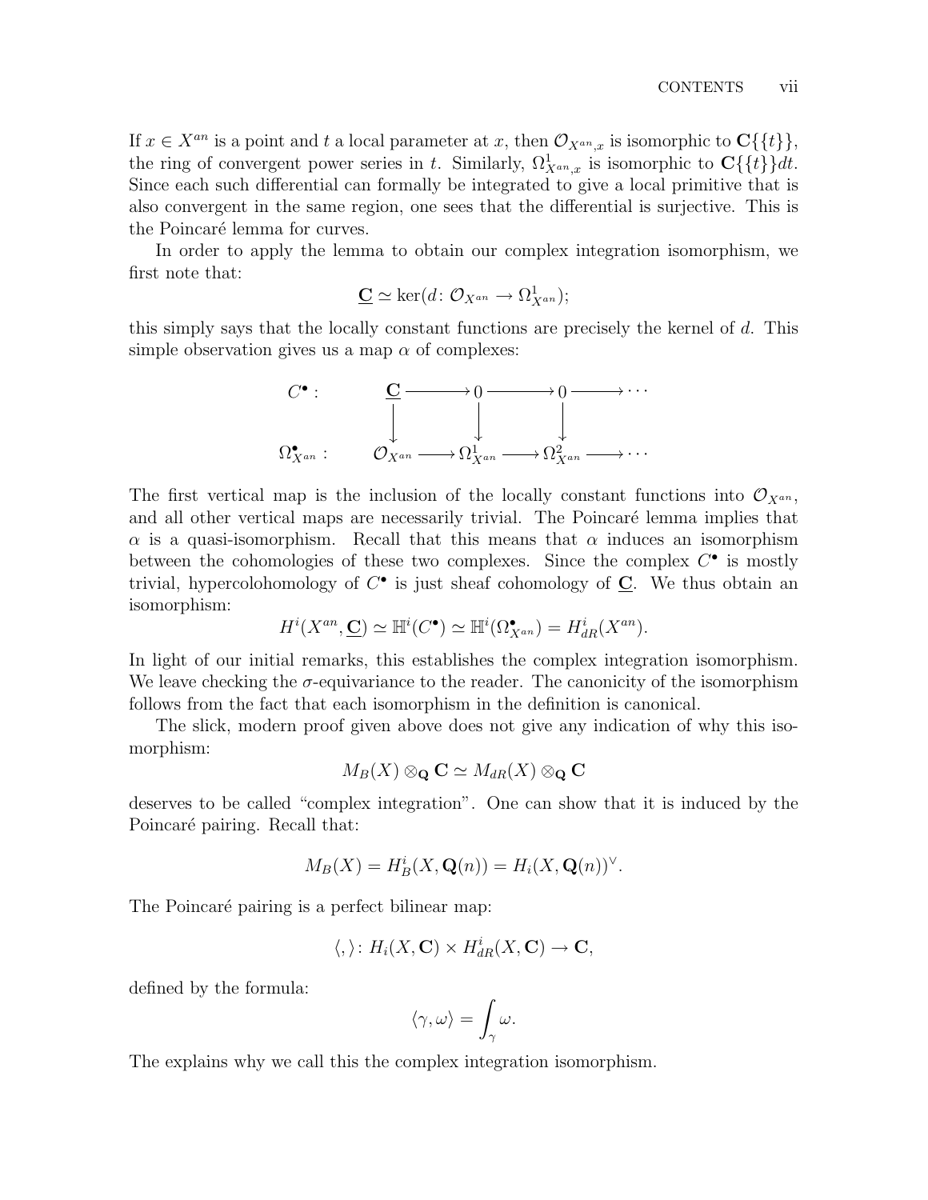If $x \in X^{an}$ is a point and $t$ a local parameter at $x$, then $\mathcal{O}_{X^{an},x}$ is isomorphic to $\mathbf{C}\{\{t\}\}$, the ring of convergent power series in $t$. Similarly, $\Omega^1_{X^{an},x}$ is isomorphic to $\mathbf{C}\{\{t\}\}dt$. Since each such differential can formally be integrated to give a local primitive that is also convergent in the same region, one sees that the differential is surjective. This is the Poincaré lemma for curves.

In order to apply the lemma to obtain our complex integration isomorphism, we first note that:

$$\underline{\mathbf{C}} \simeq \ker(d\colon \mathcal{O}_{X^{an}} \to \Omega^1_{X^{an}});$$

this simply says that the locally constant functions are precisely the kernel of $d$. This simple observation gives us a map $\alpha$ of complexes:

$$\begin{array}{cccccccc}
C^\bullet : & \underline{\mathbf{C}} & \longrightarrow & 0 & \longrightarrow & 0 & \longrightarrow & \cdots \\
& \downarrow & & \downarrow & & \downarrow & & \\
\Omega^\bullet_{X^{an}} : & \mathcal{O}_{X^{an}} & \longrightarrow & \Omega^1_{X^{an}} & \longrightarrow & \Omega^2_{X^{an}} & \longrightarrow & \cdots
\end{array}$$

The first vertical map is the inclusion of the locally constant functions into $\mathcal{O}_{X^{an}}$, and all other vertical maps are necessarily trivial. The Poincaré lemma implies that $\alpha$ is a quasi-isomorphism. Recall that this means that $\alpha$ induces an isomorphism between the cohomologies of these two complexes. Since the complex $C^\bullet$ is mostly trivial, hypercolohomology of $C^\bullet$ is just sheaf cohomology of $\underline{\mathbf{C}}$. We thus obtain an isomorphism:

$$H^i(X^{an}, \underline{\mathbf{C}}) \simeq \mathbb{H}^i(C^\bullet) \simeq \mathbb{H}^i(\Omega^\bullet_{X^{an}}) = H^i_{dR}(X^{an}).$$

In light of our initial remarks, this establishes the complex integration isomorphism. We leave checking the $\sigma$-equivariance to the reader. The canonicity of the isomorphism follows from the fact that each isomorphism in the definition is canonical.

The slick, modern proof given above does not give any indication of why this isomorphism:

$$M_B(X) \otimes_{\mathbf{Q}} \mathbf{C} \simeq M_{dR}(X) \otimes_{\mathbf{Q}} \mathbf{C}$$

deserves to be called "complex integration". One can show that it is induced by the Poincaré pairing. Recall that:

$$M_B(X) = H^i_B(X, \mathbf{Q}(n)) = H_i(X, \mathbf{Q}(n))^\vee.$$

The Poincaré pairing is a perfect bilinear map:

$$\langle , \rangle \colon H_i(X, \mathbf{C}) \times H^i_{dR}(X, \mathbf{C}) \to \mathbf{C},$$

defined by the formula:

$$\langle \gamma, \omega \rangle = \int_\gamma \omega.$$

The explains why we call this the complex integration isomorphism.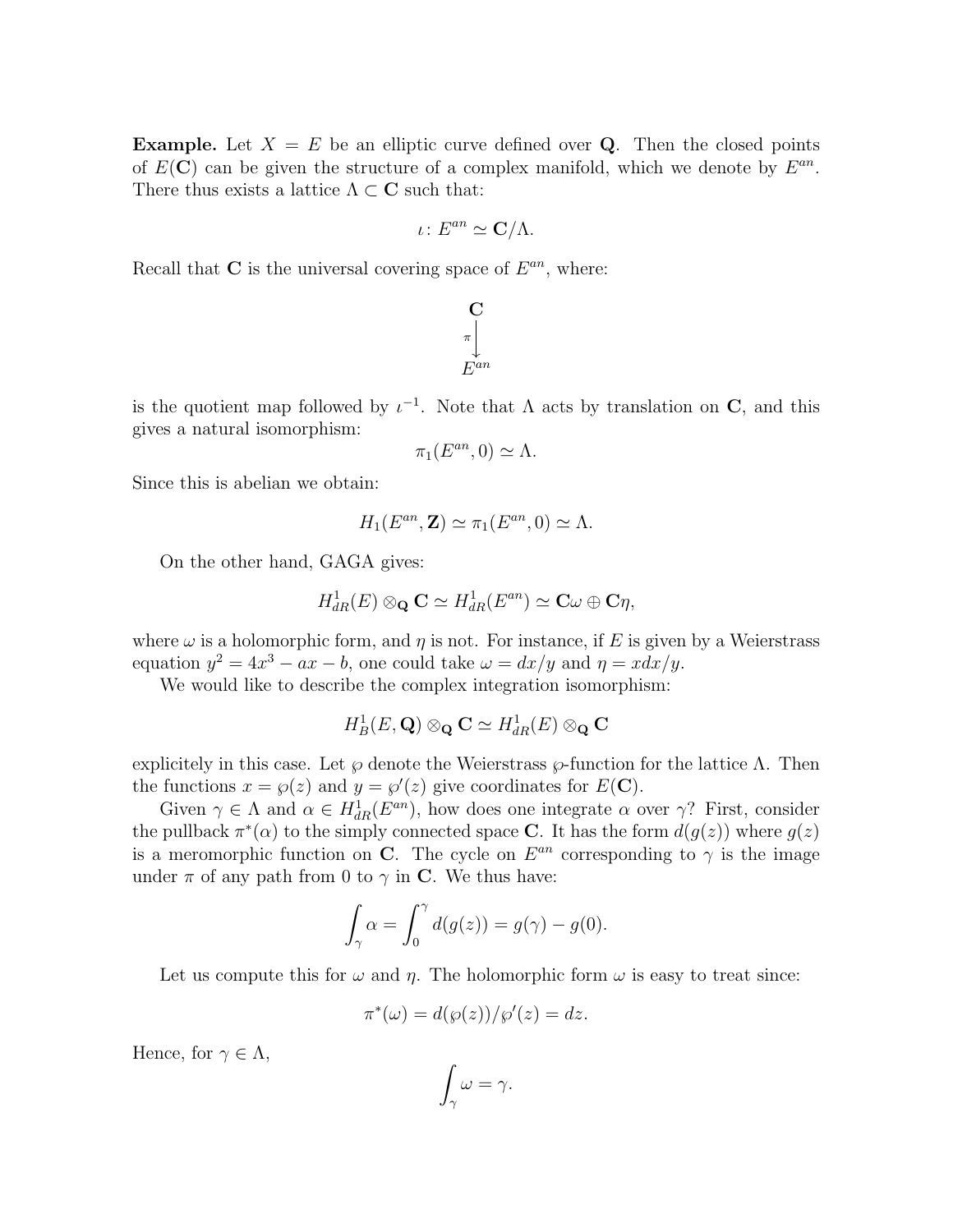**Example.** Let $X = E$ be an elliptic curve defined over $\mathbf{Q}$. Then the closed points of $E(\mathbf{C})$ can be given the structure of a complex manifold, which we denote by $E^{an}$. There thus exists a lattice $\Lambda \subset \mathbf{C}$ such that:

$$\iota \colon E^{an} \simeq \mathbf{C}/\Lambda.$$

Recall that $\mathbf{C}$ is the universal covering space of $E^{an}$, where:

$$\begin{array}{c} \mathbf{C} \\ \pi \big\downarrow \\ E^{an} \end{array}$$

is the quotient map followed by $\iota^{-1}$. Note that $\Lambda$ acts by translation on $\mathbf{C}$, and this gives a natural isomorphism:

$$\pi_1(E^{an}, 0) \simeq \Lambda.$$

Since this is abelian we obtain:

$$H_1(E^{an}, \mathbf{Z}) \simeq \pi_1(E^{an}, 0) \simeq \Lambda.$$

On the other hand, GAGA gives:

$$H^1_{dR}(E) \otimes_{\mathbf{Q}} \mathbf{C} \simeq H^1_{dR}(E^{an}) \simeq \mathbf{C}\omega \oplus \mathbf{C}\eta,$$

where $\omega$ is a holomorphic form, and $\eta$ is not. For instance, if $E$ is given by a Weierstrass equation $y^2 = 4x^3 - ax - b$, one could take $\omega = dx/y$ and $\eta = xdx/y$.

We would like to describe the complex integration isomorphism:

$$H^1_B(E, \mathbf{Q}) \otimes_{\mathbf{Q}} \mathbf{C} \simeq H^1_{dR}(E) \otimes_{\mathbf{Q}} \mathbf{C}$$

explicitely in this case. Let $\wp$ denote the Weierstrass $\wp$-function for the lattice $\Lambda$. Then the functions $x = \wp(z)$ and $y = \wp'(z)$ give coordinates for $E(\mathbf{C})$.

Given $\gamma \in \Lambda$ and $\alpha \in H^1_{dR}(E^{an})$, how does one integrate $\alpha$ over $\gamma$? First, consider the pullback $\pi^*(\alpha)$ to the simply connected space $\mathbf{C}$. It has the form $d(g(z))$ where $g(z)$ is a meromorphic function on $\mathbf{C}$. The cycle on $E^{an}$ corresponding to $\gamma$ is the image under $\pi$ of any path from $0$ to $\gamma$ in $\mathbf{C}$. We thus have:

$$\int_\gamma \alpha = \int_0^\gamma d(g(z)) = g(\gamma) - g(0).$$

Let us compute this for $\omega$ and $\eta$. The holomorphic form $\omega$ is easy to treat since:

$$\pi^*(\omega) = d(\wp(z))/\wp'(z) = dz.$$

Hence, for $\gamma \in \Lambda$,

$$\int_\gamma \omega = \gamma.$$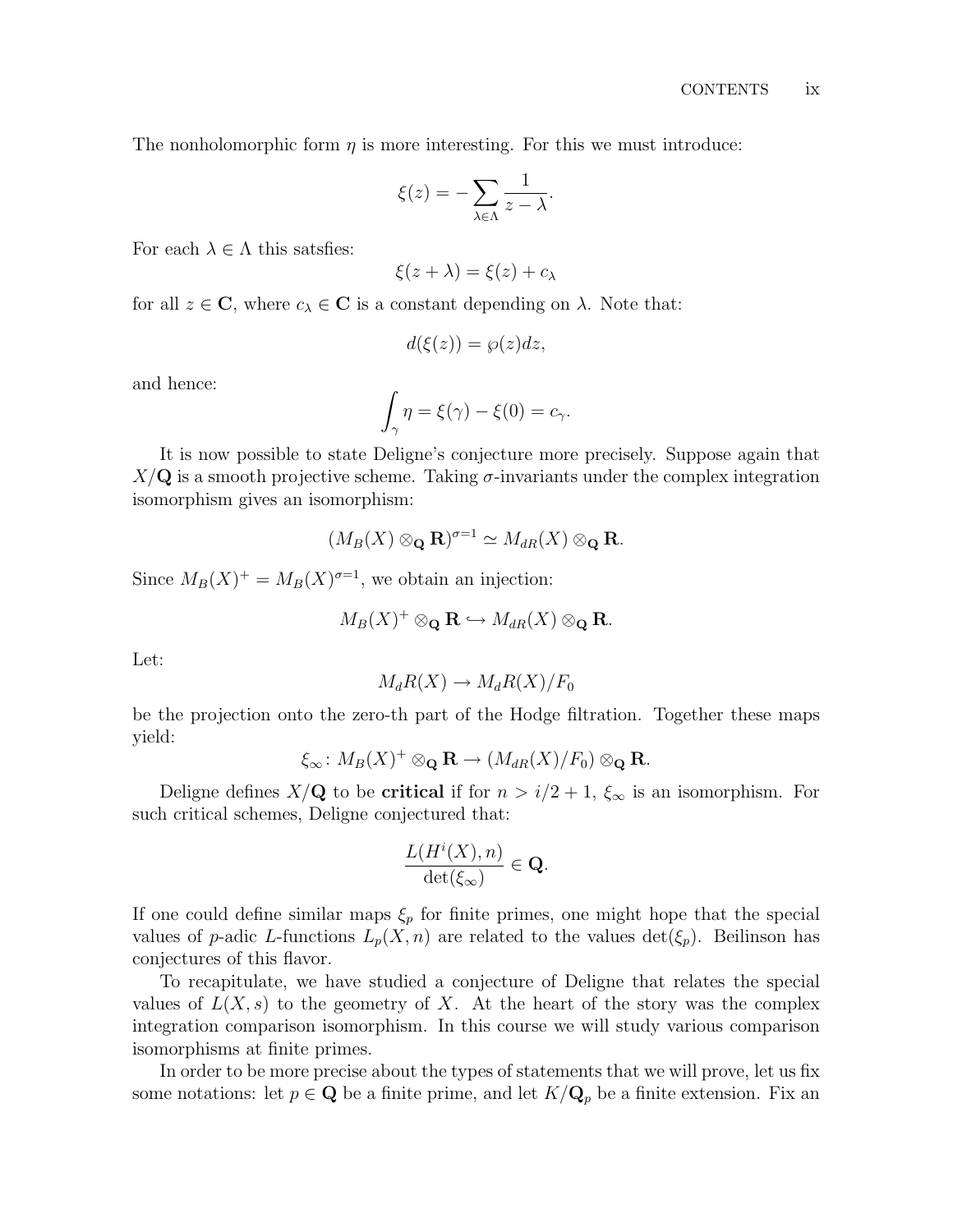The nonholomorphic form $\eta$ is more interesting. For this we must introduce:

$$\xi(z) = -\sum_{\lambda \in \Lambda} \frac{1}{z - \lambda}.$$

For each $\lambda \in \Lambda$ this satsfies:

$$\xi(z + \lambda) = \xi(z) + c_\lambda$$

for all $z \in \mathbf{C}$, where $c_\lambda \in \mathbf{C}$ is a constant depending on $\lambda$. Note that:

$$d(\xi(z)) = \wp(z) dz,$$

and hence:

$$\int_\gamma \eta = \xi(\gamma) - \xi(0) = c_\gamma.$$

It is now possible to state Deligne's conjecture more precisely. Suppose again that $X/\mathbf{Q}$ is a smooth projective scheme. Taking $\sigma$-invariants under the complex integration isomorphism gives an isomorphism:

$$(M_B(X) \otimes_{\mathbf{Q}} \mathbf{R})^{\sigma=1} \simeq M_{dR}(X) \otimes_{\mathbf{Q}} \mathbf{R}.$$

Since $M_B(X)^+ = M_B(X)^{\sigma=1}$, we obtain an injection:

$$M_B(X)^+ \otimes_{\mathbf{Q}} \mathbf{R} \hookrightarrow M_{dR}(X) \otimes_{\mathbf{Q}} \mathbf{R}.$$

Let:

$$M_d R(X) \to M_d R(X)/F_0$$

be the projection onto the zero-th part of the Hodge filtration. Together these maps yield:

$$\xi_\infty \colon M_B(X)^+ \otimes_{\mathbf{Q}} \mathbf{R} \to (M_{dR}(X)/F_0) \otimes_{\mathbf{Q}} \mathbf{R}.$$

Deligne defines $X/\mathbf{Q}$ to be **critical** if for $n > i/2 + 1$, $\xi_\infty$ is an isomorphism. For such critical schemes, Deligne conjectured that:

$$\frac{L(H^i(X), n)}{\det(\xi_\infty)} \in \mathbf{Q}.$$

If one could define similar maps $\xi_p$ for finite primes, one might hope that the special values of $p$-adic $L$-functions $L_p(X, n)$ are related to the values $\det(\xi_p)$. Beilinson has conjectures of this flavor.

To recapitulate, we have studied a conjecture of Deligne that relates the special values of $L(X, s)$ to the geometry of $X$. At the heart of the story was the complex integration comparison isomorphism. In this course we will study various comparison isomorphisms at finite primes.

In order to be more precise about the types of statements that we will prove, let us fix some notations: let $p \in \mathbf{Q}$ be a finite prime, and let $K/\mathbf{Q}_p$ be a finite extension. Fix an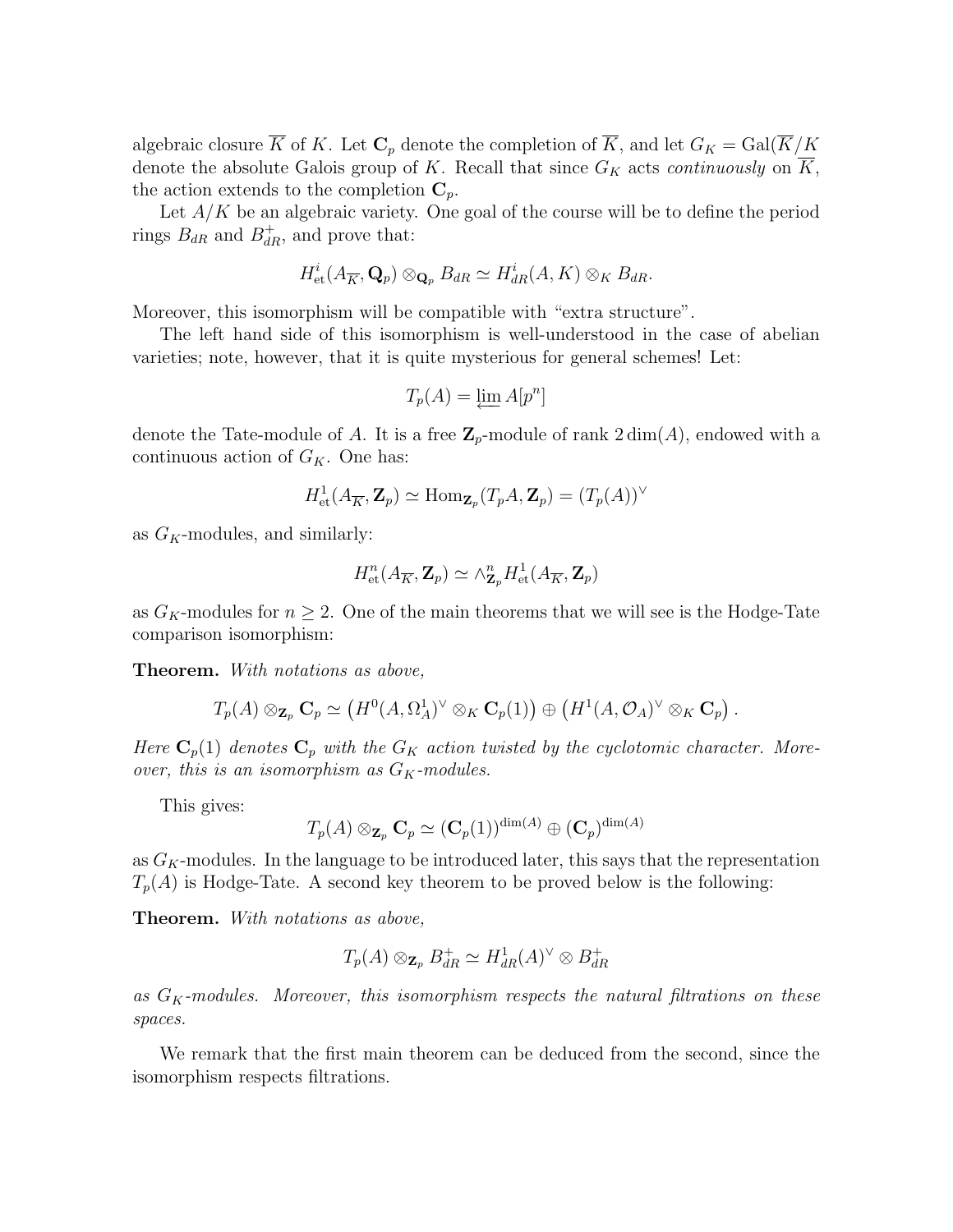algebraic closure $\overline{K}$ of $K$. Let $\mathbf{C}_p$ denote the completion of $\overline{K}$, and let $G_K = \mathrm{Gal}(\overline{K}/K$ denote the absolute Galois group of $K$. Recall that since $G_K$ acts *continuously* on $\overline{K}$, the action extends to the completion $\mathbf{C}_p$.

Let $A/K$ be an algebraic variety. One goal of the course will be to define the period rings $B_{dR}$ and $B_{dR}^+$, and prove that:

$$H^i_{\mathrm{et}}(A_{\overline{K}}, \mathbf{Q}_p) \otimes_{\mathbf{Q}_p} B_{dR} \simeq H^i_{dR}(A, K) \otimes_K B_{dR}.$$

Moreover, this isomorphism will be compatible with "extra structure".

The left hand side of this isomorphism is well-understood in the case of abelian varieties; note, however, that it is quite mysterious for general schemes! Let:

$$T_p(A) = \varprojlim A[p^n]$$

denote the Tate-module of $A$. It is a free $\mathbf{Z}_p$-module of rank $2\dim(A)$, endowed with a continuous action of $G_K$. One has:

$$H^1_{\mathrm{et}}(A_{\overline{K}}, \mathbf{Z}_p) \simeq \mathrm{Hom}_{\mathbf{Z}_p}(T_p A, \mathbf{Z}_p) = (T_p(A))^\vee$$

as $G_K$-modules, and similarly:

$$H^n_{\mathrm{et}}(A_{\overline{K}}, \mathbf{Z}_p) \simeq \wedge^n_{\mathbf{Z}_p} H^1_{\mathrm{et}}(A_{\overline{K}}, \mathbf{Z}_p)$$

as $G_K$-modules for $n \geq 2$. One of the main theorems that we will see is the Hodge-Tate comparison isomorphism:

**Theorem.** *With notations as above,*

$$T_p(A) \otimes_{\mathbf{Z}_p} \mathbf{C}_p \simeq \left(H^0(A, \Omega^1_A)^\vee \otimes_K \mathbf{C}_p(1)\right) \oplus \left(H^1(A, \mathcal{O}_A)^\vee \otimes_K \mathbf{C}_p\right).$$

*Here $\mathbf{C}_p(1)$ denotes $\mathbf{C}_p$ with the $G_K$ action twisted by the cyclotomic character. Moreover, this is an isomorphism as $G_K$-modules.*

This gives:

$$T_p(A) \otimes_{\mathbf{Z}_p} \mathbf{C}_p \simeq (\mathbf{C}_p(1))^{\dim(A)} \oplus (\mathbf{C}_p)^{\dim(A)}$$

as $G_K$-modules. In the language to be introduced later, this says that the representation $T_p(A)$ is Hodge-Tate. A second key theorem to be proved below is the following:

**Theorem.** *With notations as above,*

$$T_p(A) \otimes_{\mathbf{Z}_p} B_{dR}^+ \simeq H^1_{dR}(A)^\vee \otimes B_{dR}^+$$

*as $G_K$-modules. Moreover, this isomorphism respects the natural filtrations on these spaces.*

We remark that the first main theorem can be deduced from the second, since the isomorphism respects filtrations.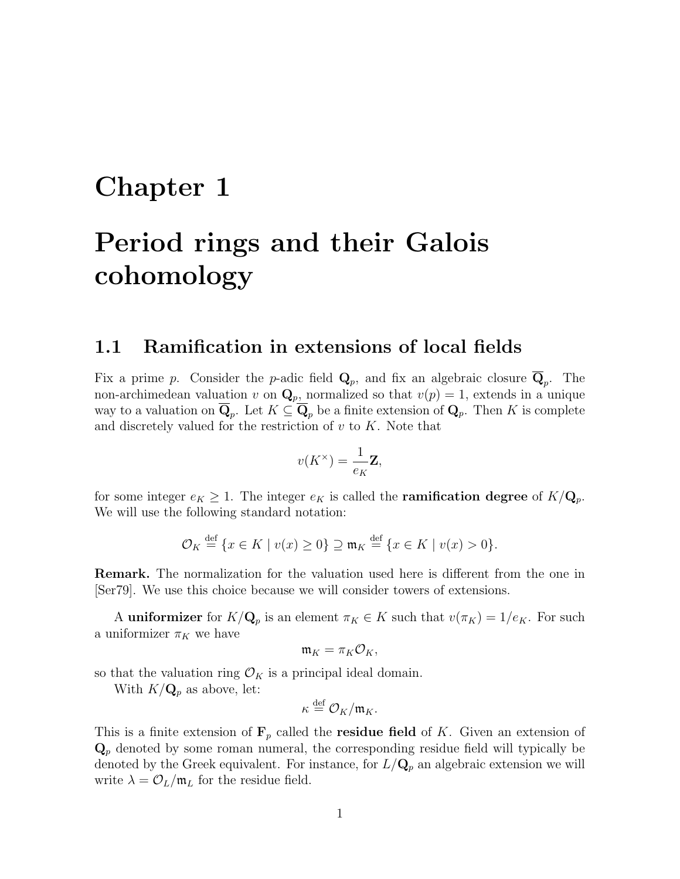# Chapter 1

# Period rings and their Galois cohomology

## 1.1 Ramification in extensions of local fields

Fix a prime $p$. Consider the $p$-adic field $\mathbf{Q}_p$, and fix an algebraic closure $\overline{\mathbf{Q}}_p$. The non-archimedean valuation $v$ on $\mathbf{Q}_p$, normalized so that $v(p) = 1$, extends in a unique way to a valuation on $\overline{\mathbf{Q}}_p$. Let $K \subseteq \overline{\mathbf{Q}}_p$ be a finite extension of $\mathbf{Q}_p$. Then $K$ is complete and discretely valued for the restriction of $v$ to $K$. Note that

$$v(K^\times) = \frac{1}{e_K}\mathbf{Z},$$

for some integer $e_K \geq 1$. The integer $e_K$ is called the **ramification degree** of $K/\mathbf{Q}_p$. We will use the following standard notation:

$$\mathcal{O}_K \stackrel{\text{def}}{=} \{x \in K \mid v(x) \geq 0\} \supseteq \mathfrak{m}_K \stackrel{\text{def}}{=} \{x \in K \mid v(x) > 0\}.$$

**Remark.** The normalization for the valuation used here is different from the one in [Ser79]. We use this choice because we will consider towers of extensions.

A **uniformizer** for $K/\mathbf{Q}_p$ is an element $\pi_K \in K$ such that $v(\pi_K) = 1/e_K$. For such a uniformizer $\pi_K$ we have

$$\mathfrak{m}_K = \pi_K \mathcal{O}_K,$$

so that the valuation ring $\mathcal{O}_K$ is a principal ideal domain.

With $K/\mathbf{Q}_p$ as above, let:

$$\kappa \stackrel{\text{def}}{=} \mathcal{O}_K/\mathfrak{m}_K.$$

This is a finite extension of $\mathbf{F}_p$ called the **residue field** of $K$. Given an extension of $\mathbf{Q}_p$ denoted by some roman numeral, the corresponding residue field will typically be denoted by the Greek equivalent. For instance, for $L/\mathbf{Q}_p$ an algebraic extension we will write $\lambda = \mathcal{O}_L/\mathfrak{m}_L$ for the residue field.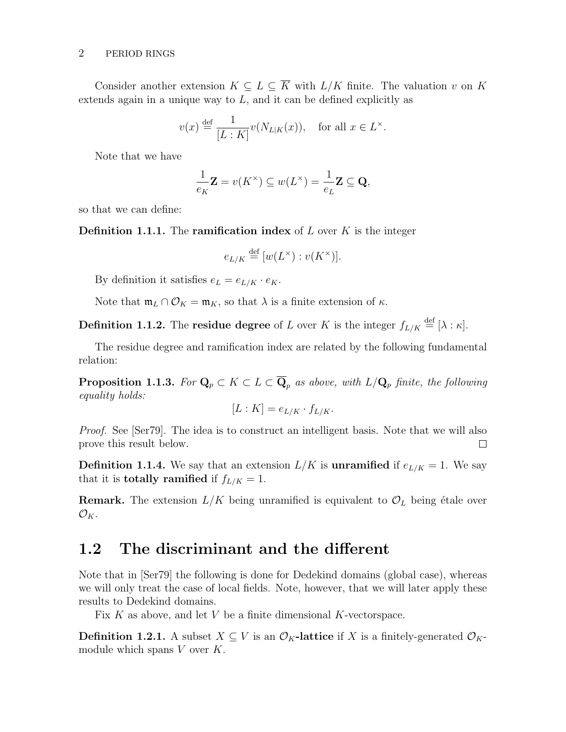Consider another extension $K \subseteq L \subseteq \overline{K}$ with $L/K$ finite. The valuation $v$ on $K$ extends again in a unique way to $L$, and it can be defined explicitly as

$$v(x) \stackrel{\text{def}}{=} \frac{1}{[L:K]} v(N_{L|K}(x)), \quad \text{for all } x \in L^\times.$$

Note that we have

$$\frac{1}{e_K}\mathbf{Z} = v(K^\times) \subseteq w(L^\times) = \frac{1}{e_L}\mathbf{Z} \subseteq \mathbf{Q},$$

so that we can define:

**Definition 1.1.1.** The **ramification index** of $L$ over $K$ is the integer

$$e_{L/K} \stackrel{\text{def}}{=} [w(L^\times) : v(K^\times)].$$

By definition it satisfies $e_L = e_{L/K} \cdot e_K$.

Note that $\mathfrak{m}_L \cap \mathcal{O}_K = \mathfrak{m}_K$, so that $\lambda$ is a finite extension of $\kappa$.

**Definition 1.1.2.** The **residue degree** of $L$ over $K$ is the integer $f_{L/K} \stackrel{\text{def}}{=} [\lambda : \kappa]$.

The residue degree and ramification index are related by the following fundamental relation:

**Proposition 1.1.3.** *For $\mathbf{Q}_p \subset K \subset L \subset \overline{\mathbf{Q}}_p$ as above, with $L/\mathbf{Q}_p$ finite, the following equality holds:*

$$[L : K] = e_{L/K} \cdot f_{L/K}.$$

*Proof.* See [Ser79]. The idea is to construct an intelligent basis. Note that we will also prove this result below. □

**Definition 1.1.4.** We say that an extension $L/K$ is **unramified** if $e_{L/K} = 1$. We say that it is **totally ramified** if $f_{L/K} = 1$.

**Remark.** The extension $L/K$ being unramified is equivalent to $\mathcal{O}_L$ being étale over $\mathcal{O}_K$.

## 1.2 The discriminant and the different

Note that in [Ser79] the following is done for Dedekind domains (global case), whereas we will only treat the case of local fields. Note, however, that we will later apply these results to Dedekind domains.

Fix $K$ as above, and let $V$ be a finite dimensional $K$-vectorspace.

**Definition 1.2.1.** A subset $X \subseteq V$ is an **$\mathcal{O}_K$-lattice** if $X$ is a finitely-generated $\mathcal{O}_K$-module which spans $V$ over $K$.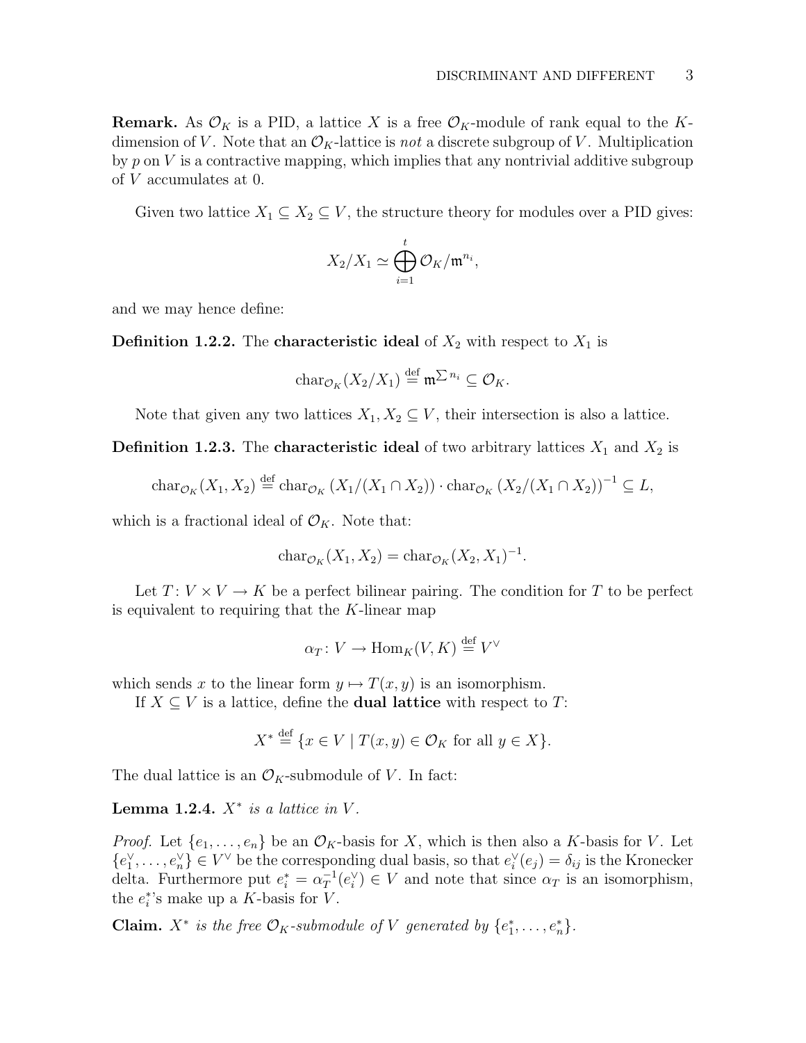**Remark.** As $\mathcal{O}_K$ is a PID, a lattice $X$ is a free $\mathcal{O}_K$-module of rank equal to the $K$-dimension of $V$. Note that an $\mathcal{O}_K$-lattice is *not* a discrete subgroup of $V$. Multiplication by $p$ on $V$ is a contractive mapping, which implies that any nontrivial additive subgroup of $V$ accumulates at 0.

Given two lattice $X_1 \subseteq X_2 \subseteq V$, the structure theory for modules over a PID gives:

$$X_2/X_1 \simeq \bigoplus_{i=1}^{t} \mathcal{O}_K/\mathfrak{m}^{n_i},$$

and we may hence define:

**Definition 1.2.2.** The **characteristic ideal** of $X_2$ with respect to $X_1$ is

$$\mathrm{char}_{\mathcal{O}_K}(X_2/X_1) \overset{\mathrm{def}}{=} \mathfrak{m}^{\sum n_i} \subseteq \mathcal{O}_K.$$

Note that given any two lattices $X_1, X_2 \subseteq V$, their intersection is also a lattice.

**Definition 1.2.3.** The **characteristic ideal** of two arbitrary lattices $X_1$ and $X_2$ is

$$\mathrm{char}_{\mathcal{O}_K}(X_1, X_2) \overset{\mathrm{def}}{=} \mathrm{char}_{\mathcal{O}_K}\left(X_1/(X_1 \cap X_2)\right) \cdot \mathrm{char}_{\mathcal{O}_K}\left(X_2/(X_1 \cap X_2)\right)^{-1} \subseteq L,$$

which is a fractional ideal of $\mathcal{O}_K$. Note that:

$$\mathrm{char}_{\mathcal{O}_K}(X_1, X_2) = \mathrm{char}_{\mathcal{O}_K}(X_2, X_1)^{-1}.$$

Let $T \colon V \times V \to K$ be a perfect bilinear pairing. The condition for $T$ to be perfect is equivalent to requiring that the $K$-linear map

$$\alpha_T \colon V \to \mathrm{Hom}_K(V, K) \overset{\mathrm{def}}{=} V^\vee$$

which sends $x$ to the linear form $y \mapsto T(x, y)$ is an isomorphism.

If $X \subseteq V$ is a lattice, define the **dual lattice** with respect to $T$:

$$X^* \overset{\mathrm{def}}{=} \{x \in V \mid T(x, y) \in \mathcal{O}_K \text{ for all } y \in X\}.$$

The dual lattice is an $\mathcal{O}_K$-submodule of $V$. In fact:

**Lemma 1.2.4.** *$X^*$ is a lattice in $V$.*

*Proof.* Let $\{e_1, \dots, e_n\}$ be an $\mathcal{O}_K$-basis for $X$, which is then also a $K$-basis for $V$. Let $\{e_1^\vee, \dots, e_n^\vee\} \in V^\vee$ be the corresponding dual basis, so that $e_i^\vee(e_j) = \delta_{ij}$ is the Kronecker delta. Furthermore put $e_i^* = \alpha_T^{-1}(e_i^\vee) \in V$ and note that since $\alpha_T$ is an isomorphism, the $e_i^*$'s make up a $K$-basis for $V$.

**Claim.** *$X^*$ is the free $\mathcal{O}_K$-submodule of $V$ generated by $\{e_1^*, \dots, e_n^*\}$.*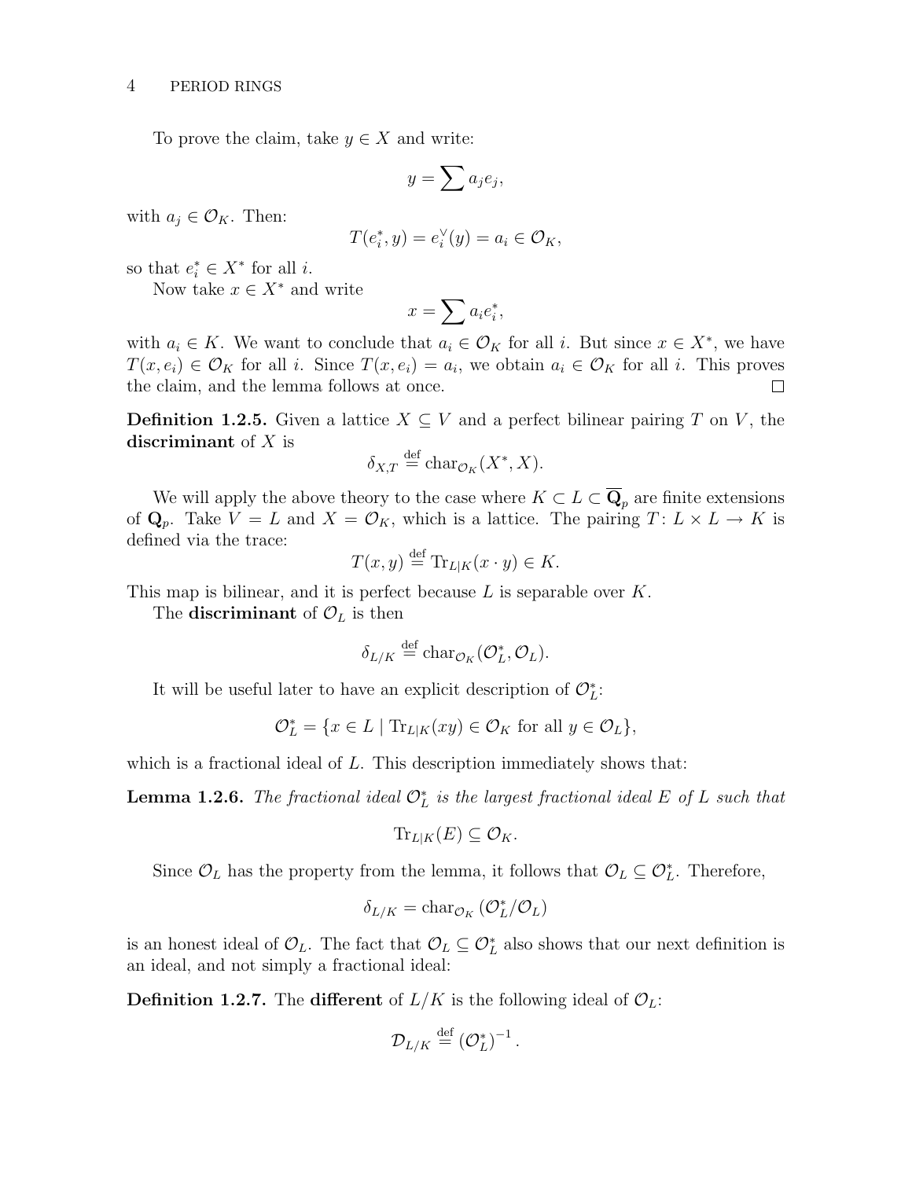To prove the claim, take $y \in X$ and write:

$$y = \sum a_j e_j,$$

with $a_j \in \mathcal{O}_K$. Then:

$$T(e_i^*, y) = e_i^\vee(y) = a_i \in \mathcal{O}_K,$$

so that $e_i^* \in X^*$ for all $i$.

Now take $x \in X^*$ and write

$$x = \sum a_i e_i^*,$$

with $a_i \in K$. We want to conclude that $a_i \in \mathcal{O}_K$ for all $i$. But since $x \in X^*$, we have $T(x, e_i) \in \mathcal{O}_K$ for all $i$. Since $T(x, e_i) = a_i$, we obtain $a_i \in \mathcal{O}_K$ for all $i$. This proves the claim, and the lemma follows at once. □

**Definition 1.2.5.** Given a lattice $X \subseteq V$ and a perfect bilinear pairing $T$ on $V$, the **discriminant** of $X$ is

$$\delta_{X,T} \stackrel{\text{def}}{=} \operatorname{char}_{\mathcal{O}_K}(X^*, X).$$

We will apply the above theory to the case where $K \subset L \subset \overline{\mathbf{Q}}_p$ are finite extensions of $\mathbf{Q}_p$. Take $V = L$ and $X = \mathcal{O}_K$, which is a lattice. The pairing $T : L \times L \to K$ is defined via the trace:

$$T(x, y) \stackrel{\text{def}}{=} \operatorname{Tr}_{L|K}(x \cdot y) \in K.$$

This map is bilinear, and it is perfect because $L$ is separable over $K$.

The **discriminant** of $\mathcal{O}_L$ is then

$$\delta_{L/K} \stackrel{\text{def}}{=} \operatorname{char}_{\mathcal{O}_K}(\mathcal{O}_L^*, \mathcal{O}_L).$$

It will be useful later to have an explicit description of $\mathcal{O}_L^*$:

$$\mathcal{O}_L^* = \{x \in L \mid \operatorname{Tr}_{L|K}(xy) \in \mathcal{O}_K \text{ for all } y \in \mathcal{O}_L\},$$

which is a fractional ideal of $L$. This description immediately shows that:

**Lemma 1.2.6.** *The fractional ideal $\mathcal{O}_L^*$ is the largest fractional ideal $E$ of $L$ such that*

$$\operatorname{Tr}_{L|K}(E) \subseteq \mathcal{O}_K.$$

Since $\mathcal{O}_L$ has the property from the lemma, it follows that $\mathcal{O}_L \subseteq \mathcal{O}_L^*$. Therefore,

$$\delta_{L/K} = \operatorname{char}_{\mathcal{O}_K}(\mathcal{O}_L^* / \mathcal{O}_L)$$

is an honest ideal of $\mathcal{O}_L$. The fact that $\mathcal{O}_L \subseteq \mathcal{O}_L^*$ also shows that our next definition is an ideal, and not simply a fractional ideal:

**Definition 1.2.7.** The **different** of $L/K$ is the following ideal of $\mathcal{O}_L$:

$$\mathcal{D}_{L/K} \stackrel{\text{def}}{=} (\mathcal{O}_L^*)^{-1}.$$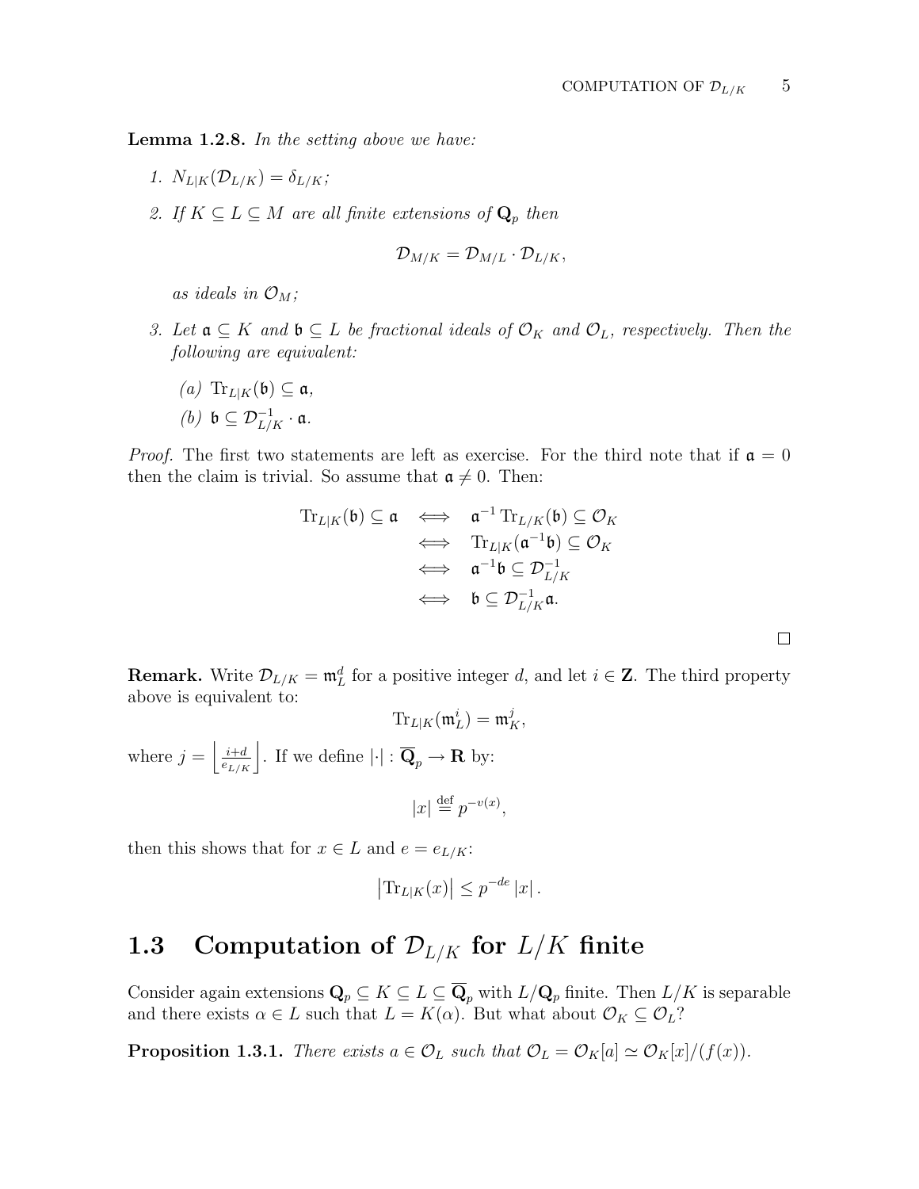**Lemma 1.2.8.** *In the setting above we have:*

1. $N_{L|K}(\mathcal{D}_{L/K}) = \delta_{L/K}$;
2. *If* $K \subseteq L \subseteq M$ *are all finite extensions of* $\mathbf{Q}_p$ *then*

$$\mathcal{D}_{M/K} = \mathcal{D}_{M/L} \cdot \mathcal{D}_{L/K},$$

*as ideals in* $\mathcal{O}_M$;

3. *Let* $\mathfrak{a} \subseteq K$ *and* $\mathfrak{b} \subseteq L$ *be fractional ideals of* $\mathcal{O}_K$ *and* $\mathcal{O}_L$*, respectively. Then the following are equivalent:*
   (a) $\mathrm{Tr}_{L|K}(\mathfrak{b}) \subseteq \mathfrak{a}$,
   (b) $\mathfrak{b} \subseteq \mathcal{D}_{L/K}^{-1} \cdot \mathfrak{a}$.

*Proof.* The first two statements are left as exercise. For the third note that if $\mathfrak{a} = 0$ then the claim is trivial. So assume that $\mathfrak{a} \neq 0$. Then:

$$\begin{aligned}
\mathrm{Tr}_{L|K}(\mathfrak{b}) \subseteq \mathfrak{a} &\iff \mathfrak{a}^{-1}\,\mathrm{Tr}_{L/K}(\mathfrak{b}) \subseteq \mathcal{O}_K \\
&\iff \mathrm{Tr}_{L|K}(\mathfrak{a}^{-1}\mathfrak{b}) \subseteq \mathcal{O}_K \\
&\iff \mathfrak{a}^{-1}\mathfrak{b} \subseteq \mathcal{D}_{L/K}^{-1} \\
&\iff \mathfrak{b} \subseteq \mathcal{D}_{L/K}^{-1}\mathfrak{a}.
\end{aligned}$$

□

**Remark.** Write $\mathcal{D}_{L/K} = \mathfrak{m}_L^d$ for a positive integer $d$, and let $i \in \mathbf{Z}$. The third property above is equivalent to:

$$\mathrm{Tr}_{L|K}(\mathfrak{m}_L^i) = \mathfrak{m}_K^j,$$

where $j = \left\lfloor \frac{i+d}{e_{L/K}} \right\rfloor$. If we define $|\cdot| : \overline{\mathbf{Q}}_p \to \mathbf{R}$ by:

$$|x| \stackrel{\text{def}}{=} p^{-v(x)},$$

then this shows that for $x \in L$ and $e = e_{L/K}$:

$$\left|\mathrm{Tr}_{L|K}(x)\right| \leq p^{-de}\,|x|\,.$$

## 1.3 Computation of $\mathcal{D}_{L/K}$ for $L/K$ finite

Consider again extensions $\mathbf{Q}_p \subseteq K \subseteq L \subseteq \overline{\mathbf{Q}}_p$ with $L/\mathbf{Q}_p$ finite. Then $L/K$ is separable and there exists $\alpha \in L$ such that $L = K(\alpha)$. But what about $\mathcal{O}_K \subseteq \mathcal{O}_L$?

**Proposition 1.3.1.** *There exists* $a \in \mathcal{O}_L$ *such that* $\mathcal{O}_L = \mathcal{O}_K[a] \simeq \mathcal{O}_K[x]/(f(x))$.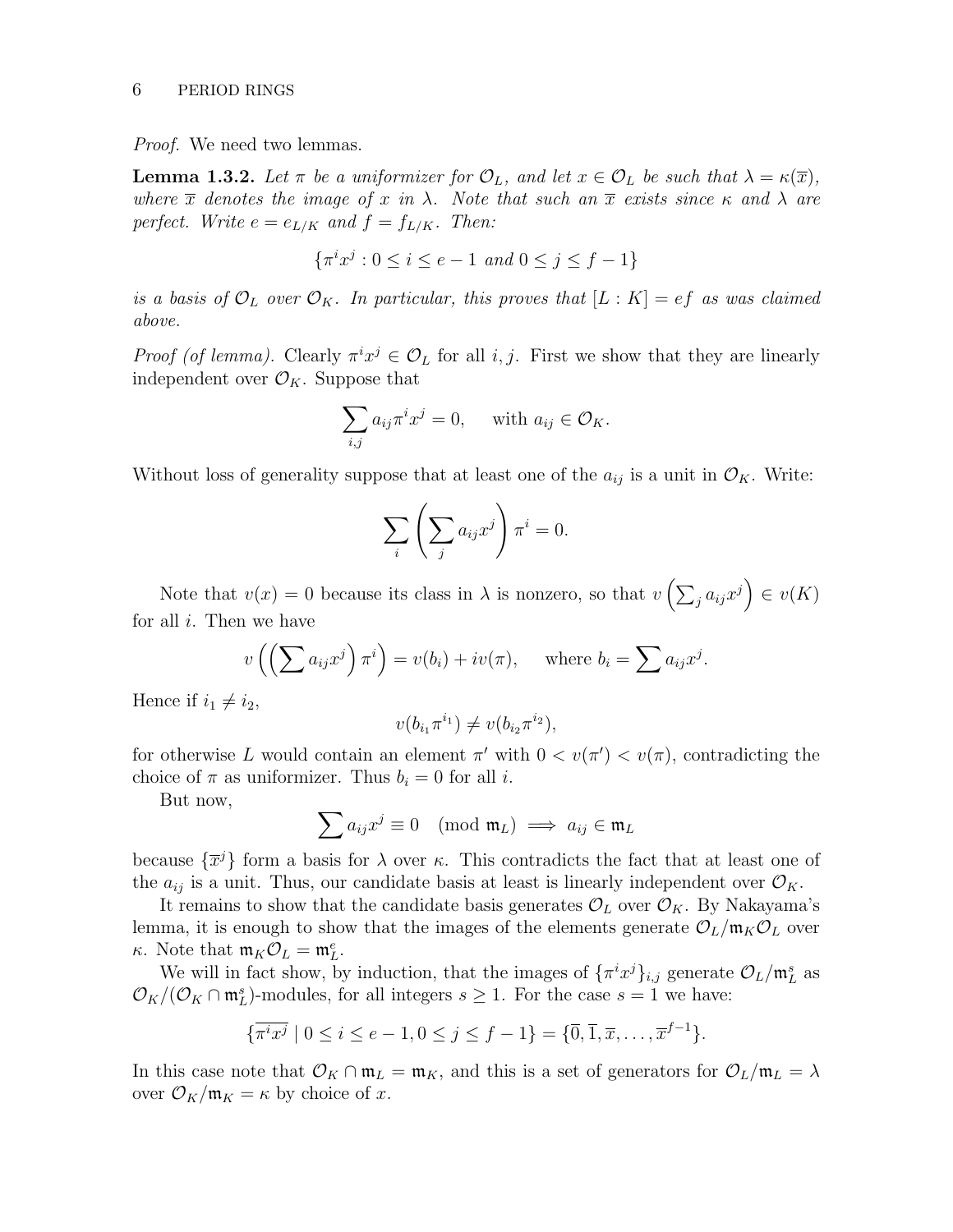*Proof.* We need two lemmas.

**Lemma 1.3.2.** *Let $\pi$ be a uniformizer for $\mathcal{O}_L$, and let $x \in \mathcal{O}_L$ be such that $\lambda = \kappa(\overline{x})$, where $\overline{x}$ denotes the image of $x$ in $\lambda$. Note that such an $\overline{x}$ exists since $\kappa$ and $\lambda$ are perfect. Write $e = e_{L/K}$ and $f = f_{L/K}$. Then:*

$$\{\pi^i x^j : 0 \leq i \leq e-1 \text{ and } 0 \leq j \leq f-1\}$$

*is a basis of $\mathcal{O}_L$ over $\mathcal{O}_K$. In particular, this proves that $[L:K] = ef$ as was claimed above.*

*Proof (of lemma).* Clearly $\pi^i x^j \in \mathcal{O}_L$ for all $i, j$. First we show that they are linearly independent over $\mathcal{O}_K$. Suppose that

$$\sum_{i,j} a_{ij} \pi^i x^j = 0, \quad \text{ with } a_{ij} \in \mathcal{O}_K.$$

Without loss of generality suppose that at least one of the $a_{ij}$ is a unit in $\mathcal{O}_K$. Write:

$$\sum_i \left( \sum_j a_{ij} x^j \right) \pi^i = 0.$$

Note that $v(x) = 0$ because its class in $\lambda$ is nonzero, so that $v\left(\sum_j a_{ij}x^j\right) \in v(K)$ for all $i$. Then we have

$$v\left(\left(\sum a_{ij}x^j\right)\pi^i\right) = v(b_i) + iv(\pi), \quad \text{ where } b_i = \sum a_{ij}x^j.$$

Hence if $i_1 \neq i_2$,

$$v(b_{i_1}\pi^{i_1}) \neq v(b_{i_2}\pi^{i_2}),$$

for otherwise $L$ would contain an element $\pi'$ with $0 < v(\pi') < v(\pi)$, contradicting the choice of $\pi$ as uniformizer. Thus $b_i = 0$ for all $i$.

But now,

$$\sum a_{ij}x^j \equiv 0 \pmod{\mathfrak{m}_L} \implies a_{ij} \in \mathfrak{m}_L$$

because $\{\overline{x}^j\}$ form a basis for $\lambda$ over $\kappa$. This contradicts the fact that at least one of the $a_{ij}$ is a unit. Thus, our candidate basis at least is linearly independent over $\mathcal{O}_K$.

It remains to show that the candidate basis generates $\mathcal{O}_L$ over $\mathcal{O}_K$. By Nakayama's lemma, it is enough to show that the images of the elements generate $\mathcal{O}_L/\mathfrak{m}_K\mathcal{O}_L$ over $\kappa$. Note that $\mathfrak{m}_K\mathcal{O}_L = \mathfrak{m}_L^e$.

We will in fact show, by induction, that the images of $\{\pi^i x^j\}_{i,j}$ generate $\mathcal{O}_L/\mathfrak{m}_L^s$ as $\mathcal{O}_K/(\mathcal{O}_K \cap \mathfrak{m}_L^s)$-modules, for all integers $s \geq 1$. For the case $s = 1$ we have:

$$\{\overline{\pi^i x^j} \mid 0 \leq i \leq e-1, 0 \leq j \leq f-1\} = \{\overline{0}, \overline{1}, \overline{x}, \ldots, \overline{x}^{f-1}\}.$$

In this case note that $\mathcal{O}_K \cap \mathfrak{m}_L = \mathfrak{m}_K$, and this is a set of generators for $\mathcal{O}_L/\mathfrak{m}_L = \lambda$ over $\mathcal{O}_K/\mathfrak{m}_K = \kappa$ by choice of $x$.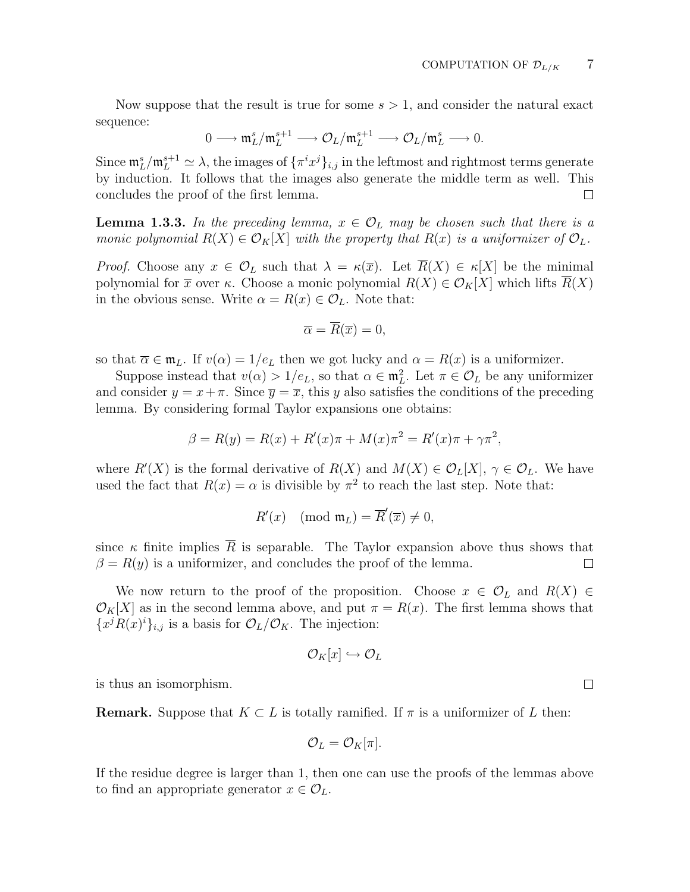Now suppose that the result is true for some $s > 1$, and consider the natural exact sequence:

$$0 \longrightarrow \mathfrak{m}_L^s/\mathfrak{m}_L^{s+1} \longrightarrow \mathcal{O}_L/\mathfrak{m}_L^{s+1} \longrightarrow \mathcal{O}_L/\mathfrak{m}_L^s \longrightarrow 0.$$

Since $\mathfrak{m}_L^s/\mathfrak{m}_L^{s+1} \simeq \lambda$, the images of $\{\pi^i x^j\}_{i,j}$ in the leftmost and rightmost terms generate by induction. It follows that the images also generate the middle term as well. This concludes the proof of the first lemma. □

**Lemma 1.3.3.** *In the preceding lemma, $x \in \mathcal{O}_L$ may be chosen such that there is a monic polynomial $R(X) \in \mathcal{O}_K[X]$ with the property that $R(x)$ is a uniformizer of $\mathcal{O}_L$.*

*Proof.* Choose any $x \in \mathcal{O}_L$ such that $\lambda = \kappa(\overline{x})$. Let $\overline{R}(X) \in \kappa[X]$ be the minimal polynomial for $\overline{x}$ over $\kappa$. Choose a monic polynomial $R(X) \in \mathcal{O}_K[X]$ which lifts $\overline{R}(X)$ in the obvious sense. Write $\alpha = R(x) \in \mathcal{O}_L$. Note that:

$$\overline{\alpha} = \overline{R}(\overline{x}) = 0,$$

so that $\overline{\alpha} \in \mathfrak{m}_L$. If $v(\alpha) = 1/e_L$ then we got lucky and $\alpha = R(x)$ is a uniformizer.

Suppose instead that $v(\alpha) > 1/e_L$, so that $\alpha \in \mathfrak{m}_L^2$. Let $\pi \in \mathcal{O}_L$ be any uniformizer and consider $y = x + \pi$. Since $\overline{y} = \overline{x}$, this $y$ also satisfies the conditions of the preceding lemma. By considering formal Taylor expansions one obtains:

$$\beta = R(y) = R(x) + R'(x)\pi + M(x)\pi^2 = R'(x)\pi + \gamma\pi^2,$$

where $R'(X)$ is the formal derivative of $R(X)$ and $M(X) \in \mathcal{O}_L[X]$, $\gamma \in \mathcal{O}_L$. We have used the fact that $R(x) = \alpha$ is divisible by $\pi^2$ to reach the last step. Note that:

$$R'(x) \pmod{\mathfrak{m}_L} = \overline{R}'(\overline{x}) \neq 0,$$

since $\kappa$ finite implies $\overline{R}$ is separable. The Taylor expansion above thus shows that $\beta = R(y)$ is a uniformizer, and concludes the proof of the lemma. □

We now return to the proof of the proposition. Choose $x \in \mathcal{O}_L$ and $R(X) \in \mathcal{O}_K[X]$ as in the second lemma above, and put $\pi = R(x)$. The first lemma shows that $\{x^j R(x)^i\}_{i,j}$ is a basis for $\mathcal{O}_L/\mathcal{O}_K$. The injection:

$$\mathcal{O}_K[x] \hookrightarrow \mathcal{O}_L$$

is thus an isomorphism. □

**Remark.** Suppose that $K \subset L$ is totally ramified. If $\pi$ is a uniformizer of $L$ then:

$$\mathcal{O}_L = \mathcal{O}_K[\pi].$$

If the residue degree is larger than 1, then one can use the proofs of the lemmas above to find an appropriate generator $x \in \mathcal{O}_L$.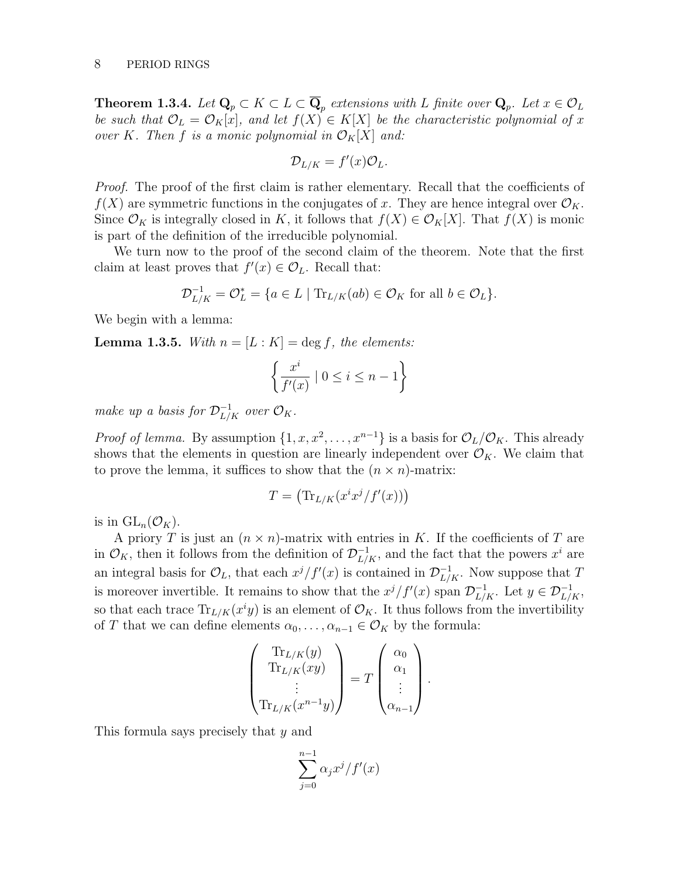**Theorem 1.3.4.** *Let $\mathbf{Q}_p \subset K \subset L \subset \overline{\mathbf{Q}}_p$ extensions with $L$ finite over $\mathbf{Q}_p$. Let $x \in \mathcal{O}_L$ be such that $\mathcal{O}_L = \mathcal{O}_K[x]$, and let $f(X) \in K[X]$ be the characteristic polynomial of $x$ over $K$. Then $f$ is a monic polynomial in $\mathcal{O}_K[X]$ and:*

$$\mathcal{D}_{L/K} = f'(x)\mathcal{O}_L.$$

*Proof.* The proof of the first claim is rather elementary. Recall that the coefficients of $f(X)$ are symmetric functions in the conjugates of $x$. They are hence integral over $\mathcal{O}_K$. Since $\mathcal{O}_K$ is integrally closed in $K$, it follows that $f(X) \in \mathcal{O}_K[X]$. That $f(X)$ is monic is part of the definition of the irreducible polynomial.

We turn now to the proof of the second claim of the theorem. Note that the first claim at least proves that $f'(x) \in \mathcal{O}_L$. Recall that:

$$\mathcal{D}_{L/K}^{-1} = \mathcal{O}_L^* = \{a \in L \mid \mathrm{Tr}_{L/K}(ab) \in \mathcal{O}_K \text{ for all } b \in \mathcal{O}_L\}.$$

We begin with a lemma:

**Lemma 1.3.5.** *With $n = [L : K] = \deg f$, the elements:*

$$\left\{ \frac{x^i}{f'(x)} \mid 0 \leq i \leq n-1 \right\}$$

*make up a basis for $\mathcal{D}_{L/K}^{-1}$ over $\mathcal{O}_K$.*

*Proof of lemma.* By assumption $\{1, x, x^2, \ldots, x^{n-1}\}$ is a basis for $\mathcal{O}_L/\mathcal{O}_K$. This already shows that the elements in question are linearly independent over $\mathcal{O}_K$. We claim that to prove the lemma, it suffices to show that the $(n \times n)$-matrix:

$$T = \left(\mathrm{Tr}_{L/K}(x^i x^j / f'(x))\right)$$

is in $\mathrm{GL}_n(\mathcal{O}_K)$.

A priory $T$ is just an $(n \times n)$-matrix with entries in $K$. If the coefficients of $T$ are in $\mathcal{O}_K$, then it follows from the definition of $\mathcal{D}_{L/K}^{-1}$, and the fact that the powers $x^i$ are an integral basis for $\mathcal{O}_L$, that each $x^j/f'(x)$ is contained in $\mathcal{D}_{L/K}^{-1}$. Now suppose that $T$ is moreover invertible. It remains to show that the $x^j/f'(x)$ span $\mathcal{D}_{L/K}^{-1}$. Let $y \in \mathcal{D}_{L/K}^{-1}$, so that each trace $\mathrm{Tr}_{L/K}(x^i y)$ is an element of $\mathcal{O}_K$. It thus follows from the invertibility of $T$ that we can define elements $\alpha_0, \ldots, \alpha_{n-1} \in \mathcal{O}_K$ by the formula:

$$\begin{pmatrix} \mathrm{Tr}_{L/K}(y) \\ \mathrm{Tr}_{L/K}(xy) \\ \vdots \\ \mathrm{Tr}_{L/K}(x^{n-1}y) \end{pmatrix} = T \begin{pmatrix} \alpha_0 \\ \alpha_1 \\ \vdots \\ \alpha_{n-1} \end{pmatrix}.$$

This formula says precisely that $y$ and

$$\sum_{j=0}^{n-1} \alpha_j x^j / f'(x)$$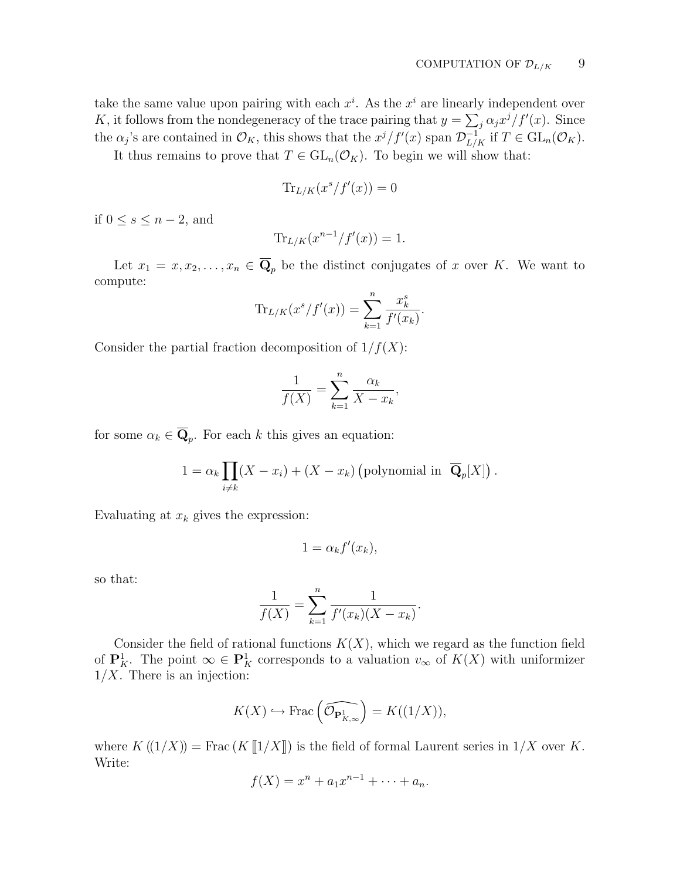take the same value upon pairing with each $x^i$. As the $x^i$ are linearly independent over $K$, it follows from the nondegeneracy of the trace pairing that $y = \sum_j \alpha_j x^j / f'(x)$. Since the $\alpha_j$'s are contained in $\mathcal{O}_K$, this shows that the $x^j/f'(x)$ span $\mathcal{D}_{L/K}^{-1}$ if $T \in \mathrm{GL}_n(\mathcal{O}_K)$.

It thus remains to prove that $T \in \mathrm{GL}_n(\mathcal{O}_K)$. To begin we will show that:

$$\mathrm{Tr}_{L/K}(x^s/f'(x)) = 0$$

if $0 \leq s \leq n-2$, and

$$\mathrm{Tr}_{L/K}(x^{n-1}/f'(x)) = 1.$$

Let $x_1 = x, x_2, \ldots, x_n \in \overline{\mathbf{Q}}_p$ be the distinct conjugates of $x$ over $K$. We want to compute:

$$\mathrm{Tr}_{L/K}(x^s/f'(x)) = \sum_{k=1}^{n} \frac{x_k^s}{f'(x_k)}.$$

Consider the partial fraction decomposition of $1/f(X)$:

$$\frac{1}{f(X)} = \sum_{k=1}^{n} \frac{\alpha_k}{X - x_k},$$

for some $\alpha_k \in \overline{\mathbf{Q}}_p$. For each $k$ this gives an equation:

$$1 = \alpha_k \prod_{i \neq k} (X - x_i) + (X - x_k)\left(\text{polynomial in } \overline{\mathbf{Q}}_p[X]\right).$$

Evaluating at $x_k$ gives the expression:

$$1 = \alpha_k f'(x_k),$$

so that:

$$\frac{1}{f(X)} = \sum_{k=1}^{n} \frac{1}{f'(x_k)(X - x_k)}.$$

Consider the field of rational functions $K(X)$, which we regard as the function field of $\mathbf{P}^1_K$. The point $\infty \in \mathbf{P}^1_K$ corresponds to a valuation $v_\infty$ of $K(X)$ with uniformizer $1/X$. There is an injection:

$$K(X) \hookrightarrow \mathrm{Frac}\left(\widehat{\mathcal{O}_{\mathbf{P}^1_{K,\infty}}}\right) = K((1/X)),$$

where $K\left((1/X)\right) = \mathrm{Frac}\left(K\left[\!\left[1/X\right]\!\right]\right)$ is the field of formal Laurent series in $1/X$ over $K$. Write:

$$f(X) = x^n + a_1 x^{n-1} + \cdots + a_n.$$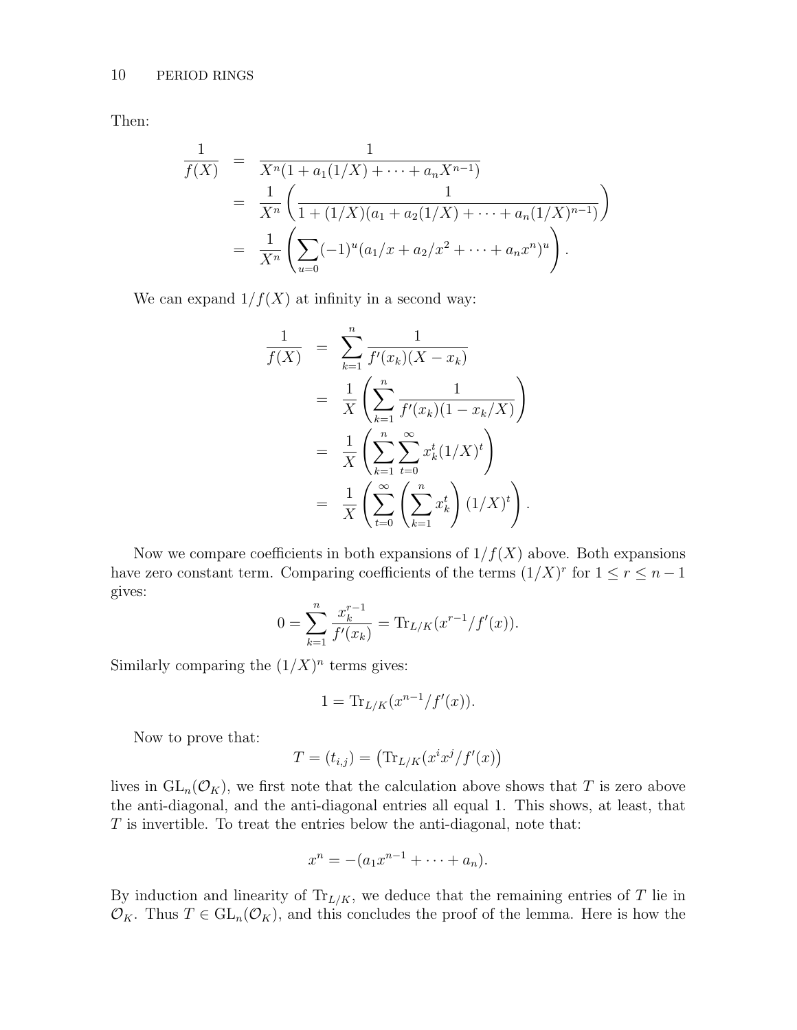Then:

$$
\begin{aligned}
\frac{1}{f(X)} &= \frac{1}{X^n(1 + a_1(1/X) + \cdots + a_n X^{n-1})} \\
&= \frac{1}{X^n}\left(\frac{1}{1 + (1/X)(a_1 + a_2(1/X) + \cdots + a_n(1/X)^{n-1})}\right) \\
&= \frac{1}{X^n}\left(\sum_{u=0}(-1)^u(a_1/x + a_2/x^2 + \cdots + a_n x^n)^u\right).
\end{aligned}
$$

We can expand $1/f(X)$ at infinity in a second way:

$$
\begin{aligned}
\frac{1}{f(X)} &= \sum_{k=1}^{n} \frac{1}{f'(x_k)(X - x_k)} \\
&= \frac{1}{X}\left(\sum_{k=1}^{n} \frac{1}{f'(x_k)(1 - x_k/X)}\right) \\
&= \frac{1}{X}\left(\sum_{k=1}^{n}\sum_{t=0}^{\infty} x_k^t (1/X)^t\right) \\
&= \frac{1}{X}\left(\sum_{t=0}^{\infty}\left(\sum_{k=1}^{n} x_k^t\right)(1/X)^t\right).
\end{aligned}
$$

Now we compare coefficients in both expansions of $1/f(X)$ above. Both expansions have zero constant term. Comparing coefficients of the terms $(1/X)^r$ for $1 \le r \le n-1$ gives:

$$
0 = \sum_{k=1}^{n} \frac{x_k^{r-1}}{f'(x_k)} = \mathrm{Tr}_{L/K}(x^{r-1}/f'(x)).
$$

Similarly comparing the $(1/X)^n$ terms gives:

$$
1 = \mathrm{Tr}_{L/K}(x^{n-1}/f'(x)).
$$

Now to prove that:

$$
T = (t_{i,j}) = \left(\mathrm{Tr}_{L/K}(x^i x^j / f'(x)\right)
$$

lives in $\mathrm{GL}_n(\mathcal{O}_K)$, we first note that the calculation above shows that $T$ is zero above the anti-diagonal, and the anti-diagonal entries all equal 1. This shows, at least, that $T$ is invertible. To treat the entries below the anti-diagonal, note that:

$$
x^n = -(a_1 x^{n-1} + \cdots + a_n).
$$

By induction and linearity of $\mathrm{Tr}_{L/K}$, we deduce that the remaining entries of $T$ lie in $\mathcal{O}_K$. Thus $T \in \mathrm{GL}_n(\mathcal{O}_K)$, and this concludes the proof of the lemma. Here is how the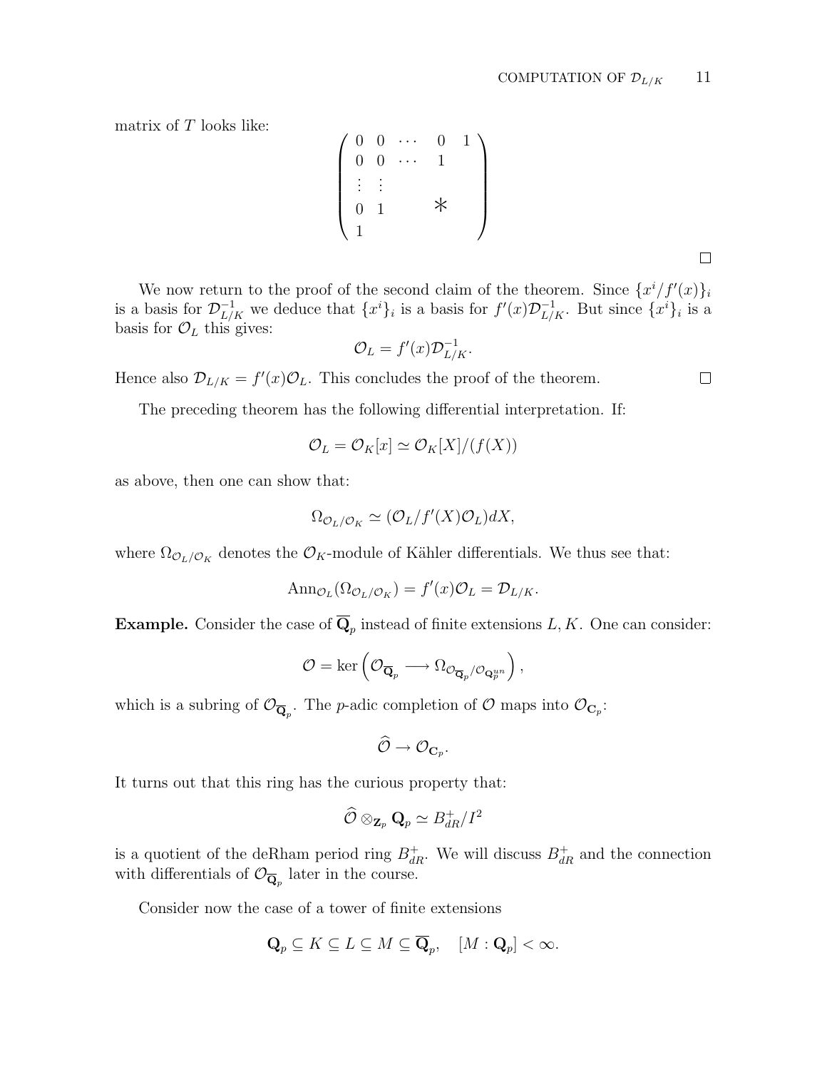matrix of $T$ looks like:

$$\begin{pmatrix} 0 & 0 & \cdots & 0 & 1 \\ 0 & 0 & \cdots & 1 & \\ \vdots & \vdots & & & \\ 0 & 1 & & * & \\ 1 & & & & \end{pmatrix}$$

□

We now return to the proof of the second claim of the theorem. Since $\{x^i/f'(x)\}_i$ is a basis for $\mathcal{D}_{L/K}^{-1}$ we deduce that $\{x^i\}_i$ is a basis for $f'(x)\mathcal{D}_{L/K}^{-1}$. But since $\{x^i\}_i$ is a basis for $\mathcal{O}_L$ this gives:

$$\mathcal{O}_L = f'(x)\mathcal{D}_{L/K}^{-1}.$$

Hence also $\mathcal{D}_{L/K} = f'(x)\mathcal{O}_L$. This concludes the proof of the theorem. □

The preceding theorem has the following differential interpretation. If:

$$\mathcal{O}_L = \mathcal{O}_K[x] \simeq \mathcal{O}_K[X]/(f(X))$$

as above, then one can show that:

$$\Omega_{\mathcal{O}_L/\mathcal{O}_K} \simeq (\mathcal{O}_L/f'(X)\mathcal{O}_L)dX,$$

where $\Omega_{\mathcal{O}_L/\mathcal{O}_K}$ denotes the $\mathcal{O}_K$-module of Kähler differentials. We thus see that:

$$\mathrm{Ann}_{\mathcal{O}_L}(\Omega_{\mathcal{O}_L/\mathcal{O}_K}) = f'(x)\mathcal{O}_L = \mathcal{D}_{L/K}.$$

**Example.** Consider the case of $\overline{\mathbf{Q}}_p$ instead of finite extensions $L, K$. One can consider:

$$\mathcal{O} = \ker\left(\mathcal{O}_{\overline{\mathbf{Q}}_p} \longrightarrow \Omega_{\mathcal{O}_{\overline{\mathbf{Q}}_p}/\mathcal{O}_{\mathbf{Q}_p^{un}}}\right),$$

which is a subring of $\mathcal{O}_{\overline{\mathbf{Q}}_p}$. The $p$-adic completion of $\mathcal{O}$ maps into $\mathcal{O}_{\mathbf{C}_p}$:

$$\widehat{\mathcal{O}} \to \mathcal{O}_{\mathbf{C}_p}.$$

It turns out that this ring has the curious property that:

$$\widehat{\mathcal{O}} \otimes_{\mathbf{Z}_p} \mathbf{Q}_p \simeq B_{dR}^+/I^2$$

is a quotient of the deRham period ring $B_{dR}^+$. We will discuss $B_{dR}^+$ and the connection with differentials of $\mathcal{O}_{\overline{\mathbf{Q}}_p}$ later in the course.

Consider now the case of a tower of finite extensions

$$\mathbf{Q}_p \subseteq K \subseteq L \subseteq M \subseteq \overline{\mathbf{Q}}_p, \quad [M : \mathbf{Q}_p] < \infty.$$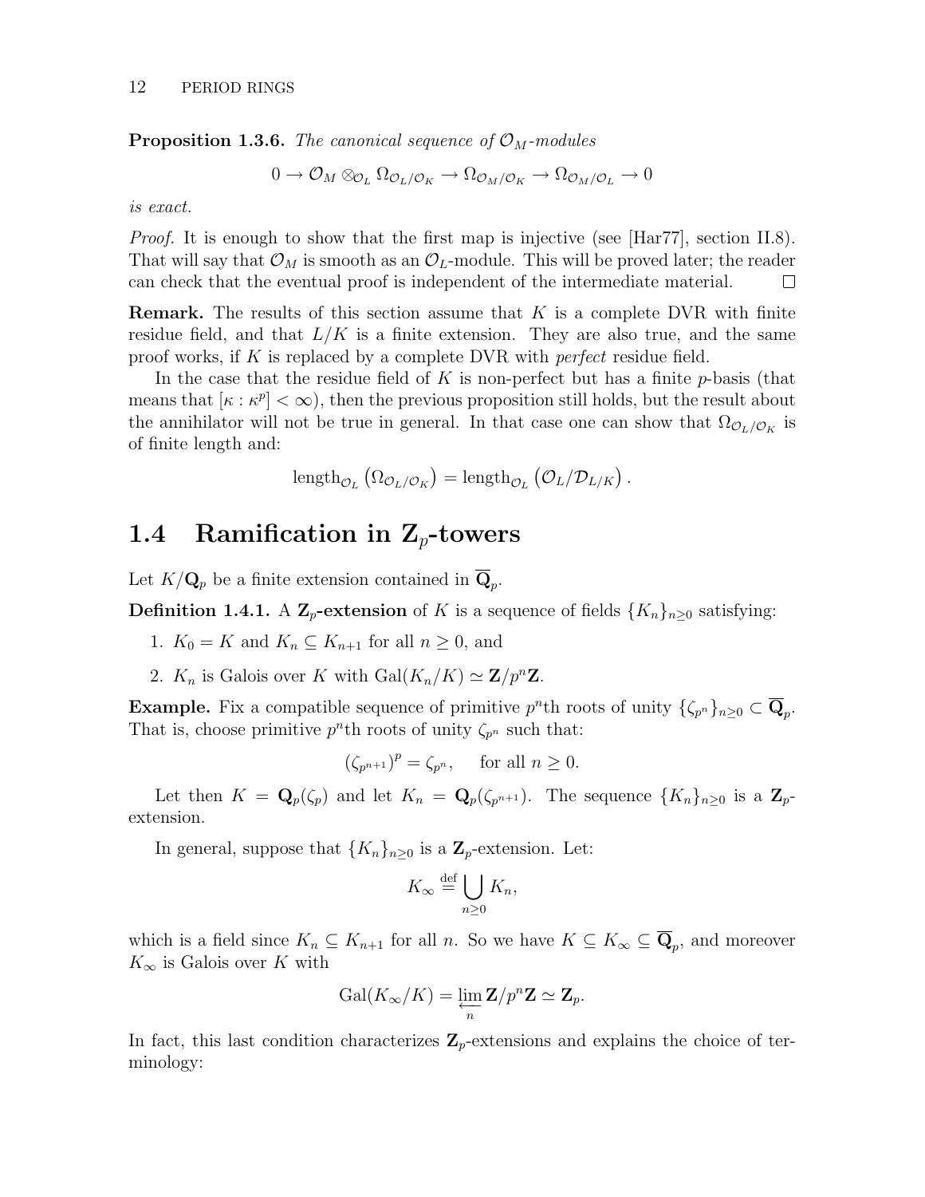**Proposition 1.3.6.** *The canonical sequence of $\mathcal{O}_M$-modules*

$$0 \to \mathcal{O}_M \otimes_{\mathcal{O}_L} \Omega_{\mathcal{O}_L/\mathcal{O}_K} \to \Omega_{\mathcal{O}_M/\mathcal{O}_K} \to \Omega_{\mathcal{O}_M/\mathcal{O}_L} \to 0$$

*is exact.*

*Proof.* It is enough to show that the first map is injective (see [Har77], section II.8). That will say that $\mathcal{O}_M$ is smooth as an $\mathcal{O}_L$-module. This will be proved later; the reader can check that the eventual proof is independent of the intermediate material. □

**Remark.** The results of this section assume that $K$ is a complete DVR with finite residue field, and that $L/K$ is a finite extension. They are also true, and the same proof works, if $K$ is replaced by a complete DVR with *perfect* residue field.

In the case that the residue field of $K$ is non-perfect but has a finite $p$-basis (that means that $[\kappa : \kappa^p] < \infty$), then the previous proposition still holds, but the result about the annihilator will not be true in general. In that case one can show that $\Omega_{\mathcal{O}_L/\mathcal{O}_K}$ is of finite length and:

$$\text{length}_{\mathcal{O}_L}\left(\Omega_{\mathcal{O}_L/\mathcal{O}_K}\right) = \text{length}_{\mathcal{O}_L}\left(\mathcal{O}_L/\mathcal{D}_{L/K}\right).$$

## 1.4 Ramification in $\mathbf{Z}_p$-towers

Let $K/\mathbf{Q}_p$ be a finite extension contained in $\overline{\mathbf{Q}}_p$.

**Definition 1.4.1.** A **$\mathbf{Z}_p$-extension** of $K$ is a sequence of fields $\{K_n\}_{n\geq 0}$ satisfying:

1. $K_0 = K$ and $K_n \subseteq K_{n+1}$ for all $n \geq 0$, and
2. $K_n$ is Galois over $K$ with $\text{Gal}(K_n/K) \simeq \mathbf{Z}/p^n\mathbf{Z}$.

**Example.** Fix a compatible sequence of primitive $p^n$th roots of unity $\{\zeta_{p^n}\}_{n\geq 0} \subset \overline{\mathbf{Q}}_p$. That is, choose primitive $p^n$th roots of unity $\zeta_{p^n}$ such that:

$$(\zeta_{p^{n+1}})^p = \zeta_{p^n}, \quad \text{for all } n \geq 0.$$

Let then $K = \mathbf{Q}_p(\zeta_p)$ and let $K_n = \mathbf{Q}_p(\zeta_{p^{n+1}})$. The sequence $\{K_n\}_{n\geq 0}$ is a $\mathbf{Z}_p$-extension.

In general, suppose that $\{K_n\}_{n\geq 0}$ is a $\mathbf{Z}_p$-extension. Let:

$$K_\infty \stackrel{\text{def}}{=} \bigcup_{n\geq 0} K_n,$$

which is a field since $K_n \subseteq K_{n+1}$ for all $n$. So we have $K \subseteq K_\infty \subseteq \overline{\mathbf{Q}}_p$, and moreover $K_\infty$ is Galois over $K$ with

$$\text{Gal}(K_\infty/K) = \varprojlim_n \mathbf{Z}/p^n\mathbf{Z} \simeq \mathbf{Z}_p.$$

In fact, this last condition characterizes $\mathbf{Z}_p$-extensions and explains the choice of terminology: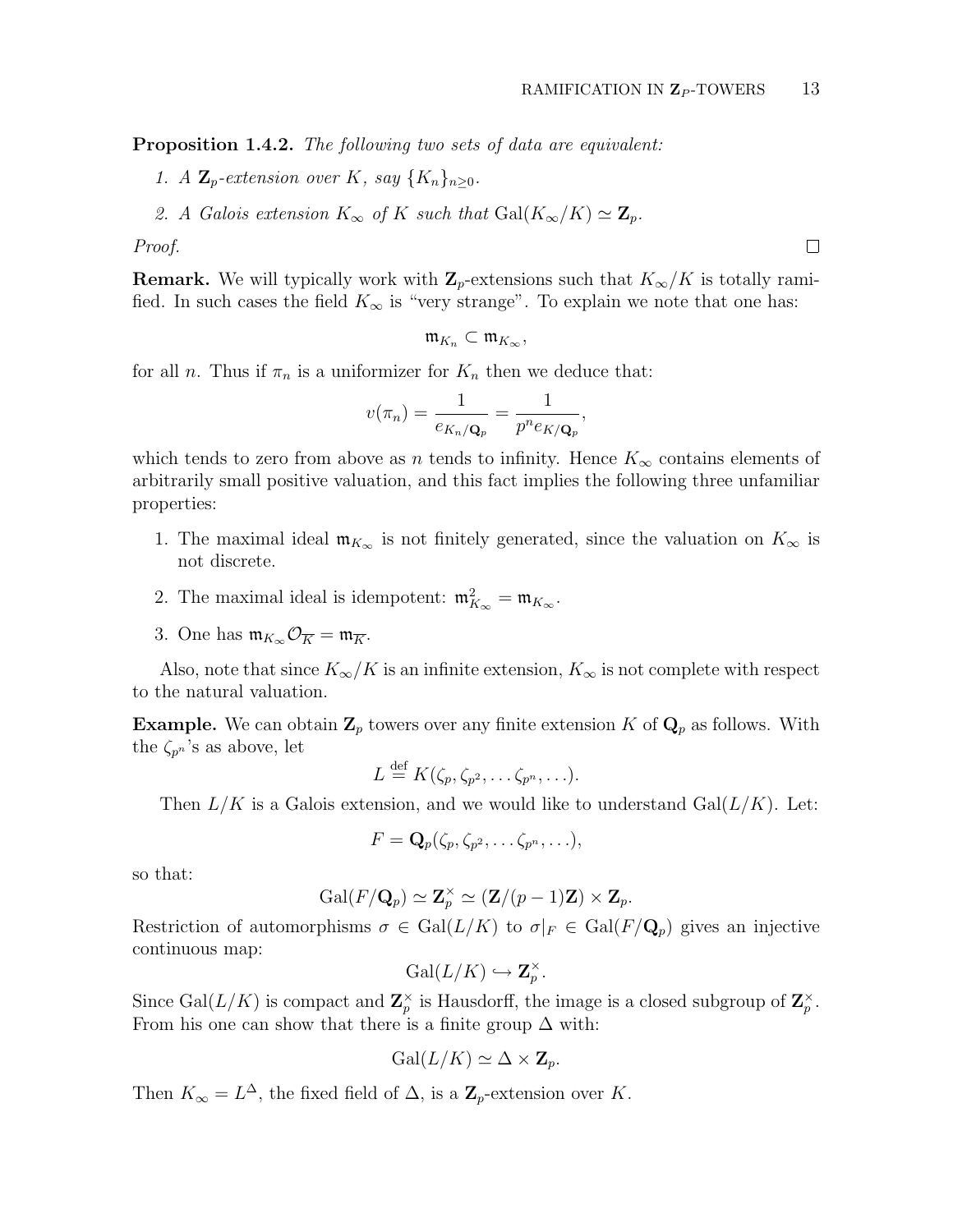**Proposition 1.4.2.** *The following two sets of data are equivalent:*

1. *A $\mathbf{Z}_p$-extension over $K$, say $\{K_n\}_{n\geq 0}$.*
2. *A Galois extension $K_\infty$ of $K$ such that $\mathrm{Gal}(K_\infty/K) \simeq \mathbf{Z}_p$.*

*Proof.* □

**Remark.** We will typically work with $\mathbf{Z}_p$-extensions such that $K_\infty/K$ is totally ramified. In such cases the field $K_\infty$ is "very strange". To explain we note that one has:

$$\mathfrak{m}_{K_n} \subset \mathfrak{m}_{K_\infty},$$

for all $n$. Thus if $\pi_n$ is a uniformizer for $K_n$ then we deduce that:

$$v(\pi_n) = \frac{1}{e_{K_n/\mathbf{Q}_p}} = \frac{1}{p^n e_{K/\mathbf{Q}_p}},$$

which tends to zero from above as $n$ tends to infinity. Hence $K_\infty$ contains elements of arbitrarily small positive valuation, and this fact implies the following three unfamiliar properties:

1. The maximal ideal $\mathfrak{m}_{K_\infty}$ is not finitely generated, since the valuation on $K_\infty$ is not discrete.
2. The maximal ideal is idempotent: $\mathfrak{m}_{K_\infty}^2 = \mathfrak{m}_{K_\infty}$.
3. One has $\mathfrak{m}_{K_\infty}\mathcal{O}_{\overline{K}} = \mathfrak{m}_{\overline{K}}$.

Also, note that since $K_\infty/K$ is an infinite extension, $K_\infty$ is not complete with respect to the natural valuation.

**Example.** We can obtain $\mathbf{Z}_p$ towers over any finite extension $K$ of $\mathbf{Q}_p$ as follows. With the $\zeta_{p^n}$'s as above, let

$$L \stackrel{\text{def}}{=} K(\zeta_p, \zeta_{p^2}, \ldots \zeta_{p^n}, \ldots).$$

Then $L/K$ is a Galois extension, and we would like to understand $\mathrm{Gal}(L/K)$. Let:

$$F = \mathbf{Q}_p(\zeta_p, \zeta_{p^2}, \ldots \zeta_{p^n}, \ldots),$$

so that:

$$\mathrm{Gal}(F/\mathbf{Q}_p) \simeq \mathbf{Z}_p^\times \simeq (\mathbf{Z}/(p-1)\mathbf{Z}) \times \mathbf{Z}_p.$$

Restriction of automorphisms $\sigma \in \mathrm{Gal}(L/K)$ to $\sigma|_F \in \mathrm{Gal}(F/\mathbf{Q}_p)$ gives an injective continuous map:

$$\mathrm{Gal}(L/K) \hookrightarrow \mathbf{Z}_p^\times.$$

Since $\mathrm{Gal}(L/K)$ is compact and $\mathbf{Z}_p^\times$ is Hausdorff, the image is a closed subgroup of $\mathbf{Z}_p^\times$. From his one can show that there is a finite group $\Delta$ with:

$$\mathrm{Gal}(L/K) \simeq \Delta \times \mathbf{Z}_p.$$

Then $K_\infty = L^\Delta$, the fixed field of $\Delta$, is a $\mathbf{Z}_p$-extension over $K$.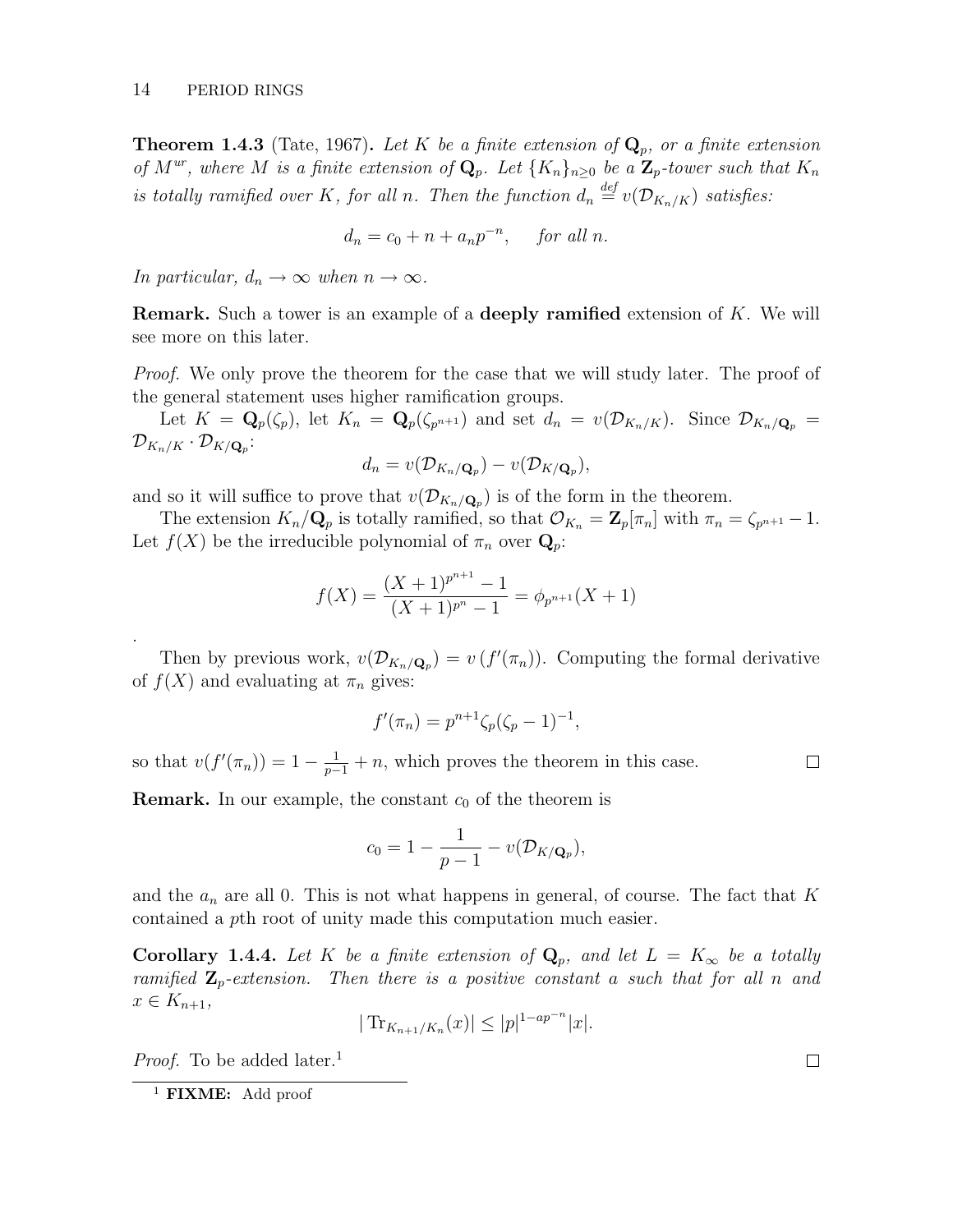**Theorem 1.4.3** (Tate, 1967). *Let $K$ be a finite extension of $\mathbf{Q}_p$, or a finite extension of $M^{ur}$, where $M$ is a finite extension of $\mathbf{Q}_p$. Let $\{K_n\}_{n\geq 0}$ be a $\mathbf{Z}_p$-tower such that $K_n$ is totally ramified over $K$, for all $n$. Then the function $d_n \stackrel{def}{=} v(\mathcal{D}_{K_n/K})$ satisfies:*

$$d_n = c_0 + n + a_n p^{-n}, \quad \text{for all } n.$$

*In particular, $d_n \to \infty$ when $n \to \infty$.*

**Remark.** Such a tower is an example of a **deeply ramified** extension of $K$. We will see more on this later.

*Proof.* We only prove the theorem for the case that we will study later. The proof of the general statement uses higher ramification groups.

Let $K = \mathbf{Q}_p(\zeta_p)$, let $K_n = \mathbf{Q}_p(\zeta_{p^{n+1}})$ and set $d_n = v(\mathcal{D}_{K_n/K})$. Since $\mathcal{D}_{K_n/\mathbf{Q}_p} = \mathcal{D}_{K_n/K} \cdot \mathcal{D}_{K/\mathbf{Q}_p}$:

$$d_n = v(\mathcal{D}_{K_n/\mathbf{Q}_p}) - v(\mathcal{D}_{K/\mathbf{Q}_p}),$$

and so it will suffice to prove that $v(\mathcal{D}_{K_n/\mathbf{Q}_p})$ is of the form in the theorem.

The extension $K_n/\mathbf{Q}_p$ is totally ramified, so that $\mathcal{O}_{K_n} = \mathbf{Z}_p[\pi_n]$ with $\pi_n = \zeta_{p^{n+1}} - 1$. Let $f(X)$ be the irreducible polynomial of $\pi_n$ over $\mathbf{Q}_p$:

$$f(X) = \frac{(X+1)^{p^{n+1}} - 1}{(X+1)^{p^n} - 1} = \phi_{p^{n+1}}(X+1)$$

.

Then by previous work, $v(\mathcal{D}_{K_n/\mathbf{Q}_p}) = v\left(f'(\pi_n)\right)$. Computing the formal derivative of $f(X)$ and evaluating at $\pi_n$ gives:

$$f'(\pi_n) = p^{n+1}\zeta_p(\zeta_p - 1)^{-1},$$

so that $v(f'(\pi_n)) = 1 - \frac{1}{p-1} + n$, which proves the theorem in this case. $\square$

**Remark.** In our example, the constant $c_0$ of the theorem is

$$c_0 = 1 - \frac{1}{p-1} - v(\mathcal{D}_{K/\mathbf{Q}_p}),$$

and the $a_n$ are all 0. This is not what happens in general, of course. The fact that $K$ contained a $p$th root of unity made this computation much easier.

**Corollary 1.4.4.** *Let $K$ be a finite extension of $\mathbf{Q}_p$, and let $L = K_\infty$ be a totally ramified $\mathbf{Z}_p$-extension. Then there is a positive constant $a$ such that for all $n$ and $x \in K_{n+1}$,*

$$|\operatorname{Tr}_{K_{n+1}/K_n}(x)| \leq |p|^{1-ap^{-n}}|x|.$$

*Proof.* To be added later.[1] $\square$

[1] **FIXME:** Add proof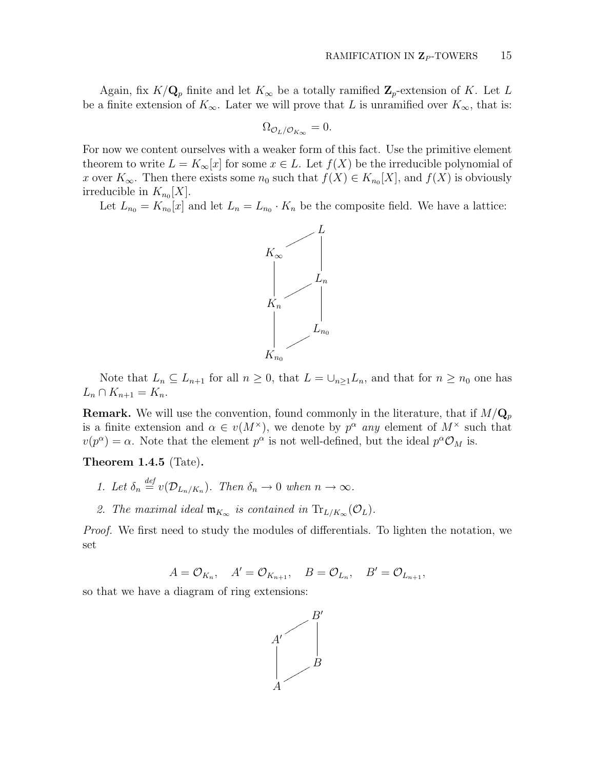Again, fix $K/\mathbf{Q}_p$ finite and let $K_\infty$ be a totally ramified $\mathbf{Z}_p$-extension of $K$. Let $L$ be a finite extension of $K_\infty$. Later we will prove that $L$ is unramified over $K_\infty$, that is:

$$\Omega_{\mathcal{O}_L/\mathcal{O}_{K_\infty}} = 0.$$

For now we content ourselves with a weaker form of this fact. Use the primitive element theorem to write $L = K_\infty[x]$ for some $x \in L$. Let $f(X)$ be the irreducible polynomial of $x$ over $K_\infty$. Then there exists some $n_0$ such that $f(X) \in K_{n_0}[X]$, and $f(X)$ is obviously irreducible in $K_{n_0}[X]$.

Let $L_{n_0} = K_{n_0}[x]$ and let $L_n = L_{n_0} \cdot K_n$ be the composite field. We have a lattice:

$$\begin{array}{ccc}
 & & L \\
K_\infty & \diagup & | \\
| & & L_n \\
K_n & \diagup & | \\
| & & L_{n_0} \\
K_{n_0} & \diagup &
\end{array}$$

Note that $L_n \subseteq L_{n+1}$ for all $n \geq 0$, that $L = \cup_{n\geq 1} L_n$, and that for $n \geq n_0$ one has $L_n \cap K_{n+1} = K_n$.

**Remark.** We will use the convention, found commonly in the literature, that if $M/\mathbf{Q}_p$ is a finite extension and $\alpha \in v(M^\times)$, we denote by $p^\alpha$ *any* element of $M^\times$ such that $v(p^\alpha) = \alpha$. Note that the element $p^\alpha$ is not well-defined, but the ideal $p^\alpha \mathcal{O}_M$ is.

**Theorem 1.4.5** (Tate)**.**

1. *Let $\delta_n \stackrel{def}{=} v(\mathcal{D}_{L_n/K_n})$. Then $\delta_n \to 0$ when $n \to \infty$.*
2. *The maximal ideal $\mathfrak{m}_{K_\infty}$ is contained in $\operatorname{Tr}_{L/K_\infty}(\mathcal{O}_L)$.*

*Proof.* We first need to study the modules of differentials. To lighten the notation, we set

$$A = \mathcal{O}_{K_n}, \quad A' = \mathcal{O}_{K_{n+1}}, \quad B = \mathcal{O}_{L_n}, \quad B' = \mathcal{O}_{L_{n+1}},$$

so that we have a diagram of ring extensions:

$$\begin{array}{ccc}
 & & B' \\
A' & \diagup & | \\
| & & B \\
A & \diagup &
\end{array}$$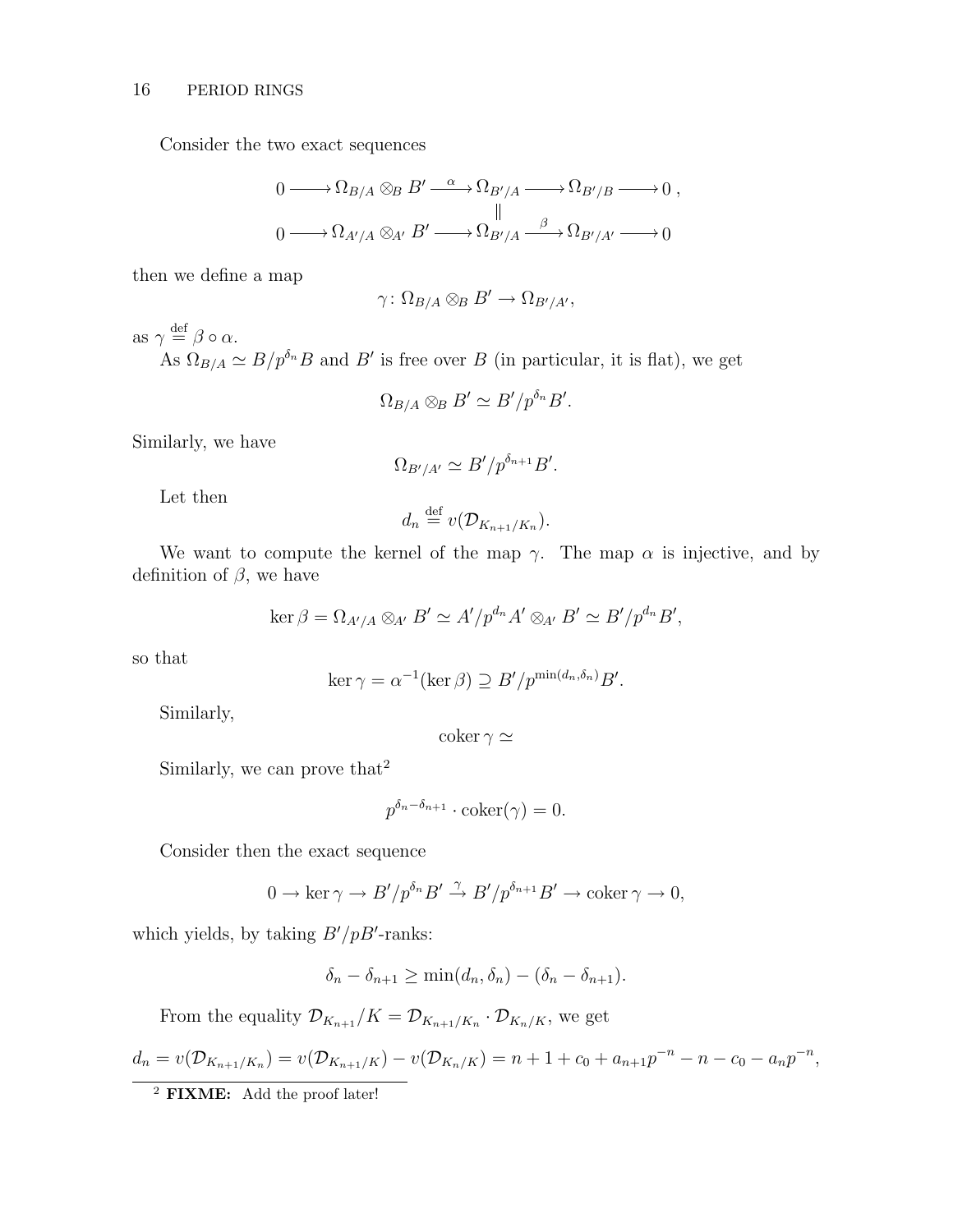Consider the two exact sequences

$$\begin{array}{ccccccccc}
0 & \longrightarrow & \Omega_{B/A} \otimes_B B' & \xrightarrow{\alpha} & \Omega_{B'/A} & \longrightarrow & \Omega_{B'/B} & \longrightarrow & 0\,, \\
& & & & \| & & & & \\
0 & \longrightarrow & \Omega_{A'/A} \otimes_{A'} B' & \longrightarrow & \Omega_{B'/A} & \xrightarrow{\beta} & \Omega_{B'/A'} & \longrightarrow & 0
\end{array}$$

then we define a map

$$\gamma \colon \Omega_{B/A} \otimes_B B' \to \Omega_{B'/A'},$$

as $\gamma \stackrel{\text{def}}{=} \beta \circ \alpha$.

As $\Omega_{B/A} \simeq B/p^{\delta_n}B$ and $B'$ is free over $B$ (in particular, it is flat), we get

$$\Omega_{B/A} \otimes_B B' \simeq B'/p^{\delta_n}B'.$$

Similarly, we have

$$\Omega_{B'/A'} \simeq B'/p^{\delta_{n+1}}B'.$$

Let then

$$d_n \stackrel{\text{def}}{=} v(\mathcal{D}_{K_{n+1}/K_n}).$$

We want to compute the kernel of the map $\gamma$. The map $\alpha$ is injective, and by definition of $\beta$, we have

$$\ker \beta = \Omega_{A'/A} \otimes_{A'} B' \simeq A'/p^{d_n}A' \otimes_{A'} B' \simeq B'/p^{d_n}B',$$

so that

$$\ker \gamma = \alpha^{-1}(\ker \beta) \supseteq B'/p^{\min(d_n,\delta_n)}B'.$$

Similarly,

$$\operatorname{coker} \gamma \simeq$$

Similarly, we can prove that[2]

$$p^{\delta_n - \delta_{n+1}} \cdot \operatorname{coker}(\gamma) = 0.$$

Consider then the exact sequence

$$0 \to \ker \gamma \to B'/p^{\delta_n}B' \xrightarrow{\gamma} B'/p^{\delta_{n+1}}B' \to \operatorname{coker} \gamma \to 0,$$

which yields, by taking $B'/pB'$-ranks:

$$\delta_n - \delta_{n+1} \geq \min(d_n, \delta_n) - (\delta_n - \delta_{n+1}).$$

From the equality $\mathcal{D}_{K_{n+1}}/K = \mathcal{D}_{K_{n+1}/K_n} \cdot \mathcal{D}_{K_n/K}$, we get

$$d_n = v(\mathcal{D}_{K_{n+1}/K_n}) = v(\mathcal{D}_{K_{n+1}/K}) - v(\mathcal{D}_{K_n/K}) = n + 1 + c_0 + a_{n+1}p^{-n} - n - c_0 - a_n p^{-n},$$

[2] **FIXME:** Add the proof later!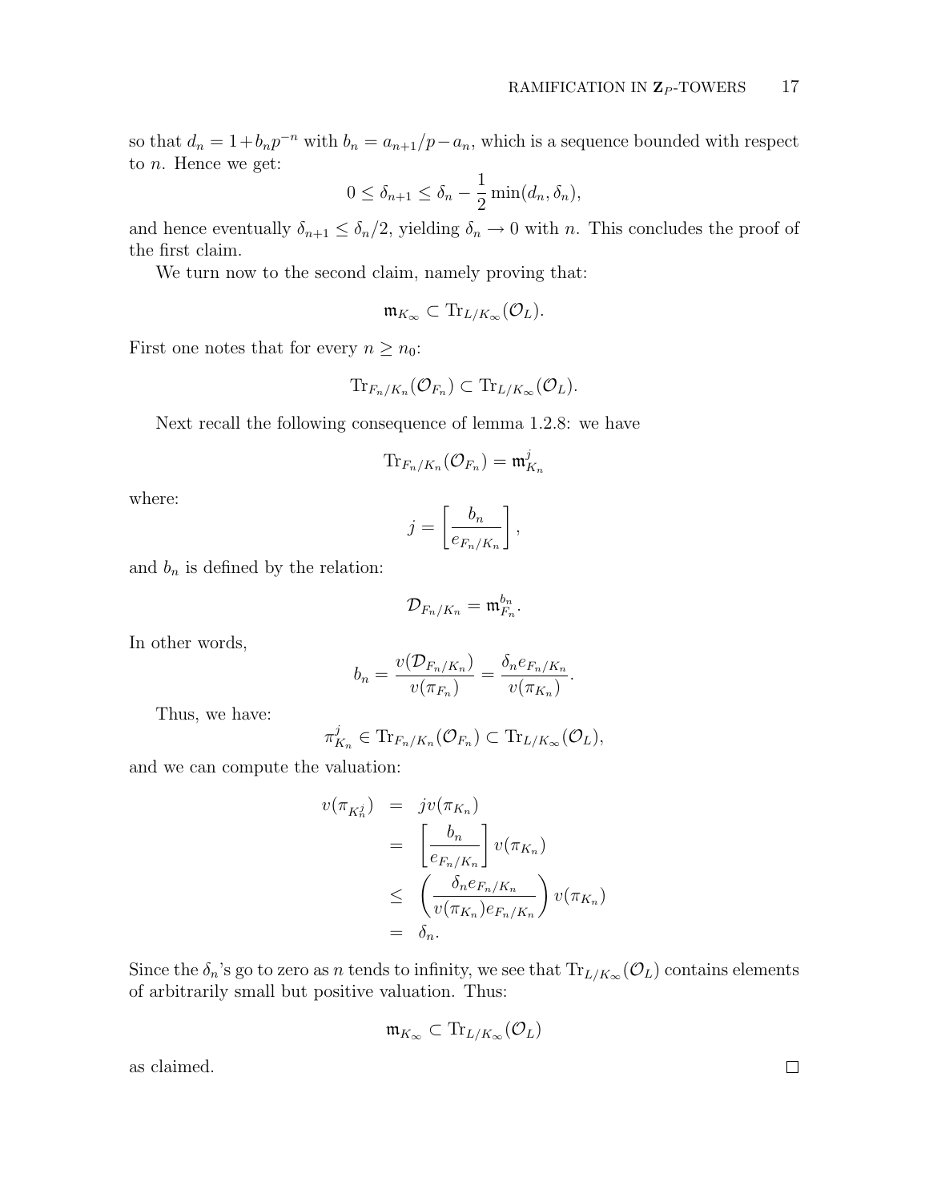so that $d_n = 1 + b_n p^{-n}$ with $b_n = a_{n+1}/p - a_n$, which is a sequence bounded with respect to $n$. Hence we get:

$$0 \le \delta_{n+1} \le \delta_n - \frac{1}{2}\min(d_n, \delta_n),$$

and hence eventually $\delta_{n+1} \le \delta_n/2$, yielding $\delta_n \to 0$ with $n$. This concludes the proof of the first claim.

We turn now to the second claim, namely proving that:

$$\mathfrak{m}_{K_\infty} \subset \mathrm{Tr}_{L/K_\infty}(\mathcal{O}_L).$$

First one notes that for every $n \ge n_0$:

$$\mathrm{Tr}_{F_n/K_n}(\mathcal{O}_{F_n}) \subset \mathrm{Tr}_{L/K_\infty}(\mathcal{O}_L).$$

Next recall the following consequence of lemma 1.2.8: we have

$$\mathrm{Tr}_{F_n/K_n}(\mathcal{O}_{F_n}) = \mathfrak{m}_{K_n}^j$$

where:

$$j = \left[\frac{b_n}{e_{F_n/K_n}}\right],$$

and $b_n$ is defined by the relation:

$$\mathcal{D}_{F_n/K_n} = \mathfrak{m}_{F_n}^{b_n}.$$

In other words,

$$b_n = \frac{v(\mathcal{D}_{F_n/K_n})}{v(\pi_{F_n})} = \frac{\delta_n e_{F_n/K_n}}{v(\pi_{K_n})}.$$

Thus, we have:

$$\pi_{K_n}^j \in \mathrm{Tr}_{F_n/K_n}(\mathcal{O}_{F_n}) \subset \mathrm{Tr}_{L/K_\infty}(\mathcal{O}_L),$$

and we can compute the valuation:

$$\begin{aligned}
v(\pi_{K_n^j}) &= j v(\pi_{K_n}) \\
&= \left[\frac{b_n}{e_{F_n/K_n}}\right] v(\pi_{K_n}) \\
&\le \left(\frac{\delta_n e_{F_n/K_n}}{v(\pi_{K_n}) e_{F_n/K_n}}\right) v(\pi_{K_n}) \\
&= \delta_n.
\end{aligned}$$

Since the $\delta_n$'s go to zero as $n$ tends to infinity, we see that $\mathrm{Tr}_{L/K_\infty}(\mathcal{O}_L)$ contains elements of arbitrarily small but positive valuation. Thus:

$$\mathfrak{m}_{K_\infty} \subset \mathrm{Tr}_{L/K_\infty}(\mathcal{O}_L)$$

as claimed. ∎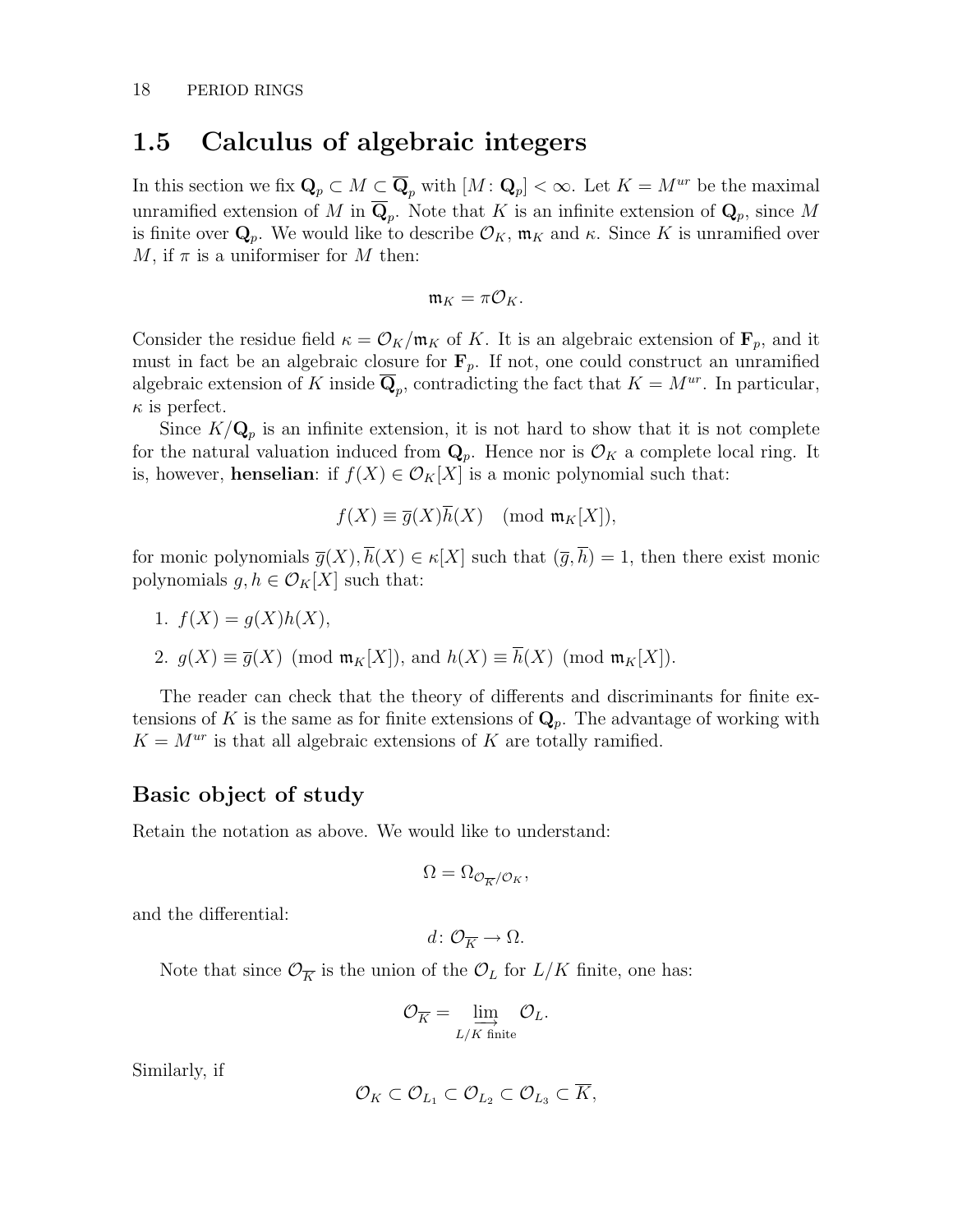## 1.5 Calculus of algebraic integers

In this section we fix $\mathbf{Q}_p \subset M \subset \overline{\mathbf{Q}}_p$ with $[M\colon \mathbf{Q}_p] < \infty$. Let $K = M^{ur}$ be the maximal unramified extension of $M$ in $\overline{\mathbf{Q}}_p$. Note that $K$ is an infinite extension of $\mathbf{Q}_p$, since $M$ is finite over $\mathbf{Q}_p$. We would like to describe $\mathcal{O}_K$, $\mathfrak{m}_K$ and $\kappa$. Since $K$ is unramified over $M$, if $\pi$ is a uniformiser for $M$ then:

$$\mathfrak{m}_K = \pi \mathcal{O}_K.$$

Consider the residue field $\kappa = \mathcal{O}_K/\mathfrak{m}_K$ of $K$. It is an algebraic extension of $\mathbf{F}_p$, and it must in fact be an algebraic closure for $\mathbf{F}_p$. If not, one could construct an unramified algebraic extension of $K$ inside $\overline{\mathbf{Q}}_p$, contradicting the fact that $K = M^{ur}$. In particular, $\kappa$ is perfect.

Since $K/\mathbf{Q}_p$ is an infinite extension, it is not hard to show that it is not complete for the natural valuation induced from $\mathbf{Q}_p$. Hence nor is $\mathcal{O}_K$ a complete local ring. It is, however, **henselian**: if $f(X) \in \mathcal{O}_K[X]$ is a monic polynomial such that:

$$f(X) \equiv \overline{g}(X)\overline{h}(X) \pmod{\mathfrak{m}_K[X]},$$

for monic polynomials $\overline{g}(X), \overline{h}(X) \in \kappa[X]$ such that $(\overline{g}, \overline{h}) = 1$, then there exist monic polynomials $g, h \in \mathcal{O}_K[X]$ such that:

1. $f(X) = g(X)h(X)$,
2. $g(X) \equiv \overline{g}(X) \pmod{\mathfrak{m}_K[X]}$, and $h(X) \equiv \overline{h}(X) \pmod{\mathfrak{m}_K[X]}$.

The reader can check that the theory of differents and discriminants for finite extensions of $K$ is the same as for finite extensions of $\mathbf{Q}_p$. The advantage of working with $K = M^{ur}$ is that all algebraic extensions of $K$ are totally ramified.

### Basic object of study

Retain the notation as above. We would like to understand:

$$\Omega = \Omega_{\mathcal{O}_{\overline{K}}/\mathcal{O}_K},$$

and the differential:

$$d\colon \mathcal{O}_{\overline{K}} \to \Omega.$$

Note that since $\mathcal{O}_{\overline{K}}$ is the union of the $\mathcal{O}_L$ for $L/K$ finite, one has:

$$\mathcal{O}_{\overline{K}} = \varinjlim_{L/K \text{ finite}} \mathcal{O}_L.$$

Similarly, if

$$\mathcal{O}_K \subset \mathcal{O}_{L_1} \subset \mathcal{O}_{L_2} \subset \mathcal{O}_{L_3} \subset \overline{K},$$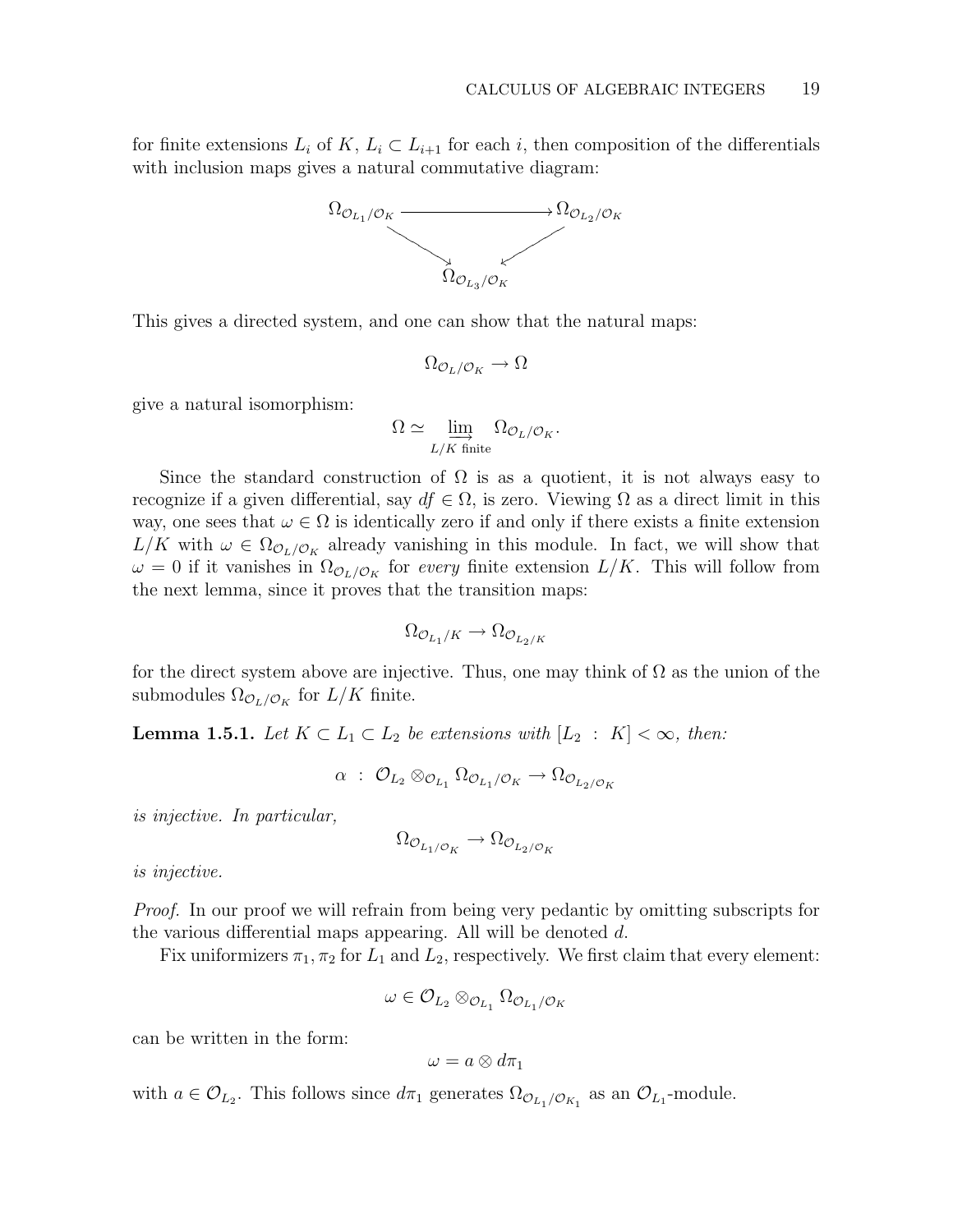for finite extensions $L_i$ of $K$, $L_i \subset L_{i+1}$ for each $i$, then composition of the differentials with inclusion maps gives a natural commutative diagram:

$$\begin{array}{ccc} \Omega_{\mathcal{O}_{L_1}/\mathcal{O}_K} & \longrightarrow & \Omega_{\mathcal{O}_{L_2}/\mathcal{O}_K} \\ & \searrow \quad \swarrow & \\ & \Omega_{\mathcal{O}_{L_3}/\mathcal{O}_K} & \end{array}$$

This gives a directed system, and one can show that the natural maps:

$$\Omega_{\mathcal{O}_L/\mathcal{O}_K} \to \Omega$$

give a natural isomorphism:

$$\Omega \simeq \varinjlim_{L/K \text{ finite}} \Omega_{\mathcal{O}_L/\mathcal{O}_K}.$$

Since the standard construction of $\Omega$ is as a quotient, it is not always easy to recognize if a given differential, say $df \in \Omega$, is zero. Viewing $\Omega$ as a direct limit in this way, one sees that $\omega \in \Omega$ is identically zero if and only if there exists a finite extension $L/K$ with $\omega \in \Omega_{\mathcal{O}_L/\mathcal{O}_K}$ already vanishing in this module. In fact, we will show that $\omega = 0$ if it vanishes in $\Omega_{\mathcal{O}_L/\mathcal{O}_K}$ for *every* finite extension $L/K$. This will follow from the next lemma, since it proves that the transition maps:

$$\Omega_{\mathcal{O}_{L_1}/K} \to \Omega_{\mathcal{O}_{L_2/K}}$$

for the direct system above are injective. Thus, one may think of $\Omega$ as the union of the submodules $\Omega_{\mathcal{O}_L/\mathcal{O}_K}$ for $L/K$ finite.

**Lemma 1.5.1.** *Let $K \subset L_1 \subset L_2$ be extensions with $[L_2 : K] < \infty$, then:*

$$\alpha \; : \; \mathcal{O}_{L_2} \otimes_{\mathcal{O}_{L_1}} \Omega_{\mathcal{O}_{L_1}/\mathcal{O}_K} \to \Omega_{\mathcal{O}_{L_2}/\mathcal{O}_K}$$

*is injective. In particular,*

$$\Omega_{\mathcal{O}_{L_1/\mathcal{O}_K}} \to \Omega_{\mathcal{O}_{L_2/\mathcal{O}_K}}$$

*is injective.*

*Proof.* In our proof we will refrain from being very pedantic by omitting subscripts for the various differential maps appearing. All will be denoted $d$.

Fix uniformizers $\pi_1, \pi_2$ for $L_1$ and $L_2$, respectively. We first claim that every element:

$$\omega \in \mathcal{O}_{L_2} \otimes_{\mathcal{O}_{L_1}} \Omega_{\mathcal{O}_{L_1}/\mathcal{O}_K}$$

can be written in the form:

$$\omega = a \otimes d\pi_1$$

with $a \in \mathcal{O}_{L_2}$. This follows since $d\pi_1$ generates $\Omega_{\mathcal{O}_{L_1}/\mathcal{O}_{K_1}}$ as an $\mathcal{O}_{L_1}$-module.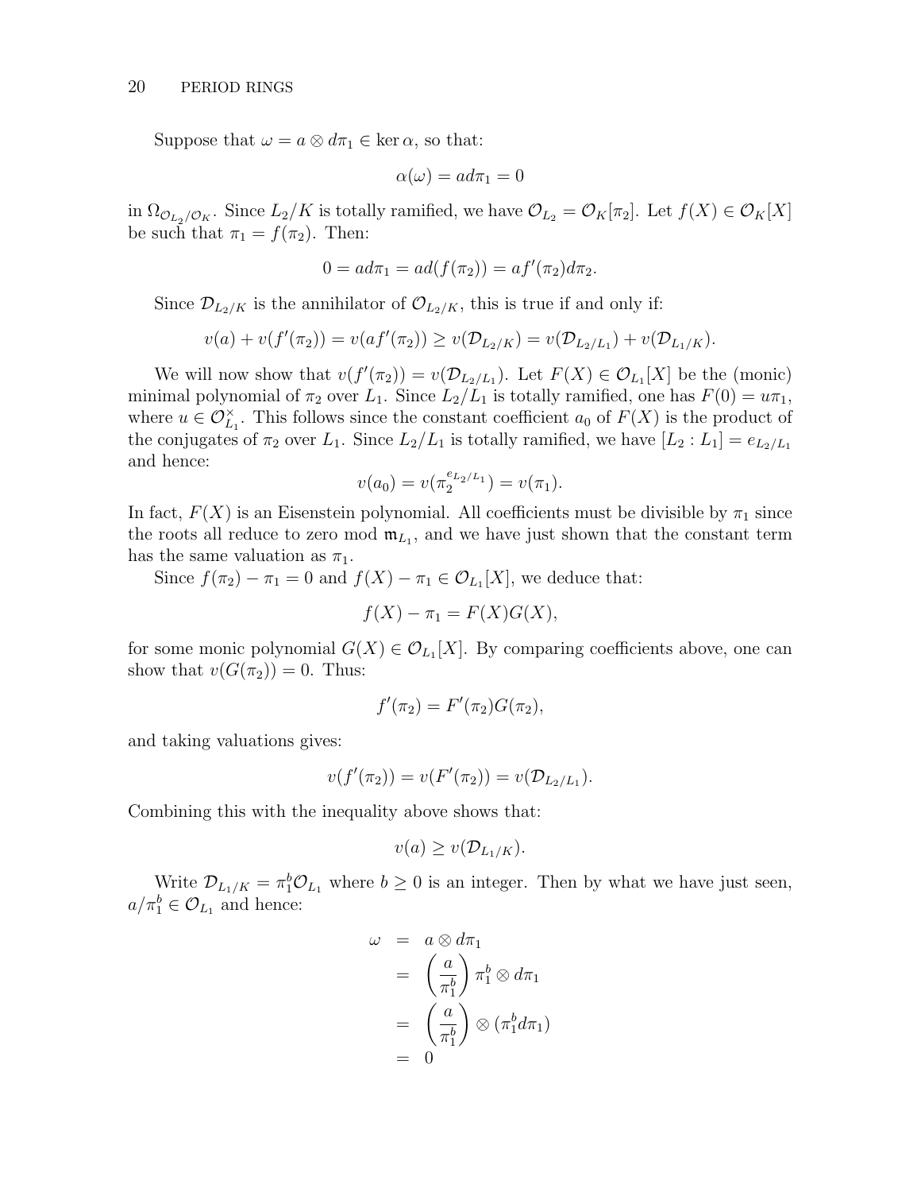Suppose that $\omega = a \otimes d\pi_1 \in \ker \alpha$, so that:

$$\alpha(\omega) = ad\pi_1 = 0$$

in $\Omega_{\mathcal{O}_{L_2}/\mathcal{O}_K}$. Since $L_2/K$ is totally ramified, we have $\mathcal{O}_{L_2} = \mathcal{O}_K[\pi_2]$. Let $f(X) \in \mathcal{O}_K[X]$ be such that $\pi_1 = f(\pi_2)$. Then:

$$0 = ad\pi_1 = ad(f(\pi_2)) = af'(\pi_2)d\pi_2.$$

Since $\mathcal{D}_{L_2/K}$ is the annihilator of $\mathcal{O}_{L_2/K}$, this is true if and only if:

$$v(a) + v(f'(\pi_2)) = v(af'(\pi_2)) \geq v(\mathcal{D}_{L_2/K}) = v(\mathcal{D}_{L_2/L_1}) + v(\mathcal{D}_{L_1/K}).$$

We will now show that $v(f'(\pi_2)) = v(\mathcal{D}_{L_2/L_1})$. Let $F(X) \in \mathcal{O}_{L_1}[X]$ be the (monic) minimal polynomial of $\pi_2$ over $L_1$. Since $L_2/L_1$ is totally ramified, one has $F(0) = u\pi_1$, where $u \in \mathcal{O}_{L_1}^\times$. This follows since the constant coefficient $a_0$ of $F(X)$ is the product of the conjugates of $\pi_2$ over $L_1$. Since $L_2/L_1$ is totally ramified, we have $[L_2 : L_1] = e_{L_2/L_1}$ and hence:

$$v(a_0) = v(\pi_2^{e_{L_2/L_1}}) = v(\pi_1).$$

In fact, $F(X)$ is an Eisenstein polynomial. All coefficients must be divisible by $\pi_1$ since the roots all reduce to zero mod $\mathfrak{m}_{L_1}$, and we have just shown that the constant term has the same valuation as $\pi_1$.

Since $f(\pi_2) - \pi_1 = 0$ and $f(X) - \pi_1 \in \mathcal{O}_{L_1}[X]$, we deduce that:

$$f(X) - \pi_1 = F(X)G(X),$$

for some monic polynomial $G(X) \in \mathcal{O}_{L_1}[X]$. By comparing coefficients above, one can show that $v(G(\pi_2)) = 0$. Thus:

$$f'(\pi_2) = F'(\pi_2)G(\pi_2),$$

and taking valuations gives:

$$v(f'(\pi_2)) = v(F'(\pi_2)) = v(\mathcal{D}_{L_2/L_1}).$$

Combining this with the inequality above shows that:

$$v(a) \geq v(\mathcal{D}_{L_1/K}).$$

Write $\mathcal{D}_{L_1/K} = \pi_1^b \mathcal{O}_{L_1}$ where $b \geq 0$ is an integer. Then by what we have just seen, $a/\pi_1^b \in \mathcal{O}_{L_1}$ and hence:

$$\begin{aligned}
\omega &= a \otimes d\pi_1 \\
&= \left(\frac{a}{\pi_1^b}\right) \pi_1^b \otimes d\pi_1 \\
&= \left(\frac{a}{\pi_1^b}\right) \otimes (\pi_1^b d\pi_1) \\
&= 0
\end{aligned}$$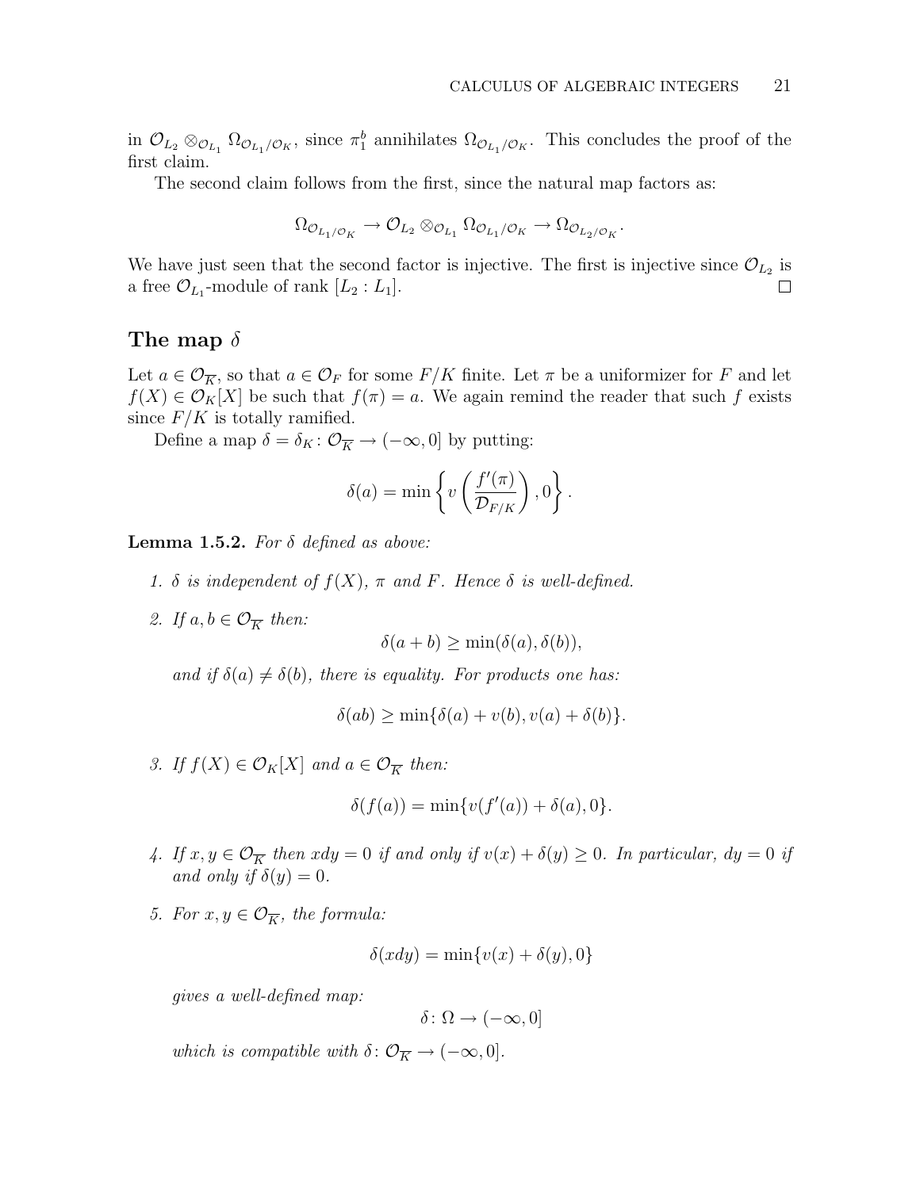in $\mathcal{O}_{L_2} \otimes_{\mathcal{O}_{L_1}} \Omega_{\mathcal{O}_{L_1}/\mathcal{O}_K}$, since $\pi_1^b$ annihilates $\Omega_{\mathcal{O}_{L_1}/\mathcal{O}_K}$. This concludes the proof of the first claim.

The second claim follows from the first, since the natural map factors as:

$$\Omega_{\mathcal{O}_{L_1}/\mathcal{O}_K} \to \mathcal{O}_{L_2} \otimes_{\mathcal{O}_{L_1}} \Omega_{\mathcal{O}_{L_1}/\mathcal{O}_K} \to \Omega_{\mathcal{O}_{L_2}/\mathcal{O}_K}.$$

We have just seen that the second factor is injective. The first is injective since $\mathcal{O}_{L_2}$ is a free $\mathcal{O}_{L_1}$-module of rank $[L_2 : L_1]$. □

## The map $\delta$

Let $a \in \mathcal{O}_{\overline{K}}$, so that $a \in \mathcal{O}_F$ for some $F/K$ finite. Let $\pi$ be a uniformizer for $F$ and let $f(X) \in \mathcal{O}_K[X]$ be such that $f(\pi) = a$. We again remind the reader that such $f$ exists since $F/K$ is totally ramified.

Define a map $\delta = \delta_K \colon \mathcal{O}_{\overline{K}} \to (-\infty, 0]$ by putting:

$$\delta(a) = \min\left\{ v\left(\frac{f'(\pi)}{\mathcal{D}_{F/K}}\right), 0 \right\}.$$

**Lemma 1.5.2.** *For $\delta$ defined as above:*

1. *$\delta$ is independent of $f(X)$, $\pi$ and $F$. Hence $\delta$ is well-defined.*

2. *If $a, b \in \mathcal{O}_{\overline{K}}$ then:*
$$\delta(a + b) \geq \min(\delta(a), \delta(b)),$$
*and if $\delta(a) \neq \delta(b)$, there is equality. For products one has:*
$$\delta(ab) \geq \min\{\delta(a) + v(b), v(a) + \delta(b)\}.$$

3. *If $f(X) \in \mathcal{O}_K[X]$ and $a \in \mathcal{O}_{\overline{K}}$ then:*
$$\delta(f(a)) = \min\{v(f'(a)) + \delta(a), 0\}.$$

4. *If $x, y \in \mathcal{O}_{\overline{K}}$ then $xdy = 0$ if and only if $v(x) + \delta(y) \geq 0$. In particular, $dy = 0$ if and only if $\delta(y) = 0$.*

5. *For $x, y \in \mathcal{O}_{\overline{K}}$, the formula:*
$$\delta(xdy) = \min\{v(x) + \delta(y), 0\}$$
*gives a well-defined map:*
$$\delta \colon \Omega \to (-\infty, 0]$$
*which is compatible with $\delta \colon \mathcal{O}_{\overline{K}} \to (-\infty, 0]$.*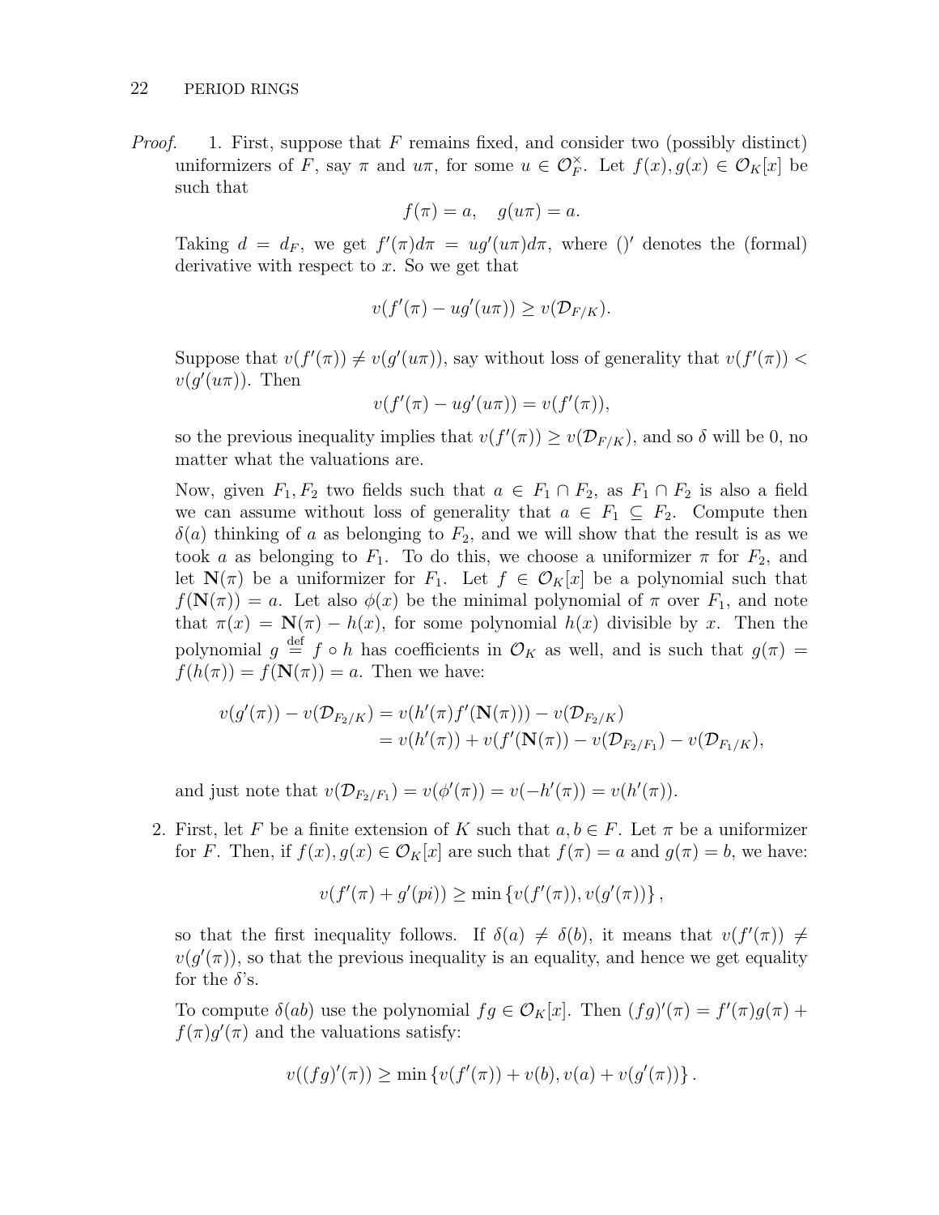*Proof.* 1. First, suppose that $F$ remains fixed, and consider two (possibly distinct) uniformizers of $F$, say $\pi$ and $u\pi$, for some $u \in \mathcal{O}_F^\times$. Let $f(x), g(x) \in \mathcal{O}_K[x]$ be such that

$$f(\pi) = a, \quad g(u\pi) = a.$$

Taking $d = d_F$, we get $f'(\pi)d\pi = ug'(u\pi)d\pi$, where $()'$ denotes the (formal) derivative with respect to $x$. So we get that

$$v(f'(\pi) - ug'(u\pi)) \geq v(\mathcal{D}_{F/K}).$$

Suppose that $v(f'(\pi)) \neq v(g'(u\pi))$, say without loss of generality that $v(f'(\pi)) < v(g'(u\pi))$. Then

$$v(f'(\pi) - ug'(u\pi)) = v(f'(\pi)),$$

so the previous inequality implies that $v(f'(\pi)) \geq v(\mathcal{D}_{F/K})$, and so $\delta$ will be 0, no matter what the valuations are.

Now, given $F_1, F_2$ two fields such that $a \in F_1 \cap F_2$, as $F_1 \cap F_2$ is also a field we can assume without loss of generality that $a \in F_1 \subseteq F_2$. Compute then $\delta(a)$ thinking of $a$ as belonging to $F_2$, and we will show that the result is as we took $a$ as belonging to $F_1$. To do this, we choose a uniformizer $\pi$ for $F_2$, and let $\mathbf{N}(\pi)$ be a uniformizer for $F_1$. Let $f \in \mathcal{O}_K[x]$ be a polynomial such that $f(\mathbf{N}(\pi)) = a$. Let also $\phi(x)$ be the minimal polynomial of $\pi$ over $F_1$, and note that $\pi(x) = \mathbf{N}(\pi) - h(x)$, for some polynomial $h(x)$ divisible by $x$. Then the polynomial $g \overset{\text{def}}{=} f \circ h$ has coefficients in $\mathcal{O}_K$ as well, and is such that $g(\pi) = f(h(\pi)) = f(\mathbf{N}(\pi)) = a$. Then we have:

$$\begin{aligned} v(g'(\pi)) - v(\mathcal{D}_{F_2/K}) &= v(h'(\pi)f'(\mathbf{N}(\pi))) - v(\mathcal{D}_{F_2/K}) \\ &= v(h'(\pi)) + v(f'(\mathbf{N}(\pi)) - v(\mathcal{D}_{F_2/F_1}) - v(\mathcal{D}_{F_1/K}), \end{aligned}$$

and just note that $v(\mathcal{D}_{F_2/F_1}) = v(\phi'(\pi)) = v(-h'(\pi)) = v(h'(\pi))$.

2. First, let $F$ be a finite extension of $K$ such that $a, b \in F$. Let $\pi$ be a uniformizer for $F$. Then, if $f(x), g(x) \in \mathcal{O}_K[x]$ are such that $f(\pi) = a$ and $g(\pi) = b$, we have:

$$v(f'(\pi) + g'(pi)) \geq \min\{v(f'(\pi)), v(g'(\pi))\},$$

so that the first inequality follows. If $\delta(a) \neq \delta(b)$, it means that $v(f'(\pi)) \neq v(g'(\pi))$, so that the previous inequality is an equality, and hence we get equality for the $\delta$'s.

To compute $\delta(ab)$ use the polynomial $fg \in \mathcal{O}_K[x]$. Then $(fg)'(\pi) = f'(\pi)g(\pi) + f(\pi)g'(\pi)$ and the valuations satisfy:

$$v((fg)'(\pi)) \geq \min\{v(f'(\pi)) + v(b), v(a) + v(g'(\pi))\}.$$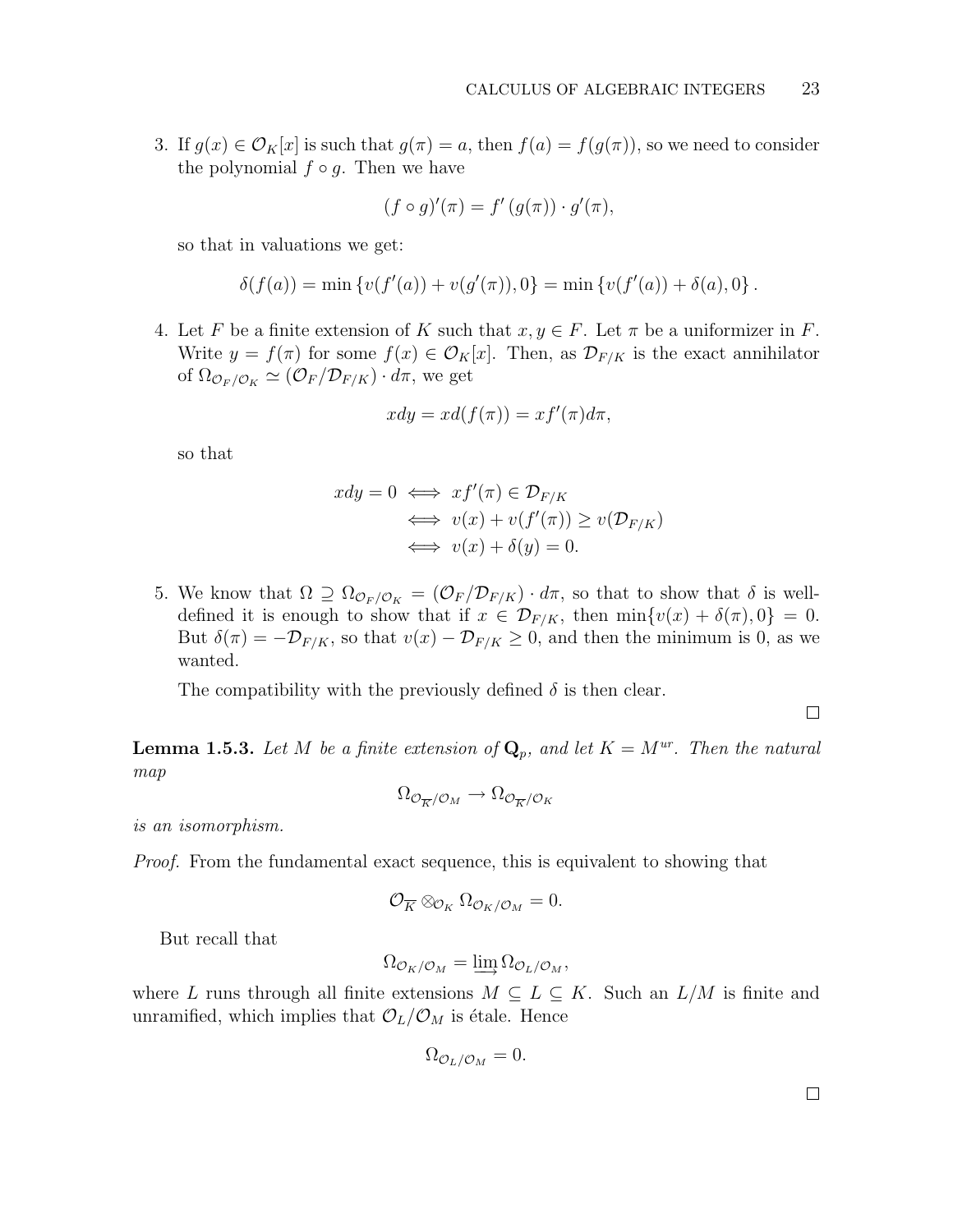3. If $g(x) \in \mathcal{O}_K[x]$ is such that $g(\pi) = a$, then $f(a) = f(g(\pi))$, so we need to consider the polynomial $f \circ g$. Then we have

$$(f \circ g)'(\pi) = f'(g(\pi)) \cdot g'(\pi),$$

so that in valuations we get:

$$\delta(f(a)) = \min\{v(f'(a)) + v(g'(\pi)), 0\} = \min\{v(f'(a)) + \delta(a), 0\}.$$

4. Let $F$ be a finite extension of $K$ such that $x, y \in F$. Let $\pi$ be a uniformizer in $F$. Write $y = f(\pi)$ for some $f(x) \in \mathcal{O}_K[x]$. Then, as $\mathcal{D}_{F/K}$ is the exact annihilator of $\Omega_{\mathcal{O}_F/\mathcal{O}_K} \simeq (\mathcal{O}_F/\mathcal{D}_{F/K}) \cdot d\pi$, we get

$$xdy = xd(f(\pi)) = xf'(\pi)d\pi,$$

so that

$$\begin{aligned} xdy = 0 &\iff xf'(\pi) \in \mathcal{D}_{F/K} \\ &\iff v(x) + v(f'(\pi)) \geq v(\mathcal{D}_{F/K}) \\ &\iff v(x) + \delta(y) = 0. \end{aligned}$$

5. We know that $\Omega \supseteq \Omega_{\mathcal{O}_F/\mathcal{O}_K} = (\mathcal{O}_F/\mathcal{D}_{F/K}) \cdot d\pi$, so that to show that $\delta$ is well-defined it is enough to show that if $x \in \mathcal{D}_{F/K}$, then $\min\{v(x) + \delta(\pi), 0\} = 0$. But $\delta(\pi) = -\mathcal{D}_{F/K}$, so that $v(x) - \mathcal{D}_{F/K} \geq 0$, and then the minimum is 0, as we wanted.

   The compatibility with the previously defined $\delta$ is then clear.

□

**Lemma 1.5.3.** *Let $M$ be a finite extension of $\mathbf{Q}_p$, and let $K = M^{ur}$. Then the natural map*

$$\Omega_{\mathcal{O}_{\overline{K}}/\mathcal{O}_M} \to \Omega_{\mathcal{O}_{\overline{K}}/\mathcal{O}_K}$$

*is an isomorphism.*

*Proof.* From the fundamental exact sequence, this is equivalent to showing that

$$\mathcal{O}_{\overline{K}} \otimes_{\mathcal{O}_K} \Omega_{\mathcal{O}_K/\mathcal{O}_M} = 0.$$

But recall that

$$\Omega_{\mathcal{O}_K/\mathcal{O}_M} = \varinjlim \Omega_{\mathcal{O}_L/\mathcal{O}_M},$$

where $L$ runs through all finite extensions $M \subseteq L \subseteq K$. Such an $L/M$ is finite and unramified, which implies that $\mathcal{O}_L/\mathcal{O}_M$ is étale. Hence

$$\Omega_{\mathcal{O}_L/\mathcal{O}_M} = 0.$$

□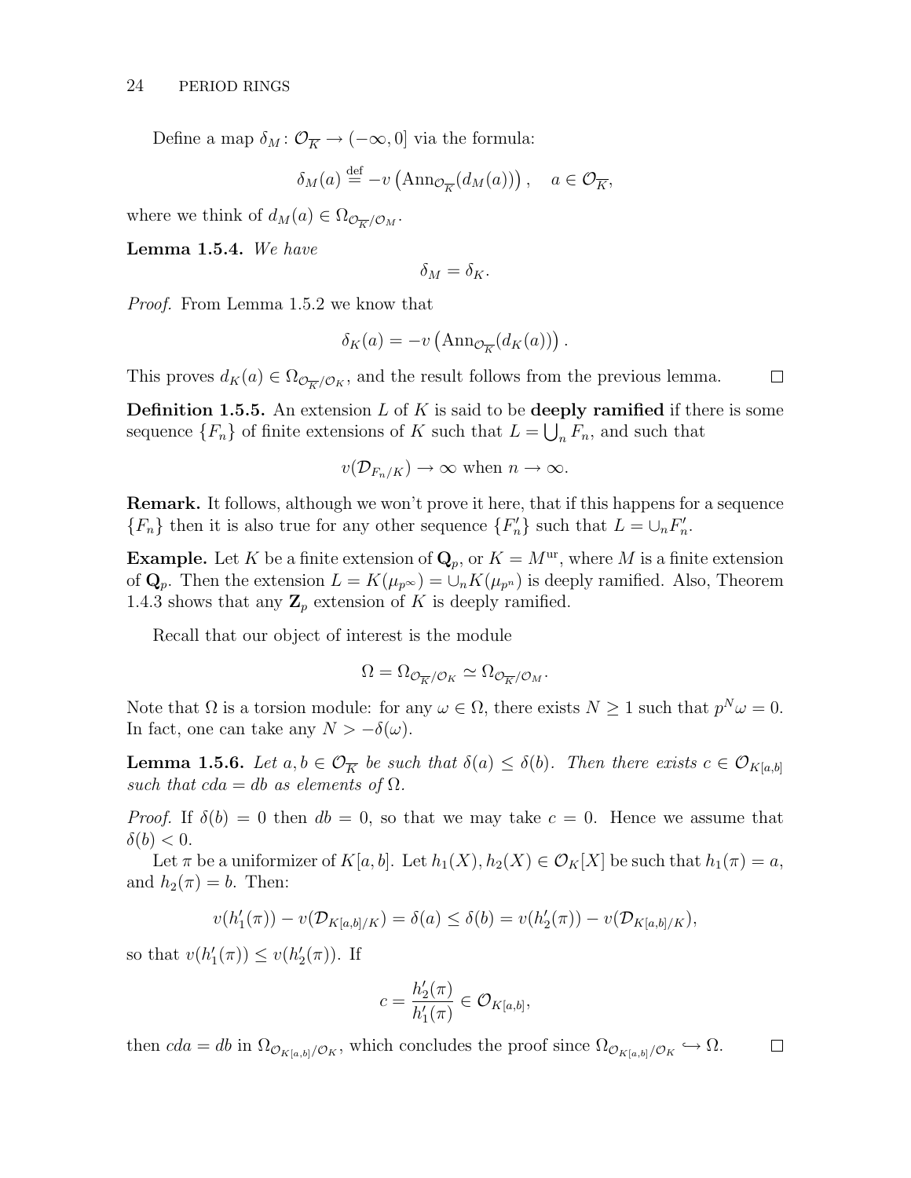Define a map $\delta_M \colon \mathcal{O}_{\overline{K}} \to (-\infty, 0]$ via the formula:

$$\delta_M(a) \overset{\text{def}}{=} -v\left(\mathrm{Ann}_{\mathcal{O}_{\overline{K}}}(d_M(a))\right), \quad a \in \mathcal{O}_{\overline{K}},$$

where we think of $d_M(a) \in \Omega_{\mathcal{O}_{\overline{K}}/\mathcal{O}_M}$.

**Lemma 1.5.4.** *We have*

$$\delta_M = \delta_K.$$

*Proof.* From Lemma 1.5.2 we know that

$$\delta_K(a) = -v\left(\mathrm{Ann}_{\mathcal{O}_{\overline{K}}}(d_K(a))\right).$$

This proves $d_K(a) \in \Omega_{\mathcal{O}_{\overline{K}}/\mathcal{O}_K}$, and the result follows from the previous lemma. $\square$

**Definition 1.5.5.** An extension $L$ of $K$ is said to be **deeply ramified** if there is some sequence $\{F_n\}$ of finite extensions of $K$ such that $L = \bigcup_n F_n$, and such that

$$v(\mathcal{D}_{F_n/K}) \to \infty \text{ when } n \to \infty.$$

**Remark.** It follows, although we won't prove it here, that if this happens for a sequence $\{F_n\}$ then it is also true for any other sequence $\{F'_n\}$ such that $L = \cup_n F'_n$.

**Example.** Let $K$ be a finite extension of $\mathbf{Q}_p$, or $K = M^{\mathrm{ur}}$, where $M$ is a finite extension of $\mathbf{Q}_p$. Then the extension $L = K(\mu_{p^\infty}) = \cup_n K(\mu_{p^n})$ is deeply ramified. Also, Theorem 1.4.3 shows that any $\mathbf{Z}_p$ extension of $K$ is deeply ramified.

Recall that our object of interest is the module

$$\Omega = \Omega_{\mathcal{O}_{\overline{K}}/\mathcal{O}_K} \simeq \Omega_{\mathcal{O}_{\overline{K}}/\mathcal{O}_M}.$$

Note that $\Omega$ is a torsion module: for any $\omega \in \Omega$, there exists $N \geq 1$ such that $p^N\omega = 0$. In fact, one can take any $N > -\delta(\omega)$.

**Lemma 1.5.6.** *Let $a, b \in \mathcal{O}_{\overline{K}}$ be such that $\delta(a) \leq \delta(b)$. Then there exists $c \in \mathcal{O}_{K[a,b]}$ such that $cda = db$ as elements of $\Omega$.*

*Proof.* If $\delta(b) = 0$ then $db = 0$, so that we may take $c = 0$. Hence we assume that $\delta(b) < 0$.

Let $\pi$ be a uniformizer of $K[a,b]$. Let $h_1(X), h_2(X) \in \mathcal{O}_K[X]$ be such that $h_1(\pi) = a$, and $h_2(\pi) = b$. Then:

$$v(h'_1(\pi)) - v(\mathcal{D}_{K[a,b]/K}) = \delta(a) \leq \delta(b) = v(h'_2(\pi)) - v(\mathcal{D}_{K[a,b]/K}),$$

so that $v(h'_1(\pi)) \leq v(h'_2(\pi))$. If

$$c = \frac{h'_2(\pi)}{h'_1(\pi)} \in \mathcal{O}_{K[a,b]},$$

then $cda = db$ in $\Omega_{\mathcal{O}_{K[a,b]}/\mathcal{O}_K}$, which concludes the proof since $\Omega_{\mathcal{O}_{K[a,b]}/\mathcal{O}_K} \hookrightarrow \Omega$. $\square$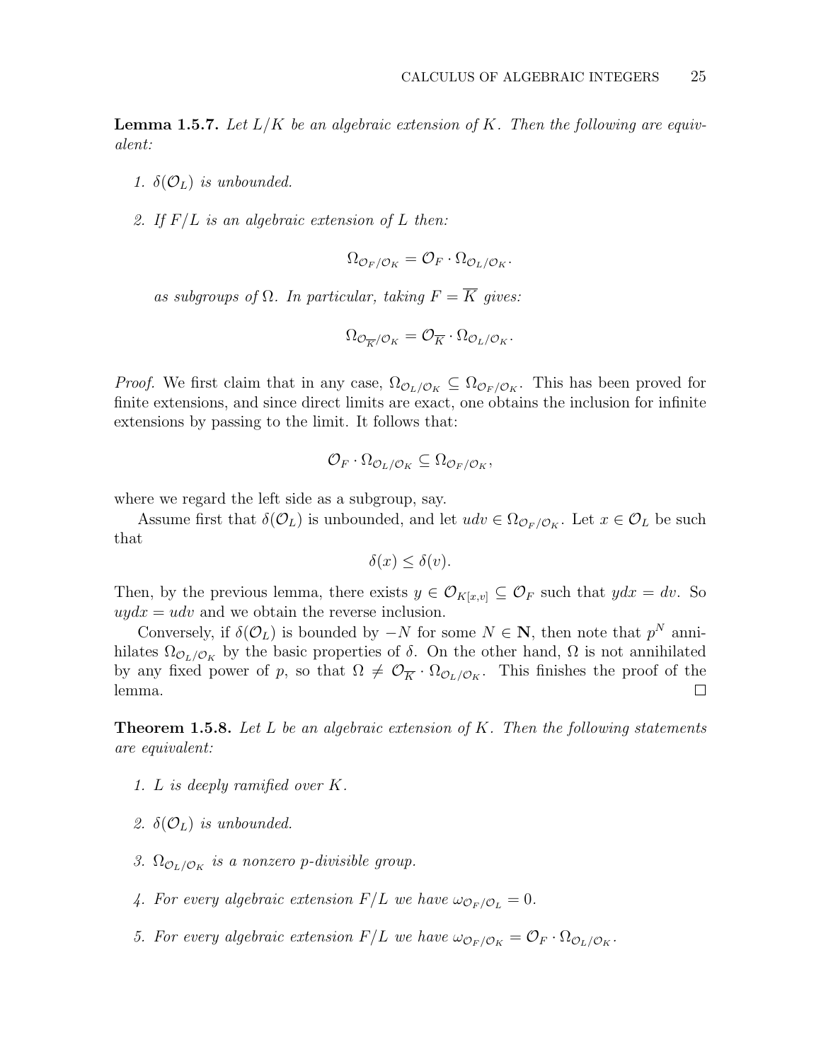**Lemma 1.5.7.** *Let $L/K$ be an algebraic extension of $K$. Then the following are equivalent:*

1. *$\delta(\mathcal{O}_L)$ is unbounded.*
2. *If $F/L$ is an algebraic extension of $L$ then:*

$$\Omega_{\mathcal{O}_F/\mathcal{O}_K} = \mathcal{O}_F \cdot \Omega_{\mathcal{O}_L/\mathcal{O}_K}.$$

*as subgroups of $\Omega$. In particular, taking $F = \overline{K}$ gives:*

$$\Omega_{\mathcal{O}_{\overline{K}}/\mathcal{O}_K} = \mathcal{O}_{\overline{K}} \cdot \Omega_{\mathcal{O}_L/\mathcal{O}_K}.$$

*Proof.* We first claim that in any case, $\Omega_{\mathcal{O}_L/\mathcal{O}_K} \subseteq \Omega_{\mathcal{O}_F/\mathcal{O}_K}$. This has been proved for finite extensions, and since direct limits are exact, one obtains the inclusion for infinite extensions by passing to the limit. It follows that:

$$\mathcal{O}_F \cdot \Omega_{\mathcal{O}_L/\mathcal{O}_K} \subseteq \Omega_{\mathcal{O}_F/\mathcal{O}_K},$$

where we regard the left side as a subgroup, say.

Assume first that $\delta(\mathcal{O}_L)$ is unbounded, and let $udv \in \Omega_{\mathcal{O}_F/\mathcal{O}_K}$. Let $x \in \mathcal{O}_L$ be such that

$$\delta(x) \leq \delta(v).$$

Then, by the previous lemma, there exists $y \in \mathcal{O}_{K[x,v]} \subseteq \mathcal{O}_F$ such that $ydx = dv$. So $uydx = udv$ and we obtain the reverse inclusion.

Conversely, if $\delta(\mathcal{O}_L)$ is bounded by $-N$ for some $N \in \mathbf{N}$, then note that $p^N$ annihilates $\Omega_{\mathcal{O}_L/\mathcal{O}_K}$ by the basic properties of $\delta$. On the other hand, $\Omega$ is not annihilated by any fixed power of $p$, so that $\Omega \neq \mathcal{O}_{\overline{K}} \cdot \Omega_{\mathcal{O}_L/\mathcal{O}_K}$. This finishes the proof of the lemma. $\square$

**Theorem 1.5.8.** *Let $L$ be an algebraic extension of $K$. Then the following statements are equivalent:*

1. *$L$ is deeply ramified over $K$.*
2. *$\delta(\mathcal{O}_L)$ is unbounded.*
3. *$\Omega_{\mathcal{O}_L/\mathcal{O}_K}$ is a nonzero $p$-divisible group.*
4. *For every algebraic extension $F/L$ we have $\omega_{\mathcal{O}_F/\mathcal{O}_L} = 0$.*
5. *For every algebraic extension $F/L$ we have $\omega_{\mathcal{O}_F/\mathcal{O}_K} = \mathcal{O}_F \cdot \Omega_{\mathcal{O}_L/\mathcal{O}_K}$.*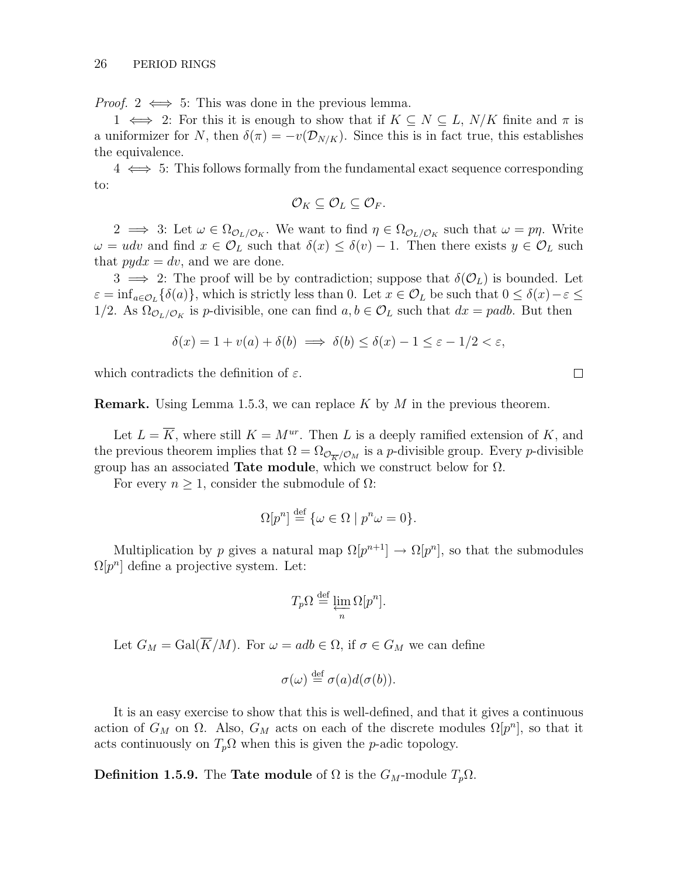*Proof.* $2 \iff 5$: This was done in the previous lemma.

$1 \iff 2$: For this it is enough to show that if $K \subseteq N \subseteq L$, $N/K$ finite and $\pi$ is a uniformizer for $N$, then $\delta(\pi) = -v(\mathcal{D}_{N/K})$. Since this is in fact true, this establishes the equivalence.

$4 \iff 5$: This follows formally from the fundamental exact sequence corresponding to:

$$\mathcal{O}_K \subseteq \mathcal{O}_L \subseteq \mathcal{O}_F.$$

$2 \implies 3$: Let $\omega \in \Omega_{\mathcal{O}_L/\mathcal{O}_K}$. We want to find $\eta \in \Omega_{\mathcal{O}_L/\mathcal{O}_K}$ such that $\omega = p\eta$. Write $\omega = udv$ and find $x \in \mathcal{O}_L$ such that $\delta(x) \leq \delta(v) - 1$. Then there exists $y \in \mathcal{O}_L$ such that $pydx = dv$, and we are done.

$3 \implies 2$: The proof will be by contradiction; suppose that $\delta(\mathcal{O}_L)$ is bounded. Let $\varepsilon = \inf_{a \in \mathcal{O}_L}\{\delta(a)\}$, which is strictly less than 0. Let $x \in \mathcal{O}_L$ be such that $0 \leq \delta(x) - \varepsilon \leq 1/2$. As $\Omega_{\mathcal{O}_L/\mathcal{O}_K}$ is $p$-divisible, one can find $a, b \in \mathcal{O}_L$ such that $dx = padb$. But then

$$\delta(x) = 1 + v(a) + \delta(b) \implies \delta(b) \leq \delta(x) - 1 \leq \varepsilon - 1/2 < \varepsilon,$$

which contradicts the definition of $\varepsilon$. $\square$

**Remark.** Using Lemma 1.5.3, we can replace $K$ by $M$ in the previous theorem.

Let $L = \overline{K}$, where still $K = M^{ur}$. Then $L$ is a deeply ramified extension of $K$, and the previous theorem implies that $\Omega = \Omega_{\mathcal{O}_{\overline{K}}/\mathcal{O}_M}$ is a $p$-divisible group. Every $p$-divisible group has an associated **Tate module**, which we construct below for $\Omega$.

For every $n \geq 1$, consider the submodule of $\Omega$:

$$\Omega[p^n] \stackrel{\text{def}}{=} \{\omega \in \Omega \mid p^n\omega = 0\}.$$

Multiplication by $p$ gives a natural map $\Omega[p^{n+1}] \to \Omega[p^n]$, so that the submodules $\Omega[p^n]$ define a projective system. Let:

$$T_p\Omega \stackrel{\text{def}}{=} \varprojlim_n \Omega[p^n].$$

Let $G_M = \mathrm{Gal}(\overline{K}/M)$. For $\omega = adb \in \Omega$, if $\sigma \in G_M$ we can define

$$\sigma(\omega) \stackrel{\text{def}}{=} \sigma(a)d(\sigma(b)).$$

It is an easy exercise to show that this is well-defined, and that it gives a continuous action of $G_M$ on $\Omega$. Also, $G_M$ acts on each of the discrete modules $\Omega[p^n]$, so that it acts continuously on $T_p\Omega$ when this is given the $p$-adic topology.

**Definition 1.5.9.** The **Tate module** of $\Omega$ is the $G_M$-module $T_p\Omega$.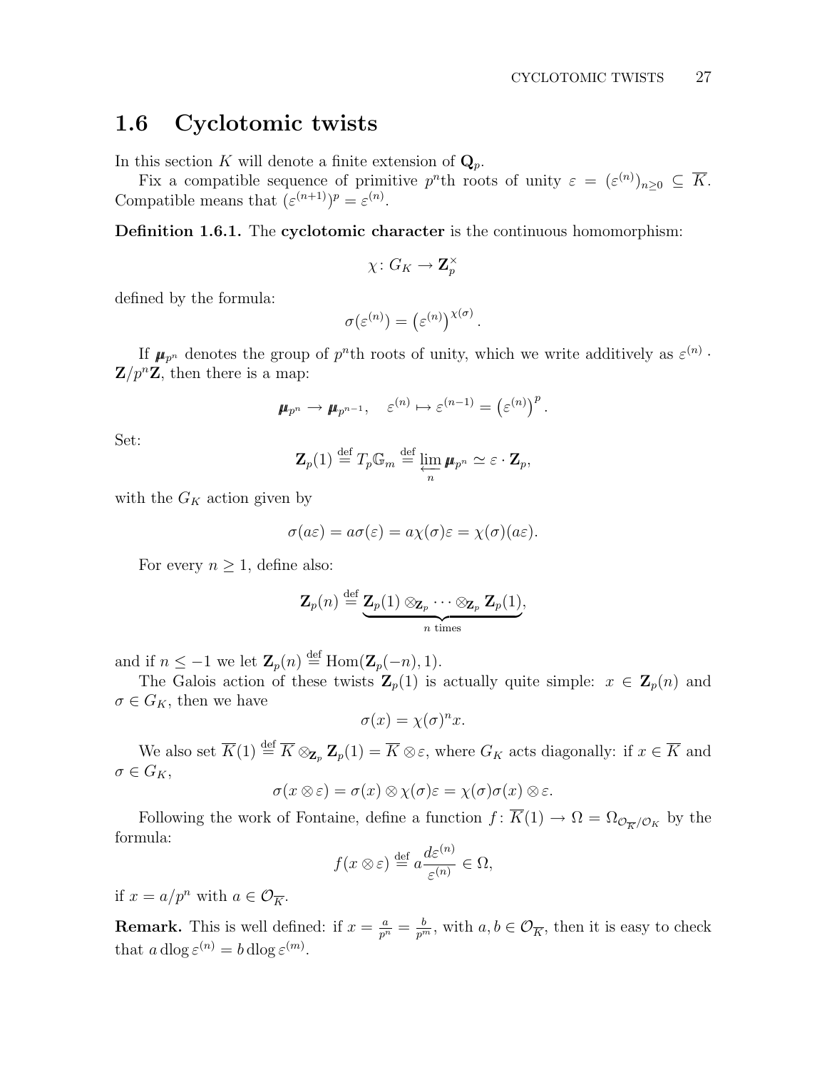## 1.6 Cyclotomic twists

In this section $K$ will denote a finite extension of $\mathbf{Q}_p$.

Fix a compatible sequence of primitive $p^n$th roots of unity $\varepsilon = (\varepsilon^{(n)})_{n\geq 0} \subseteq \overline{K}$. Compatible means that $(\varepsilon^{(n+1)})^p = \varepsilon^{(n)}$.

**Definition 1.6.1.** The **cyclotomic character** is the continuous homomorphism:

$$\chi \colon G_K \to \mathbf{Z}_p^\times$$

defined by the formula:

$$\sigma(\varepsilon^{(n)}) = \left(\varepsilon^{(n)}\right)^{\chi(\sigma)}.$$

If $\boldsymbol{\mu}_{p^n}$ denotes the group of $p^n$th roots of unity, which we write additively as $\varepsilon^{(n)} \cdot \mathbf{Z}/p^n\mathbf{Z}$, then there is a map:

$$\boldsymbol{\mu}_{p^n} \to \boldsymbol{\mu}_{p^{n-1}}, \quad \varepsilon^{(n)} \mapsto \varepsilon^{(n-1)} = \left(\varepsilon^{(n)}\right)^p.$$

Set:

$$\mathbf{Z}_p(1) \stackrel{\text{def}}{=} T_p\mathbb{G}_m \stackrel{\text{def}}{=} \varprojlim_n \boldsymbol{\mu}_{p^n} \simeq \varepsilon \cdot \mathbf{Z}_p,$$

with the $G_K$ action given by

$$\sigma(a\varepsilon) = a\sigma(\varepsilon) = a\chi(\sigma)\varepsilon = \chi(\sigma)(a\varepsilon).$$

For every $n \geq 1$, define also:

$$\mathbf{Z}_p(n) \stackrel{\text{def}}{=} \underbrace{\mathbf{Z}_p(1) \otimes_{\mathbf{Z}_p} \cdots \otimes_{\mathbf{Z}_p} \mathbf{Z}_p(1)}_{n \text{ times}},$$

and if $n \leq -1$ we let $\mathbf{Z}_p(n) \stackrel{\text{def}}{=} \operatorname{Hom}(\mathbf{Z}_p(-n), 1)$.

The Galois action of these twists $\mathbf{Z}_p(1)$ is actually quite simple: $x \in \mathbf{Z}_p(n)$ and $\sigma \in G_K$, then we have

$$\sigma(x) = \chi(\sigma)^n x.$$

We also set $\overline{K}(1) \stackrel{\text{def}}{=} \overline{K} \otimes_{\mathbf{Z}_p} \mathbf{Z}_p(1) = \overline{K} \otimes \varepsilon$, where $G_K$ acts diagonally: if $x \in \overline{K}$ and $\sigma \in G_K$,

$$\sigma(x \otimes \varepsilon) = \sigma(x) \otimes \chi(\sigma)\varepsilon = \chi(\sigma)\sigma(x) \otimes \varepsilon.$$

Following the work of Fontaine, define a function $f \colon \overline{K}(1) \to \Omega = \Omega_{\mathcal{O}_{\overline{K}}/\mathcal{O}_K}$ by the formula:

$$f(x \otimes \varepsilon) \stackrel{\text{def}}{=} a\frac{d\varepsilon^{(n)}}{\varepsilon^{(n)}} \in \Omega,$$

if $x = a/p^n$ with $a \in \mathcal{O}_{\overline{K}}$.

**Remark.** This is well defined: if $x = \frac{a}{p^n} = \frac{b}{p^m}$, with $a, b \in \mathcal{O}_{\overline{K}}$, then it is easy to check that $a \operatorname{dlog} \varepsilon^{(n)} = b \operatorname{dlog} \varepsilon^{(m)}$.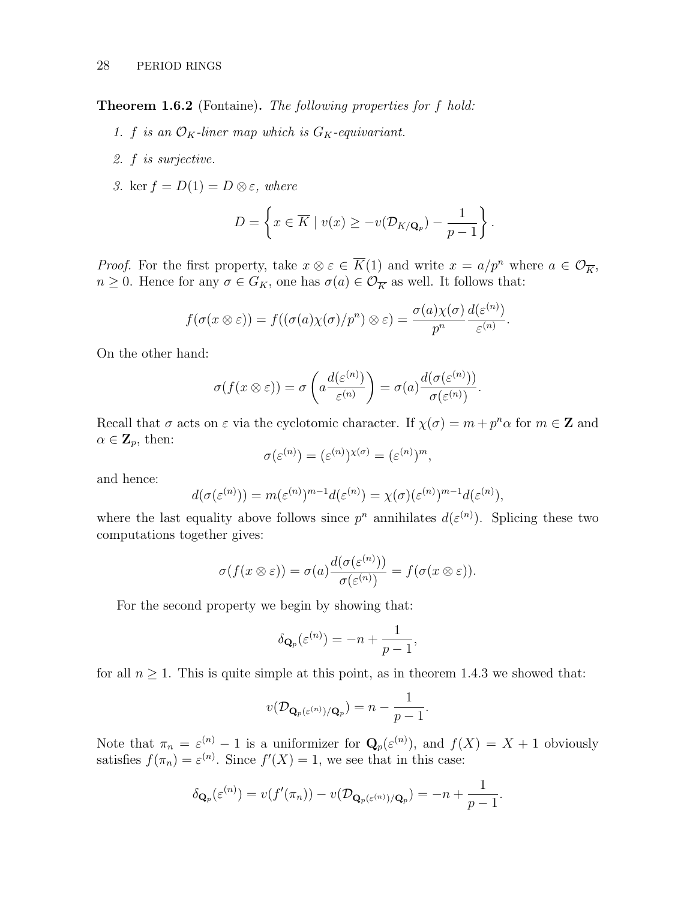**Theorem 1.6.2** (Fontaine)**.** *The following properties for $f$ hold:*

1. *$f$ is an $\mathcal{O}_K$-liner map which is $G_K$-equivariant.*
2. *$f$ is surjective.*
3. *$\ker f = D(1) = D \otimes \varepsilon$, where*

$$D = \left\{ x \in \overline{K} \mid v(x) \geq -v(\mathcal{D}_{K/\mathbf{Q}_p}) - \frac{1}{p-1} \right\}.$$

*Proof.* For the first property, take $x \otimes \varepsilon \in \overline{K}(1)$ and write $x = a/p^n$ where $a \in \mathcal{O}_{\overline{K}}$, $n \geq 0$. Hence for any $\sigma \in G_K$, one has $\sigma(a) \in \mathcal{O}_{\overline{K}}$ as well. It follows that:

$$f(\sigma(x \otimes \varepsilon)) = f((\sigma(a)\chi(\sigma)/p^n) \otimes \varepsilon) = \frac{\sigma(a)\chi(\sigma)}{p^n} \frac{d(\varepsilon^{(n)})}{\varepsilon^{(n)}}.$$

On the other hand:

$$\sigma(f(x \otimes \varepsilon)) = \sigma\left( a \frac{d(\varepsilon^{(n)})}{\varepsilon^{(n)}} \right) = \sigma(a) \frac{d(\sigma(\varepsilon^{(n)}))}{\sigma(\varepsilon^{(n)})}.$$

Recall that $\sigma$ acts on $\varepsilon$ via the cyclotomic character. If $\chi(\sigma) = m + p^n\alpha$ for $m \in \mathbf{Z}$ and $\alpha \in \mathbf{Z}_p$, then:

$$\sigma(\varepsilon^{(n)}) = (\varepsilon^{(n)})^{\chi(\sigma)} = (\varepsilon^{(n)})^m,$$

and hence:

$$d(\sigma(\varepsilon^{(n)})) = m(\varepsilon^{(n)})^{m-1} d(\varepsilon^{(n)}) = \chi(\sigma)(\varepsilon^{(n)})^{m-1} d(\varepsilon^{(n)}),$$

where the last equality above follows since $p^n$ annihilates $d(\varepsilon^{(n)})$. Splicing these two computations together gives:

$$\sigma(f(x \otimes \varepsilon)) = \sigma(a) \frac{d(\sigma(\varepsilon^{(n)}))}{\sigma(\varepsilon^{(n)})} = f(\sigma(x \otimes \varepsilon)).$$

For the second property we begin by showing that:

$$\delta_{\mathbf{Q}_p}(\varepsilon^{(n)}) = -n + \frac{1}{p-1},$$

for all $n \geq 1$. This is quite simple at this point, as in theorem 1.4.3 we showed that:

$$v(\mathcal{D}_{\mathbf{Q}_p(\varepsilon^{(n)})/\mathbf{Q}_p}) = n - \frac{1}{p-1}.$$

Note that $\pi_n = \varepsilon^{(n)} - 1$ is a uniformizer for $\mathbf{Q}_p(\varepsilon^{(n)})$, and $f(X) = X + 1$ obviously satisfies $f(\pi_n) = \varepsilon^{(n)}$. Since $f'(X) = 1$, we see that in this case:

$$\delta_{\mathbf{Q}_p}(\varepsilon^{(n)}) = v(f'(\pi_n)) - v(\mathcal{D}_{\mathbf{Q}_p(\varepsilon^{(n)})/\mathbf{Q}_p}) = -n + \frac{1}{p-1}.$$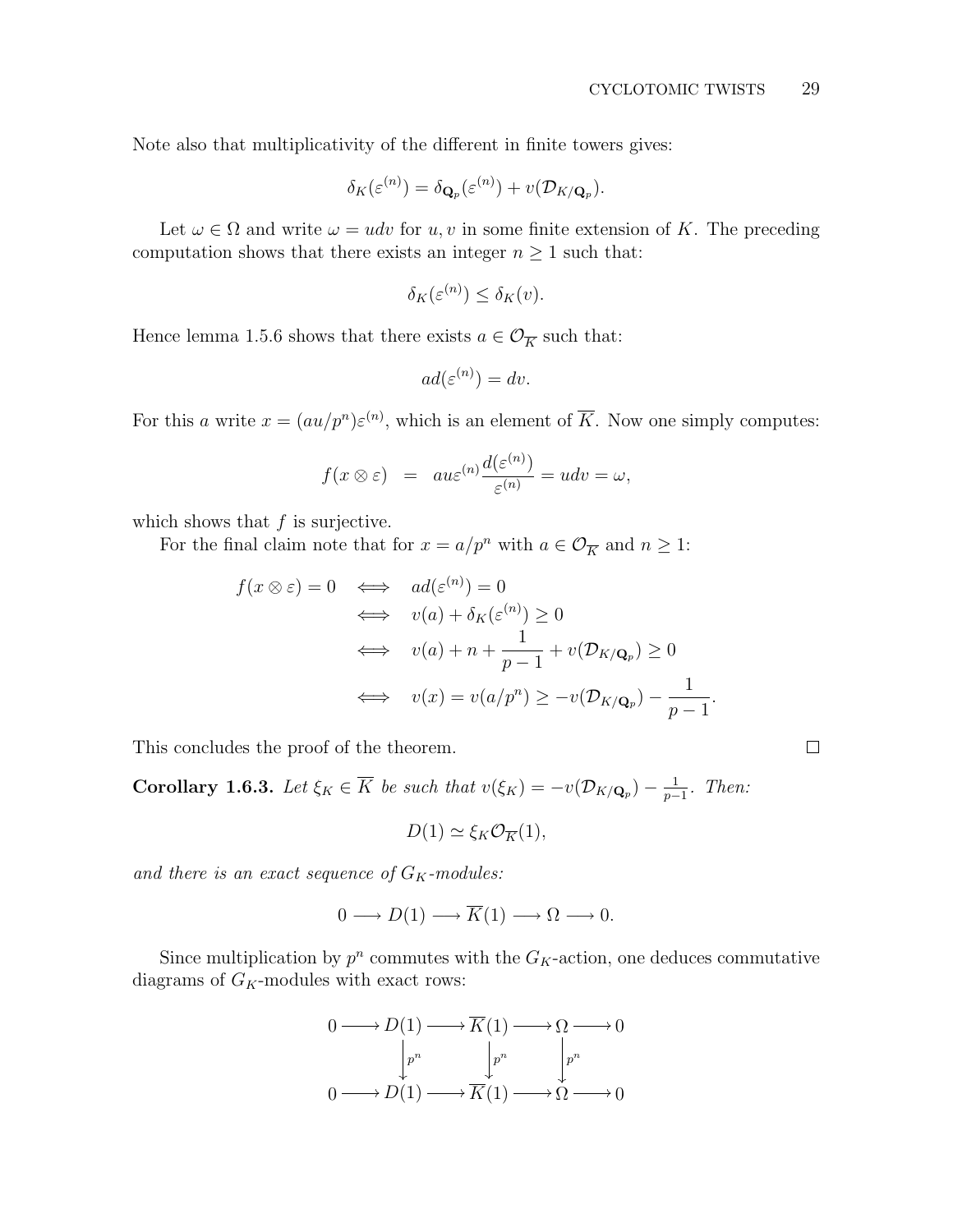Note also that multiplicativity of the different in finite towers gives:

$$\delta_K(\varepsilon^{(n)}) = \delta_{\mathbf{Q}_p}(\varepsilon^{(n)}) + v(\mathcal{D}_{K/\mathbf{Q}_p}).$$

Let $\omega \in \Omega$ and write $\omega = udv$ for $u, v$ in some finite extension of $K$. The preceding computation shows that there exists an integer $n \geq 1$ such that:

$$\delta_K(\varepsilon^{(n)}) \leq \delta_K(v).$$

Hence lemma 1.5.6 shows that there exists $a \in \mathcal{O}_{\overline{K}}$ such that:

$$ad(\varepsilon^{(n)}) = dv.$$

For this $a$ write $x = (au/p^n)\varepsilon^{(n)}$, which is an element of $\overline{K}$. Now one simply computes:

$$f(x \otimes \varepsilon) \;\; = \;\; au\varepsilon^{(n)} \frac{d(\varepsilon^{(n)})}{\varepsilon^{(n)}} = udv = \omega,$$

which shows that $f$ is surjective.

For the final claim note that for $x = a/p^n$ with $a \in \mathcal{O}_{\overline{K}}$ and $n \geq 1$:

$$\begin{aligned} f(x \otimes \varepsilon) = 0 \quad &\iff \quad ad(\varepsilon^{(n)}) = 0 \\ &\iff \quad v(a) + \delta_K(\varepsilon^{(n)}) \geq 0 \\ &\iff \quad v(a) + n + \frac{1}{p-1} + v(\mathcal{D}_{K/\mathbf{Q}_p}) \geq 0 \\ &\iff \quad v(x) = v(a/p^n) \geq -v(\mathcal{D}_{K/\mathbf{Q}_p}) - \frac{1}{p-1}. \end{aligned}$$

This concludes the proof of the theorem. $\square$

**Corollary 1.6.3.** *Let $\xi_K \in \overline{K}$ be such that $v(\xi_K) = -v(\mathcal{D}_{K/\mathbf{Q}_p}) - \frac{1}{p-1}$. Then:*

$$D(1) \simeq \xi_K \mathcal{O}_{\overline{K}}(1),$$

*and there is an exact sequence of $G_K$-modules:*

$$0 \longrightarrow D(1) \longrightarrow \overline{K}(1) \longrightarrow \Omega \longrightarrow 0.$$

Since multiplication by $p^n$ commutes with the $G_K$-action, one deduces commutative diagrams of $G_K$-modules with exact rows:

$$\begin{array}{ccccccccc} 0 & \longrightarrow & D(1) & \longrightarrow & \overline{K}(1) & \longrightarrow & \Omega & \longrightarrow & 0 \\ & & \downarrow{\scriptstyle p^n} & & \downarrow{\scriptstyle p^n} & & \downarrow{\scriptstyle p^n} & & \\ 0 & \longrightarrow & D(1) & \longrightarrow & \overline{K}(1) & \longrightarrow & \Omega & \longrightarrow & 0 \end{array}$$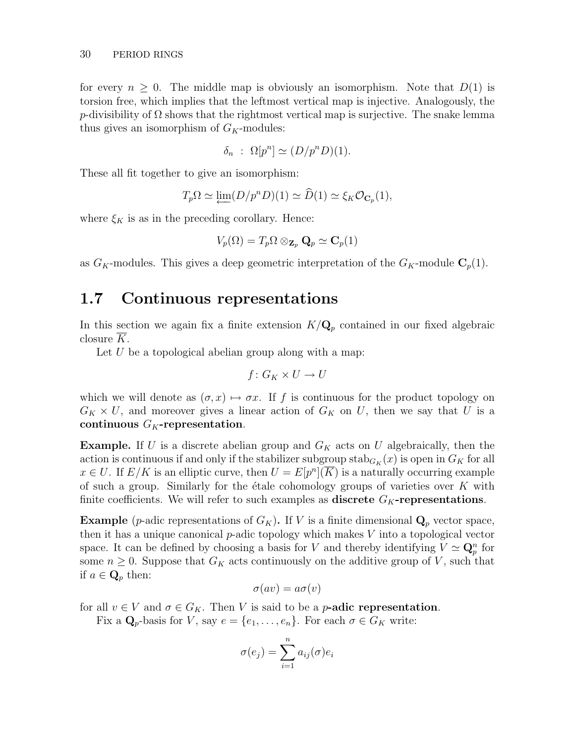for every $n \geq 0$. The middle map is obviously an isomorphism. Note that $D(1)$ is torsion free, which implies that the leftmost vertical map is injective. Analogously, the $p$-divisibility of $\Omega$ shows that the rightmost vertical map is surjective. The snake lemma thus gives an isomorphism of $G_K$-modules:

$$\delta_n \ : \ \Omega[p^n] \simeq (D/p^n D)(1).$$

These all fit together to give an isomorphism:

$$T_p\Omega \simeq \varprojlim (D/p^n D)(1) \simeq \widehat{D}(1) \simeq \xi_K \mathcal{O}_{\mathbf{C}_p}(1),$$

where $\xi_K$ is as in the preceding corollary. Hence:

$$V_p(\Omega) = T_p\Omega \otimes_{\mathbf{Z}_p} \mathbf{Q}_p \simeq \mathbf{C}_p(1)$$

as $G_K$-modules. This gives a deep geometric interpretation of the $G_K$-module $\mathbf{C}_p(1)$.

## 1.7 Continuous representations

In this section we again fix a finite extension $K/\mathbf{Q}_p$ contained in our fixed algebraic closure $\overline{K}$.

Let $U$ be a topological abelian group along with a map:

$$f \colon G_K \times U \to U$$

which we will denote as $(\sigma, x) \mapsto \sigma x$. If $f$ is continuous for the product topology on $G_K \times U$, and moreover gives a linear action of $G_K$ on $U$, then we say that $U$ is a **continuous $G_K$-representation**.

**Example.** If $U$ is a discrete abelian group and $G_K$ acts on $U$ algebraically, then the action is continuous if and only if the stabilizer subgroup $\mathrm{stab}_{G_K}(x)$ is open in $G_K$ for all $x \in U$. If $E/K$ is an elliptic curve, then $U = E[p^n](\overline{K})$ is a naturally occurring example of such a group. Similarly for the étale cohomology groups of varieties over $K$ with finite coefficients. We will refer to such examples as **discrete $G_K$-representations**.

**Example** ($p$-adic representations of $G_K$)**.** If $V$ is a finite dimensional $\mathbf{Q}_p$ vector space, then it has a unique canonical $p$-adic topology which makes $V$ into a topological vector space. It can be defined by choosing a basis for $V$ and thereby identifying $V \simeq \mathbf{Q}_p^n$ for some $n \geq 0$. Suppose that $G_K$ acts continuously on the additive group of $V$, such that if $a \in \mathbf{Q}_p$ then:

$$\sigma(av) = a\sigma(v)$$

for all $v \in V$ and $\sigma \in G_K$. Then $V$ is said to be a **$p$-adic representation**.

Fix a $\mathbf{Q}_p$-basis for $V$, say $e = \{e_1, \ldots, e_n\}$. For each $\sigma \in G_K$ write:

$$\sigma(e_j) = \sum_{i=1}^{n} a_{ij}(\sigma) e_i$$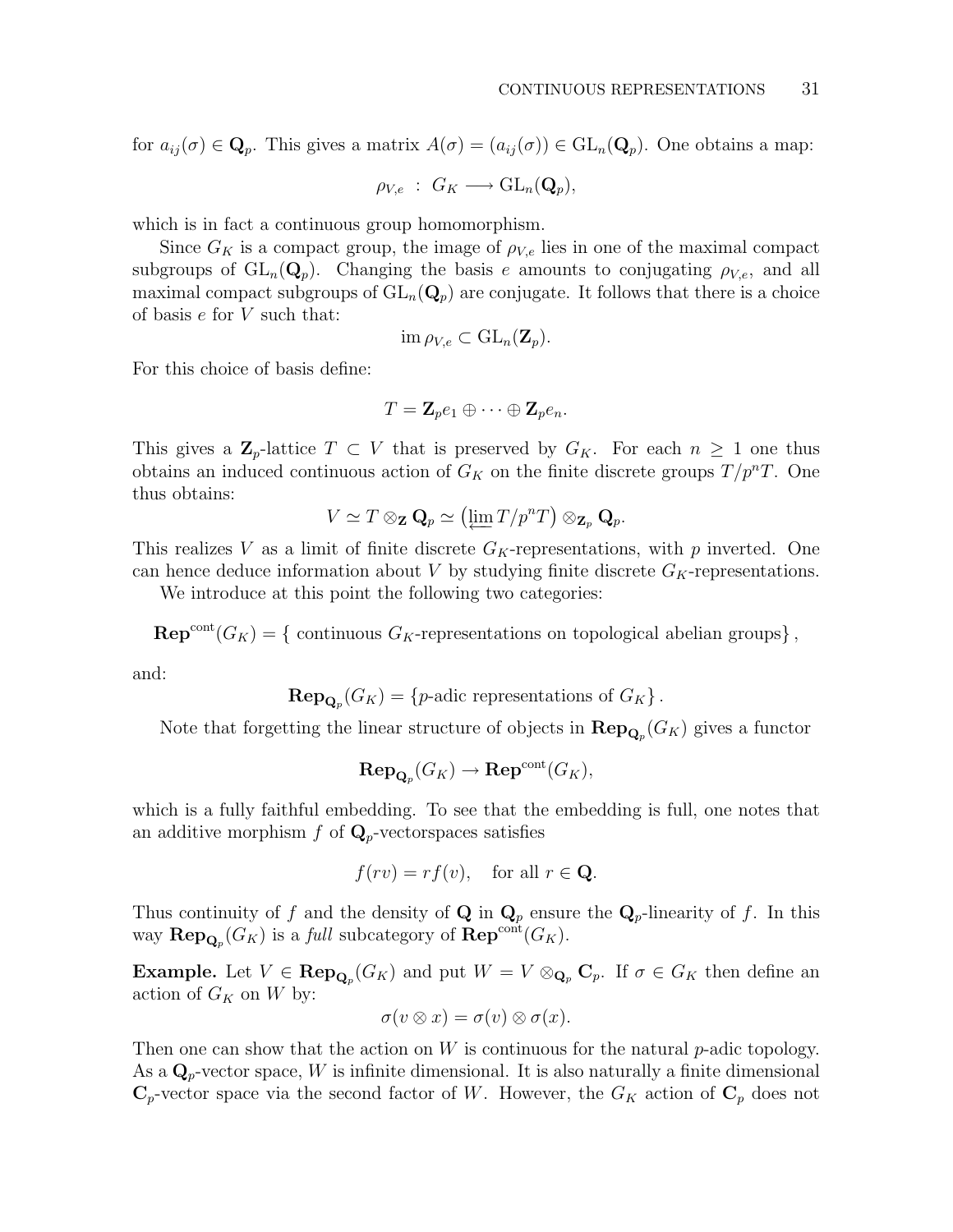for $a_{ij}(\sigma) \in \mathbf{Q}_p$. This gives a matrix $A(\sigma) = (a_{ij}(\sigma)) \in \mathrm{GL}_n(\mathbf{Q}_p)$. One obtains a map:

$$\rho_{V,e} \ : \ G_K \longrightarrow \mathrm{GL}_n(\mathbf{Q}_p),$$

which is in fact a continuous group homomorphism.

Since $G_K$ is a compact group, the image of $\rho_{V,e}$ lies in one of the maximal compact subgroups of $\mathrm{GL}_n(\mathbf{Q}_p)$. Changing the basis $e$ amounts to conjugating $\rho_{V,e}$, and all maximal compact subgroups of $\mathrm{GL}_n(\mathbf{Q}_p)$ are conjugate. It follows that there is a choice of basis $e$ for $V$ such that:

$$\mathrm{im}\, \rho_{V,e} \subset \mathrm{GL}_n(\mathbf{Z}_p).$$

For this choice of basis define:

$$T = \mathbf{Z}_p e_1 \oplus \cdots \oplus \mathbf{Z}_p e_n.$$

This gives a $\mathbf{Z}_p$-lattice $T \subset V$ that is preserved by $G_K$. For each $n \geq 1$ one thus obtains an induced continuous action of $G_K$ on the finite discrete groups $T/p^nT$. One thus obtains:

$$V \simeq T \otimes_{\mathbf{Z}} \mathbf{Q}_p \simeq \left( \varprojlim T/p^nT \right) \otimes_{\mathbf{Z}_p} \mathbf{Q}_p.$$

This realizes $V$ as a limit of finite discrete $G_K$-representations, with $p$ inverted. One can hence deduce information about $V$ by studying finite discrete $G_K$-representations.

We introduce at this point the following two categories:

$$\mathbf{Rep}^{\mathrm{cont}}(G_K) = \{ \text{ continuous } G_K\text{-representations on topological abelian groups} \},$$

and:

$$\mathbf{Rep}_{\mathbf{Q}_p}(G_K) = \{ p\text{-adic representations of } G_K \}.$$

Note that forgetting the linear structure of objects in $\mathbf{Rep}_{\mathbf{Q}_p}(G_K)$ gives a functor

$$\mathbf{Rep}_{\mathbf{Q}_p}(G_K) \to \mathbf{Rep}^{\mathrm{cont}}(G_K),$$

which is a fully faithful embedding. To see that the embedding is full, one notes that an additive morphism $f$ of $\mathbf{Q}_p$-vectorspaces satisfies

$$f(rv) = rf(v), \quad \text{for all } r \in \mathbf{Q}.$$

Thus continuity of $f$ and the density of $\mathbf{Q}$ in $\mathbf{Q}_p$ ensure the $\mathbf{Q}_p$-linearity of $f$. In this way $\mathbf{Rep}_{\mathbf{Q}_p}(G_K)$ is a *full* subcategory of $\mathbf{Rep}^{\mathrm{cont}}(G_K)$.

**Example.** Let $V \in \mathbf{Rep}_{\mathbf{Q}_p}(G_K)$ and put $W = V \otimes_{\mathbf{Q}_p} \mathbf{C}_p$. If $\sigma \in G_K$ then define an action of $G_K$ on $W$ by:

$$\sigma(v \otimes x) = \sigma(v) \otimes \sigma(x).$$

Then one can show that the action on $W$ is continuous for the natural $p$-adic topology. As a $\mathbf{Q}_p$-vector space, $W$ is infinite dimensional. It is also naturally a finite dimensional $\mathbf{C}_p$-vector space via the second factor of $W$. However, the $G_K$ action of $\mathbf{C}_p$ does not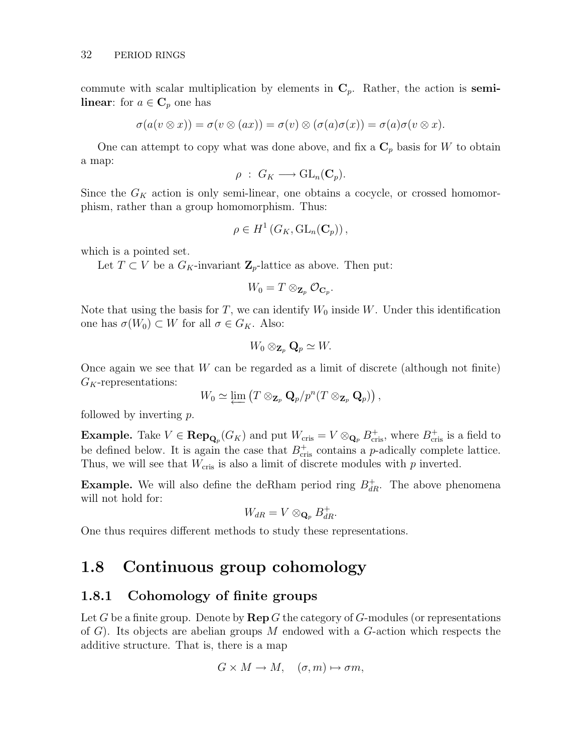commute with scalar multiplication by elements in $\mathbf{C}_p$. Rather, the action is **semi-linear**: for $a \in \mathbf{C}_p$ one has

$$\sigma(a(v \otimes x)) = \sigma(v \otimes (ax)) = \sigma(v) \otimes (\sigma(a)\sigma(x)) = \sigma(a)\sigma(v \otimes x).$$

One can attempt to copy what was done above, and fix a $\mathbf{C}_p$ basis for $W$ to obtain a map:

$$\rho \ : \ G_K \longrightarrow \mathrm{GL}_n(\mathbf{C}_p).$$

Since the $G_K$ action is only semi-linear, one obtains a cocycle, or crossed homomorphism, rather than a group homomorphism. Thus:

$$\rho \in H^1\left(G_K, \mathrm{GL}_n(\mathbf{C}_p)\right),$$

which is a pointed set.

Let $T \subset V$ be a $G_K$-invariant $\mathbf{Z}_p$-lattice as above. Then put:

$$W_0 = T \otimes_{\mathbf{Z}_p} \mathcal{O}_{\mathbf{C}_p}.$$

Note that using the basis for $T$, we can identify $W_0$ inside $W$. Under this identification one has $\sigma(W_0) \subset W$ for all $\sigma \in G_K$. Also:

$$W_0 \otimes_{\mathbf{Z}_p} \mathbf{Q}_p \simeq W.$$

Once again we see that $W$ can be regarded as a limit of discrete (although not finite) $G_K$-representations:

$$W_0 \simeq \varprojlim \left(T \otimes_{\mathbf{Z}_p} \mathbf{Q}_p / p^n (T \otimes_{\mathbf{Z}_p} \mathbf{Q}_p)\right),$$

followed by inverting $p$.

**Example.** Take $V \in \mathbf{Rep}_{\mathbf{Q}_p}(G_K)$ and put $W_{\mathrm{cris}} = V \otimes_{\mathbf{Q}_p} B^+_{\mathrm{cris}}$, where $B^+_{\mathrm{cris}}$ is a field to be defined below. It is again the case that $B^+_{\mathrm{cris}}$ contains a $p$-adically complete lattice. Thus, we will see that $W_{\mathrm{cris}}$ is also a limit of discrete modules with $p$ inverted.

**Example.** We will also define the deRham period ring $B^+_{dR}$. The above phenomena will not hold for:

$$W_{dR} = V \otimes_{\mathbf{Q}_p} B^+_{dR}.$$

One thus requires different methods to study these representations.

## 1.8 Continuous group cohomology

### 1.8.1 Cohomology of finite groups

Let $G$ be a finite group. Denote by $\mathbf{Rep}\, G$ the category of $G$-modules (or representations of $G$). Its objects are abelian groups $M$ endowed with a $G$-action which respects the additive structure. That is, there is a map

$$G \times M \to M, \quad (\sigma, m) \mapsto \sigma m,$$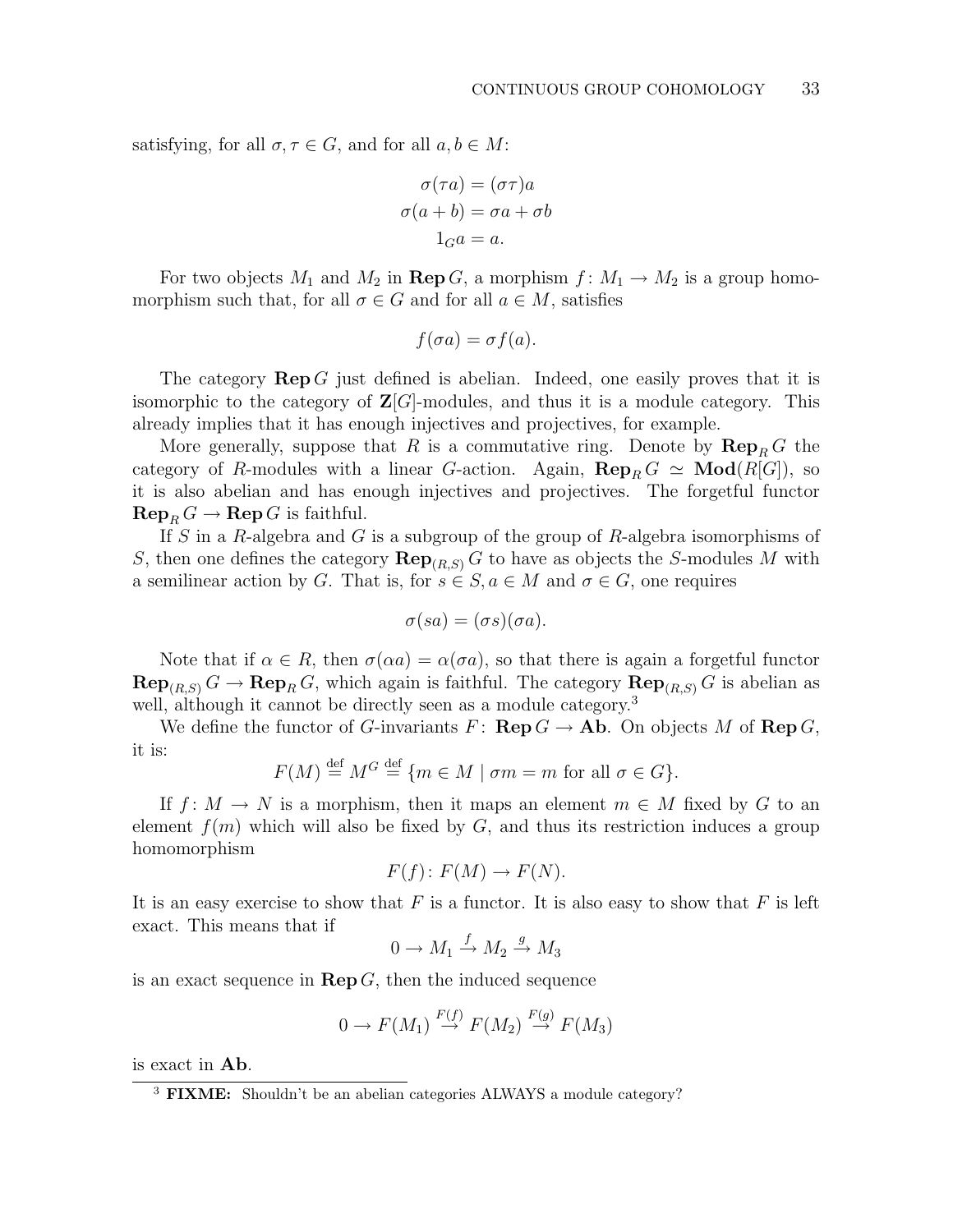satisfying, for all $\sigma, \tau \in G$, and for all $a, b \in M$:

$$\sigma(\tau a) = (\sigma\tau)a$$
$$\sigma(a + b) = \sigma a + \sigma b$$
$$1_G a = a.$$

For two objects $M_1$ and $M_2$ in $\mathbf{Rep}\, G$, a morphism $f\colon M_1 \to M_2$ is a group homomorphism such that, for all $\sigma \in G$ and for all $a \in M$, satisfies

$$f(\sigma a) = \sigma f(a).$$

The category $\mathbf{Rep}\, G$ just defined is abelian. Indeed, one easily proves that it is isomorphic to the category of $\mathbf{Z}[G]$-modules, and thus it is a module category. This already implies that it has enough injectives and projectives, for example.

More generally, suppose that $R$ is a commutative ring. Denote by $\mathbf{Rep}_R\, G$ the category of $R$-modules with a linear $G$-action. Again, $\mathbf{Rep}_R\, G \simeq \mathbf{Mod}(R[G])$, so it is also abelian and has enough injectives and projectives. The forgetful functor $\mathbf{Rep}_R\, G \to \mathbf{Rep}\, G$ is faithful.

If $S$ in a $R$-algebra and $G$ is a subgroup of the group of $R$-algebra isomorphisms of $S$, then one defines the category $\mathbf{Rep}_{(R,S)}\, G$ to have as objects the $S$-modules $M$ with a semilinear action by $G$. That is, for $s \in S, a \in M$ and $\sigma \in G$, one requires

$$\sigma(sa) = (\sigma s)(\sigma a).$$

Note that if $\alpha \in R$, then $\sigma(\alpha a) = \alpha(\sigma a)$, so that there is again a forgetful functor $\mathbf{Rep}_{(R,S)}\, G \to \mathbf{Rep}_R\, G$, which again is faithful. The category $\mathbf{Rep}_{(R,S)}\, G$ is abelian as well, although it cannot be directly seen as a module category.[3]

We define the functor of $G$-invariants $F\colon \mathbf{Rep}\, G \to \mathbf{Ab}$. On objects $M$ of $\mathbf{Rep}\, G$, it is:

$$F(M) \stackrel{\text{def}}{=} M^G \stackrel{\text{def}}{=} \{m \in M \mid \sigma m = m \text{ for all } \sigma \in G\}.$$

If $f\colon M \to N$ is a morphism, then it maps an element $m \in M$ fixed by $G$ to an element $f(m)$ which will also be fixed by $G$, and thus its restriction induces a group homomorphism

$$F(f)\colon F(M) \to F(N).$$

It is an easy exercise to show that $F$ is a functor. It is also easy to show that $F$ is left exact. This means that if

$$0 \to M_1 \xrightarrow{f} M_2 \xrightarrow{g} M_3$$

is an exact sequence in $\mathbf{Rep}\, G$, then the induced sequence

$$0 \to F(M_1) \xrightarrow{F(f)} F(M_2) \xrightarrow{F(g)} F(M_3)$$

is exact in $\mathbf{Ab}$.

---

[3] **FIXME:** Shouldn't be an abelian categories ALWAYS a module category?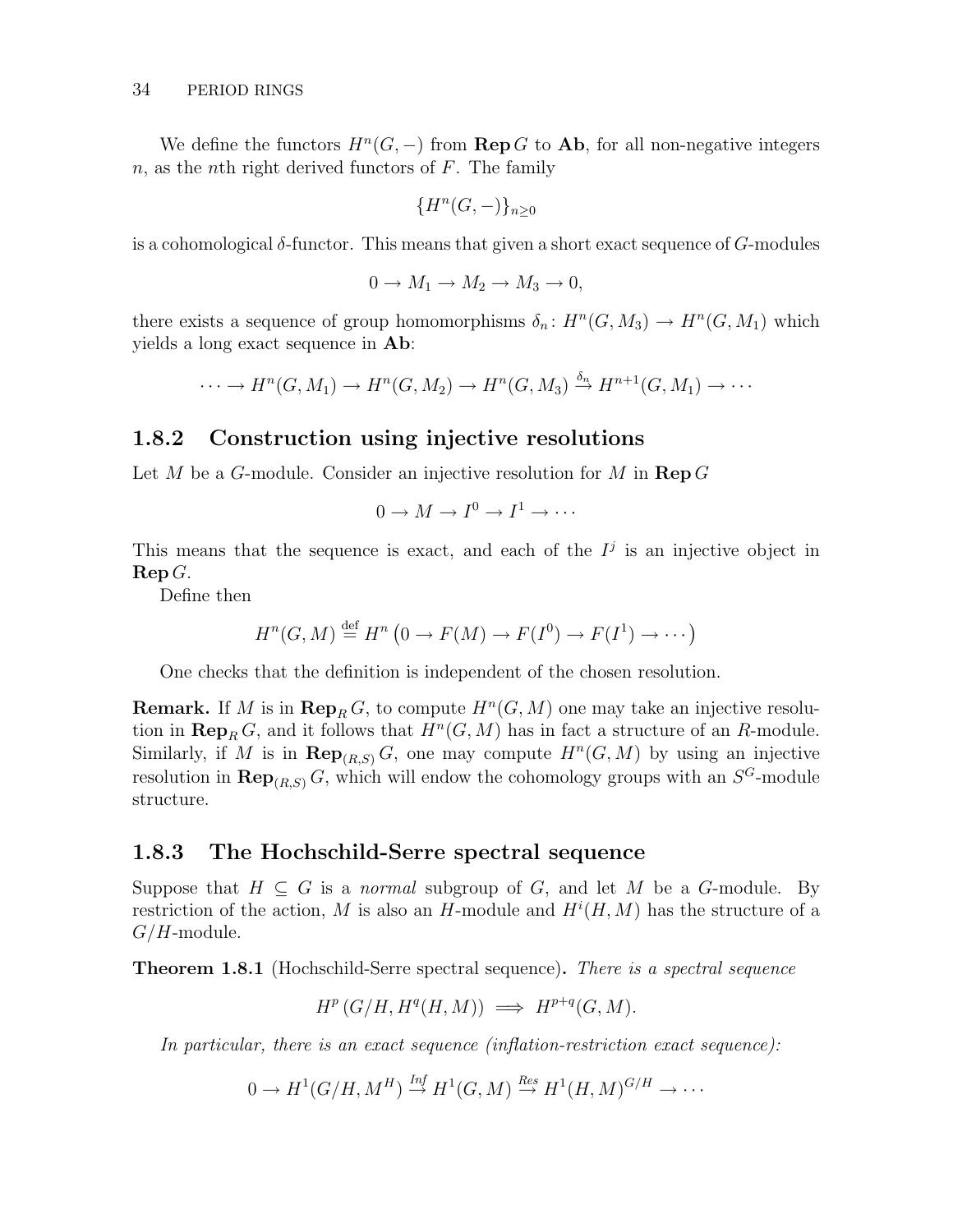We define the functors $H^n(G, -)$ from $\mathbf{Rep}\, G$ to $\mathbf{Ab}$, for all non-negative integers $n$, as the $n$th right derived functors of $F$. The family

$$\{H^n(G, -)\}_{n \geq 0}$$

is a cohomological $\delta$-functor. This means that given a short exact sequence of $G$-modules

$$0 \to M_1 \to M_2 \to M_3 \to 0,$$

there exists a sequence of group homomorphisms $\delta_n \colon H^n(G, M_3) \to H^n(G, M_1)$ which yields a long exact sequence in $\mathbf{Ab}$:

$$\cdots \to H^n(G, M_1) \to H^n(G, M_2) \to H^n(G, M_3) \xrightarrow{\delta_n} H^{n+1}(G, M_1) \to \cdots$$

### 1.8.2 Construction using injective resolutions

Let $M$ be a $G$-module. Consider an injective resolution for $M$ in $\mathbf{Rep}\, G$

$$0 \to M \to I^0 \to I^1 \to \cdots$$

This means that the sequence is exact, and each of the $I^j$ is an injective object in $\mathbf{Rep}\, G$.

Define then

$$H^n(G, M) \stackrel{\text{def}}{=} H^n\left(0 \to F(M) \to F(I^0) \to F(I^1) \to \cdots\right)$$

One checks that the definition is independent of the chosen resolution.

**Remark.** If $M$ is in $\mathbf{Rep}_R\, G$, to compute $H^n(G, M)$ one may take an injective resolution in $\mathbf{Rep}_R\, G$, and it follows that $H^n(G, M)$ has in fact a structure of an $R$-module. Similarly, if $M$ is in $\mathbf{Rep}_{(R,S)}\, G$, one may compute $H^n(G, M)$ by using an injective resolution in $\mathbf{Rep}_{(R,S)}\, G$, which will endow the cohomology groups with an $S^G$-module structure.

### 1.8.3 The Hochschild-Serre spectral sequence

Suppose that $H \subseteq G$ is a *normal* subgroup of $G$, and let $M$ be a $G$-module. By restriction of the action, $M$ is also an $H$-module and $H^i(H, M)$ has the structure of a $G/H$-module.

**Theorem 1.8.1** (Hochschild-Serre spectral sequence)**.** *There is a spectral sequence*

$$H^p\left(G/H, H^q(H, M)\right) \implies H^{p+q}(G, M).$$

*In particular, there is an exact sequence (inflation-restriction exact sequence):*

$$0 \to H^1(G/H, M^H) \xrightarrow{\mathit{Inf}} H^1(G, M) \xrightarrow{\mathit{Res}} H^1(H, M)^{G/H} \to \cdots$$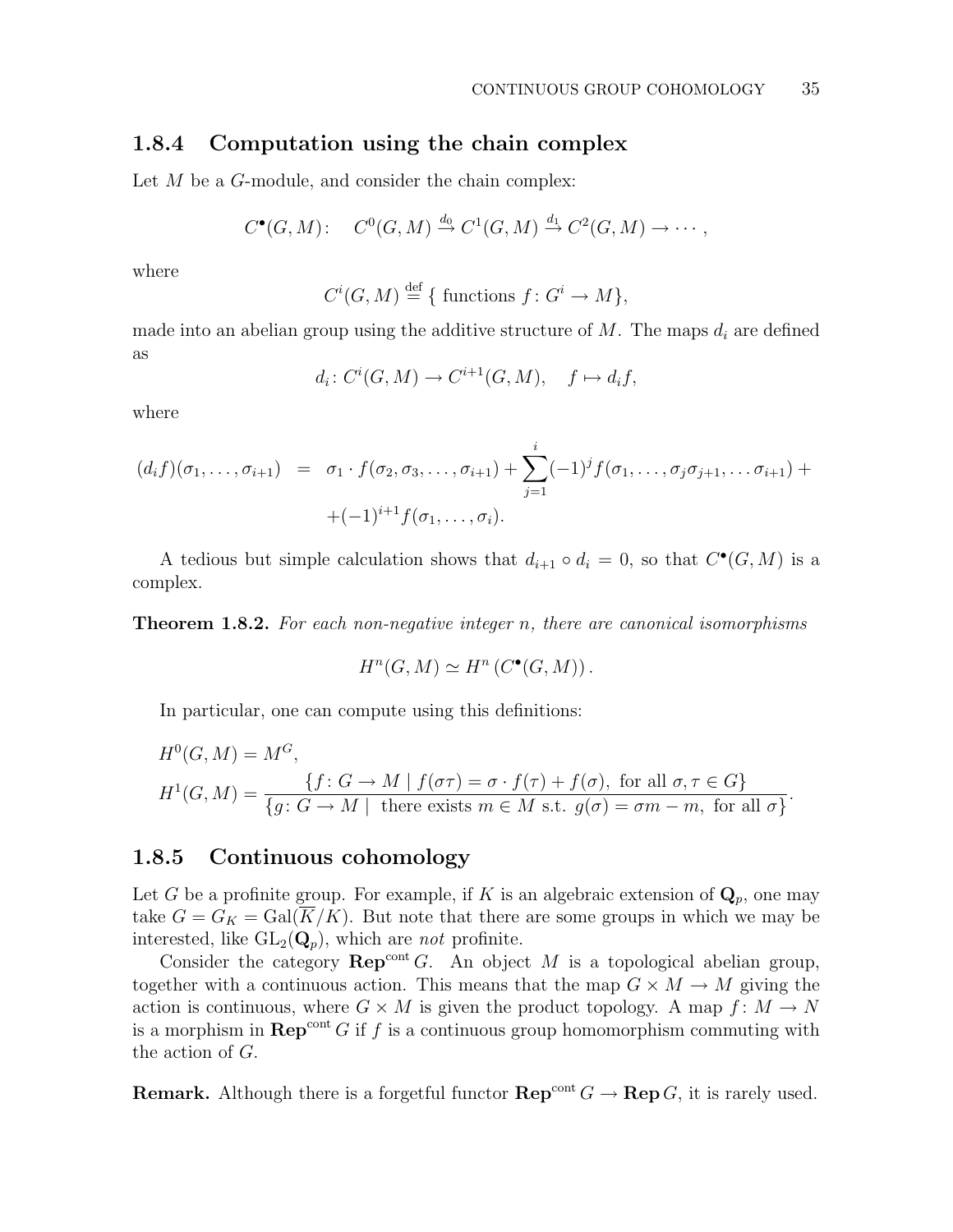### 1.8.4 Computation using the chain complex

Let $M$ be a $G$-module, and consider the chain complex:

$$C^\bullet(G, M): \quad C^0(G, M) \xrightarrow{d_0} C^1(G, M) \xrightarrow{d_1} C^2(G, M) \to \cdots,$$

where

$$C^i(G, M) \stackrel{\text{def}}{=} \{ \text{ functions } f\colon G^i \to M\},$$

made into an abelian group using the additive structure of $M$. The maps $d_i$ are defined as

$$d_i\colon C^i(G, M) \to C^{i+1}(G, M), \quad f \mapsto d_i f,$$

where

$$\begin{aligned}(d_i f)(\sigma_1, \ldots, \sigma_{i+1}) &= \sigma_1 \cdot f(\sigma_2, \sigma_3, \ldots, \sigma_{i+1}) + \sum_{j=1}^{i} (-1)^j f(\sigma_1, \ldots, \sigma_j \sigma_{j+1}, \ldots \sigma_{i+1}) + \\ &\quad + (-1)^{i+1} f(\sigma_1, \ldots, \sigma_i).\end{aligned}$$

A tedious but simple calculation shows that $d_{i+1} \circ d_i = 0$, so that $C^\bullet(G, M)$ is a complex.

**Theorem 1.8.2.** *For each non-negative integer $n$, there are canonical isomorphisms*

$$H^n(G, M) \simeq H^n\left(C^\bullet(G, M)\right).$$

In particular, one can compute using this definitions:

$$H^0(G, M) = M^G,$$
$$H^1(G, M) = \frac{\{f\colon G \to M \mid f(\sigma\tau) = \sigma \cdot f(\tau) + f(\sigma), \text{ for all } \sigma, \tau \in G\}}{\{g\colon G \to M \mid \text{ there exists } m \in M \text{ s.t. } g(\sigma) = \sigma m - m, \text{ for all } \sigma\}}.$$

### 1.8.5 Continuous cohomology

Let $G$ be a profinite group. For example, if $K$ is an algebraic extension of $\mathbf{Q}_p$, one may take $G = G_K = \mathrm{Gal}(\overline{K}/K)$. But note that there are some groups in which we may be interested, like $\mathrm{GL}_2(\mathbf{Q}_p)$, which are *not* profinite.

Consider the category $\mathbf{Rep}^{\mathrm{cont}}\, G$. An object $M$ is a topological abelian group, together with a continuous action. This means that the map $G \times M \to M$ giving the action is continuous, where $G \times M$ is given the product topology. A map $f\colon M \to N$ is a morphism in $\mathbf{Rep}^{\mathrm{cont}}\, G$ if $f$ is a continuous group homomorphism commuting with the action of $G$.

**Remark.** Although there is a forgetful functor $\mathbf{Rep}^{\mathrm{cont}}\, G \to \mathbf{Rep}\, G$, it is rarely used.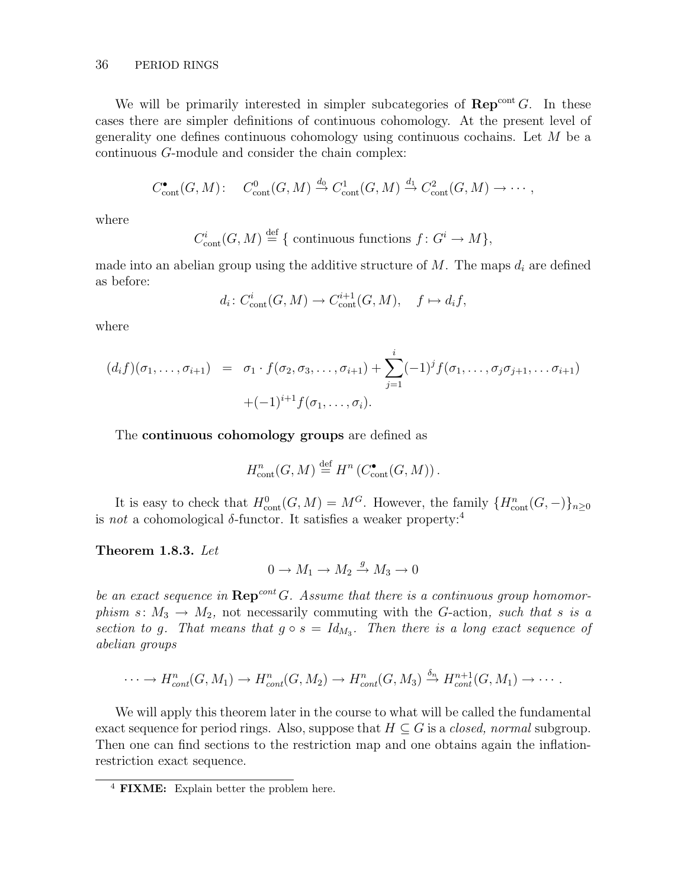We will be primarily interested in simpler subcategories of $\mathbf{Rep}^{\text{cont}}\, G$. In these cases there are simpler definitions of continuous cohomology. At the present level of generality one defines continuous cohomology using continuous cochains. Let $M$ be a continuous $G$-module and consider the chain complex:

$$C^{\bullet}_{\text{cont}}(G, M)\colon \quad C^0_{\text{cont}}(G, M) \xrightarrow{d_0} C^1_{\text{cont}}(G, M) \xrightarrow{d_1} C^2_{\text{cont}}(G, M) \to \cdots ,$$

where

$$C^i_{\text{cont}}(G, M) \stackrel{\text{def}}{=} \{ \text{ continuous functions } f\colon G^i \to M\},$$

made into an abelian group using the additive structure of $M$. The maps $d_i$ are defined as before:

$$d_i\colon C^i_{\text{cont}}(G, M) \to C^{i+1}_{\text{cont}}(G, M), \quad f \mapsto d_i f,$$

where

$$\begin{aligned}(d_i f)(\sigma_1, \ldots, \sigma_{i+1}) \;&=\; \sigma_1 \cdot f(\sigma_2, \sigma_3, \ldots, \sigma_{i+1}) + \sum_{j=1}^{i} (-1)^j f(\sigma_1, \ldots, \sigma_j \sigma_{j+1}, \ldots \sigma_{i+1}) \\ &\quad + (-1)^{i+1} f(\sigma_1, \ldots, \sigma_i).\end{aligned}$$

The **continuous cohomology groups** are defined as

$$H^n_{\text{cont}}(G, M) \stackrel{\text{def}}{=} H^n\left(C^{\bullet}_{\text{cont}}(G, M)\right).$$

It is easy to check that $H^0_{\text{cont}}(G, M) = M^G$. However, the family $\{H^n_{\text{cont}}(G, -)\}_{n \geq 0}$ is *not* a cohomological $\delta$-functor. It satisfies a weaker property:[4]

**Theorem 1.8.3.** *Let*

$$0 \to M_1 \to M_2 \xrightarrow{g} M_3 \to 0$$

*be an exact sequence in* $\mathbf{Rep}^{cont}\, G$*. Assume that there is a continuous group homomorphism* $s\colon M_3 \to M_2$*,* not necessarily commuting with the $G$-action*, such that* $s$ *is a section to* $g$*. That means that* $g \circ s = Id_{M_3}$*. Then there is a long exact sequence of abelian groups*

$$\cdots \to H^n_{cont}(G, M_1) \to H^n_{cont}(G, M_2) \to H^n_{cont}(G, M_3) \xrightarrow{\delta_n} H^{n+1}_{cont}(G, M_1) \to \cdots .$$

We will apply this theorem later in the course to what will be called the fundamental exact sequence for period rings. Also, suppose that $H \subseteq G$ is a *closed, normal* subgroup. Then one can find sections to the restriction map and one obtains again the inflation-restriction exact sequence.

---

[4] **FIXME:** Explain better the problem here.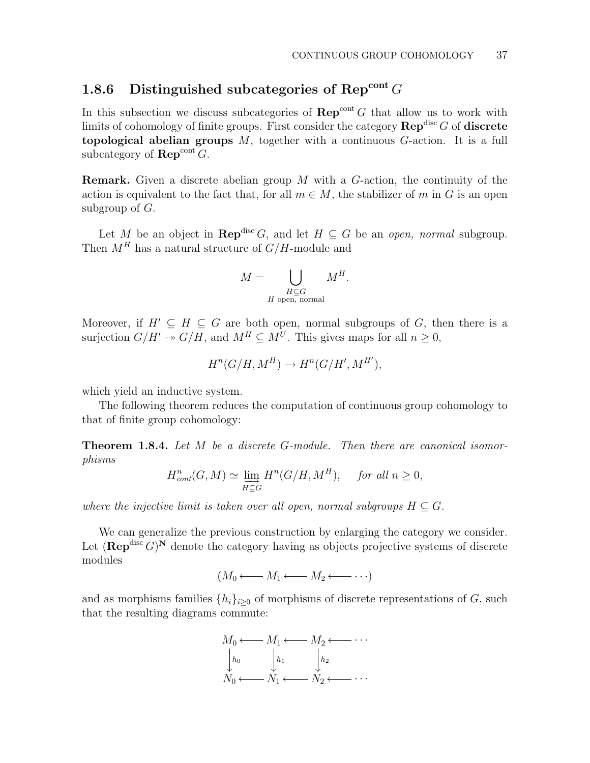### 1.8.6 Distinguished subcategories of $\mathbf{Rep}^{\mathrm{cont}}\, G$

In this subsection we discuss subcategories of $\mathbf{Rep}^{\mathrm{cont}}\, G$ that allow us to work with limits of cohomology of finite groups. First consider the category $\mathbf{Rep}^{\mathrm{disc}}\, G$ of **discrete topological abelian groups** $M$, together with a continuous $G$-action. It is a full subcategory of $\mathbf{Rep}^{\mathrm{cont}}\, G$.

**Remark.** Given a discrete abelian group $M$ with a $G$-action, the continuity of the action is equivalent to the fact that, for all $m \in M$, the stabilizer of $m$ in $G$ is an open subgroup of $G$.

Let $M$ be an object in $\mathbf{Rep}^{\mathrm{disc}}\, G$, and let $H \subseteq G$ be an *open, normal* subgroup. Then $M^H$ has a natural structure of $G/H$-module and

$$M = \bigcup_{\substack{H \subseteq G \\ H \text{ open, normal}}} M^H.$$

Moreover, if $H' \subseteq H \subseteq G$ are both open, normal subgroups of $G$, then there is a surjection $G/H' \twoheadrightarrow G/H$, and $M^H \subseteq M^U$. This gives maps for all $n \geq 0$,

$$H^n(G/H, M^H) \to H^n(G/H', M^{H'}),$$

which yield an inductive system.

The following theorem reduces the computation of continuous group cohomology to that of finite group cohomology:

**Theorem 1.8.4.** *Let $M$ be a discrete $G$-module. Then there are canonical isomorphisms*

$$H^n_{cont}(G, M) \simeq \varinjlim_{H \subseteq G} H^n(G/H, M^H), \qquad \textit{for all } n \geq 0,$$

*where the injective limit is taken over all open, normal subgroups $H \subseteq G$.*

We can generalize the previous construction by enlarging the category we consider. Let $(\mathbf{Rep}^{\mathrm{disc}}\, G)^{\mathbf{N}}$ denote the category having as objects projective systems of discrete modules

$$(M_0 \longleftarrow M_1 \longleftarrow M_2 \longleftarrow \cdots)$$

and as morphisms families $\{h_i\}_{i \geq 0}$ of morphisms of discrete representations of $G$, such that the resulting diagrams commute:

$$\begin{array}{ccccccc}
M_0 & \longleftarrow & M_1 & \longleftarrow & M_2 & \longleftarrow & \cdots \\
\downarrow{\scriptstyle h_0} & & \downarrow{\scriptstyle h_1} & & \downarrow{\scriptstyle h_2} & & \\
N_0 & \longleftarrow & N_1 & \longleftarrow & N_2 & \longleftarrow & \cdots
\end{array}$$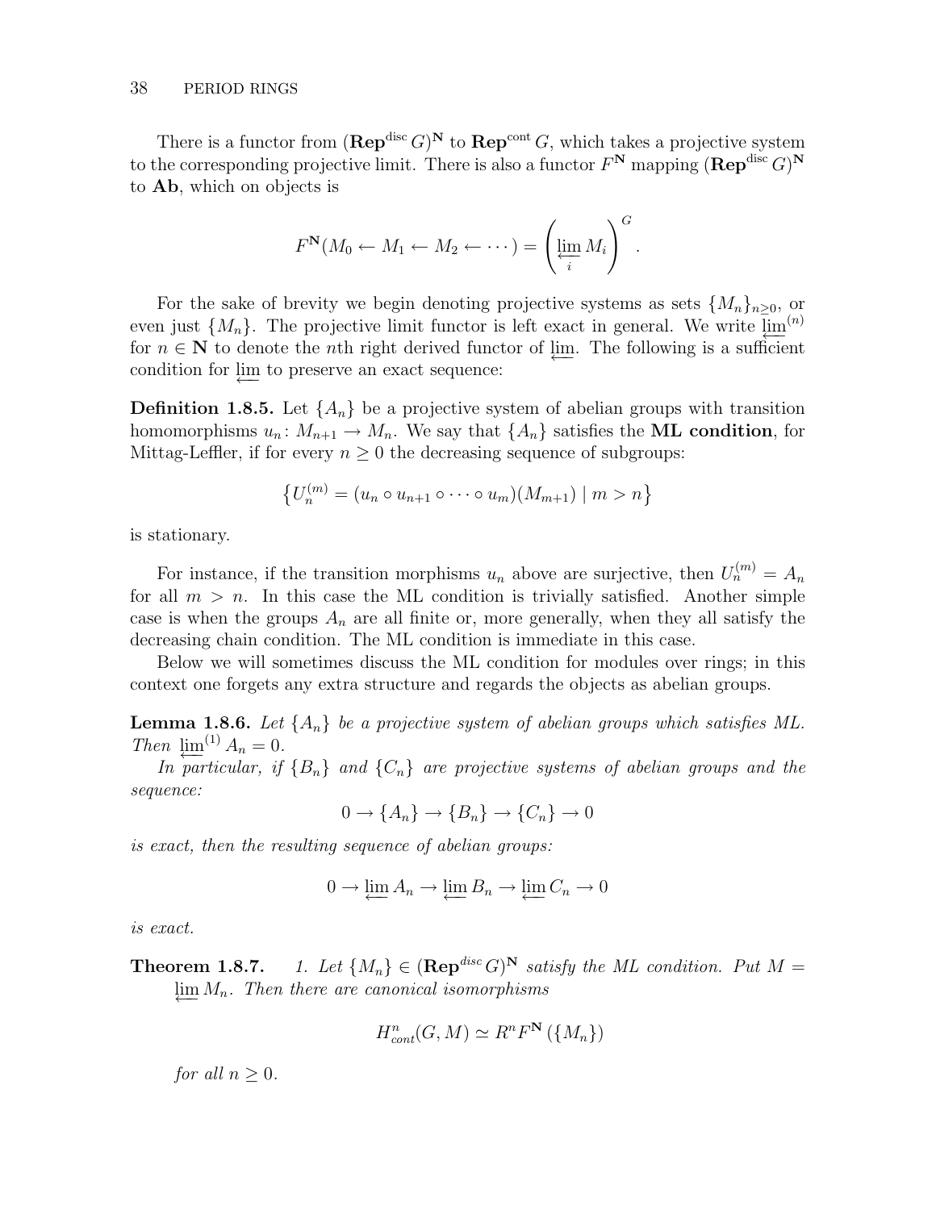There is a functor from $(\mathbf{Rep}^{\mathrm{disc}}\, G)^{\mathbf{N}}$ to $\mathbf{Rep}^{\mathrm{cont}}\, G$, which takes a projective system to the corresponding projective limit. There is also a functor $F^{\mathbf{N}}$ mapping $(\mathbf{Rep}^{\mathrm{disc}}\, G)^{\mathbf{N}}$ to $\mathbf{Ab}$, which on objects is

$$F^{\mathbf{N}}(M_0 \leftarrow M_1 \leftarrow M_2 \leftarrow \cdots) = \left( \varprojlim_i M_i \right)^G .$$

For the sake of brevity we begin denoting projective systems as sets $\{M_n\}_{n \geq 0}$, or even just $\{M_n\}$. The projective limit functor is left exact in general. We write $\varprojlim^{(n)}$ for $n \in \mathbf{N}$ to denote the $n$th right derived functor of $\varprojlim$. The following is a sufficient condition for $\varprojlim$ to preserve an exact sequence:

**Definition 1.8.5.** Let $\{A_n\}$ be a projective system of abelian groups with transition homomorphisms $u_n \colon M_{n+1} \to M_n$. We say that $\{A_n\}$ satisfies the **ML condition**, for Mittag-Leffler, if for every $n \geq 0$ the decreasing sequence of subgroups:

$$\left\{ U_n^{(m)} = (u_n \circ u_{n+1} \circ \cdots \circ u_m)(M_{m+1}) \mid m > n \right\}$$

is stationary.

For instance, if the transition morphisms $u_n$ above are surjective, then $U_n^{(m)} = A_n$ for all $m > n$. In this case the ML condition is trivially satisfied. Another simple case is when the groups $A_n$ are all finite or, more generally, when they all satisfy the decreasing chain condition. The ML condition is immediate in this case.

Below we will sometimes discuss the ML condition for modules over rings; in this context one forgets any extra structure and regards the objects as abelian groups.

**Lemma 1.8.6.** *Let $\{A_n\}$ be a projective system of abelian groups which satisfies ML. Then $\varprojlim^{(1)} A_n = 0$.*

*In particular, if $\{B_n\}$ and $\{C_n\}$ are projective systems of abelian groups and the sequence:*

$$0 \to \{A_n\} \to \{B_n\} \to \{C_n\} \to 0$$

*is exact, then the resulting sequence of abelian groups:*

$$0 \to \varprojlim A_n \to \varprojlim B_n \to \varprojlim C_n \to 0$$

*is exact.*

**Theorem 1.8.7.** *1. Let $\{M_n\} \in (\mathbf{Rep}^{disc}\, G)^{\mathbf{N}}$ satisfy the ML condition. Put $M = \varprojlim M_n$. Then there are canonical isomorphisms*

$$H^n_{cont}(G, M) \simeq R^n F^{\mathbf{N}}(\{M_n\})$$

*for all $n \geq 0$.*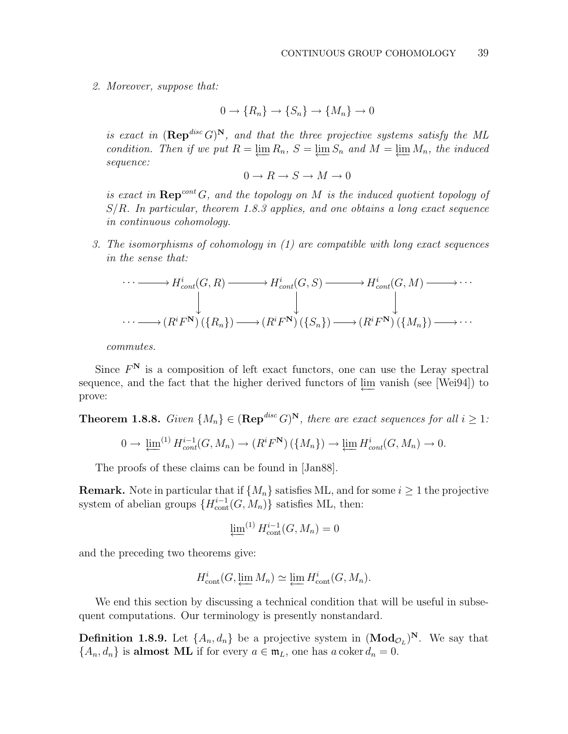2. *Moreover, suppose that:*

$$0 \to \{R_n\} \to \{S_n\} \to \{M_n\} \to 0$$

*is exact in* $(\mathbf{Rep}^{disc} G)^{\mathbf{N}}$*, and that the three projective systems satisfy the ML condition. Then if we put* $R = \varprojlim R_n$*,* $S = \varprojlim S_n$ *and* $M = \varprojlim M_n$*, the induced sequence:*

$$0 \to R \to S \to M \to 0$$

*is exact in* $\mathbf{Rep}^{cont} G$*, and the topology on* $M$ *is the induced quotient topology of* $S/R$*. In particular, theorem 1.8.3 applies, and one obtains a long exact sequence in continuous cohomology.*

3. *The isomorphisms of cohomology in (1) are compatible with long exact sequences in the sense that:*

$$\begin{array}{ccccccccc}
\cdots \longrightarrow & H^i_{cont}(G,R) & \longrightarrow & H^i_{cont}(G,S) & \longrightarrow & H^i_{cont}(G,M) & \longrightarrow \cdots \\
 & \downarrow & & \downarrow & & \downarrow & \\
\cdots \longrightarrow & \left(R^i F^{\mathbf{N}}\right)(\{R_n\}) & \longrightarrow & \left(R^i F^{\mathbf{N}}\right)(\{S_n\}) & \longrightarrow & \left(R^i F^{\mathbf{N}}\right)(\{M_n\}) & \longrightarrow \cdots
\end{array}$$

*commutes.*

Since $F^{\mathbf{N}}$ is a composition of left exact functors, one can use the Leray spectral sequence, and the fact that the higher derived functors of $\varprojlim$ vanish (see [Wei94]) to prove:

**Theorem 1.8.8.** *Given* $\{M_n\} \in (\mathbf{Rep}^{disc} G)^{\mathbf{N}}$*, there are exact sequences for all* $i \geq 1$*:*

$$0 \to \varprojlim{}^{(1)} H^{i-1}_{cont}(G, M_n) \to \left(R^i F^{\mathbf{N}}\right)(\{M_n\}) \to \varprojlim H^i_{cont}(G, M_n) \to 0.$$

The proofs of these claims can be found in [Jan88].

**Remark.** Note in particular that if $\{M_n\}$ satisfies ML, and for some $i \geq 1$ the projective system of abelian groups $\{H^{i-1}_{\mathrm{cont}}(G, M_n)\}$ satisfies ML, then:

$$\varprojlim{}^{(1)} H^{i-1}_{\mathrm{cont}}(G, M_n) = 0$$

and the preceding two theorems give:

$$H^i_{\mathrm{cont}}(G, \varprojlim M_n) \simeq \varprojlim H^i_{\mathrm{cont}}(G, M_n).$$

We end this section by discussing a technical condition that will be useful in subsequent computations. Our terminology is presently nonstandard.

**Definition 1.8.9.** Let $\{A_n, d_n\}$ be a projective system in $(\mathbf{Mod}_{\mathcal{O}_L})^{\mathbf{N}}$. We say that $\{A_n, d_n\}$ is **almost ML** if for every $a \in \mathfrak{m}_L$, one has $a \operatorname{coker} d_n = 0$.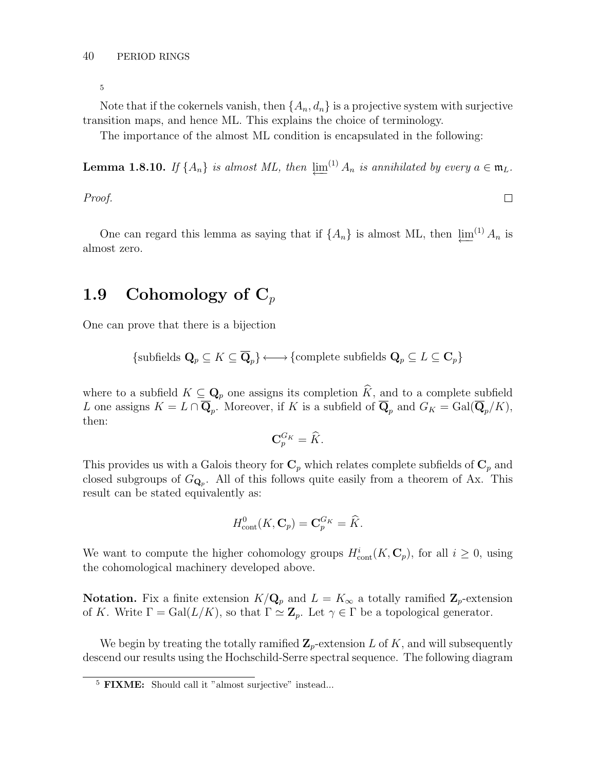[5]

Note that if the cokernels vanish, then $\{A_n, d_n\}$ is a projective system with surjective transition maps, and hence ML. This explains the choice of terminology.

The importance of the almost ML condition is encapsulated in the following:

**Lemma 1.8.10.** *If $\{A_n\}$ is almost ML, then $\varprojlim^{(1)} A_n$ is annihilated by every $a \in \mathfrak{m}_L$.*

*Proof.* □

One can regard this lemma as saying that if $\{A_n\}$ is almost ML, then $\varprojlim^{(1)} A_n$ is almost zero.

## 1.9 Cohomology of $\mathbf{C}_p$

One can prove that there is a bijection

$$\{\text{subfields } \mathbf{Q}_p \subseteq K \subseteq \overline{\mathbf{Q}}_p\} \longleftrightarrow \{\text{complete subfields } \mathbf{Q}_p \subseteq L \subseteq \mathbf{C}_p\}$$

where to a subfield $K \subseteq \mathbf{Q}_p$ one assigns its completion $\widehat{K}$, and to a complete subfield $L$ one assigns $K = L \cap \overline{\mathbf{Q}}_p$. Moreover, if $K$ is a subfield of $\overline{\mathbf{Q}}_p$ and $G_K = \mathrm{Gal}(\overline{\mathbf{Q}}_p/K)$, then:

$$\mathbf{C}_p^{G_K} = \widehat{K}.$$

This provides us with a Galois theory for $\mathbf{C}_p$ which relates complete subfields of $\mathbf{C}_p$ and closed subgroups of $G_{\mathbf{Q}_p}$. All of this follows quite easily from a theorem of Ax. This result can be stated equivalently as:

$$H^0_{\mathrm{cont}}(K, \mathbf{C}_p) = \mathbf{C}_p^{G_K} = \widehat{K}.$$

We want to compute the higher cohomology groups $H^i_{\mathrm{cont}}(K, \mathbf{C}_p)$, for all $i \geq 0$, using the cohomological machinery developed above.

**Notation.** Fix a finite extension $K/\mathbf{Q}_p$ and $L = K_\infty$ a totally ramified $\mathbf{Z}_p$-extension of $K$. Write $\Gamma = \mathrm{Gal}(L/K)$, so that $\Gamma \simeq \mathbf{Z}_p$. Let $\gamma \in \Gamma$ be a topological generator.

We begin by treating the totally ramified $\mathbf{Z}_p$-extension $L$ of $K$, and will subsequently descend our results using the Hochschild-Serre spectral sequence. The following diagram

[5] **FIXME:** Should call it "almost surjective" instead...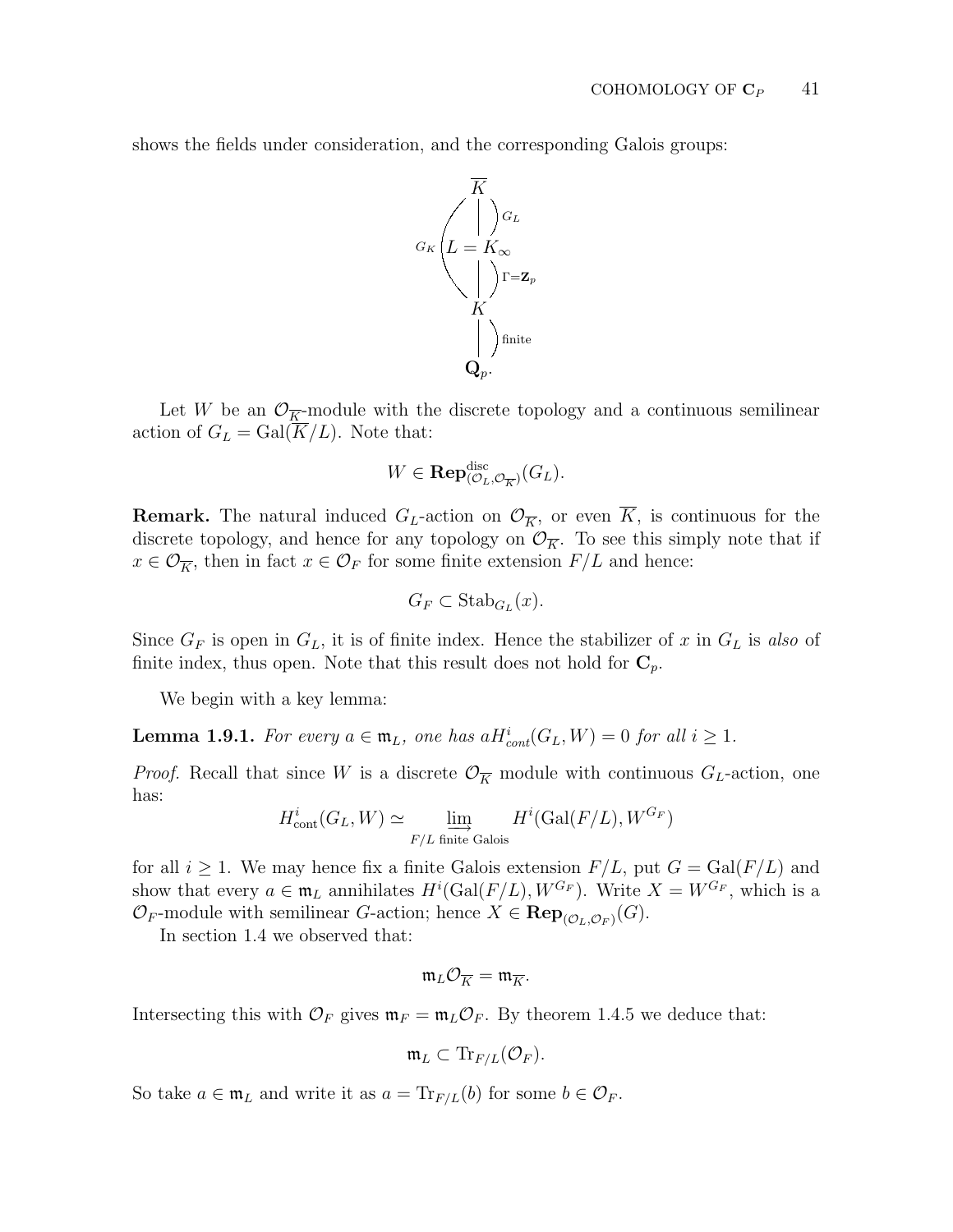shows the fields under consideration, and the corresponding Galois groups:

$$
\begin{array}{c}
\overline{K} \\
\Big| \; G_L \\
L = K_\infty \\
\Big| \; \Gamma = \mathbf{Z}_p \\
K \\
\Big| \; \text{finite} \\
\mathbf{Q}_p.
\end{array}
\qquad (G_K = \mathrm{Gal}(\overline{K}/K))
$$

Let $W$ be an $\mathcal{O}_{\overline{K}}$-module with the discrete topology and a continuous semilinear action of $G_L = \mathrm{Gal}(\overline{K}/L)$. Note that:

$$W \in \mathbf{Rep}^{\mathrm{disc}}_{(\mathcal{O}_L, \mathcal{O}_{\overline{K}})}(G_L).$$

**Remark.** The natural induced $G_L$-action on $\mathcal{O}_{\overline{K}}$, or even $\overline{K}$, is continuous for the discrete topology, and hence for any topology on $\mathcal{O}_{\overline{K}}$. To see this simply note that if $x \in \mathcal{O}_{\overline{K}}$, then in fact $x \in \mathcal{O}_F$ for some finite extension $F/L$ and hence:

$$G_F \subset \mathrm{Stab}_{G_L}(x).$$

Since $G_F$ is open in $G_L$, it is of finite index. Hence the stabilizer of $x$ in $G_L$ is *also* of finite index, thus open. Note that this result does not hold for $\mathbf{C}_p$.

We begin with a key lemma:

**Lemma 1.9.1.** *For every $a \in \mathfrak{m}_L$, one has $aH^i_{cont}(G_L, W) = 0$ for all $i \geq 1$.*

*Proof.* Recall that since $W$ is a discrete $\mathcal{O}_{\overline{K}}$ module with continuous $G_L$-action, one has:

$$H^i_{\mathrm{cont}}(G_L, W) \simeq \varinjlim_{F/L \text{ finite Galois}} H^i(\mathrm{Gal}(F/L), W^{G_F})$$

for all $i \geq 1$. We may hence fix a finite Galois extension $F/L$, put $G = \mathrm{Gal}(F/L)$ and show that every $a \in \mathfrak{m}_L$ annihilates $H^i(\mathrm{Gal}(F/L), W^{G_F})$. Write $X = W^{G_F}$, which is a $\mathcal{O}_F$-module with semilinear $G$-action; hence $X \in \mathbf{Rep}_{(\mathcal{O}_L, \mathcal{O}_F)}(G)$.

In section 1.4 we observed that:

$$\mathfrak{m}_L \mathcal{O}_{\overline{K}} = \mathfrak{m}_{\overline{K}}.$$

Intersecting this with $\mathcal{O}_F$ gives $\mathfrak{m}_F = \mathfrak{m}_L \mathcal{O}_F$. By theorem 1.4.5 we deduce that:

$$\mathfrak{m}_L \subset \mathrm{Tr}_{F/L}(\mathcal{O}_F).$$

So take $a \in \mathfrak{m}_L$ and write it as $a = \mathrm{Tr}_{F/L}(b)$ for some $b \in \mathcal{O}_F$.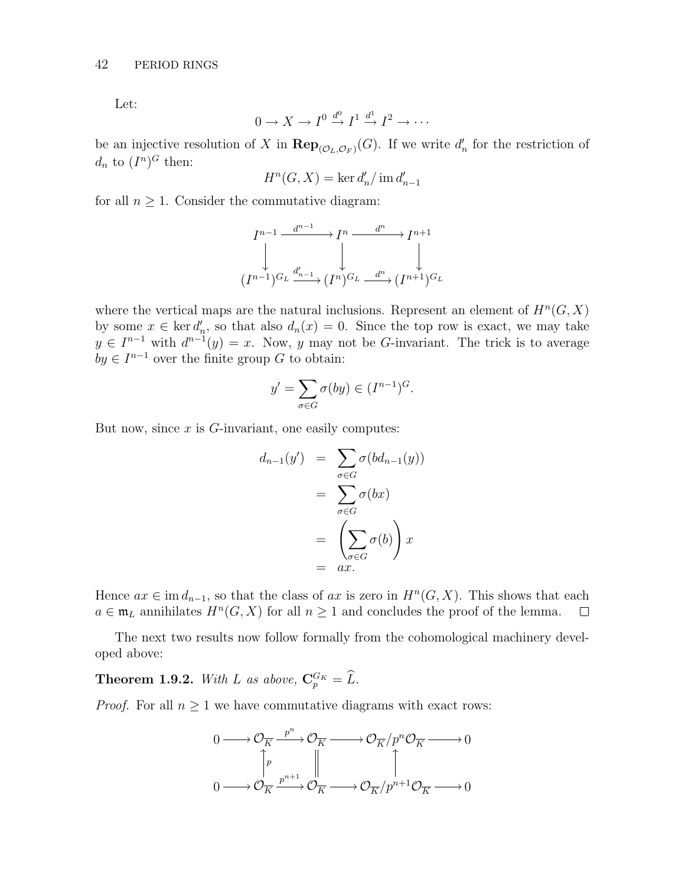Let:

$$0 \to X \to I^0 \xrightarrow{d^0} I^1 \xrightarrow{d^1} I^2 \to \cdots$$

be an injective resolution of $X$ in $\mathbf{Rep}_{(\mathcal{O}_L,\mathcal{O}_F)}(G)$. If we write $d'_n$ for the restriction of $d_n$ to $(I^n)^G$ then:

$$H^n(G,X) = \ker d'_n / \operatorname{im} d'_{n-1}$$

for all $n \geq 1$. Consider the commutative diagram:

$$\begin{array}{ccccc}
I^{n-1} & \xrightarrow{d^{n-1}} & I^n & \xrightarrow{d^n} & I^{n+1} \\
\downarrow & & \downarrow & & \downarrow \\
(I^{n-1})^{G_L} & \xrightarrow{d'_{n-1}} & (I^n)^{G_L} & \xrightarrow{d^n} & (I^{n+1})^{G_L}
\end{array}$$

where the vertical maps are the natural inclusions. Represent an element of $H^n(G,X)$ by some $x \in \ker d'_n$, so that also $d_n(x) = 0$. Since the top row is exact, we may take $y \in I^{n-1}$ with $d^{n-1}(y) = x$. Now, $y$ may not be $G$-invariant. The trick is to average $by \in I^{n-1}$ over the finite group $G$ to obtain:

$$y' = \sum_{\sigma \in G} \sigma(by) \in (I^{n-1})^G.$$

But now, since $x$ is $G$-invariant, one easily computes:

$$\begin{aligned}
d_{n-1}(y') &= \sum_{\sigma \in G} \sigma(b d_{n-1}(y)) \\
&= \sum_{\sigma \in G} \sigma(bx) \\
&= \left(\sum_{\sigma \in G} \sigma(b)\right) x \\
&= ax.
\end{aligned}$$

Hence $ax \in \operatorname{im} d_{n-1}$, so that the class of $ax$ is zero in $H^n(G,X)$. This shows that each $a \in \mathfrak{m}_L$ annihilates $H^n(G,X)$ for all $n \geq 1$ and concludes the proof of the lemma. $\square$

The next two results now follow formally from the cohomological machinery developed above:

**Theorem 1.9.2.** *With $L$ as above, $\mathbf{C}_p^{G_K} = \widehat{L}$.*

*Proof.* For all $n \geq 1$ we have commutative diagrams with exact rows:

$$\begin{array}{ccccccccc}
0 & \longrightarrow & \mathcal{O}_{\overline{K}} & \xrightarrow{p^n} & \mathcal{O}_{\overline{K}} & \longrightarrow & \mathcal{O}_{\overline{K}}/p^n\mathcal{O}_{\overline{K}} & \longrightarrow & 0 \\
& & \uparrow p & & \| & & \uparrow & & \\
0 & \longrightarrow & \mathcal{O}_{\overline{K}} & \xrightarrow{p^{n+1}} & \mathcal{O}_{\overline{K}} & \longrightarrow & \mathcal{O}_{\overline{K}}/p^{n+1}\mathcal{O}_{\overline{K}} & \longrightarrow & 0
\end{array}$$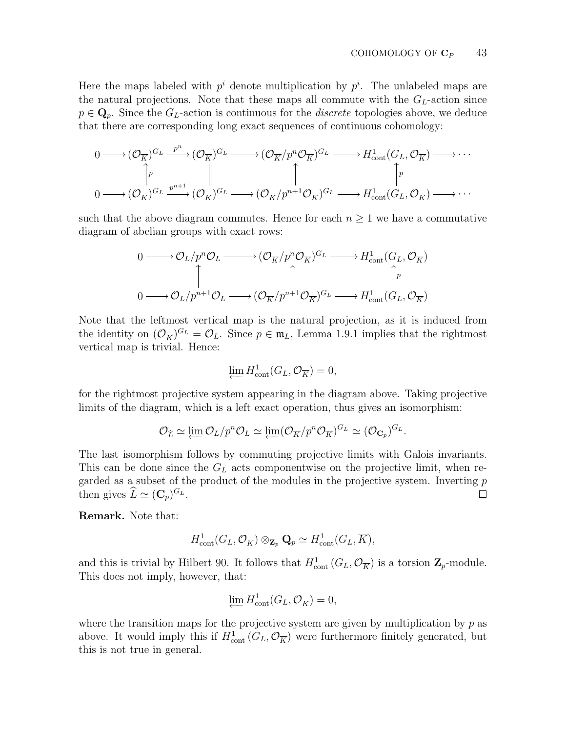Here the maps labeled with $p^i$ denote multiplication by $p^i$. The unlabeled maps are the natural projections. Note that these maps all commute with the $G_L$-action since $p \in \mathbf{Q}_p$. Since the $G_L$-action is continuous for the *discrete* topologies above, we deduce that there are corresponding long exact sequences of continuous cohomology:

$$
\begin{array}{ccccccccc}
0 \longrightarrow & (\mathcal{O}_{\overline{K}})^{G_L} & \xrightarrow{p^n} & (\mathcal{O}_{\overline{K}})^{G_L} & \longrightarrow & (\mathcal{O}_{\overline{K}}/p^n\mathcal{O}_{\overline{K}})^{G_L} & \longrightarrow & H^1_{\mathrm{cont}}(G_L, \mathcal{O}_{\overline{K}}) & \longrightarrow \cdots \\
& \uparrow{\scriptstyle p} & & \| & & \uparrow & & \uparrow{\scriptstyle p} & \\
0 \longrightarrow & (\mathcal{O}_{\overline{K}})^{G_L} & \xrightarrow{p^{n+1}} & (\mathcal{O}_{\overline{K}})^{G_L} & \longrightarrow & (\mathcal{O}_{\overline{K}}/p^{n+1}\mathcal{O}_{\overline{K}})^{G_L} & \longrightarrow & H^1_{\mathrm{cont}}(G_L, \mathcal{O}_{\overline{K}}) & \longrightarrow \cdots
\end{array}
$$

such that the above diagram commutes. Hence for each $n \geq 1$ we have a commutative diagram of abelian groups with exact rows:

$$
\begin{array}{ccccccc}
0 \longrightarrow & \mathcal{O}_L/p^n\mathcal{O}_L & \longrightarrow & (\mathcal{O}_{\overline{K}}/p^n\mathcal{O}_{\overline{K}})^{G_L} & \longrightarrow & H^1_{\mathrm{cont}}(G_L, \mathcal{O}_{\overline{K}}) \\
& \uparrow & & \uparrow & & \uparrow{\scriptstyle p} \\
0 \longrightarrow & \mathcal{O}_L/p^{n+1}\mathcal{O}_L & \longrightarrow & (\mathcal{O}_{\overline{K}}/p^{n+1}\mathcal{O}_{\overline{K}})^{G_L} & \longrightarrow & H^1_{\mathrm{cont}}(G_L, \mathcal{O}_{\overline{K}})
\end{array}
$$

Note that the leftmost vertical map is the natural projection, as it is induced from the identity on $(\mathcal{O}_{\overline{K}})^{G_L} = \mathcal{O}_L$. Since $p \in \mathfrak{m}_L$, Lemma 1.9.1 implies that the rightmost vertical map is trivial. Hence:

$$\varprojlim H^1_{\mathrm{cont}}(G_L, \mathcal{O}_{\overline{K}}) = 0,$$

for the rightmost projective system appearing in the diagram above. Taking projective limits of the diagram, which is a left exact operation, thus gives an isomorphism:

$$\mathcal{O}_{\widehat{L}} \simeq \varprojlim \mathcal{O}_L/p^n\mathcal{O}_L \simeq \varprojlim (\mathcal{O}_{\overline{K}}/p^n\mathcal{O}_{\overline{K}})^{G_L} \simeq (\mathcal{O}_{\mathbf{C}_p})^{G_L}.$$

The last isomorphism follows by commuting projective limits with Galois invariants. This can be done since the $G_L$ acts componentwise on the projective limit, when regarded as a subset of the product of the modules in the projective system. Inverting $p$ then gives $\widehat{L} \simeq (\mathbf{C}_p)^{G_L}$. □

**Remark.** Note that:

$$H^1_{\mathrm{cont}}(G_L, \mathcal{O}_{\overline{K}}) \otimes_{\mathbf{Z}_p} \mathbf{Q}_p \simeq H^1_{\mathrm{cont}}(G_L, \overline{K}),$$

and this is trivial by Hilbert 90. It follows that $H^1_{\mathrm{cont}}(G_L, \mathcal{O}_{\overline{K}})$ is a torsion $\mathbf{Z}_p$-module. This does not imply, however, that:

$$\varprojlim H^1_{\mathrm{cont}}(G_L, \mathcal{O}_{\overline{K}}) = 0,$$

where the transition maps for the projective system are given by multiplication by $p$ as above. It would imply this if $H^1_{\mathrm{cont}}(G_L, \mathcal{O}_{\overline{K}})$ were furthermore finitely generated, but this is not true in general.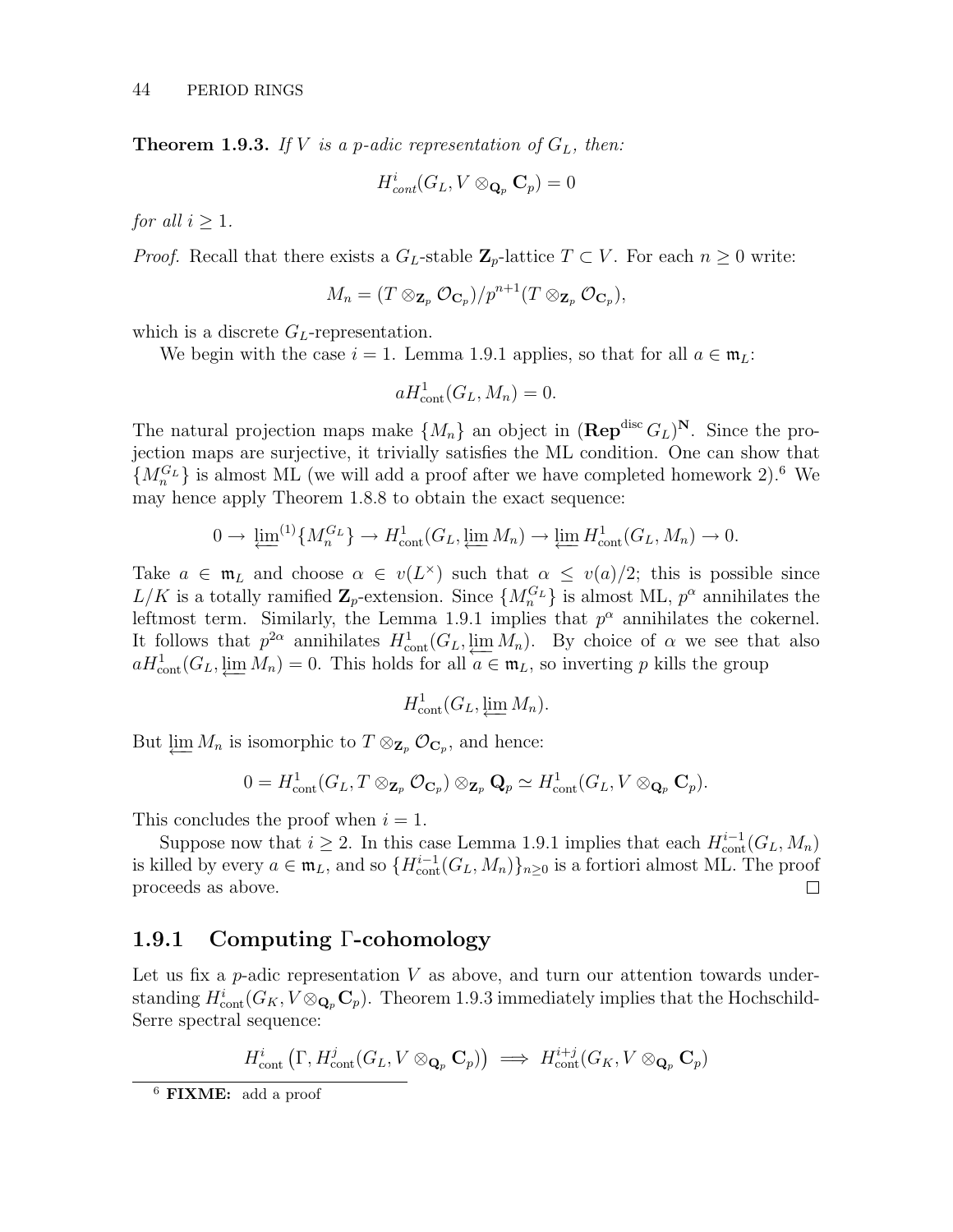**Theorem 1.9.3.** *If $V$ is a $p$-adic representation of $G_L$, then:*

$$H^i_{cont}(G_L, V \otimes_{\mathbf{Q}_p} \mathbf{C}_p) = 0$$

*for all $i \geq 1$.*

*Proof.* Recall that there exists a $G_L$-stable $\mathbf{Z}_p$-lattice $T \subset V$. For each $n \geq 0$ write:

$$M_n = (T \otimes_{\mathbf{Z}_p} \mathcal{O}_{\mathbf{C}_p})/p^{n+1}(T \otimes_{\mathbf{Z}_p} \mathcal{O}_{\mathbf{C}_p}),$$

which is a discrete $G_L$-representation.

We begin with the case $i = 1$. Lemma 1.9.1 applies, so that for all $a \in \mathfrak{m}_L$:

$$aH^1_{\mathrm{cont}}(G_L, M_n) = 0.$$

The natural projection maps make $\{M_n\}$ an object in $(\mathbf{Rep}^{\mathrm{disc}}\, G_L)^{\mathbf{N}}$. Since the projection maps are surjective, it trivially satisfies the ML condition. One can show that $\{M_n^{G_L}\}$ is almost ML (we will add a proof after we have completed homework 2).[6] We may hence apply Theorem 1.8.8 to obtain the exact sequence:

$$0 \to \varprojlim^{(1)}\{M_n^{G_L}\} \to H^1_{\mathrm{cont}}(G_L, \varprojlim M_n) \to \varprojlim H^1_{\mathrm{cont}}(G_L, M_n) \to 0.$$

Take $a \in \mathfrak{m}_L$ and choose $\alpha \in v(L^\times)$ such that $\alpha \leq v(a)/2$; this is possible since $L/K$ is a totally ramified $\mathbf{Z}_p$-extension. Since $\{M_n^{G_L}\}$ is almost ML, $p^\alpha$ annihilates the leftmost term. Similarly, the Lemma 1.9.1 implies that $p^\alpha$ annihilates the cokernel. It follows that $p^{2\alpha}$ annihilates $H^1_{\mathrm{cont}}(G_L, \varprojlim M_n)$. By choice of $\alpha$ we see that also $aH^1_{\mathrm{cont}}(G_L, \varprojlim M_n) = 0$. This holds for all $a \in \mathfrak{m}_L$, so inverting $p$ kills the group

$$H^1_{\mathrm{cont}}(G_L, \varprojlim M_n).$$

But $\varprojlim M_n$ is isomorphic to $T \otimes_{\mathbf{Z}_p} \mathcal{O}_{\mathbf{C}_p}$, and hence:

$$0 = H^1_{\mathrm{cont}}(G_L, T \otimes_{\mathbf{Z}_p} \mathcal{O}_{\mathbf{C}_p}) \otimes_{\mathbf{Z}_p} \mathbf{Q}_p \simeq H^1_{\mathrm{cont}}(G_L, V \otimes_{\mathbf{Q}_p} \mathbf{C}_p).$$

This concludes the proof when $i = 1$.

Suppose now that $i \geq 2$. In this case Lemma 1.9.1 implies that each $H^{i-1}_{\mathrm{cont}}(G_L, M_n)$ is killed by every $a \in \mathfrak{m}_L$, and so $\{H^{i-1}_{\mathrm{cont}}(G_L, M_n)\}_{n \geq 0}$ is a fortiori almost ML. The proof proceeds as above. $\square$

### 1.9.1 Computing Γ-cohomology

Let us fix a $p$-adic representation $V$ as above, and turn our attention towards understanding $H^i_{\mathrm{cont}}(G_K, V \otimes_{\mathbf{Q}_p} \mathbf{C}_p)$. Theorem 1.9.3 immediately implies that the Hochschild-Serre spectral sequence:

$$H^i_{\mathrm{cont}}\left(\Gamma, H^j_{\mathrm{cont}}(G_L, V \otimes_{\mathbf{Q}_p} \mathbf{C}_p)\right) \implies H^{i+j}_{\mathrm{cont}}(G_K, V \otimes_{\mathbf{Q}_p} \mathbf{C}_p)$$

[6] **FIXME:** add a proof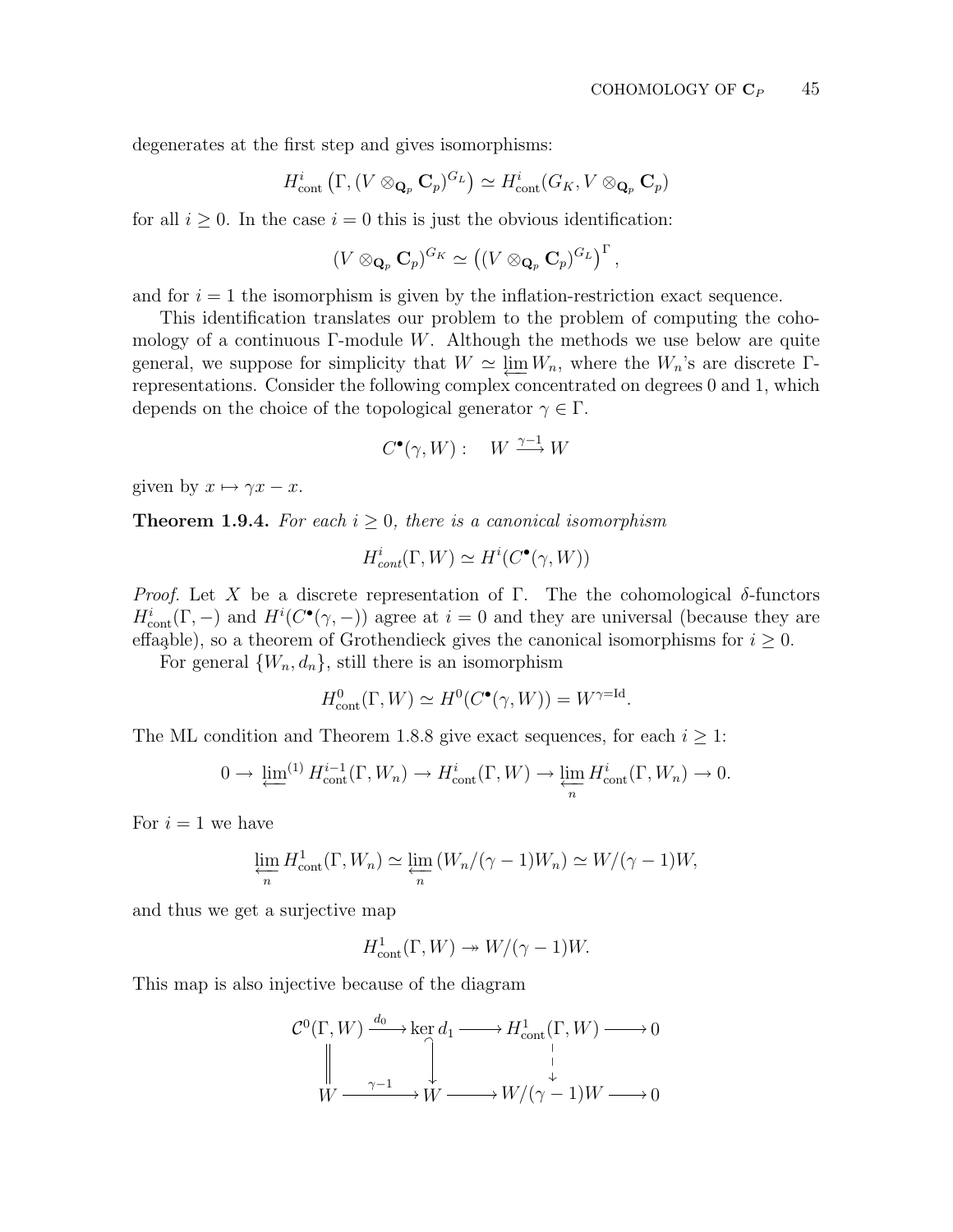degenerates at the first step and gives isomorphisms:

$$H^i_{\text{cont}}\left(\Gamma, (V \otimes_{\mathbf{Q}_p} \mathbf{C}_p)^{G_L}\right) \simeq H^i_{\text{cont}}(G_K, V \otimes_{\mathbf{Q}_p} \mathbf{C}_p)$$

for all $i \geq 0$. In the case $i = 0$ this is just the obvious identification:

$$(V \otimes_{\mathbf{Q}_p} \mathbf{C}_p)^{G_K} \simeq \left((V \otimes_{\mathbf{Q}_p} \mathbf{C}_p)^{G_L}\right)^{\Gamma},$$

and for $i = 1$ the isomorphism is given by the inflation-restriction exact sequence.

This identification translates our problem to the problem of computing the cohomology of a continuous $\Gamma$-module $W$. Although the methods we use below are quite general, we suppose for simplicity that $W \simeq \varprojlim W_n$, where the $W_n$'s are discrete $\Gamma$-representations. Consider the following complex concentrated on degrees 0 and 1, which depends on the choice of the topological generator $\gamma \in \Gamma$.

$$C^\bullet(\gamma, W): \quad W \xrightarrow{\gamma - 1} W$$

given by $x \mapsto \gamma x - x$.

**Theorem 1.9.4.** *For each $i \geq 0$, there is a canonical isomorphism*

$$H^i_{cont}(\Gamma, W) \simeq H^i(C^\bullet(\gamma, W))$$

*Proof.* Let $X$ be a discrete representation of $\Gamma$. The the cohomological $\delta$-functors $H^i_{\text{cont}}(\Gamma, -)$ and $H^i(C^\bullet(\gamma, -))$ agree at $i = 0$ and they are universal (because they are effaçable), so a theorem of Grothendieck gives the canonical isomorphisms for $i \geq 0$.

For general $\{W_n, d_n\}$, still there is an isomorphism

$$H^0_{\text{cont}}(\Gamma, W) \simeq H^0(C^\bullet(\gamma, W)) = W^{\gamma = \text{Id}}.$$

The ML condition and Theorem 1.8.8 give exact sequences, for each $i \geq 1$:

$$0 \to \varprojlim{}^{(1)} H^{i-1}_{\text{cont}}(\Gamma, W_n) \to H^i_{\text{cont}}(\Gamma, W) \to \varprojlim_n H^i_{\text{cont}}(\Gamma, W_n) \to 0.$$

For $i = 1$ we have

$$\varprojlim_n H^1_{\text{cont}}(\Gamma, W_n) \simeq \varprojlim_n (W_n/(\gamma - 1)W_n) \simeq W/(\gamma - 1)W,$$

and thus we get a surjective map

$$H^1_{\text{cont}}(\Gamma, W) \twoheadrightarrow W/(\gamma - 1)W.$$

This map is also injective because of the diagram

$$\begin{array}{ccccccc}
\mathcal{C}^0(\Gamma, W) & \xrightarrow{d_0} & \ker d_1 & \longrightarrow & H^1_{\text{cont}}(\Gamma, W) & \longrightarrow & 0 \\
\| & & \downarrow & & \downarrow & & \\
W & \xrightarrow{\gamma - 1} & W & \longrightarrow & W/(\gamma - 1)W & \longrightarrow & 0
\end{array}$$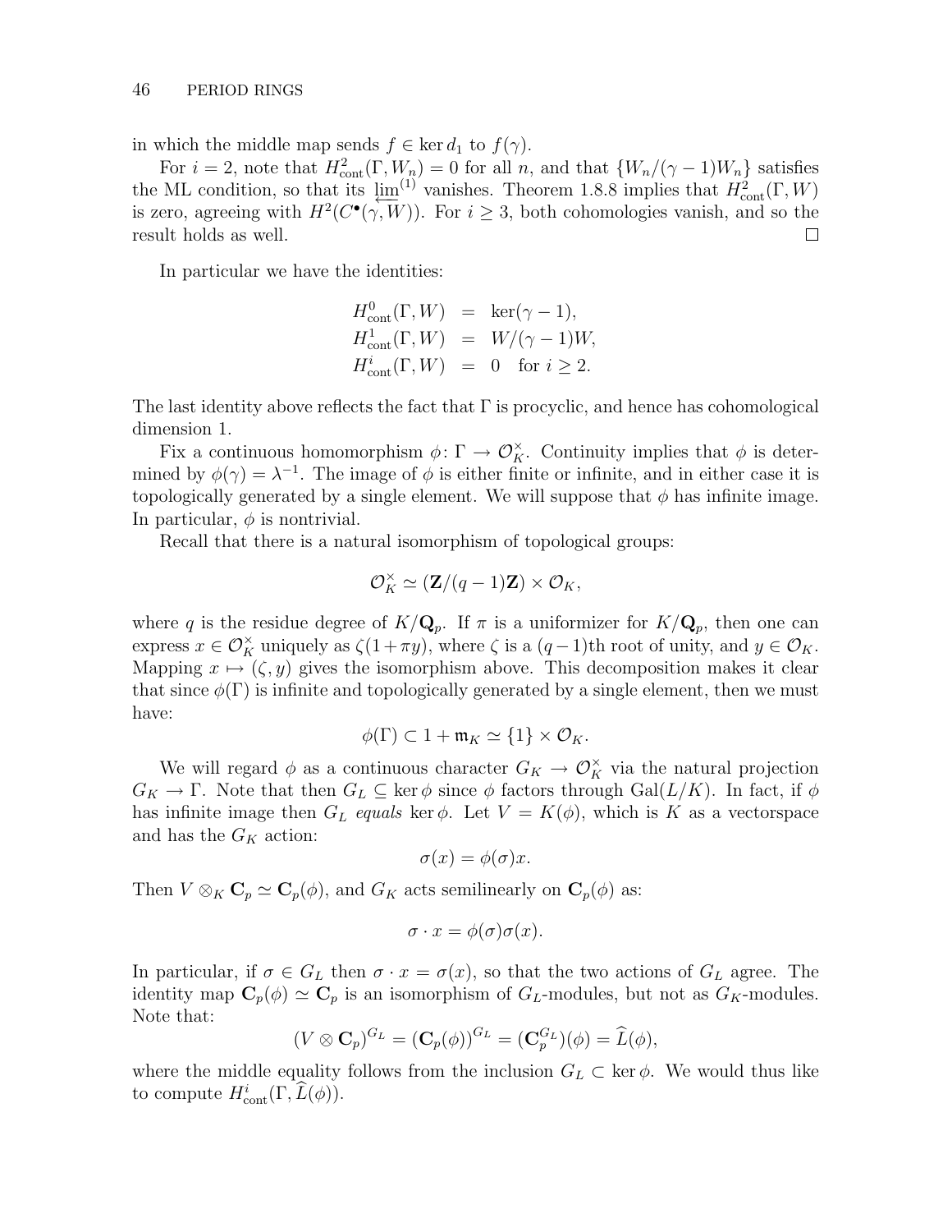in which the middle map sends $f \in \ker d_1$ to $f(\gamma)$.

For $i = 2$, note that $H^2_{\text{cont}}(\Gamma, W_n) = 0$ for all $n$, and that $\{W_n/(\gamma - 1)W_n\}$ satisfies the ML condition, so that its $\varprojlim^{(1)}$ vanishes. Theorem 1.8.8 implies that $H^2_{\text{cont}}(\Gamma, W)$ is zero, agreeing with $H^2(C^\bullet(\gamma, W))$. For $i \geq 3$, both cohomologies vanish, and so the result holds as well. □

In particular we have the identities:

$$
\begin{aligned}
H^0_{\text{cont}}(\Gamma, W) &= \ker(\gamma - 1), \\
H^1_{\text{cont}}(\Gamma, W) &= W/(\gamma - 1)W, \\
H^i_{\text{cont}}(\Gamma, W) &= 0 \quad \text{for } i \geq 2.
\end{aligned}
$$

The last identity above reflects the fact that $\Gamma$ is procyclic, and hence has cohomological dimension 1.

Fix a continuous homomorphism $\phi \colon \Gamma \to \mathcal{O}_K^\times$. Continuity implies that $\phi$ is determined by $\phi(\gamma) = \lambda^{-1}$. The image of $\phi$ is either finite or infinite, and in either case it is topologically generated by a single element. We will suppose that $\phi$ has infinite image. In particular, $\phi$ is nontrivial.

Recall that there is a natural isomorphism of topological groups:

$$\mathcal{O}_K^\times \simeq (\mathbf{Z}/(q-1)\mathbf{Z}) \times \mathcal{O}_K,$$

where $q$ is the residue degree of $K/\mathbf{Q}_p$. If $\pi$ is a uniformizer for $K/\mathbf{Q}_p$, then one can express $x \in \mathcal{O}_K^\times$ uniquely as $\zeta(1 + \pi y)$, where $\zeta$ is a $(q-1)$th root of unity, and $y \in \mathcal{O}_K$. Mapping $x \mapsto (\zeta, y)$ gives the isomorphism above. This decomposition makes it clear that since $\phi(\Gamma)$ is infinite and topologically generated by a single element, then we must have:

$$\phi(\Gamma) \subset 1 + \mathfrak{m}_K \simeq \{1\} \times \mathcal{O}_K.$$

We will regard $\phi$ as a continuous character $G_K \to \mathcal{O}_K^\times$ via the natural projection $G_K \to \Gamma$. Note that then $G_L \subseteq \ker \phi$ since $\phi$ factors through $\text{Gal}(L/K)$. In fact, if $\phi$ has infinite image then $G_L$ *equals* $\ker \phi$. Let $V = K(\phi)$, which is $K$ as a vectorspace and has the $G_K$ action:

$$\sigma(x) = \phi(\sigma)x.$$

Then $V \otimes_K \mathbf{C}_p \simeq \mathbf{C}_p(\phi)$, and $G_K$ acts semilinearly on $\mathbf{C}_p(\phi)$ as:

$$\sigma \cdot x = \phi(\sigma)\sigma(x).$$

In particular, if $\sigma \in G_L$ then $\sigma \cdot x = \sigma(x)$, so that the two actions of $G_L$ agree. The identity map $\mathbf{C}_p(\phi) \simeq \mathbf{C}_p$ is an isomorphism of $G_L$-modules, but not as $G_K$-modules. Note that:

$$(V \otimes \mathbf{C}_p)^{G_L} = (\mathbf{C}_p(\phi))^{G_L} = (\mathbf{C}_p^{G_L})(\phi) = \widehat{L}(\phi),$$

where the middle equality follows from the inclusion $G_L \subset \ker \phi$. We would thus like to compute $H^i_{\text{cont}}(\Gamma, \widehat{L}(\phi))$.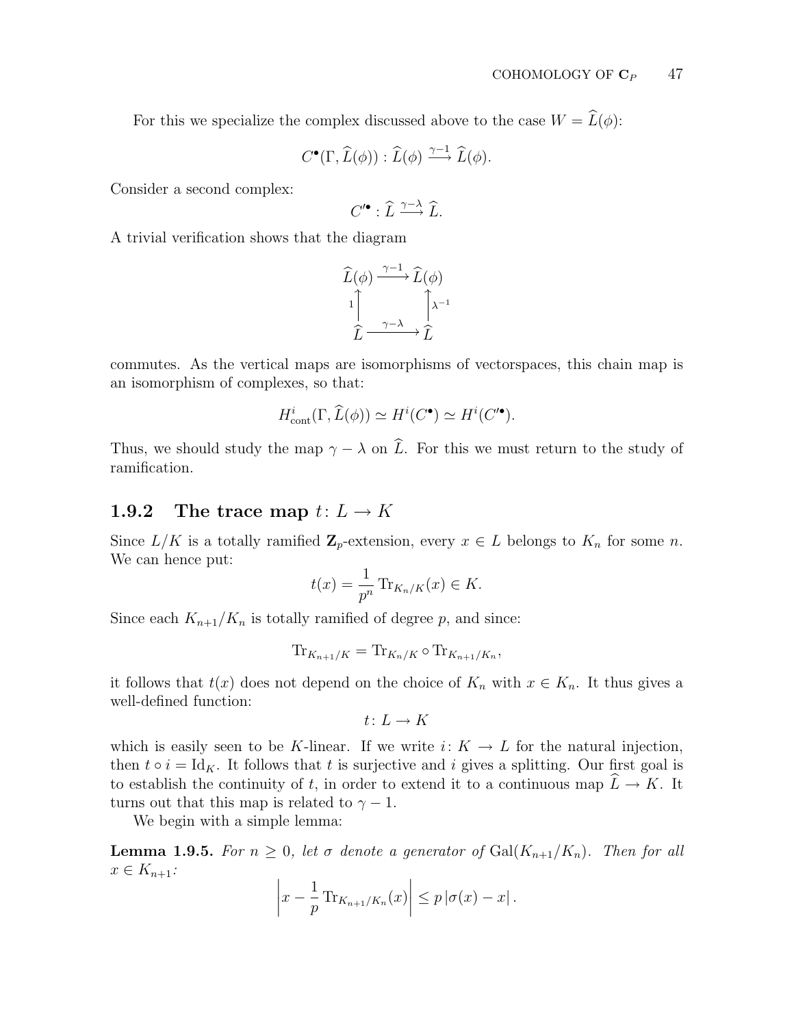For this we specialize the complex discussed above to the case $W = \widehat{L}(\phi)$:

$$C^\bullet(\Gamma, \widehat{L}(\phi)) : \widehat{L}(\phi) \xrightarrow{\gamma - 1} \widehat{L}(\phi).$$

Consider a second complex:

$$C'^\bullet : \widehat{L} \xrightarrow{\gamma - \lambda} \widehat{L}.$$

A trivial verification shows that the diagram

$$\begin{array}{ccc} \widehat{L}(\phi) & \xrightarrow{\gamma-1} & \widehat{L}(\phi) \\ {\scriptstyle 1}\uparrow & & \uparrow{\scriptstyle \lambda^{-1}} \\ \widehat{L} & \xrightarrow{\gamma-\lambda} & \widehat{L} \end{array}$$

commutes. As the vertical maps are isomorphisms of vectorspaces, this chain map is an isomorphism of complexes, so that:

$$H^i_{\text{cont}}(\Gamma, \widehat{L}(\phi)) \simeq H^i(C^\bullet) \simeq H^i(C'^\bullet).$$

Thus, we should study the map $\gamma - \lambda$ on $\widehat{L}$. For this we must return to the study of ramification.

### 1.9.2 The trace map $t \colon L \to K$

Since $L/K$ is a totally ramified $\mathbf{Z}_p$-extension, every $x \in L$ belongs to $K_n$ for some $n$. We can hence put:

$$t(x) = \frac{1}{p^n} \operatorname{Tr}_{K_n/K}(x) \in K.$$

Since each $K_{n+1}/K_n$ is totally ramified of degree $p$, and since:

$$\operatorname{Tr}_{K_{n+1}/K} = \operatorname{Tr}_{K_n/K} \circ \operatorname{Tr}_{K_{n+1}/K_n},$$

it follows that $t(x)$ does not depend on the choice of $K_n$ with $x \in K_n$. It thus gives a well-defined function:

$$t \colon L \to K$$

which is easily seen to be $K$-linear. If we write $i \colon K \to L$ for the natural injection, then $t \circ i = \mathrm{Id}_K$. It follows that $t$ is surjective and $i$ gives a splitting. Our first goal is to establish the continuity of $t$, in order to extend it to a continuous map $\widehat{L} \to K$. It turns out that this map is related to $\gamma - 1$.

We begin with a simple lemma:

**Lemma 1.9.5.** *For $n \geq 0$, let $\sigma$ denote a generator of $\operatorname{Gal}(K_{n+1}/K_n)$. Then for all $x \in K_{n+1}$:*

$$\left| x - \frac{1}{p} \operatorname{Tr}_{K_{n+1}/K_n}(x) \right| \leq p \left| \sigma(x) - x \right|.$$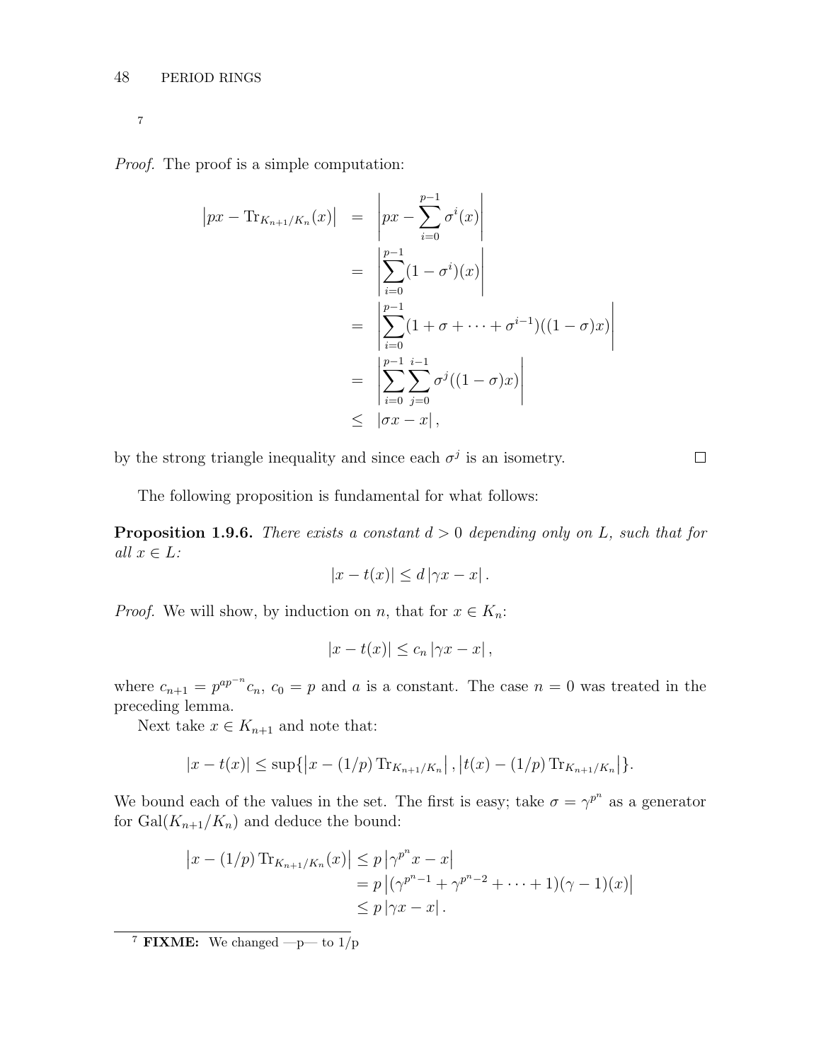[7]

*Proof.* The proof is a simple computation:

$$
\begin{aligned}
\left|px - \operatorname{Tr}_{K_{n+1}/K_n}(x)\right| &= \left|px - \sum_{i=0}^{p-1} \sigma^i(x)\right| \\
&= \left|\sum_{i=0}^{p-1} (1-\sigma^i)(x)\right| \\
&= \left|\sum_{i=0}^{p-1} (1+\sigma+\cdots+\sigma^{i-1})((1-\sigma)x)\right| \\
&= \left|\sum_{i=0}^{p-1}\sum_{j=0}^{i-1} \sigma^j((1-\sigma)x)\right| \\
&\leq |\sigma x - x|,
\end{aligned}
$$

by the strong triangle inequality and since each $\sigma^j$ is an isometry. ∎

The following proposition is fundamental for what follows:

**Proposition 1.9.6.** *There exists a constant $d > 0$ depending only on $L$, such that for all $x \in L$:*

$$|x - t(x)| \leq d\,|\gamma x - x|.$$

*Proof.* We will show, by induction on $n$, that for $x \in K_n$:

$$|x - t(x)| \leq c_n\,|\gamma x - x|,$$

where $c_{n+1} = p^{ap^{-n}} c_n$, $c_0 = p$ and $a$ is a constant. The case $n = 0$ was treated in the preceding lemma.

Next take $x \in K_{n+1}$ and note that:

$$|x - t(x)| \leq \sup\{\left|x - (1/p)\operatorname{Tr}_{K_{n+1}/K_n}\right|, \left|t(x) - (1/p)\operatorname{Tr}_{K_{n+1}/K_n}\right|\}.$$

We bound each of the values in the set. The first is easy; take $\sigma = \gamma^{p^n}$ as a generator for $\operatorname{Gal}(K_{n+1}/K_n)$ and deduce the bound:

$$
\begin{aligned}
\left|x - (1/p)\operatorname{Tr}_{K_{n+1}/K_n}(x)\right| &\leq p\left|\gamma^{p^n} x - x\right| \\
&= p\left|(\gamma^{p^n-1} + \gamma^{p^n-2} + \cdots + 1)(\gamma - 1)(x)\right| \\
&\leq p\,|\gamma x - x|.
\end{aligned}
$$

[7] **FIXME:** We changed —p— to 1/p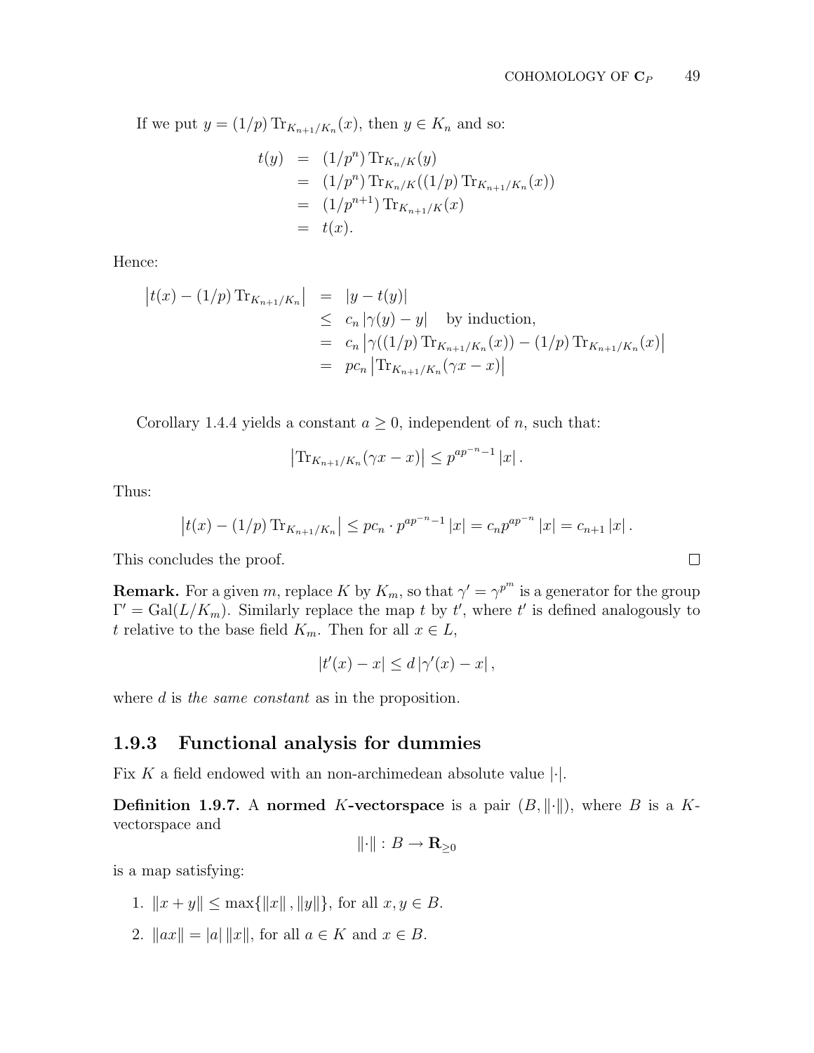If we put $y = (1/p)\operatorname{Tr}_{K_{n+1}/K_n}(x)$, then $y \in K_n$ and so:

$$
\begin{aligned}
t(y) &= (1/p^n)\operatorname{Tr}_{K_n/K}(y) \\
&= (1/p^n)\operatorname{Tr}_{K_n/K}((1/p)\operatorname{Tr}_{K_{n+1}/K_n}(x)) \\
&= (1/p^{n+1})\operatorname{Tr}_{K_{n+1}/K}(x) \\
&= t(x).
\end{aligned}
$$

Hence:

$$
\begin{aligned}
\left|t(x) - (1/p)\operatorname{Tr}_{K_{n+1}/K_n}\right| &= |y - t(y)| \\
&\leq c_n \left|\gamma(y) - y\right| \quad \text{by induction,} \\
&= c_n \left|\gamma((1/p)\operatorname{Tr}_{K_{n+1}/K_n}(x)) - (1/p)\operatorname{Tr}_{K_{n+1}/K_n}(x)\right| \\
&= pc_n \left|\operatorname{Tr}_{K_{n+1}/K_n}(\gamma x - x)\right|
\end{aligned}
$$

Corollary 1.4.4 yields a constant $a \geq 0$, independent of $n$, such that:

$$\left|\operatorname{Tr}_{K_{n+1}/K_n}(\gamma x - x)\right| \leq p^{ap^{-n}-1}\left|x\right|.$$

Thus:

$$\left|t(x) - (1/p)\operatorname{Tr}_{K_{n+1}/K_n}\right| \leq pc_n \cdot p^{ap^{-n}-1}\left|x\right| = c_n p^{ap^{-n}}\left|x\right| = c_{n+1}\left|x\right|.$$

This concludes the proof. □

**Remark.** For a given $m$, replace $K$ by $K_m$, so that $\gamma' = \gamma^{p^m}$ is a generator for the group $\Gamma' = \operatorname{Gal}(L/K_m)$. Similarly replace the map $t$ by $t'$, where $t'$ is defined analogously to $t$ relative to the base field $K_m$. Then for all $x \in L$,

$$|t'(x) - x| \leq d\left|\gamma'(x) - x\right|,$$

where $d$ is *the same constant* as in the proposition.

### 1.9.3 Functional analysis for dummies

Fix $K$ a field endowed with an non-archimedean absolute value $|\cdot|$.

**Definition 1.9.7.** A **normed** $K$**-vectorspace** is a pair $(B, \|\cdot\|)$, where $B$ is a $K$-vectorspace and

$$\|\cdot\| : B \to \mathbf{R}_{\geq 0}$$

is a map satisfying:

1. $\|x + y\| \leq \max\{\|x\|, \|y\|\}$, for all $x, y \in B$.
2. $\|ax\| = |a|\,\|x\|$, for all $a \in K$ and $x \in B$.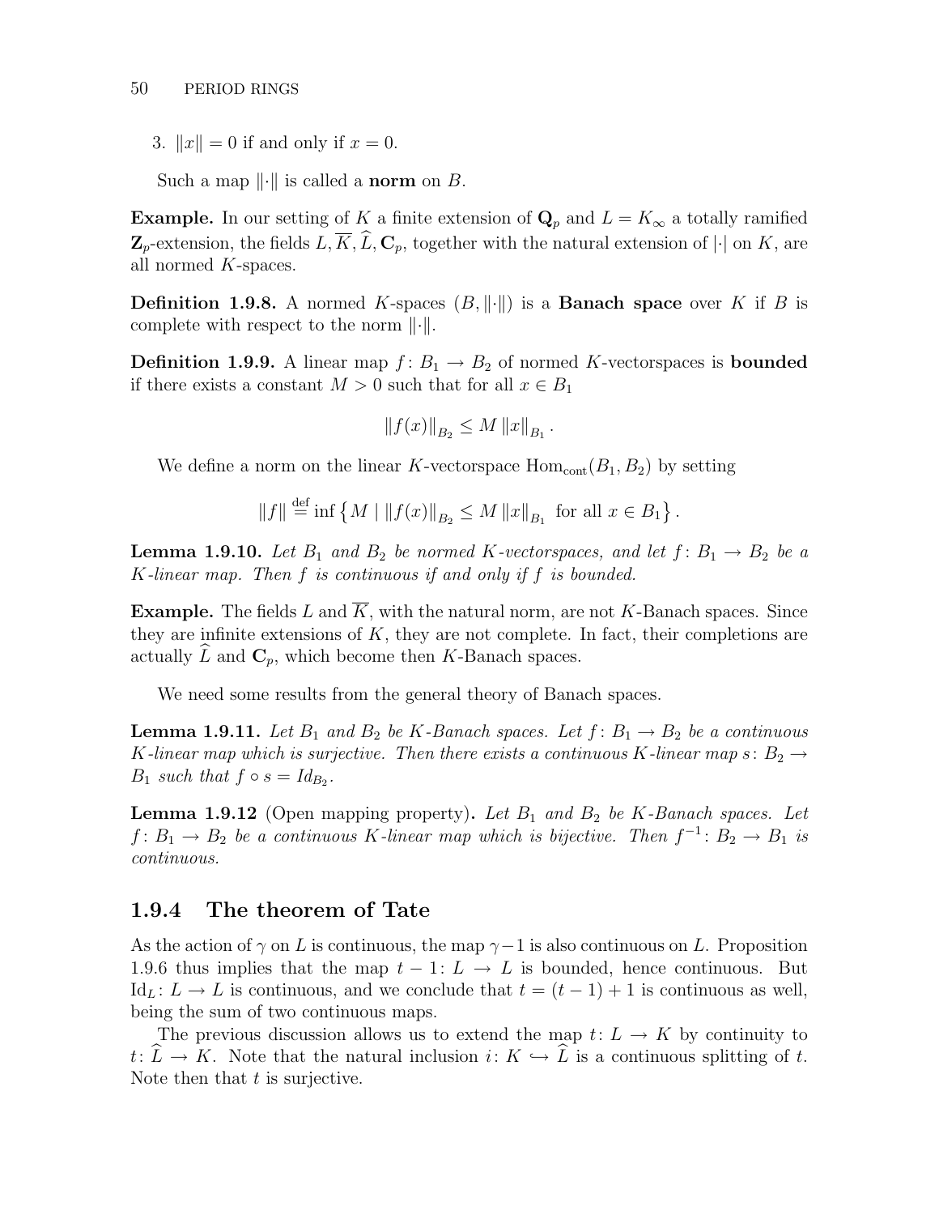3. $\|x\| = 0$ if and only if $x = 0$.

Such a map $\|\cdot\|$ is called a **norm** on $B$.

**Example.** In our setting of $K$ a finite extension of $\mathbf{Q}_p$ and $L = K_\infty$ a totally ramified $\mathbf{Z}_p$-extension, the fields $L, \overline{K}, \widehat{L}, \mathbf{C}_p$, together with the natural extension of $|\cdot|$ on $K$, are all normed $K$-spaces.

**Definition 1.9.8.** A normed $K$-spaces $(B, \|\cdot\|)$ is a **Banach space** over $K$ if $B$ is complete with respect to the norm $\|\cdot\|$.

**Definition 1.9.9.** A linear map $f\colon B_1 \to B_2$ of normed $K$-vectorspaces is **bounded** if there exists a constant $M > 0$ such that for all $x \in B_1$

$$\|f(x)\|_{B_2} \leq M \|x\|_{B_1}.$$

We define a norm on the linear $K$-vectorspace $\mathrm{Hom}_{\mathrm{cont}}(B_1, B_2)$ by setting

$$\|f\| \overset{\mathrm{def}}{=} \inf \left\{ M \mid \|f(x)\|_{B_2} \leq M \|x\|_{B_1} \text{ for all } x \in B_1 \right\}.$$

**Lemma 1.9.10.** *Let $B_1$ and $B_2$ be normed $K$-vectorspaces, and let $f\colon B_1 \to B_2$ be a $K$-linear map. Then $f$ is continuous if and only if $f$ is bounded.*

**Example.** The fields $L$ and $\overline{K}$, with the natural norm, are not $K$-Banach spaces. Since they are infinite extensions of $K$, they are not complete. In fact, their completions are actually $\widehat{L}$ and $\mathbf{C}_p$, which become then $K$-Banach spaces.

We need some results from the general theory of Banach spaces.

**Lemma 1.9.11.** *Let $B_1$ and $B_2$ be $K$-Banach spaces. Let $f\colon B_1 \to B_2$ be a continuous $K$-linear map which is surjective. Then there exists a continuous $K$-linear map $s\colon B_2 \to B_1$ such that $f \circ s = Id_{B_2}$.*

**Lemma 1.9.12** (Open mapping property)**.** *Let $B_1$ and $B_2$ be $K$-Banach spaces. Let $f\colon B_1 \to B_2$ be a continuous $K$-linear map which is bijective. Then $f^{-1}\colon B_2 \to B_1$ is continuous.*

### 1.9.4 The theorem of Tate

As the action of $\gamma$ on $L$ is continuous, the map $\gamma - 1$ is also continuous on $L$. Proposition 1.9.6 thus implies that the map $t - 1\colon L \to L$ is bounded, hence continuous. But $\mathrm{Id}_L\colon L \to L$ is continuous, and we conclude that $t = (t-1) + 1$ is continuous as well, being the sum of two continuous maps.

The previous discussion allows us to extend the map $t\colon L \to K$ by continuity to $t\colon \widehat{L} \to K$. Note that the natural inclusion $i\colon K \hookrightarrow \widehat{L}$ is a continuous splitting of $t$. Note then that $t$ is surjective.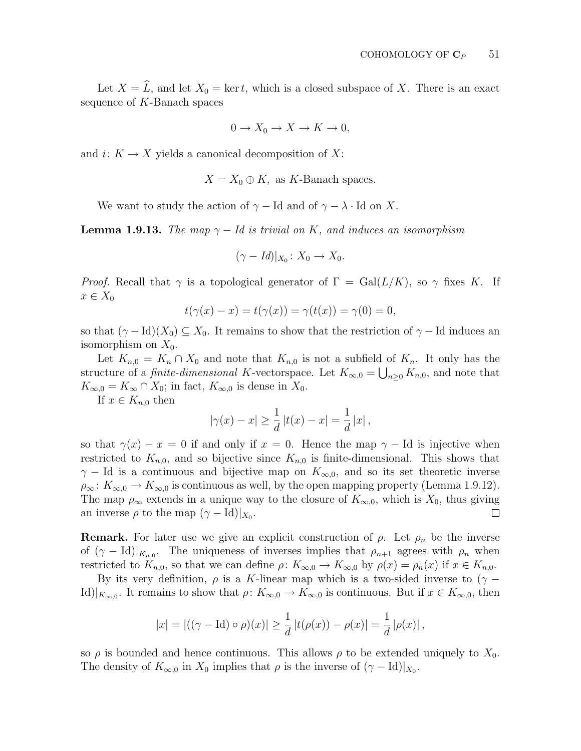Let $X = \widehat{L}$, and let $X_0 = \ker t$, which is a closed subspace of $X$. There is an exact sequence of $K$-Banach spaces

$$0 \to X_0 \to X \to K \to 0,$$

and $i\colon K \to X$ yields a canonical decomposition of $X$:

$$X = X_0 \oplus K, \text{ as } K\text{-Banach spaces.}$$

We want to study the action of $\gamma - \text{Id}$ and of $\gamma - \lambda \cdot \text{Id}$ on $X$.

**Lemma 1.9.13.** *The map $\gamma - Id$ is trivial on $K$, and induces an isomorphism*

$$(\gamma - Id)|_{X_0}\colon X_0 \to X_0.$$

*Proof.* Recall that $\gamma$ is a topological generator of $\Gamma = \text{Gal}(L/K)$, so $\gamma$ fixes $K$. If $x \in X_0$

$$t(\gamma(x) - x) = t(\gamma(x)) = \gamma(t(x)) = \gamma(0) = 0,$$

so that $(\gamma - \text{Id})(X_0) \subseteq X_0$. It remains to show that the restriction of $\gamma - \text{Id}$ induces an isomorphism on $X_0$.

Let $K_{n,0} = K_n \cap X_0$ and note that $K_{n,0}$ is not a subfield of $K_n$. It only has the structure of a *finite-dimensional* $K$-vectorspace. Let $K_{\infty,0} = \bigcup_{n \geq 0} K_{n,0}$, and note that $K_{\infty,0} = K_\infty \cap X_0$; in fact, $K_{\infty,0}$ is dense in $X_0$.

If $x \in K_{n,0}$ then

$$|\gamma(x) - x| \geq \frac{1}{d} |t(x) - x| = \frac{1}{d} |x|,$$

so that $\gamma(x) - x = 0$ if and only if $x = 0$. Hence the map $\gamma - \text{Id}$ is injective when restricted to $K_{n,0}$, and so bijective since $K_{n,0}$ is finite-dimensional. This shows that $\gamma - \text{Id}$ is a continuous and bijective map on $K_{\infty,0}$, and so its set theoretic inverse $\rho_\infty\colon K_{\infty,0} \to K_{\infty,0}$ is continuous as well, by the open mapping property (Lemma 1.9.12). The map $\rho_\infty$ extends in a unique way to the closure of $K_{\infty,0}$, which is $X_0$, thus giving an inverse $\rho$ to the map $(\gamma - \text{Id})|_{X_0}$. $\square$

**Remark.** For later use we give an explicit construction of $\rho$. Let $\rho_n$ be the inverse of $(\gamma - \text{Id})|_{K_{n,0}}$. The uniqueness of inverses implies that $\rho_{n+1}$ agrees with $\rho_n$ when restricted to $K_{n,0}$, so that we can define $\rho\colon K_{\infty,0} \to K_{\infty,0}$ by $\rho(x) = \rho_n(x)$ if $x \in K_{n,0}$.

By its very definition, $\rho$ is a $K$-linear map which is a two-sided inverse to $(\gamma - \text{Id})|_{K_{\infty,0}}$. It remains to show that $\rho\colon K_{\infty,0} \to K_{\infty,0}$ is continuous. But if $x \in K_{\infty,0}$, then

$$|x| = |((\gamma - \text{Id}) \circ \rho)(x)| \geq \frac{1}{d} |t(\rho(x)) - \rho(x)| = \frac{1}{d} |\rho(x)|,$$

so $\rho$ is bounded and hence continuous. This allows $\rho$ to be extended uniquely to $X_0$. The density of $K_{\infty,0}$ in $X_0$ implies that $\rho$ is the inverse of $(\gamma - \text{Id})|_{X_0}$.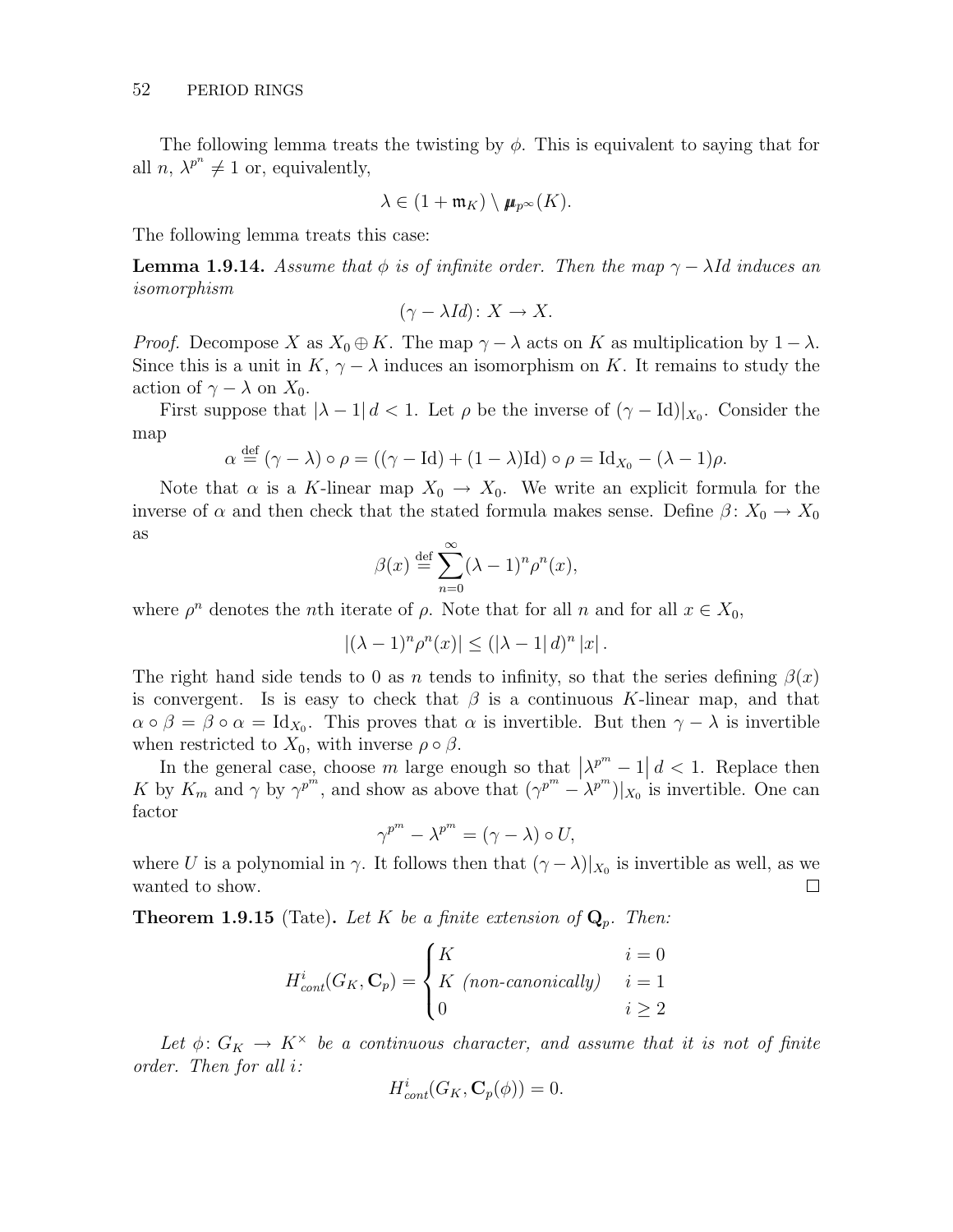The following lemma treats the twisting by $\phi$. This is equivalent to saying that for all $n$, $\lambda^{p^n} \neq 1$ or, equivalently,

$$\lambda \in (1 + \mathfrak{m}_K) \setminus \boldsymbol{\mu}_{p^\infty}(K).$$

The following lemma treats this case:

**Lemma 1.9.14.** *Assume that $\phi$ is of infinite order. Then the map $\gamma - \lambda Id$ induces an isomorphism*

$$(\gamma - \lambda Id) \colon X \to X.$$

*Proof.* Decompose $X$ as $X_0 \oplus K$. The map $\gamma - \lambda$ acts on $K$ as multiplication by $1 - \lambda$. Since this is a unit in $K$, $\gamma - \lambda$ induces an isomorphism on $K$. It remains to study the action of $\gamma - \lambda$ on $X_0$.

First suppose that $|\lambda - 1| \, d < 1$. Let $\rho$ be the inverse of $(\gamma - \mathrm{Id})|_{X_0}$. Consider the map

$$\alpha \stackrel{\text{def}}{=} (\gamma - \lambda) \circ \rho = ((\gamma - \mathrm{Id}) + (1 - \lambda)\mathrm{Id}) \circ \rho = \mathrm{Id}_{X_0} - (\lambda - 1)\rho.$$

Note that $\alpha$ is a $K$-linear map $X_0 \to X_0$. We write an explicit formula for the inverse of $\alpha$ and then check that the stated formula makes sense. Define $\beta \colon X_0 \to X_0$ as

$$\beta(x) \stackrel{\text{def}}{=} \sum_{n=0}^{\infty} (\lambda - 1)^n \rho^n(x),$$

where $\rho^n$ denotes the $n$th iterate of $\rho$. Note that for all $n$ and for all $x \in X_0$,

$$|(\lambda - 1)^n \rho^n(x)| \leq (|\lambda - 1| \, d)^n \, |x| \, .$$

The right hand side tends to 0 as $n$ tends to infinity, so that the series defining $\beta(x)$ is convergent. Is is easy to check that $\beta$ is a continuous $K$-linear map, and that $\alpha \circ \beta = \beta \circ \alpha = \mathrm{Id}_{X_0}$. This proves that $\alpha$ is invertible. But then $\gamma - \lambda$ is invertible when restricted to $X_0$, with inverse $\rho \circ \beta$.

In the general case, choose $m$ large enough so that $\left|\lambda^{p^m} - 1\right| d < 1$. Replace then $K$ by $K_m$ and $\gamma$ by $\gamma^{p^m}$, and show as above that $(\gamma^{p^m} - \lambda^{p^m})|_{X_0}$ is invertible. One can factor

$$\gamma^{p^m} - \lambda^{p^m} = (\gamma - \lambda) \circ U,$$

where $U$ is a polynomial in $\gamma$. It follows then that $(\gamma - \lambda)|_{X_0}$ is invertible as well, as we wanted to show. $\square$

**Theorem 1.9.15** (Tate)**.** *Let $K$ be a finite extension of $\mathbf{Q}_p$. Then:*

$$H^i_{cont}(G_K, \mathbf{C}_p) = \begin{cases} K & i = 0 \\ K \text{ (non-canonically)} & i = 1 \\ 0 & i \geq 2 \end{cases}$$

*Let $\phi \colon G_K \to K^\times$ be a continuous character, and assume that it is not of finite order. Then for all $i$:*

$$H^i_{cont}(G_K, \mathbf{C}_p(\phi)) = 0.$$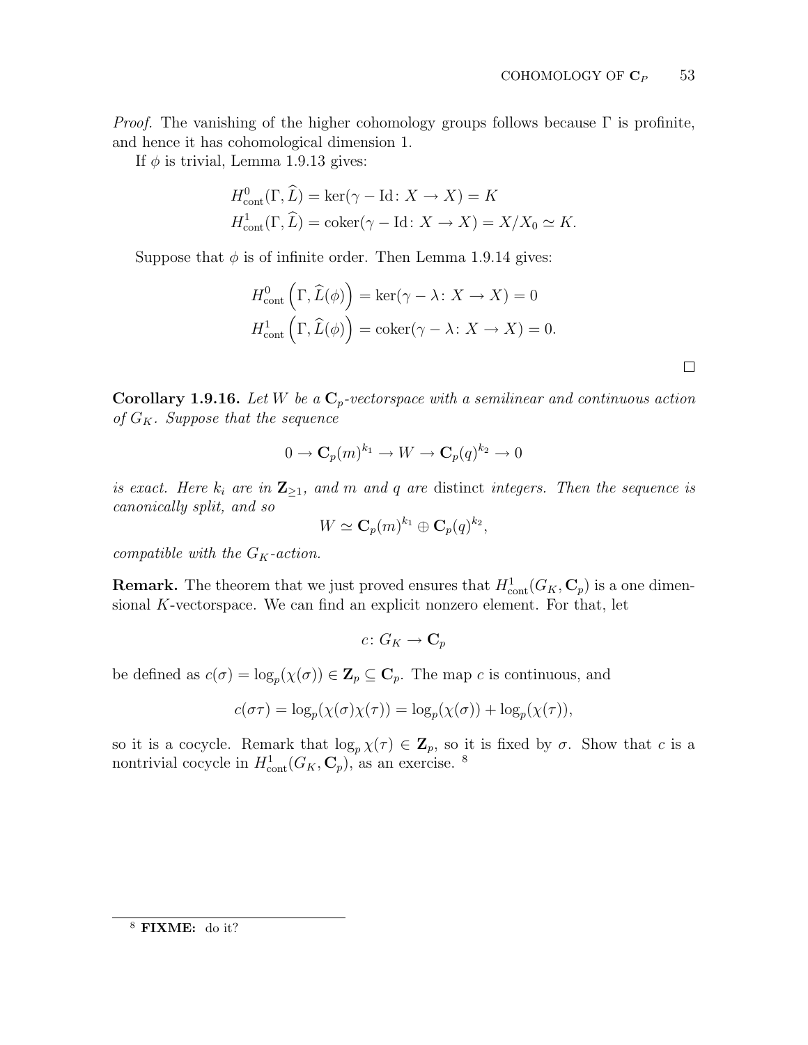*Proof.* The vanishing of the higher cohomology groups follows because $\Gamma$ is profinite, and hence it has cohomological dimension 1.

If $\phi$ is trivial, Lemma 1.9.13 gives:

$$H^0_{\text{cont}}(\Gamma, \widehat{L}) = \ker(\gamma - \mathrm{Id} \colon X \to X) = K$$
$$H^1_{\text{cont}}(\Gamma, \widehat{L}) = \operatorname{coker}(\gamma - \mathrm{Id} \colon X \to X) = X/X_0 \simeq K.$$

Suppose that $\phi$ is of infinite order. Then Lemma 1.9.14 gives:

$$H^0_{\text{cont}}\left(\Gamma, \widehat{L}(\phi)\right) = \ker(\gamma - \lambda \colon X \to X) = 0$$
$$H^1_{\text{cont}}\left(\Gamma, \widehat{L}(\phi)\right) = \operatorname{coker}(\gamma - \lambda \colon X \to X) = 0.$$

□

**Corollary 1.9.16.** *Let $W$ be a $\mathbf{C}_p$-vectorspace with a semilinear and continuous action of $G_K$. Suppose that the sequence*

$$0 \to \mathbf{C}_p(m)^{k_1} \to W \to \mathbf{C}_p(q)^{k_2} \to 0$$

*is exact. Here $k_i$ are in $\mathbf{Z}_{\geq 1}$, and $m$ and $q$ are* distinct *integers. Then the sequence is canonically split, and so*

$$W \simeq \mathbf{C}_p(m)^{k_1} \oplus \mathbf{C}_p(q)^{k_2},$$

*compatible with the $G_K$-action.*

**Remark.** The theorem that we just proved ensures that $H^1_{\text{cont}}(G_K, \mathbf{C}_p)$ is a one dimensional $K$-vectorspace. We can find an explicit nonzero element. For that, let

$$c \colon G_K \to \mathbf{C}_p$$

be defined as $c(\sigma) = \log_p(\chi(\sigma)) \in \mathbf{Z}_p \subseteq \mathbf{C}_p$. The map $c$ is continuous, and

$$c(\sigma\tau) = \log_p(\chi(\sigma)\chi(\tau)) = \log_p(\chi(\sigma)) + \log_p(\chi(\tau)),$$

so it is a cocycle. Remark that $\log_p \chi(\tau) \in \mathbf{Z}_p$, so it is fixed by $\sigma$. Show that $c$ is a nontrivial cocycle in $H^1_{\text{cont}}(G_K, \mathbf{C}_p)$, as an exercise. [8]

[8] **FIXME:** do it?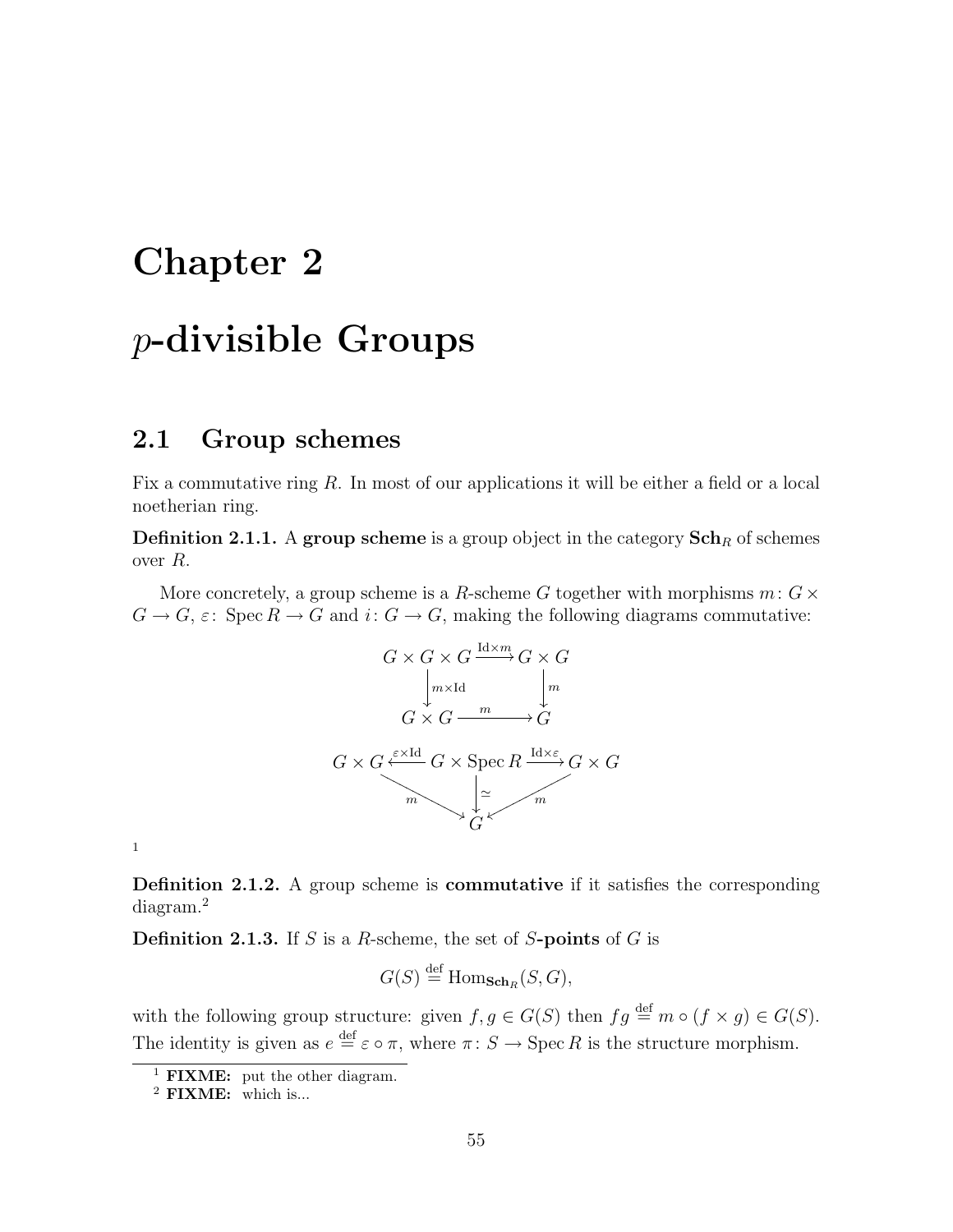# Chapter 2

# $p$-divisible Groups

## 2.1 Group schemes

Fix a commutative ring $R$. In most of our applications it will be either a field or a local noetherian ring.

**Definition 2.1.1.** A **group scheme** is a group object in the category $\mathbf{Sch}_R$ of schemes over $R$.

More concretely, a group scheme is a $R$-scheme $G$ together with morphisms $m\colon G \times G \to G$, $\varepsilon\colon \operatorname{Spec} R \to G$ and $i\colon G \to G$, making the following diagrams commutative:

$$\begin{array}{ccc} G \times G \times G & \xrightarrow{\mathrm{Id} \times m} & G \times G \\ \big\downarrow{\scriptstyle m \times \mathrm{Id}} & & \big\downarrow{\scriptstyle m} \\ G \times G & \xrightarrow{\quad m \quad} & G \end{array}$$

$$\begin{array}{ccccc} G \times G & \xleftarrow{\varepsilon \times \mathrm{Id}} & G \times \operatorname{Spec} R & \xrightarrow{\mathrm{Id} \times \varepsilon} & G \times G \\ & {\scriptstyle m}\searrow & \big\downarrow{\scriptstyle \simeq} & \swarrow{\scriptstyle m} & \\ & & G & & \end{array}$$

[1]

**Definition 2.1.2.** A group scheme is **commutative** if it satisfies the corresponding diagram.[2]

**Definition 2.1.3.** If $S$ is a $R$-scheme, the set of $S$**-points** of $G$ is

$$G(S) \stackrel{\text{def}}{=} \operatorname{Hom}_{\mathbf{Sch}_R}(S, G),$$

with the following group structure: given $f, g \in G(S)$ then $fg \stackrel{\text{def}}{=} m \circ (f \times g) \in G(S)$. The identity is given as $e \stackrel{\text{def}}{=} \varepsilon \circ \pi$, where $\pi\colon S \to \operatorname{Spec} R$ is the structure morphism.

[1] **FIXME:** put the other diagram.

[2] **FIXME:** which is...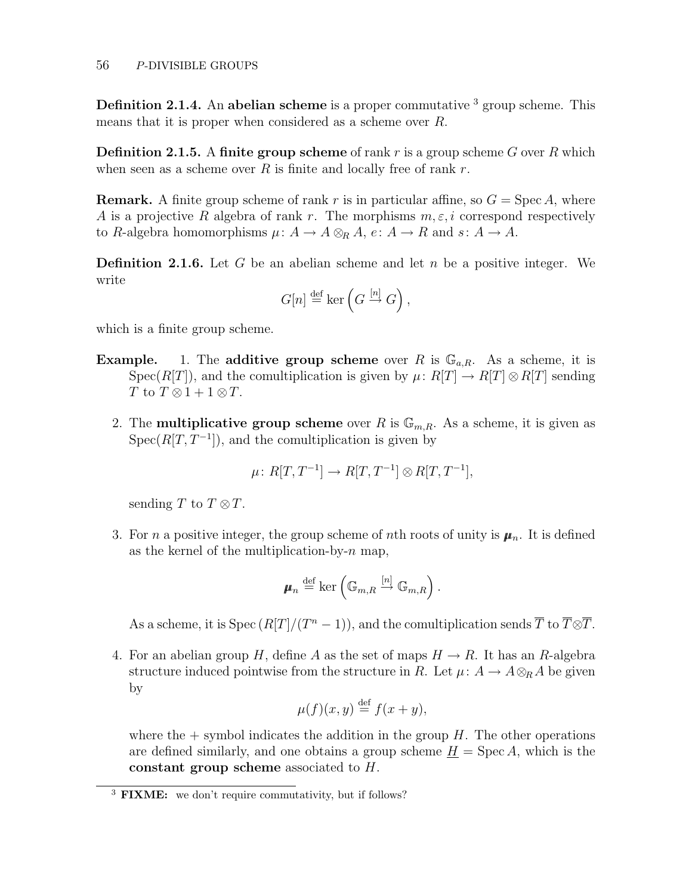**Definition 2.1.4.** An **abelian scheme** is a proper commutative [3] group scheme. This means that it is proper when considered as a scheme over $R$.

**Definition 2.1.5.** A **finite group scheme** of rank $r$ is a group scheme $G$ over $R$ which when seen as a scheme over $R$ is finite and locally free of rank $r$.

**Remark.** A finite group scheme of rank $r$ is in particular affine, so $G = \operatorname{Spec} A$, where $A$ is a projective $R$ algebra of rank $r$. The morphisms $m, \varepsilon, i$ correspond respectively to $R$-algebra homomorphisms $\mu\colon A \to A \otimes_R A$, $e\colon A \to R$ and $s\colon A \to A$.

**Definition 2.1.6.** Let $G$ be an abelian scheme and let $n$ be a positive integer. We write

$$G[n] \stackrel{\text{def}}{=} \ker\left(G \xrightarrow{[n]} G\right),$$

which is a finite group scheme.

**Example.**

1. The **additive group scheme** over $R$ is $\mathbb{G}_{a,R}$. As a scheme, it is $\operatorname{Spec}(R[T])$, and the comultiplication is given by $\mu\colon R[T] \to R[T] \otimes R[T]$ sending $T$ to $T \otimes 1 + 1 \otimes T$.

2. The **multiplicative group scheme** over $R$ is $\mathbb{G}_{m,R}$. As a scheme, it is given as $\operatorname{Spec}(R[T, T^{-1}])$, and the comultiplication is given by

$$\mu\colon R[T, T^{-1}] \to R[T, T^{-1}] \otimes R[T, T^{-1}],$$

sending $T$ to $T \otimes T$.

3. For $n$ a positive integer, the group scheme of $n$th roots of unity is $\boldsymbol{\mu}_n$. It is defined as the kernel of the multiplication-by-$n$ map,

$$\boldsymbol{\mu}_n \stackrel{\text{def}}{=} \ker\left(\mathbb{G}_{m,R} \xrightarrow{[n]} \mathbb{G}_{m,R}\right).$$

As a scheme, it is $\operatorname{Spec}\left(R[T]/(T^n - 1)\right)$, and the comultiplication sends $\overline{T}$ to $\overline{T} \otimes \overline{T}$.

4. For an abelian group $H$, define $A$ as the set of maps $H \to R$. It has an $R$-algebra structure induced pointwise from the structure in $R$. Let $\mu\colon A \to A \otimes_R A$ be given by

$$\mu(f)(x, y) \stackrel{\text{def}}{=} f(x + y),$$

where the $+$ symbol indicates the addition in the group $H$. The other operations are defined similarly, and one obtains a group scheme $\underline{H} = \operatorname{Spec} A$, which is the **constant group scheme** associated to $H$.

---

[3] **FIXME:** we don't require commutativity, but if follows?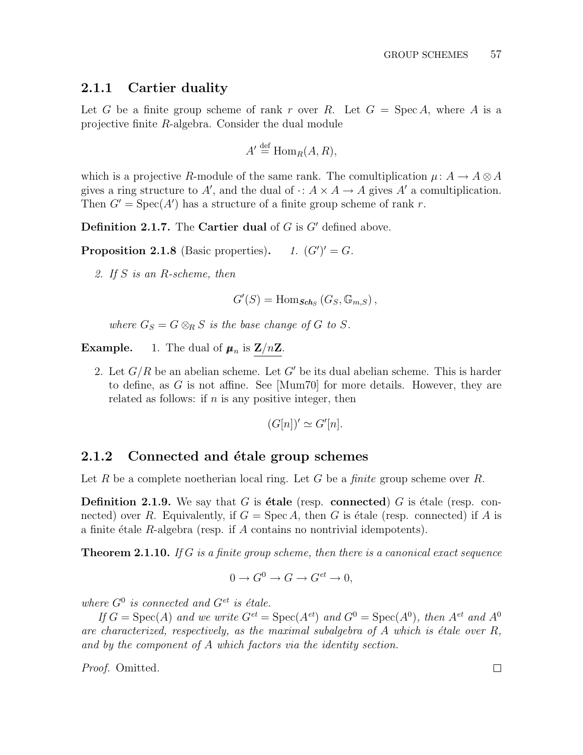### 2.1.1 Cartier duality

Let $G$ be a finite group scheme of rank $r$ over $R$. Let $G = \operatorname{Spec} A$, where $A$ is a projective finite $R$-algebra. Consider the dual module

$$A' \stackrel{\text{def}}{=} \operatorname{Hom}_R(A, R),$$

which is a projective $R$-module of the same rank. The comultiplication $\mu\colon A \to A \otimes A$ gives a ring structure to $A'$, and the dual of $\cdot\colon A \times A \to A$ gives $A'$ a comultiplication. Then $G' = \operatorname{Spec}(A')$ has a structure of a finite group scheme of rank $r$.

**Definition 2.1.7.** The **Cartier dual** of $G$ is $G'$ defined above.

**Proposition 2.1.8** (Basic properties)**.** *1.* $(G')' = G$.

*2. If $S$ is an $R$-scheme, then*

$$G'(S) = \operatorname{Hom}_{\boldsymbol{Sch}_S}\left(G_S, \mathbb{G}_{m,S}\right),$$

*where $G_S = G \otimes_R S$ is the base change of $G$ to $S$.*

**Example.** 1. The dual of $\boldsymbol{\mu}_n$ is $\underline{\mathbf{Z}/n\mathbf{Z}}$.

2. Let $G/R$ be an abelian scheme. Let $G'$ be its dual abelian scheme. This is harder to define, as $G$ is not affine. See [Mum70] for more details. However, they are related as follows: if $n$ is any positive integer, then

$$(G[n])' \simeq G'[n].$$

### 2.1.2 Connected and étale group schemes

Let $R$ be a complete noetherian local ring. Let $G$ be a *finite* group scheme over $R$.

**Definition 2.1.9.** We say that $G$ is **étale** (resp. **connected**) $G$ is étale (resp. connected) over $R$. Equivalently, if $G = \operatorname{Spec} A$, then $G$ is étale (resp. connected) if $A$ is a finite étale $R$-algebra (resp. if $A$ contains no nontrivial idempotents).

**Theorem 2.1.10.** *If $G$ is a finite group scheme, then there is a canonical exact sequence*

$$0 \to G^0 \to G \to G^{et} \to 0,$$

*where $G^0$ is connected and $G^{et}$ is étale.*

*If $G = \operatorname{Spec}(A)$ and we write $G^{et} = \operatorname{Spec}(A^{et})$ and $G^0 = \operatorname{Spec}(A^0)$, then $A^{et}$ and $A^0$ are characterized, respectively, as the maximal subalgebra of $A$ which is étale over $R$, and by the component of $A$ which factors via the identity section.*

*Proof.* Omitted. □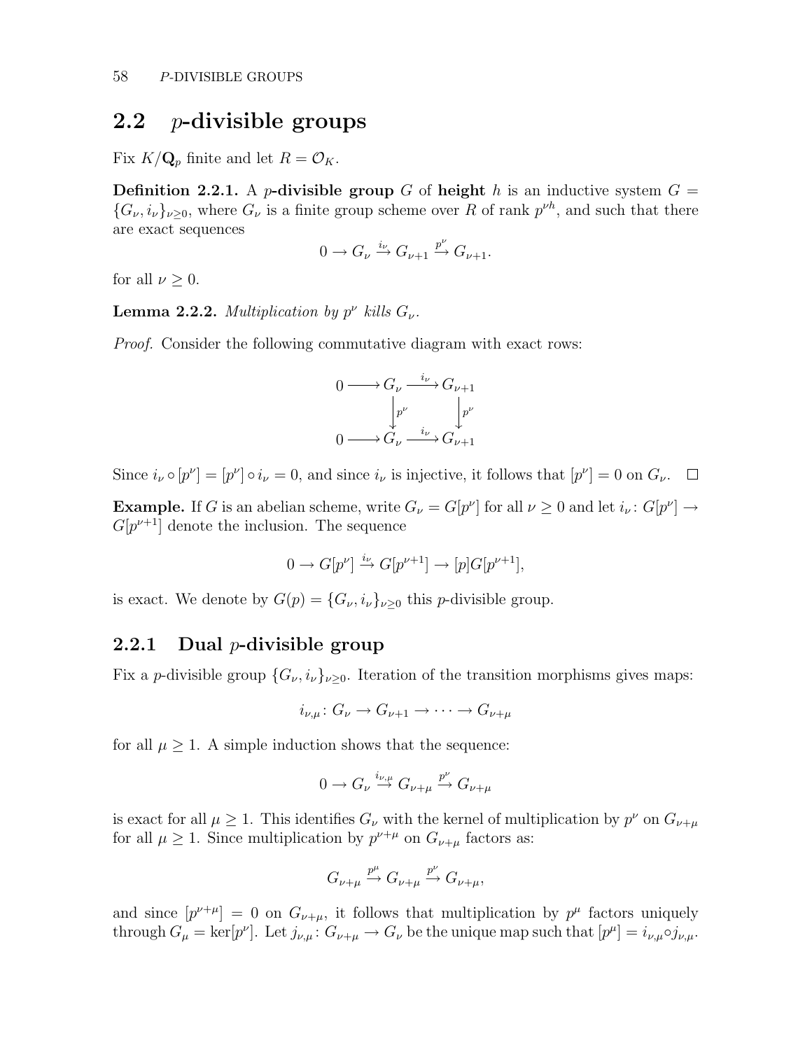## 2.2 $p$-divisible groups

Fix $K/\mathbf{Q}_p$ finite and let $R = \mathcal{O}_K$.

**Definition 2.2.1.** A **$p$-divisible group** $G$ of **height** $h$ is an inductive system $G = \{G_\nu, i_\nu\}_{\nu \geq 0}$, where $G_\nu$ is a finite group scheme over $R$ of rank $p^{\nu h}$, and such that there are exact sequences

$$0 \to G_\nu \xrightarrow{i_\nu} G_{\nu+1} \xrightarrow{p^\nu} G_{\nu+1}.$$

for all $\nu \geq 0$.

**Lemma 2.2.2.** *Multiplication by $p^\nu$ kills $G_\nu$.*

*Proof.* Consider the following commutative diagram with exact rows:

$$\begin{array}{ccccc} 0 & \longrightarrow & G_\nu & \xrightarrow{i_\nu} & G_{\nu+1} \\ & & \downarrow{\scriptstyle p^\nu} & & \downarrow{\scriptstyle p^\nu} \\ 0 & \longrightarrow & G_\nu & \xrightarrow{i_\nu} & G_{\nu+1} \end{array}$$

Since $i_\nu \circ [p^\nu] = [p^\nu] \circ i_\nu = 0$, and since $i_\nu$ is injective, it follows that $[p^\nu] = 0$ on $G_\nu$. $\square$

**Example.** If $G$ is an abelian scheme, write $G_\nu = G[p^\nu]$ for all $\nu \geq 0$ and let $i_\nu \colon G[p^\nu] \to G[p^{\nu+1}]$ denote the inclusion. The sequence

$$0 \to G[p^\nu] \xrightarrow{i_\nu} G[p^{\nu+1}] \to [p]G[p^{\nu+1}],$$

is exact. We denote by $G(p) = \{G_\nu, i_\nu\}_{\nu \geq 0}$ this $p$-divisible group.

### 2.2.1 Dual $p$-divisible group

Fix a $p$-divisible group $\{G_\nu, i_\nu\}_{\nu \geq 0}$. Iteration of the transition morphisms gives maps:

$$i_{\nu,\mu} \colon G_\nu \to G_{\nu+1} \to \cdots \to G_{\nu+\mu}$$

for all $\mu \geq 1$. A simple induction shows that the sequence:

$$0 \to G_\nu \xrightarrow{i_{\nu,\mu}} G_{\nu+\mu} \xrightarrow{p^\nu} G_{\nu+\mu}$$

is exact for all $\mu \geq 1$. This identifies $G_\nu$ with the kernel of multiplication by $p^\nu$ on $G_{\nu+\mu}$ for all $\mu \geq 1$. Since multiplication by $p^{\nu+\mu}$ on $G_{\nu+\mu}$ factors as:

$$G_{\nu+\mu} \xrightarrow{p^\mu} G_{\nu+\mu} \xrightarrow{p^\nu} G_{\nu+\mu},$$

and since $[p^{\nu+\mu}] = 0$ on $G_{\nu+\mu}$, it follows that multiplication by $p^\mu$ factors uniquely through $G_\mu = \ker[p^\nu]$. Let $j_{\nu,\mu} \colon G_{\nu+\mu} \to G_\nu$ be the unique map such that $[p^\mu] = i_{\nu,\mu} \circ j_{\nu,\mu}$.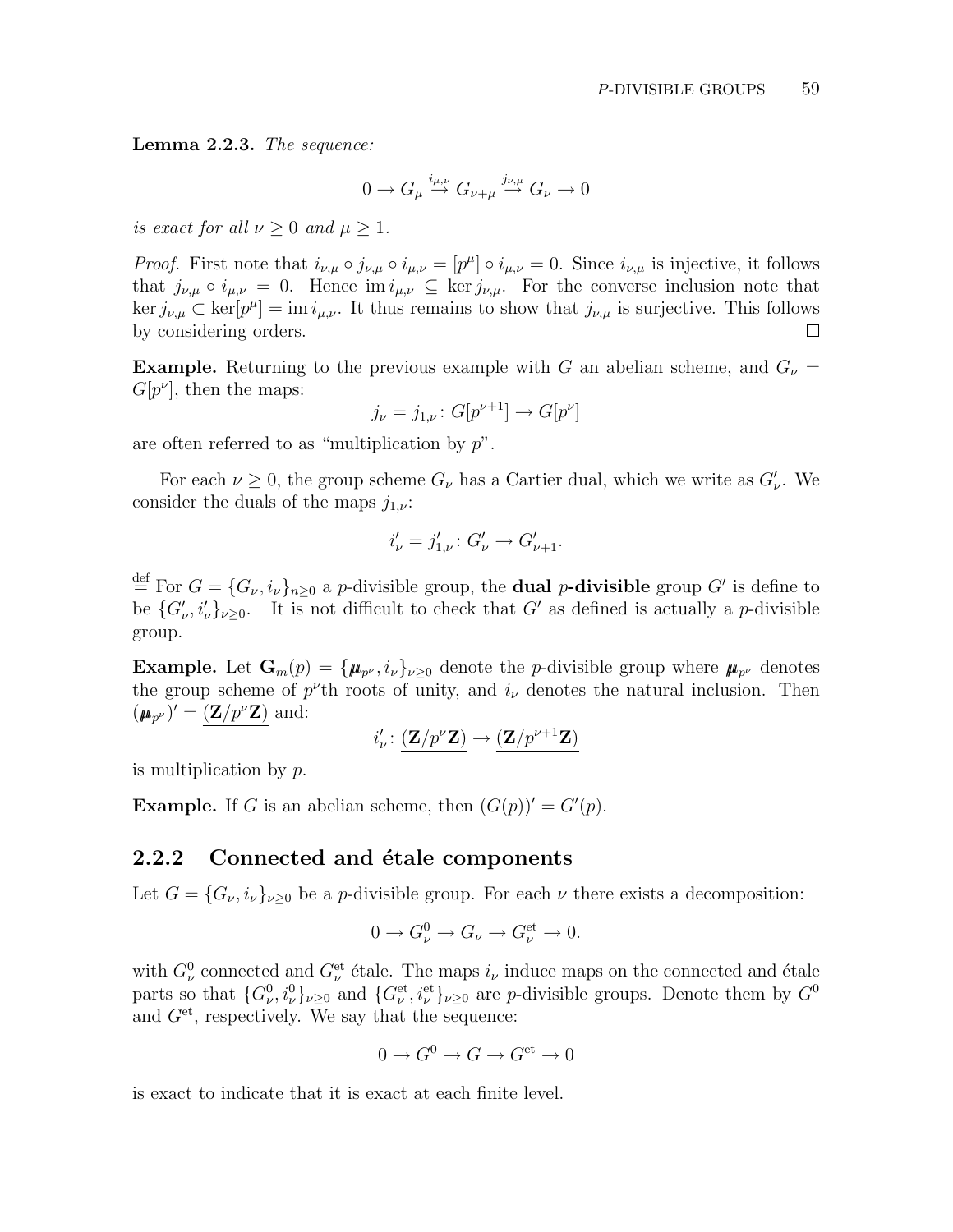**Lemma 2.2.3.** *The sequence:*

$$0 \to G_\mu \overset{i_{\mu,\nu}}{\to} G_{\nu+\mu} \overset{j_{\nu,\mu}}{\to} G_\nu \to 0$$

*is exact for all $\nu \geq 0$ and $\mu \geq 1$.*

*Proof.* First note that $i_{\nu,\mu} \circ j_{\nu,\mu} \circ i_{\mu,\nu} = [p^\mu] \circ i_{\mu,\nu} = 0$. Since $i_{\nu,\mu}$ is injective, it follows that $j_{\nu,\mu} \circ i_{\mu,\nu} = 0$. Hence $\operatorname{im} i_{\mu,\nu} \subseteq \ker j_{\nu,\mu}$. For the converse inclusion note that $\ker j_{\nu,\mu} \subset \ker[p^\mu] = \operatorname{im} i_{\mu,\nu}$. It thus remains to show that $j_{\nu,\mu}$ is surjective. This follows by considering orders. $\square$

**Example.** Returning to the previous example with $G$ an abelian scheme, and $G_\nu = G[p^\nu]$, then the maps:

$$j_\nu = j_{1,\nu} \colon G[p^{\nu+1}] \to G[p^\nu]$$

are often referred to as "multiplication by $p$".

For each $\nu \geq 0$, the group scheme $G_\nu$ has a Cartier dual, which we write as $G'_\nu$. We consider the duals of the maps $j_{1,\nu}$:

$$i'_\nu = j'_{1,\nu} \colon G'_\nu \to G'_{\nu+1}.$$

$\overset{\text{def}}{=}$ For $G = \{G_\nu, i_\nu\}_{n\geq 0}$ a $p$-divisible group, the **dual $p$-divisible** group $G'$ is define to be $\{G'_\nu, i'_\nu\}_{\nu\geq 0}$. It is not difficult to check that $G'$ as defined is actually a $p$-divisible group.

**Example.** Let $\mathbf{G}_m(p) = \{\boldsymbol{\mu}_{p^\nu}, i_\nu\}_{\nu\geq 0}$ denote the $p$-divisible group where $\boldsymbol{\mu}_{p^\nu}$ denotes the group scheme of $p^\nu$th roots of unity, and $i_\nu$ denotes the natural inclusion. Then $(\boldsymbol{\mu}_{p^\nu})' = \underline{(\mathbf{Z}/p^\nu\mathbf{Z})}$ and:

$$i'_\nu \colon \underline{(\mathbf{Z}/p^\nu\mathbf{Z})} \to \underline{(\mathbf{Z}/p^{\nu+1}\mathbf{Z})}$$

is multiplication by $p$.

**Example.** If $G$ is an abelian scheme, then $(G(p))' = G'(p)$.

### 2.2.2 Connected and étale components

Let $G = \{G_\nu, i_\nu\}_{\nu\geq 0}$ be a $p$-divisible group. For each $\nu$ there exists a decomposition:

$$0 \to G^0_\nu \to G_\nu \to G^{\text{et}}_\nu \to 0.$$

with $G^0_\nu$ connected and $G^{\text{et}}_\nu$ étale. The maps $i_\nu$ induce maps on the connected and étale parts so that $\{G^0_\nu, i^0_\nu\}_{\nu\geq 0}$ and $\{G^{\text{et}}_\nu, i^{\text{et}}_\nu\}_{\nu\geq 0}$ are $p$-divisible groups. Denote them by $G^0$ and $G^{\text{et}}$, respectively. We say that the sequence:

$$0 \to G^0 \to G \to G^{\text{et}} \to 0$$

is exact to indicate that it is exact at each finite level.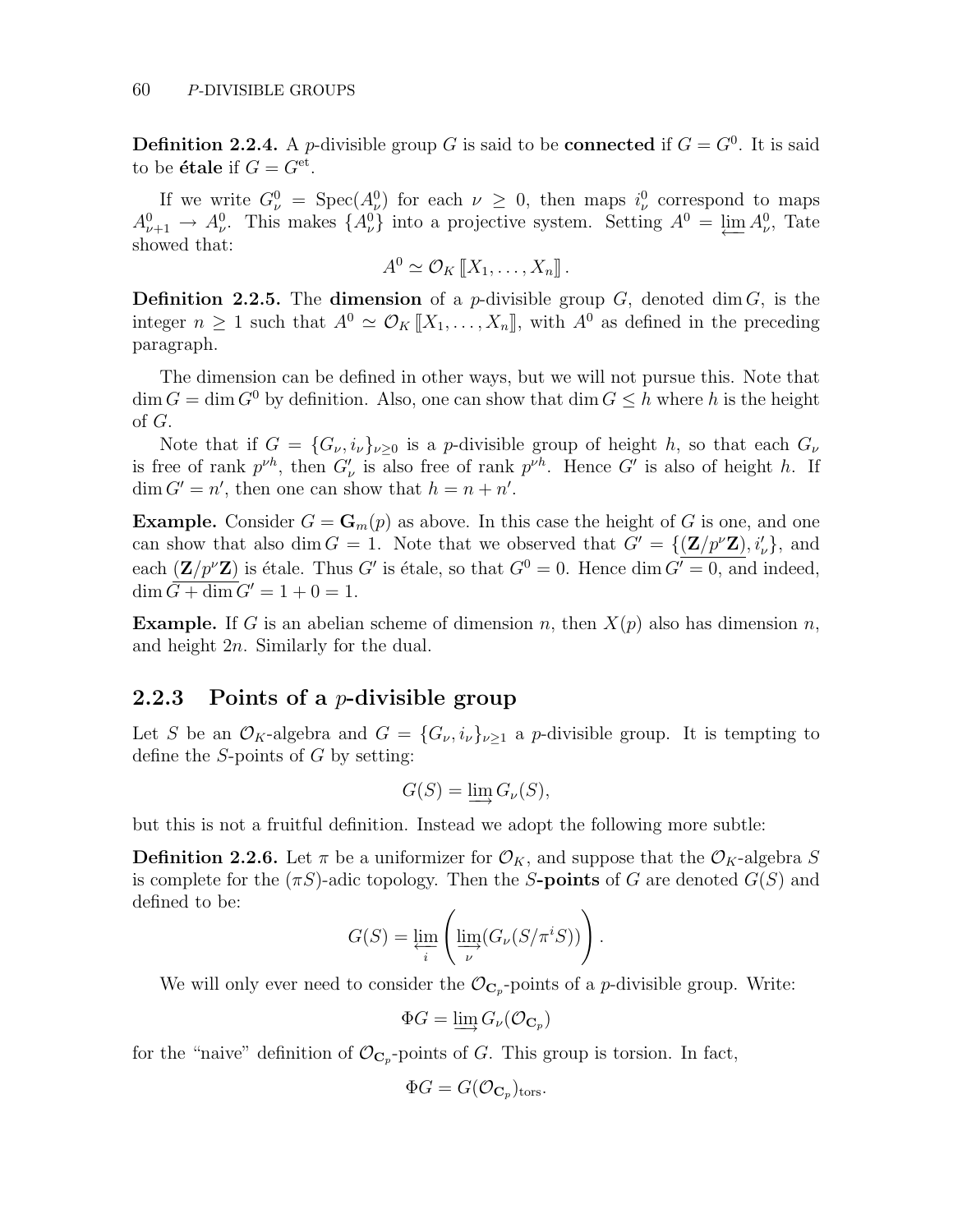**Definition 2.2.4.** A $p$-divisible group $G$ is said to be **connected** if $G = G^0$. It is said to be **étale** if $G = G^{\text{et}}$.

If we write $G^0_\nu = \operatorname{Spec}(A^0_\nu)$ for each $\nu \geq 0$, then maps $i^0_\nu$ correspond to maps $A^0_{\nu+1} \to A^0_\nu$. This makes $\{A^0_\nu\}$ into a projective system. Setting $A^0 = \varprojlim A^0_\nu$, Tate showed that:

$$A^0 \simeq \mathcal{O}_K[\![X_1, \ldots, X_n]\!].$$

**Definition 2.2.5.** The **dimension** of a $p$-divisible group $G$, denoted $\dim G$, is the integer $n \geq 1$ such that $A^0 \simeq \mathcal{O}_K[\![X_1, \ldots, X_n]\!]$, with $A^0$ as defined in the preceding paragraph.

The dimension can be defined in other ways, but we will not pursue this. Note that $\dim G = \dim G^0$ by definition. Also, one can show that $\dim G \leq h$ where $h$ is the height of $G$.

Note that if $G = \{G_\nu, i_\nu\}_{\nu \geq 0}$ is a $p$-divisible group of height $h$, so that each $G_\nu$ is free of rank $p^{\nu h}$, then $G'_\nu$ is also free of rank $p^{\nu h}$. Hence $G'$ is also of height $h$. If $\dim G' = n'$, then one can show that $h = n + n'$.

**Example.** Consider $G = \mathbf{G}_m(p)$ as above. In this case the height of $G$ is one, and one can show that also $\dim G = 1$. Note that we observed that $G' = \{\underline{(\mathbf{Z}/p^\nu\mathbf{Z})}, i'_\nu\}$, and each $\underline{(\mathbf{Z}/p^\nu\mathbf{Z})}$ is étale. Thus $G'$ is étale, so that $G^0 = 0$. Hence $\dim G' = 0$, and indeed, $\dim G + \dim G' = 1 + 0 = 1$.

**Example.** If $G$ is an abelian scheme of dimension $n$, then $X(p)$ also has dimension $n$, and height $2n$. Similarly for the dual.

### 2.2.3 Points of a $p$-divisible group

Let $S$ be an $\mathcal{O}_K$-algebra and $G = \{G_\nu, i_\nu\}_{\nu \geq 1}$ a $p$-divisible group. It is tempting to define the $S$-points of $G$ by setting:

$$G(S) = \varinjlim G_\nu(S),$$

but this is not a fruitful definition. Instead we adopt the following more subtle:

**Definition 2.2.6.** Let $\pi$ be a uniformizer for $\mathcal{O}_K$, and suppose that the $\mathcal{O}_K$-algebra $S$ is complete for the $(\pi S)$-adic topology. Then the $S$**-points** of $G$ are denoted $G(S)$ and defined to be:

$$G(S) = \varprojlim_i \left( \varinjlim_\nu (G_\nu(S/\pi^i S)) \right).$$

We will only ever need to consider the $\mathcal{O}_{\mathbf{C}_p}$-points of a $p$-divisible group. Write:

$$\Phi G = \varinjlim G_\nu(\mathcal{O}_{\mathbf{C}_p})$$

for the "naive" definition of $\mathcal{O}_{\mathbf{C}_p}$-points of $G$. This group is torsion. In fact,

$$\Phi G = G(\mathcal{O}_{\mathbf{C}_p})_{\text{tors}}.$$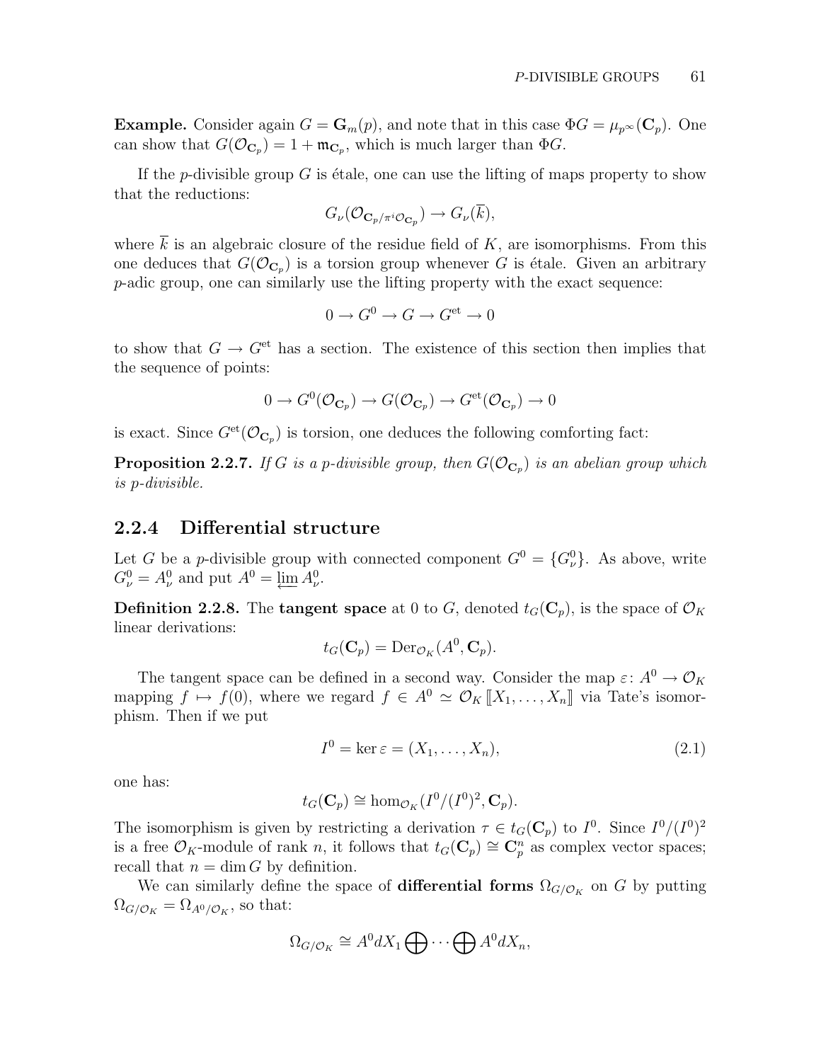**Example.** Consider again $G = \mathbf{G}_m(p)$, and note that in this case $\Phi G = \mu_{p^\infty}(\mathbf{C}_p)$. One can show that $G(\mathcal{O}_{\mathbf{C}_p}) = 1 + \mathfrak{m}_{\mathbf{C}_p}$, which is much larger than $\Phi G$.

If the $p$-divisible group $G$ is étale, one can use the lifting of maps property to show that the reductions:

$$G_\nu(\mathcal{O}_{\mathbf{C}_p/\pi^i\mathcal{O}_{\mathbf{C}_p}}) \to G_\nu(\overline{k}),$$

where $\overline{k}$ is an algebraic closure of the residue field of $K$, are isomorphisms. From this one deduces that $G(\mathcal{O}_{\mathbf{C}_p})$ is a torsion group whenever $G$ is étale. Given an arbitrary $p$-adic group, one can similarly use the lifting property with the exact sequence:

$$0 \to G^0 \to G \to G^{\text{et}} \to 0$$

to show that $G \to G^{\text{et}}$ has a section. The existence of this section then implies that the sequence of points:

$$0 \to G^0(\mathcal{O}_{\mathbf{C}_p}) \to G(\mathcal{O}_{\mathbf{C}_p}) \to G^{\text{et}}(\mathcal{O}_{\mathbf{C}_p}) \to 0$$

is exact. Since $G^{\text{et}}(\mathcal{O}_{\mathbf{C}_p})$ is torsion, one deduces the following comforting fact:

**Proposition 2.2.7.** *If $G$ is a $p$-divisible group, then $G(\mathcal{O}_{\mathbf{C}_p})$ is an abelian group which is $p$-divisible.*

### 2.2.4 Differential structure

Let $G$ be a $p$-divisible group with connected component $G^0 = \{G^0_\nu\}$. As above, write $G^0_\nu = A^0_\nu$ and put $A^0 = \varprojlim A^0_\nu$.

**Definition 2.2.8.** The **tangent space** at 0 to $G$, denoted $t_G(\mathbf{C}_p)$, is the space of $\mathcal{O}_K$ linear derivations:

$$t_G(\mathbf{C}_p) = \operatorname{Der}_{\mathcal{O}_K}(A^0, \mathbf{C}_p).$$

The tangent space can be defined in a second way. Consider the map $\varepsilon\colon A^0 \to \mathcal{O}_K$ mapping $f \mapsto f(0)$, where we regard $f \in A^0 \simeq \mathcal{O}_K[\![X_1, \ldots, X_n]\!]$ via Tate's isomorphism. Then if we put

$$I^0 = \ker \varepsilon = (X_1, \ldots, X_n), \tag{2.1}$$

one has:

$$t_G(\mathbf{C}_p) \cong \hom_{\mathcal{O}_K}(I^0/(I^0)^2, \mathbf{C}_p).$$

The isomorphism is given by restricting a derivation $\tau \in t_G(\mathbf{C}_p)$ to $I^0$. Since $I^0/(I^0)^2$ is a free $\mathcal{O}_K$-module of rank $n$, it follows that $t_G(\mathbf{C}_p) \cong \mathbf{C}_p^n$ as complex vector spaces; recall that $n = \dim G$ by definition.

We can similarly define the space of **differential forms** $\Omega_{G/\mathcal{O}_K}$ on $G$ by putting $\Omega_{G/\mathcal{O}_K} = \Omega_{A^0/\mathcal{O}_K}$, so that:

$$\Omega_{G/\mathcal{O}_K} \cong A^0 dX_1 \bigoplus \cdots \bigoplus A^0 dX_n,$$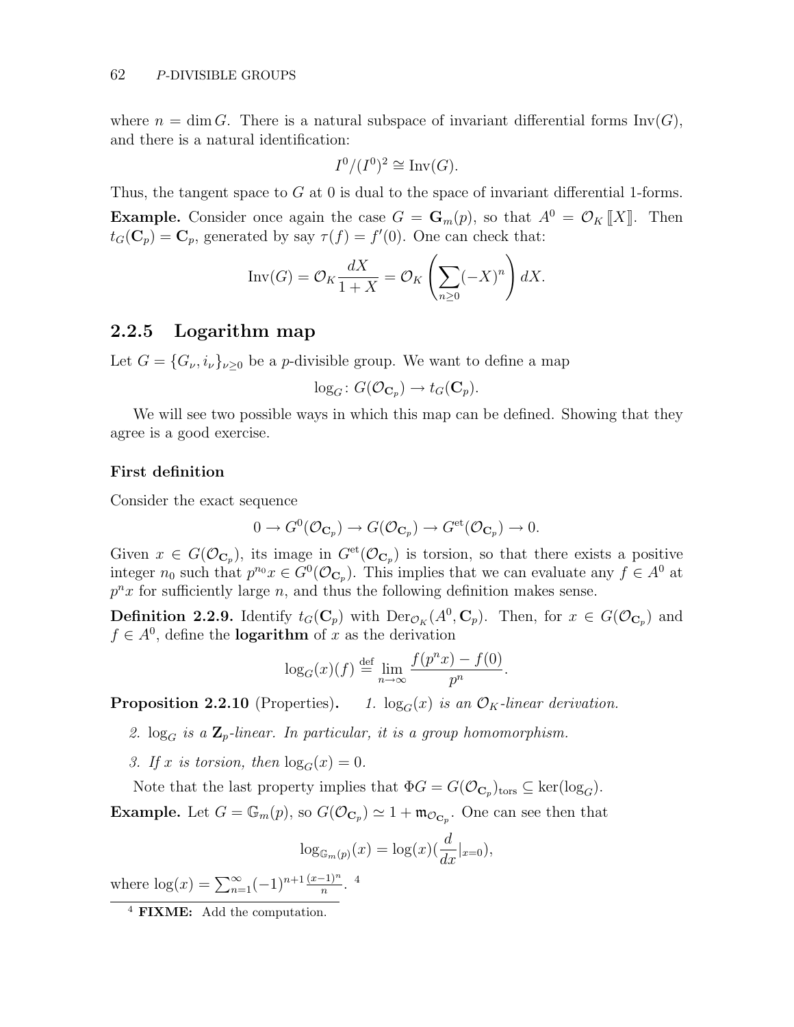where $n = \dim G$. There is a natural subspace of invariant differential forms $\mathrm{Inv}(G)$, and there is a natural identification:

$$I^0/(I^0)^2 \cong \mathrm{Inv}(G).$$

Thus, the tangent space to $G$ at 0 is dual to the space of invariant differential 1-forms.

**Example.** Consider once again the case $G = \mathbf{G}_m(p)$, so that $A^0 = \mathcal{O}_K [\![X]\!]$. Then $t_G(\mathbf{C}_p) = \mathbf{C}_p$, generated by say $\tau(f) = f'(0)$. One can check that:

$$\mathrm{Inv}(G) = \mathcal{O}_K \frac{dX}{1+X} = \mathcal{O}_K \left( \sum_{n \geq 0} (-X)^n \right) dX.$$

### 2.2.5 Logarithm map

Let $G = \{G_\nu, i_\nu\}_{\nu \geq 0}$ be a $p$-divisible group. We want to define a map

$$\log_G \colon G(\mathcal{O}_{\mathbf{C}_p}) \to t_G(\mathbf{C}_p).$$

We will see two possible ways in which this map can be defined. Showing that they agree is a good exercise.

#### First definition

Consider the exact sequence

$$0 \to G^0(\mathcal{O}_{\mathbf{C}_p}) \to G(\mathcal{O}_{\mathbf{C}_p}) \to G^{\mathrm{et}}(\mathcal{O}_{\mathbf{C}_p}) \to 0.$$

Given $x \in G(\mathcal{O}_{\mathbf{C}_p})$, its image in $G^{\mathrm{et}}(\mathcal{O}_{\mathbf{C}_p})$ is torsion, so that there exists a positive integer $n_0$ such that $p^{n_0} x \in G^0(\mathcal{O}_{\mathbf{C}_p})$. This implies that we can evaluate any $f \in A^0$ at $p^n x$ for sufficiently large $n$, and thus the following definition makes sense.

**Definition 2.2.9.** Identify $t_G(\mathbf{C}_p)$ with $\mathrm{Der}_{\mathcal{O}_K}(A^0, \mathbf{C}_p)$. Then, for $x \in G(\mathcal{O}_{\mathbf{C}_p})$ and $f \in A^0$, define the **logarithm** of $x$ as the derivation

$$\log_G(x)(f) \stackrel{\mathrm{def}}{=} \lim_{n \to \infty} \frac{f(p^n x) - f(0)}{p^n}.$$

**Proposition 2.2.10** (Properties)**.**

1. *$\log_G(x)$ is an $\mathcal{O}_K$-linear derivation.*
2. *$\log_G$ is a $\mathbf{Z}_p$-linear. In particular, it is a group homomorphism.*
3. *If $x$ is torsion, then $\log_G(x) = 0$.*

Note that the last property implies that $\Phi G = G(\mathcal{O}_{\mathbf{C}_p})_{\mathrm{tors}} \subseteq \ker(\log_G)$.

**Example.** Let $G = \mathbb{G}_m(p)$, so $G(\mathcal{O}_{\mathbf{C}_p}) \simeq 1 + \mathfrak{m}_{\mathcal{O}_{\mathbf{C}_p}}$. One can see then that

$$\log_{\mathbb{G}_m(p)}(x) = \log(x)\left(\frac{d}{dx}|_{x=0}\right),$$

where $\log(x) = \sum_{n=1}^{\infty} (-1)^{n+1} \frac{(x-1)^n}{n}$. [4]

[4] **FIXME:** Add the computation.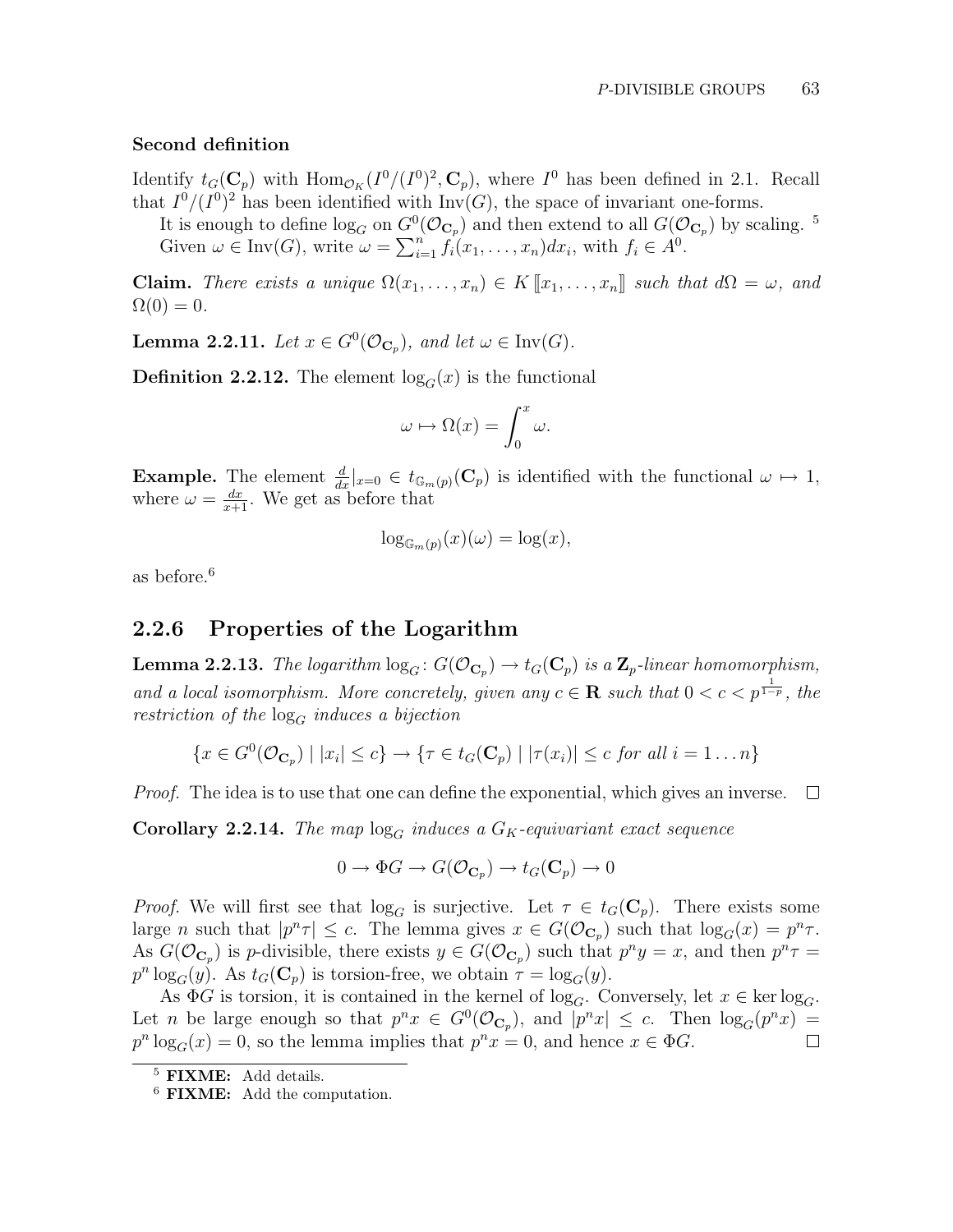### Second definition

Identify $t_G(\mathbf{C}_p)$ with $\mathrm{Hom}_{\mathcal{O}_K}(I^0/(I^0)^2, \mathbf{C}_p)$, where $I^0$ has been defined in 2.1. Recall that $I^0/(I^0)^2$ has been identified with $\mathrm{Inv}(G)$, the space of invariant one-forms.

It is enough to define $\log_G$ on $G^0(\mathcal{O}_{\mathbf{C}_p})$ and then extend to all $G(\mathcal{O}_{\mathbf{C}_p})$ by scaling. [5]

Given $\omega \in \mathrm{Inv}(G)$, write $\omega = \sum_{i=1}^n f_i(x_1, \ldots, x_n) dx_i$, with $f_i \in A^0$.

**Claim.** *There exists a unique $\Omega(x_1, \ldots, x_n) \in K [\![x_1, \ldots, x_n]\!]$ such that $d\Omega = \omega$, and $\Omega(0) = 0$.*

**Lemma 2.2.11.** *Let $x \in G^0(\mathcal{O}_{\mathbf{C}_p})$, and let $\omega \in \mathrm{Inv}(G)$.*

**Definition 2.2.12.** The element $\log_G(x)$ is the functional

$$\omega \mapsto \Omega(x) = \int_0^x \omega.$$

**Example.** The element $\frac{d}{dx}|_{x=0} \in t_{\mathbb{G}_m(p)}(\mathbf{C}_p)$ is identified with the functional $\omega \mapsto 1$, where $\omega = \frac{dx}{x+1}$. We get as before that

$$\log_{\mathbb{G}_m(p)}(x)(\omega) = \log(x),$$

as before.[6]

## 2.2.6 Properties of the Logarithm

**Lemma 2.2.13.** *The logarithm $\log_G \colon G(\mathcal{O}_{\mathbf{C}_p}) \to t_G(\mathbf{C}_p)$ is a $\mathbf{Z}_p$-linear homomorphism, and a local isomorphism. More concretely, given any $c \in \mathbf{R}$ such that $0 < c < p^{\frac{1}{1-p}}$, the restriction of the $\log_G$ induces a bijection*

$$\{x \in G^0(\mathcal{O}_{\mathbf{C}_p}) \mid |x_i| \leq c\} \to \{\tau \in t_G(\mathbf{C}_p) \mid |\tau(x_i)| \leq c \text{ for all } i = 1 \ldots n\}$$

*Proof.* The idea is to use that one can define the exponential, which gives an inverse. □

**Corollary 2.2.14.** *The map $\log_G$ induces a $G_K$-equivariant exact sequence*

$$0 \to \Phi G \to G(\mathcal{O}_{\mathbf{C}_p}) \to t_G(\mathbf{C}_p) \to 0$$

*Proof.* We will first see that $\log_G$ is surjective. Let $\tau \in t_G(\mathbf{C}_p)$. There exists some large $n$ such that $|p^n \tau| \leq c$. The lemma gives $x \in G(\mathcal{O}_{\mathbf{C}_p})$ such that $\log_G(x) = p^n \tau$. As $G(\mathcal{O}_{\mathbf{C}_p})$ is $p$-divisible, there exists $y \in G(\mathcal{O}_{\mathbf{C}_p})$ such that $p^n y = x$, and then $p^n \tau = p^n \log_G(y)$. As $t_G(\mathbf{C}_p)$ is torsion-free, we obtain $\tau = \log_G(y)$.

As $\Phi G$ is torsion, it is contained in the kernel of $\log_G$. Conversely, let $x \in \ker \log_G$. Let $n$ be large enough so that $p^n x \in G^0(\mathcal{O}_{\mathbf{C}_p})$, and $|p^n x| \leq c$. Then $\log_G(p^n x) = p^n \log_G(x) = 0$, so the lemma implies that $p^n x = 0$, and hence $x \in \Phi G$. □

---

[5] **FIXME:** Add details.

[6] **FIXME:** Add the computation.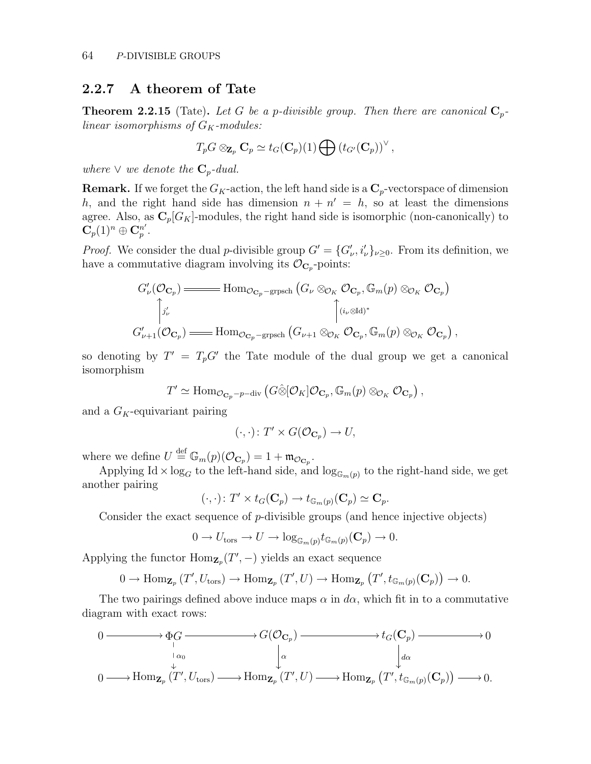### 2.2.7 A theorem of Tate

**Theorem 2.2.15** (Tate)**.** *Let $G$ be a $p$-divisible group. Then there are canonical $\mathbf{C}_p$-linear isomorphisms of $G_K$-modules:*

$$T_pG \otimes_{\mathbf{Z}_p} \mathbf{C}_p \simeq t_G(\mathbf{C}_p)(1) \bigoplus \left(t_{G'}(\mathbf{C}_p)\right)^{\vee},$$

*where $\vee$ we denote the $\mathbf{C}_p$-dual.*

**Remark.** If we forget the $G_K$-action, the left hand side is a $\mathbf{C}_p$-vectorspace of dimension $h$, and the right hand side has dimension $n + n' = h$, so at least the dimensions agree. Also, as $\mathbf{C}_p[G_K]$-modules, the right hand side is isomorphic (non-canonically) to $\mathbf{C}_p(1)^n \oplus \mathbf{C}_p^{n'}$.

*Proof.* We consider the dual $p$-divisible group $G' = \{G'_\nu, i'_\nu\}_{\nu \geq 0}$. From its definition, we have a commutative diagram involving its $\mathcal{O}_{\mathbf{C}_p}$-points:

$$\begin{array}{ccc}
G'_\nu(\mathcal{O}_{\mathbf{C}_p}) & = & \mathrm{Hom}_{\mathcal{O}_{\mathbf{C}_p}-\mathrm{grpsch}}\left(G_\nu \otimes_{\mathcal{O}_K} \mathcal{O}_{\mathbf{C}_p}, \mathbb{G}_m(p) \otimes_{\mathcal{O}_K} \mathcal{O}_{\mathbf{C}_p}\right) \\
\uparrow j'_\nu & & \uparrow (i_\nu \otimes \mathrm{Id})^* \\
G'_{\nu+1}(\mathcal{O}_{\mathbf{C}_p}) & = & \mathrm{Hom}_{\mathcal{O}_{\mathbf{C}_p}-\mathrm{grpsch}}\left(G_{\nu+1} \otimes_{\mathcal{O}_K} \mathcal{O}_{\mathbf{C}_p}, \mathbb{G}_m(p) \otimes_{\mathcal{O}_K} \mathcal{O}_{\mathbf{C}_p}\right),
\end{array}$$

so denoting by $T' = T_pG'$ the Tate module of the dual group we get a canonical isomorphism

$$T' \simeq \mathrm{Hom}_{\mathcal{O}_{\mathbf{C}_p}-p-\mathrm{div}}\left(G \hat{\otimes}[\mathcal{O}_K]\mathcal{O}_{\mathbf{C}_p}, \mathbb{G}_m(p) \otimes_{\mathcal{O}_K} \mathcal{O}_{\mathbf{C}_p}\right),$$

and a $G_K$-equivariant pairing

$$(\cdot,\cdot) \colon T' \times G(\mathcal{O}_{\mathbf{C}_p}) \to U,$$

where we define $U \stackrel{\text{def}}{=} \mathbb{G}_m(p)(\mathcal{O}_{\mathbf{C}_p}) = 1 + \mathfrak{m}_{\mathcal{O}_{\mathbf{C}_p}}$.

Applying $\mathrm{Id} \times \log_G$ to the left-hand side, and $\log_{\mathbb{G}_m(p)}$ to the right-hand side, we get another pairing

$$(\cdot,\cdot) \colon T' \times t_G(\mathbf{C}_p) \to t_{\mathbb{G}_m(p)}(\mathbf{C}_p) \simeq \mathbf{C}_p.$$

Consider the exact sequence of $p$-divisible groups (and hence injective objects)

$$0 \to U_{\mathrm{tors}} \to U \to \log_{\mathbb{G}_m(p)} t_{\mathbb{G}_m(p)}(\mathbf{C}_p) \to 0.$$

Applying the functor $\mathrm{Hom}_{\mathbf{Z}_p}(T', -)$ yields an exact sequence

$$0 \to \mathrm{Hom}_{\mathbf{Z}_p}\left(T', U_{\mathrm{tors}}\right) \to \mathrm{Hom}_{\mathbf{Z}_p}\left(T', U\right) \to \mathrm{Hom}_{\mathbf{Z}_p}\left(T', t_{\mathbb{G}_m(p)}(\mathbf{C}_p)\right) \to 0.$$

The two pairings defined above induce maps $\alpha$ in $d\alpha$, which fit in to a commutative diagram with exact rows:

$$\begin{array}{ccccccccc}
0 & \to & \Phi G & \to & G(\mathcal{O}_{\mathbf{C}_p}) & \to & t_G(\mathbf{C}_p) & \to & 0 \\
& & \downarrow \alpha_0 & & \downarrow \alpha & & \downarrow d\alpha & & \\
0 & \to & \mathrm{Hom}_{\mathbf{Z}_p}\left(T', U_{\mathrm{tors}}\right) & \to & \mathrm{Hom}_{\mathbf{Z}_p}\left(T', U\right) & \to & \mathrm{Hom}_{\mathbf{Z}_p}\left(T', t_{\mathbb{G}_m(p)}(\mathbf{C}_p)\right) & \to & 0.
\end{array}$$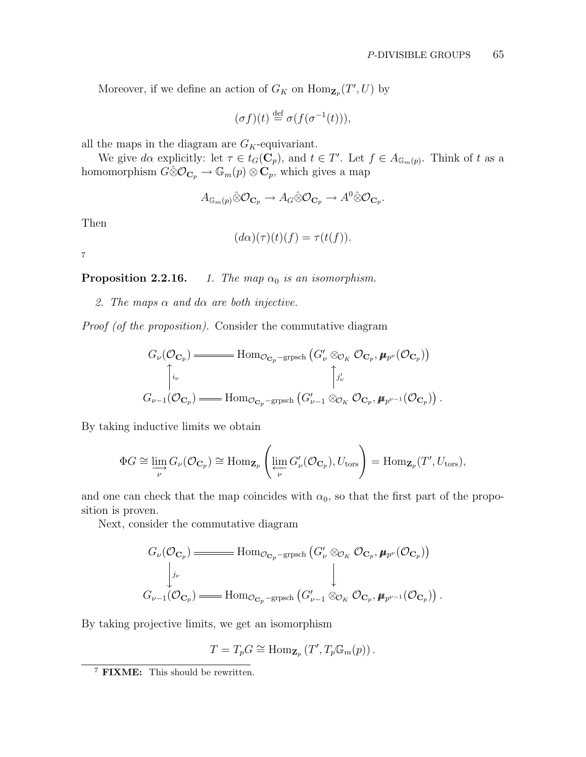Moreover, if we define an action of $G_K$ on $\mathrm{Hom}_{\mathbf{Z}_p}(T', U)$ by

$$(\sigma f)(t) \stackrel{\text{def}}{=} \sigma(f(\sigma^{-1}(t))),$$

all the maps in the diagram are $G_K$-equivariant.

We give $d\alpha$ explicitly: let $\tau \in t_G(\mathbf{C}_p)$, and $t \in T'$. Let $f \in A_{\mathbb{G}_m(p)}$. Think of $t$ as a homomorphism $G\hat{\otimes}\mathcal{O}_{\mathbf{C}_p} \to \mathbb{G}_m(p) \otimes \mathbf{C}_p$, which gives a map

$$A_{\mathbb{G}_m(p)}\hat{\otimes}\mathcal{O}_{\mathbf{C}_p} \to A_G\hat{\otimes}\mathcal{O}_{\mathbf{C}_p} \to A^0\hat{\otimes}\mathcal{O}_{\mathbf{C}_p}.$$

Then

$$(d\alpha)(\tau)(t)(f) = \tau(t(f)).$$

[7]

**Proposition 2.2.16.** *1. The map $\alpha_0$ is an isomorphism.*

*2. The maps $\alpha$ and $d\alpha$ are both injective.*

*Proof (of the proposition).* Consider the commutative diagram

$$\begin{array}{ccc}
G_\nu(\mathcal{O}_{\mathbf{C}_p}) & = & \mathrm{Hom}_{\mathcal{O}_{\mathbf{C}_p}-\mathrm{grpsch}}\left(G'_\nu \otimes_{\mathcal{O}_K} \mathcal{O}_{\mathbf{C}_p}, \boldsymbol{\mu}_{p^\nu}(\mathcal{O}_{\mathbf{C}_p})\right) \\
\uparrow i_\nu & & \uparrow j'_\nu \\
G_{\nu-1}(\mathcal{O}_{\mathbf{C}_p}) & = & \mathrm{Hom}_{\mathcal{O}_{\mathbf{C}_p}-\mathrm{grpsch}}\left(G'_{\nu-1} \otimes_{\mathcal{O}_K} \mathcal{O}_{\mathbf{C}_p}, \boldsymbol{\mu}_{p^{\nu-1}}(\mathcal{O}_{\mathbf{C}_p})\right).
\end{array}$$

By taking inductive limits we obtain

$$\Phi G \cong \varinjlim_\nu G_\nu(\mathcal{O}_{\mathbf{C}_p}) \cong \mathrm{Hom}_{\mathbf{Z}_p}\left(\varprojlim_\nu G'_\nu(\mathcal{O}_{\mathbf{C}_p}), U_{\mathrm{tors}}\right) = \mathrm{Hom}_{\mathbf{Z}_p}(T', U_{\mathrm{tors}}),$$

and one can check that the map coincides with $\alpha_0$, so that the first part of the proposition is proven.

Next, consider the commutative diagram

$$\begin{array}{ccc}
G_\nu(\mathcal{O}_{\mathbf{C}_p}) & = & \mathrm{Hom}_{\mathcal{O}_{\mathbf{C}_p}-\mathrm{grpsch}}\left(G'_\nu \otimes_{\mathcal{O}_K} \mathcal{O}_{\mathbf{C}_p}, \boldsymbol{\mu}_{p^\nu}(\mathcal{O}_{\mathbf{C}_p})\right) \\
\downarrow j_\nu & & \downarrow \\
G_{\nu-1}(\mathcal{O}_{\mathbf{C}_p}) & = & \mathrm{Hom}_{\mathcal{O}_{\mathbf{C}_p}-\mathrm{grpsch}}\left(G'_{\nu-1} \otimes_{\mathcal{O}_K} \mathcal{O}_{\mathbf{C}_p}, \boldsymbol{\mu}_{p^{\nu-1}}(\mathcal{O}_{\mathbf{C}_p})\right).
\end{array}$$

By taking projective limits, we get an isomorphism

$$T = T_pG \cong \mathrm{Hom}_{\mathbf{Z}_p}\left(T', T_p\mathbb{G}_m(p)\right).$$

---

[7] **FIXME:** This should be rewritten.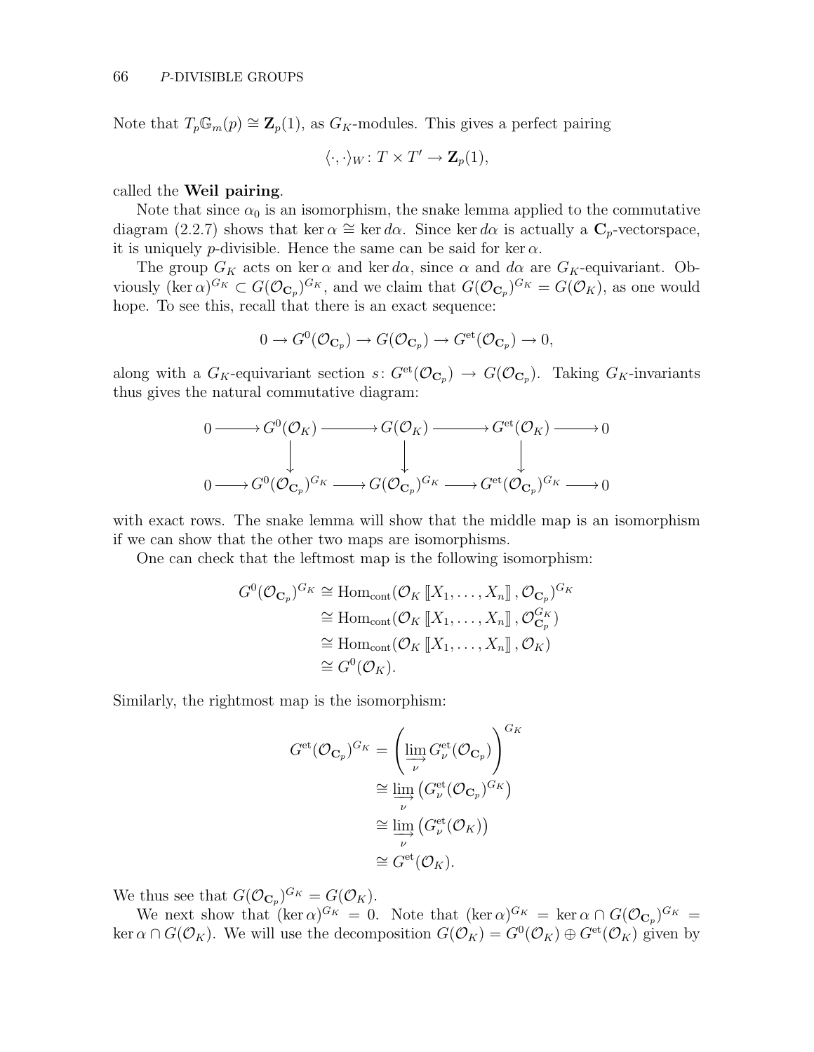Note that $T_p\mathbb{G}_m(p) \cong \mathbf{Z}_p(1)$, as $G_K$-modules. This gives a perfect pairing

$$\langle \cdot, \cdot \rangle_W \colon T \times T' \to \mathbf{Z}_p(1),$$

called the **Weil pairing**.

Note that since $\alpha_0$ is an isomorphism, the snake lemma applied to the commutative diagram (2.2.7) shows that $\ker \alpha \cong \ker d\alpha$. Since $\ker d\alpha$ is actually a $\mathbf{C}_p$-vectorspace, it is uniquely $p$-divisible. Hence the same can be said for $\ker \alpha$.

The group $G_K$ acts on $\ker \alpha$ and $\ker d\alpha$, since $\alpha$ and $d\alpha$ are $G_K$-equivariant. Obviously $(\ker \alpha)^{G_K} \subset G(\mathcal{O}_{\mathbf{C}_p})^{G_K}$, and we claim that $G(\mathcal{O}_{\mathbf{C}_p})^{G_K} = G(\mathcal{O}_K)$, as one would hope. To see this, recall that there is an exact sequence:

$$0 \to G^0(\mathcal{O}_{\mathbf{C}_p}) \to G(\mathcal{O}_{\mathbf{C}_p}) \to G^{\text{et}}(\mathcal{O}_{\mathbf{C}_p}) \to 0,$$

along with a $G_K$-equivariant section $s \colon G^{\text{et}}(\mathcal{O}_{\mathbf{C}_p}) \to G(\mathcal{O}_{\mathbf{C}_p})$. Taking $G_K$-invariants thus gives the natural commutative diagram:

$$\begin{array}{ccccccccc}
0 & \longrightarrow & G^0(\mathcal{O}_K) & \longrightarrow & G(\mathcal{O}_K) & \longrightarrow & G^{\text{et}}(\mathcal{O}_K) & \longrightarrow & 0 \\
 & & \downarrow & & \downarrow & & \downarrow & & \\
0 & \longrightarrow & G^0(\mathcal{O}_{\mathbf{C}_p})^{G_K} & \longrightarrow & G(\mathcal{O}_{\mathbf{C}_p})^{G_K} & \longrightarrow & G^{\text{et}}(\mathcal{O}_{\mathbf{C}_p})^{G_K} & \longrightarrow & 0
\end{array}$$

with exact rows. The snake lemma will show that the middle map is an isomorphism if we can show that the other two maps are isomorphisms.

One can check that the leftmost map is the following isomorphism:

$$\begin{aligned}
G^0(\mathcal{O}_{\mathbf{C}_p})^{G_K} &\cong \operatorname{Hom}_{\text{cont}}(\mathcal{O}_K [\![X_1, \ldots, X_n]\!], \mathcal{O}_{\mathbf{C}_p})^{G_K} \\
&\cong \operatorname{Hom}_{\text{cont}}(\mathcal{O}_K [\![X_1, \ldots, X_n]\!], \mathcal{O}_{\mathbf{C}_p}^{G_K}) \\
&\cong \operatorname{Hom}_{\text{cont}}(\mathcal{O}_K [\![X_1, \ldots, X_n]\!], \mathcal{O}_K) \\
&\cong G^0(\mathcal{O}_K).
\end{aligned}$$

Similarly, the rightmost map is the isomorphism:

$$\begin{aligned}
G^{\text{et}}(\mathcal{O}_{\mathbf{C}_p})^{G_K} &= \left( \varinjlim_{\nu} G^{\text{et}}_{\nu}(\mathcal{O}_{\mathbf{C}_p}) \right)^{G_K} \\
&\cong \varinjlim_{\nu} \left( G^{\text{et}}_{\nu}(\mathcal{O}_{\mathbf{C}_p})^{G_K} \right) \\
&\cong \varinjlim_{\nu} \left( G^{\text{et}}_{\nu}(\mathcal{O}_K) \right) \\
&\cong G^{\text{et}}(\mathcal{O}_K).
\end{aligned}$$

We thus see that $G(\mathcal{O}_{\mathbf{C}_p})^{G_K} = G(\mathcal{O}_K)$.

We next show that $(\ker \alpha)^{G_K} = 0$. Note that $(\ker \alpha)^{G_K} = \ker \alpha \cap G(\mathcal{O}_{\mathbf{C}_p})^{G_K} = \ker \alpha \cap G(\mathcal{O}_K)$. We will use the decomposition $G(\mathcal{O}_K) = G^0(\mathcal{O}_K) \oplus G^{\text{et}}(\mathcal{O}_K)$ given by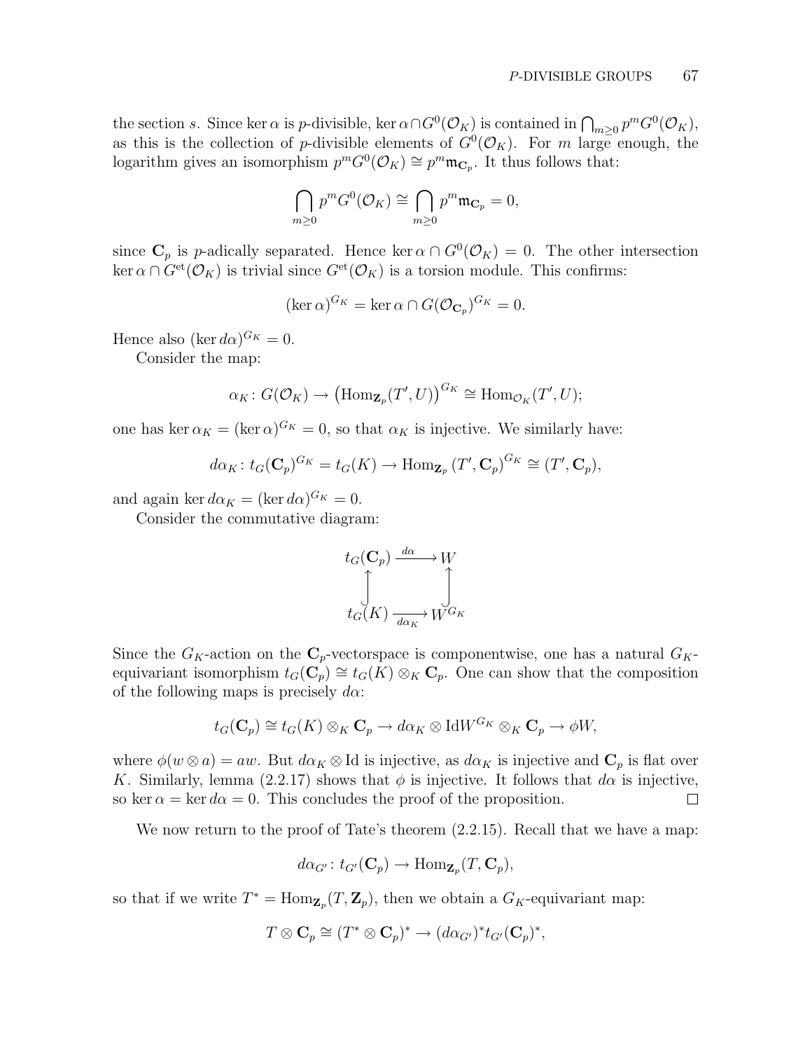the section $s$. Since $\ker \alpha$ is $p$-divisible, $\ker \alpha \cap G^0(\mathcal{O}_K)$ is contained in $\bigcap_{m\geq 0} p^m G^0(\mathcal{O}_K)$, as this is the collection of $p$-divisible elements of $G^0(\mathcal{O}_K)$. For $m$ large enough, the logarithm gives an isomorphism $p^m G^0(\mathcal{O}_K) \cong p^m \mathfrak{m}_{\mathbf{C}_p}$. It thus follows that:

$$\bigcap_{m\geq 0} p^m G^0(\mathcal{O}_K) \cong \bigcap_{m\geq 0} p^m \mathfrak{m}_{\mathbf{C}_p} = 0,$$

since $\mathbf{C}_p$ is $p$-adically separated. Hence $\ker \alpha \cap G^0(\mathcal{O}_K) = 0$. The other intersection $\ker \alpha \cap G^{\text{et}}(\mathcal{O}_K)$ is trivial since $G^{\text{et}}(\mathcal{O}_K)$ is a torsion module. This confirms:

$$(\ker \alpha)^{G_K} = \ker \alpha \cap G(\mathcal{O}_{\mathbf{C}_p})^{G_K} = 0.$$

Hence also $(\ker d\alpha)^{G_K} = 0$.

Consider the map:

$$\alpha_K : G(\mathcal{O}_K) \to \left(\operatorname{Hom}_{\mathbf{Z}_p}(T', U)\right)^{G_K} \cong \operatorname{Hom}_{\mathcal{O}_K}(T', U);$$

one has $\ker \alpha_K = (\ker \alpha)^{G_K} = 0$, so that $\alpha_K$ is injective. We similarly have:

$$d\alpha_K : t_G(\mathbf{C}_p)^{G_K} = t_G(K) \to \operatorname{Hom}_{\mathbf{Z}_p}(T', \mathbf{C}_p)^{G_K} \cong (T', \mathbf{C}_p),$$

and again $\ker d\alpha_K = (\ker d\alpha)^{G_K} = 0$.

Consider the commutative diagram:

$$\begin{array}{ccc} t_G(\mathbf{C}_p) & \xrightarrow{d\alpha} & W \\ \uparrow & & \uparrow \\ t_G(K) & \xrightarrow[d\alpha_K]{} & W^{G_K} \end{array}$$

Since the $G_K$-action on the $\mathbf{C}_p$-vectorspace is componentwise, one has a natural $G_K$-equivariant isomorphism $t_G(\mathbf{C}_p) \cong t_G(K) \otimes_K \mathbf{C}_p$. One can show that the composition of the following maps is precisely $d\alpha$:

$$t_G(\mathbf{C}_p) \cong t_G(K) \otimes_K \mathbf{C}_p \to d\alpha_K \otimes \operatorname{Id} W^{G_K} \otimes_K \mathbf{C}_p \to \phi W,$$

where $\phi(w \otimes a) = aw$. But $d\alpha_K \otimes \operatorname{Id}$ is injective, as $d\alpha_K$ is injective and $\mathbf{C}_p$ is flat over $K$. Similarly, lemma (2.2.17) shows that $\phi$ is injective. It follows that $d\alpha$ is injective, so $\ker \alpha = \ker d\alpha = 0$. This concludes the proof of the proposition. $\square$

We now return to the proof of Tate's theorem (2.2.15). Recall that we have a map:

$$d\alpha_{G'} : t_{G'}(\mathbf{C}_p) \to \operatorname{Hom}_{\mathbf{Z}_p}(T, \mathbf{C}_p),$$

so that if we write $T^* = \operatorname{Hom}_{\mathbf{Z}_p}(T, \mathbf{Z}_p)$, then we obtain a $G_K$-equivariant map:

$$T \otimes \mathbf{C}_p \cong (T^* \otimes \mathbf{C}_p)^* \to (d\alpha_{G'})^* t_{G'}(\mathbf{C}_p)^*,$$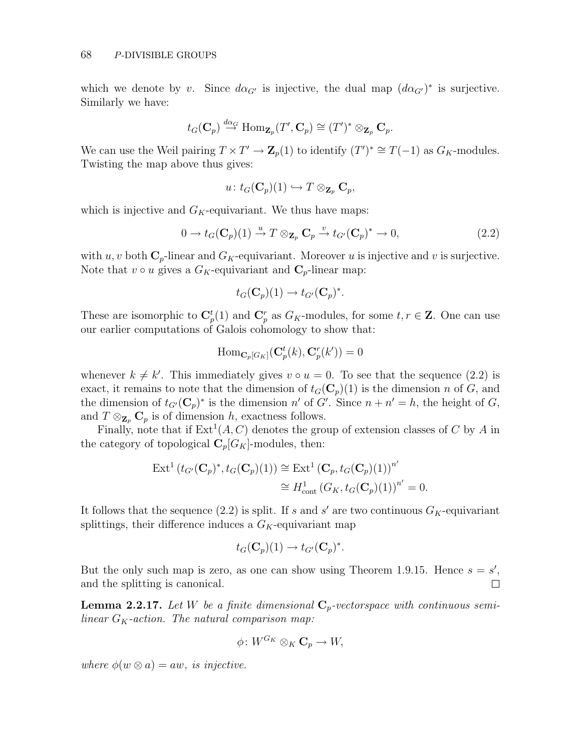which we denote by $v$. Since $d\alpha_{G'}$ is injective, the dual map $(d\alpha_{G'})^*$ is surjective. Similarly we have:

$$t_G(\mathbf{C}_p) \stackrel{d\alpha_G}{\to} \mathrm{Hom}_{\mathbf{Z}_p}(T', \mathbf{C}_p) \cong (T')^* \otimes_{\mathbf{Z}_p} \mathbf{C}_p.$$

We can use the Weil pairing $T \times T' \to \mathbf{Z}_p(1)$ to identify $(T')^* \cong T(-1)$ as $G_K$-modules. Twisting the map above thus gives:

$$u\colon t_G(\mathbf{C}_p)(1) \hookrightarrow T \otimes_{\mathbf{Z}_p} \mathbf{C}_p,$$

which is injective and $G_K$-equivariant. We thus have maps:

$$0 \to t_G(\mathbf{C}_p)(1) \stackrel{u}{\to} T \otimes_{\mathbf{Z}_p} \mathbf{C}_p \stackrel{v}{\to} t_{G'}(\mathbf{C}_p)^* \to 0, \tag{2.2}$$

with $u, v$ both $\mathbf{C}_p$-linear and $G_K$-equivariant. Moreover $u$ is injective and $v$ is surjective. Note that $v \circ u$ gives a $G_K$-equivariant and $\mathbf{C}_p$-linear map:

$$t_G(\mathbf{C}_p)(1) \to t_{G'}(\mathbf{C}_p)^*.$$

These are isomorphic to $\mathbf{C}_p^t(1)$ and $\mathbf{C}_p^r$ as $G_K$-modules, for some $t, r \in \mathbf{Z}$. One can use our earlier computations of Galois cohomology to show that:

$$\mathrm{Hom}_{\mathbf{C}_p[G_K]}(\mathbf{C}_p^t(k), \mathbf{C}_p^r(k')) = 0$$

whenever $k \neq k'$. This immediately gives $v \circ u = 0$. To see that the sequence (2.2) is exact, it remains to note that the dimension of $t_G(\mathbf{C}_p)(1)$ is the dimension $n$ of $G$, and the dimension of $t_{G'}(\mathbf{C}_p)^*$ is the dimension $n'$ of $G'$. Since $n + n' = h$, the height of $G$, and $T \otimes_{\mathbf{Z}_p} \mathbf{C}_p$ is of dimension $h$, exactness follows.

Finally, note that if $\mathrm{Ext}^1(A, C)$ denotes the group of extension classes of $C$ by $A$ in the category of topological $\mathbf{C}_p[G_K]$-modules, then:

$$\begin{aligned}\mathrm{Ext}^1\left(t_{G'}(\mathbf{C}_p)^*, t_G(\mathbf{C}_p)(1)\right) &\cong \mathrm{Ext}^1\left(\mathbf{C}_p, t_G(\mathbf{C}_p)(1)\right)^{n'} \\ &\cong H^1_{\mathrm{cont}}\left(G_K, t_G(\mathbf{C}_p)(1)\right)^{n'} = 0.\end{aligned}$$

It follows that the sequence (2.2) is split. If $s$ and $s'$ are two continuous $G_K$-equivariant splittings, their difference induces a $G_K$-equivariant map

$$t_G(\mathbf{C}_p)(1) \to t_{G'}(\mathbf{C}_p)^*.$$

But the only such map is zero, as one can show using Theorem 1.9.15. Hence $s = s'$, and the splitting is canonical. $\square$

**Lemma 2.2.17.** *Let $W$ be a finite dimensional $\mathbf{C}_p$-vectorspace with continuous semi-linear $G_K$-action. The natural comparison map:*

$$\phi\colon W^{G_K} \otimes_K \mathbf{C}_p \to W,$$

*where $\phi(w \otimes a) = aw$, is injective.*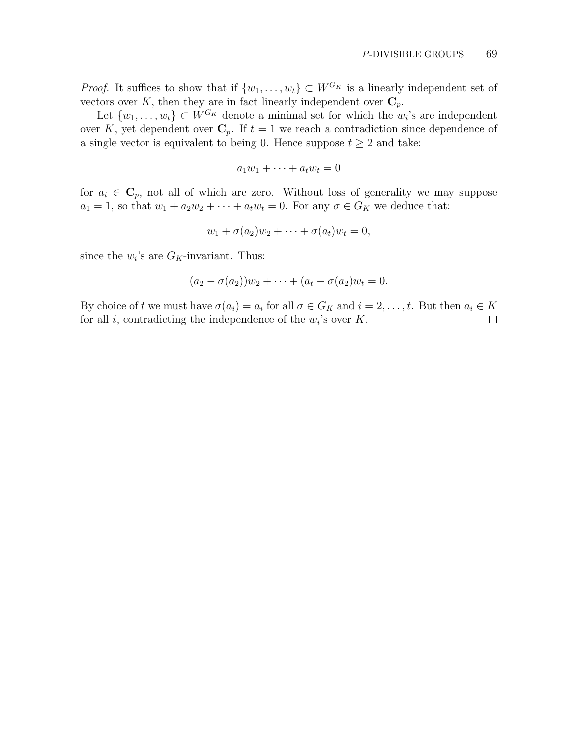*Proof.* It suffices to show that if $\{w_1, \ldots, w_t\} \subset W^{G_K}$ is a linearly independent set of vectors over $K$, then they are in fact linearly independent over $\mathbf{C}_p$.

Let $\{w_1, \ldots, w_t\} \subset W^{G_K}$ denote a minimal set for which the $w_i$'s are independent over $K$, yet dependent over $\mathbf{C}_p$. If $t = 1$ we reach a contradiction since dependence of a single vector is equivalent to being 0. Hence suppose $t \geq 2$ and take:

$$a_1 w_1 + \cdots + a_t w_t = 0$$

for $a_i \in \mathbf{C}_p$, not all of which are zero. Without loss of generality we may suppose $a_1 = 1$, so that $w_1 + a_2 w_2 + \cdots + a_t w_t = 0$. For any $\sigma \in G_K$ we deduce that:

$$w_1 + \sigma(a_2) w_2 + \cdots + \sigma(a_t) w_t = 0,$$

since the $w_i$'s are $G_K$-invariant. Thus:

$$(a_2 - \sigma(a_2)) w_2 + \cdots + (a_t - \sigma(a_2) w_t = 0.$$

By choice of $t$ we must have $\sigma(a_i) = a_i$ for all $\sigma \in G_K$ and $i = 2, \ldots, t$. But then $a_i \in K$ for all $i$, contradicting the independence of the $w_i$'s over $K$. $\square$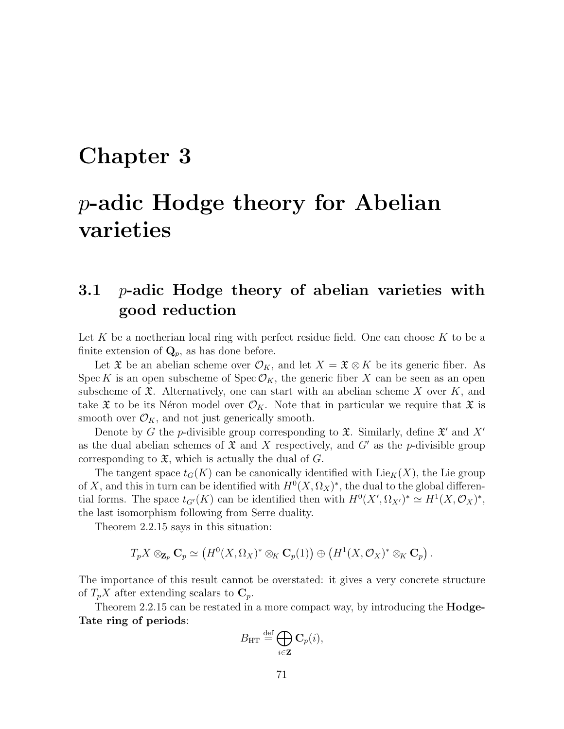# Chapter 3

# $p$-adic Hodge theory for Abelian varieties

## 3.1 $p$-adic Hodge theory of abelian varieties with good reduction

Let $K$ be a noetherian local ring with perfect residue field. One can choose $K$ to be a finite extension of $\mathbf{Q}_p$, as has done before.

Let $\mathfrak{X}$ be an abelian scheme over $\mathcal{O}_K$, and let $X = \mathfrak{X} \otimes K$ be its generic fiber. As $\operatorname{Spec} K$ is an open subscheme of $\operatorname{Spec} \mathcal{O}_K$, the generic fiber $X$ can be seen as an open subscheme of $\mathfrak{X}$. Alternatively, one can start with an abelian scheme $X$ over $K$, and take $\mathfrak{X}$ to be its Néron model over $\mathcal{O}_K$. Note that in particular we require that $\mathfrak{X}$ is smooth over $\mathcal{O}_K$, and not just generically smooth.

Denote by $G$ the $p$-divisible group corresponding to $\mathfrak{X}$. Similarly, define $\mathfrak{X}'$ and $X'$ as the dual abelian schemes of $\mathfrak{X}$ and $X$ respectively, and $G'$ as the $p$-divisible group corresponding to $\mathfrak{X}$, which is actually the dual of $G$.

The tangent space $t_G(K)$ can be canonically identified with $\operatorname{Lie}_K(X)$, the Lie group of $X$, and this in turn can be identified with $H^0(X, \Omega_X)^*$, the dual to the global differential forms. The space $t_{G'}(K)$ can be identified then with $H^0(X', \Omega_{X'})^* \simeq H^1(X, \mathcal{O}_X)^*$, the last isomorphism following from Serre duality.

Theorem 2.2.15 says in this situation:

$$T_pX \otimes_{\mathbf{Z}_p} \mathbf{C}_p \simeq \left(H^0(X, \Omega_X)^* \otimes_K \mathbf{C}_p(1)\right) \oplus \left(H^1(X, \mathcal{O}_X)^* \otimes_K \mathbf{C}_p\right).$$

The importance of this result cannot be overstated: it gives a very concrete structure of $T_pX$ after extending scalars to $\mathbf{C}_p$.

Theorem 2.2.15 can be restated in a more compact way, by introducing the **Hodge-Tate ring of periods**:

$$B_{\mathrm{HT}} \overset{\mathrm{def}}{=} \bigoplus_{i \in \mathbf{Z}} \mathbf{C}_p(i),$$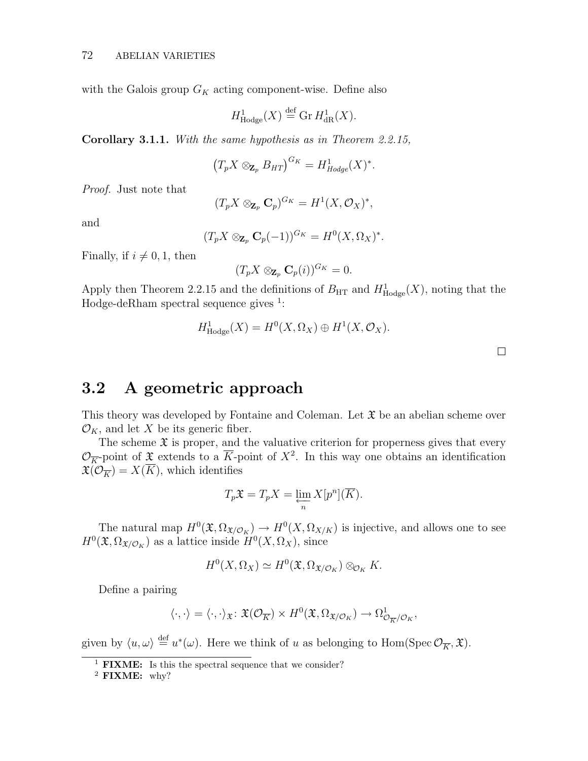with the Galois group $G_K$ acting component-wise. Define also

$$H^1_{\mathrm{Hodge}}(X) \stackrel{\text{def}}{=} \operatorname{Gr} H^1_{\mathrm{dR}}(X).$$

**Corollary 3.1.1.** *With the same hypothesis as in Theorem 2.2.15,*

$$\left(T_pX \otimes_{\mathbf{Z}_p} B_{HT}\right)^{G_K} = H^1_{Hodge}(X)^*.$$

*Proof.* Just note that

$$(T_pX \otimes_{\mathbf{Z}_p} \mathbf{C}_p)^{G_K} = H^1(X, \mathcal{O}_X)^*,$$

and

$$(T_pX \otimes_{\mathbf{Z}_p} \mathbf{C}_p(-1))^{G_K} = H^0(X, \Omega_X)^*.$$

Finally, if $i \neq 0, 1$, then

$$(T_pX \otimes_{\mathbf{Z}_p} \mathbf{C}_p(i))^{G_K} = 0.$$

Apply then Theorem 2.2.15 and the definitions of $B_{\mathrm{HT}}$ and $H^1_{\mathrm{Hodge}}(X)$, noting that the Hodge-deRham spectral sequence gives [1]:

$$H^1_{\mathrm{Hodge}}(X) = H^0(X, \Omega_X) \oplus H^1(X, \mathcal{O}_X).$$

□

## 3.2 A geometric approach

This theory was developed by Fontaine and Coleman. Let $\mathfrak{X}$ be an abelian scheme over $\mathcal{O}_K$, and let $X$ be its generic fiber.

The scheme $\mathfrak{X}$ is proper, and the valuative criterion for properness gives that every $\mathcal{O}_{\overline{K}}$-point of $\mathfrak{X}$ extends to a $\overline{K}$-point of $X$[2]. In this way one obtains an identification $\mathfrak{X}(\mathcal{O}_{\overline{K}}) = X(\overline{K})$, which identifies

$$T_p\mathfrak{X} = T_pX = \varprojlim_n X[p^n](\overline{K}).$$

The natural map $H^0(\mathfrak{X}, \Omega_{\mathfrak{X}/\mathcal{O}_K}) \to H^0(X, \Omega_{X/K})$ is injective, and allows one to see $H^0(\mathfrak{X}, \Omega_{\mathfrak{X}/\mathcal{O}_K})$ as a lattice inside $H^0(X, \Omega_X)$, since

$$H^0(X, \Omega_X) \simeq H^0(\mathfrak{X}, \Omega_{\mathfrak{X}/\mathcal{O}_K}) \otimes_{\mathcal{O}_K} K.$$

Define a pairing

$$\langle \cdot, \cdot \rangle = \langle \cdot, \cdot \rangle_{\mathfrak{X}} \colon \mathfrak{X}(\mathcal{O}_{\overline{K}}) \times H^0(\mathfrak{X}, \Omega_{\mathfrak{X}/\mathcal{O}_K}) \to \Omega^1_{\mathcal{O}_{\overline{K}}/\mathcal{O}_K},$$

given by $\langle u, \omega \rangle \stackrel{\text{def}}{=} u^*(\omega)$. Here we think of $u$ as belonging to $\operatorname{Hom}(\operatorname{Spec} \mathcal{O}_{\overline{K}}, \mathfrak{X})$.

[1] **FIXME:** Is this the spectral sequence that we consider?
[2] **FIXME:** why?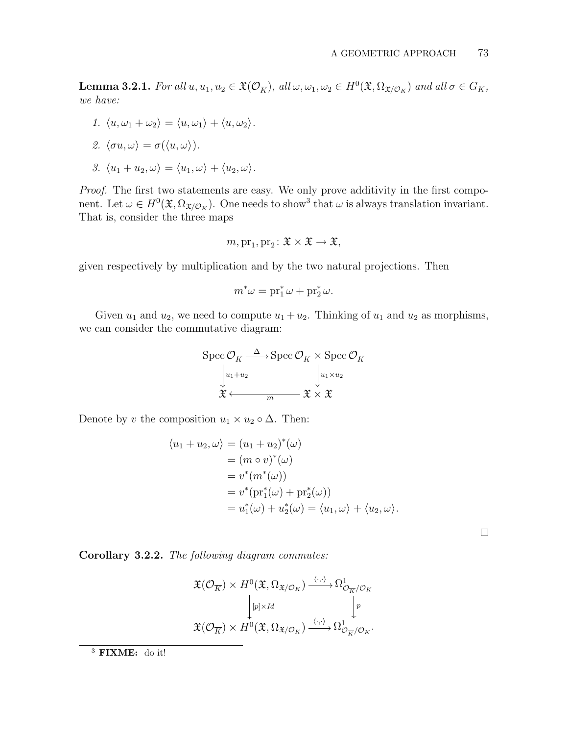**Lemma 3.2.1.** *For all $u, u_1, u_2 \in \mathfrak{X}(\mathcal{O}_{\overline{K}})$, all $\omega, \omega_1, \omega_2 \in H^0(\mathfrak{X}, \Omega_{\mathfrak{X}/\mathcal{O}_K})$ and all $\sigma \in G_K$, we have:*

1. $\langle u, \omega_1 + \omega_2 \rangle = \langle u, \omega_1 \rangle + \langle u, \omega_2 \rangle$.
2. $\langle \sigma u, \omega \rangle = \sigma(\langle u, \omega \rangle)$.
3. $\langle u_1 + u_2, \omega \rangle = \langle u_1, \omega \rangle + \langle u_2, \omega \rangle$.

*Proof.* The first two statements are easy. We only prove additivity in the first component. Let $\omega \in H^0(\mathfrak{X}, \Omega_{\mathfrak{X}/\mathcal{O}_K})$. One needs to show[3] that $\omega$ is always translation invariant. That is, consider the three maps

$$m, \mathrm{pr}_1, \mathrm{pr}_2 \colon \mathfrak{X} \times \mathfrak{X} \to \mathfrak{X},$$

given respectively by multiplication and by the two natural projections. Then

$$m^*\omega = \mathrm{pr}_1^* \omega + \mathrm{pr}_2^* \omega.$$

Given $u_1$ and $u_2$, we need to compute $u_1 + u_2$. Thinking of $u_1$ and $u_2$ as morphisms, we can consider the commutative diagram:

$$\begin{array}{ccc}
\operatorname{Spec} \mathcal{O}_{\overline{K}} & \xrightarrow{\Delta} & \operatorname{Spec} \mathcal{O}_{\overline{K}} \times \operatorname{Spec} \mathcal{O}_{\overline{K}} \\
\downarrow{\scriptstyle u_1 + u_2} & & \downarrow{\scriptstyle u_1 \times u_2} \\
\mathfrak{X} & \xleftarrow[m]{} & \mathfrak{X} \times \mathfrak{X}
\end{array}$$

Denote by $v$ the composition $u_1 \times u_2 \circ \Delta$. Then:

$$\begin{aligned}
\langle u_1 + u_2, \omega \rangle &= (u_1 + u_2)^*(\omega) \\
&= (m \circ v)^*(\omega) \\
&= v^*(m^*(\omega)) \\
&= v^*(\mathrm{pr}_1^*(\omega) + \mathrm{pr}_2^*(\omega)) \\
&= u_1^*(\omega) + u_2^*(\omega) = \langle u_1, \omega \rangle + \langle u_2, \omega \rangle.
\end{aligned}$$

$\square$

**Corollary 3.2.2.** *The following diagram commutes:*

$$\begin{array}{ccc}
\mathfrak{X}(\mathcal{O}_{\overline{K}}) \times H^0(\mathfrak{X}, \Omega_{\mathfrak{X}/\mathcal{O}_K}) & \xrightarrow{\langle \cdot, \cdot \rangle} & \Omega^1_{\mathcal{O}_{\overline{K}}/\mathcal{O}_K} \\
\downarrow{\scriptstyle [p] \times Id} & & \downarrow{\scriptstyle p} \\
\mathfrak{X}(\mathcal{O}_{\overline{K}}) \times H^0(\mathfrak{X}, \Omega_{\mathfrak{X}/\mathcal{O}_K}) & \xrightarrow{\langle \cdot, \cdot \rangle} & \Omega^1_{\mathcal{O}_{\overline{K}}/\mathcal{O}_K}.
\end{array}$$

[3] **FIXME:** do it!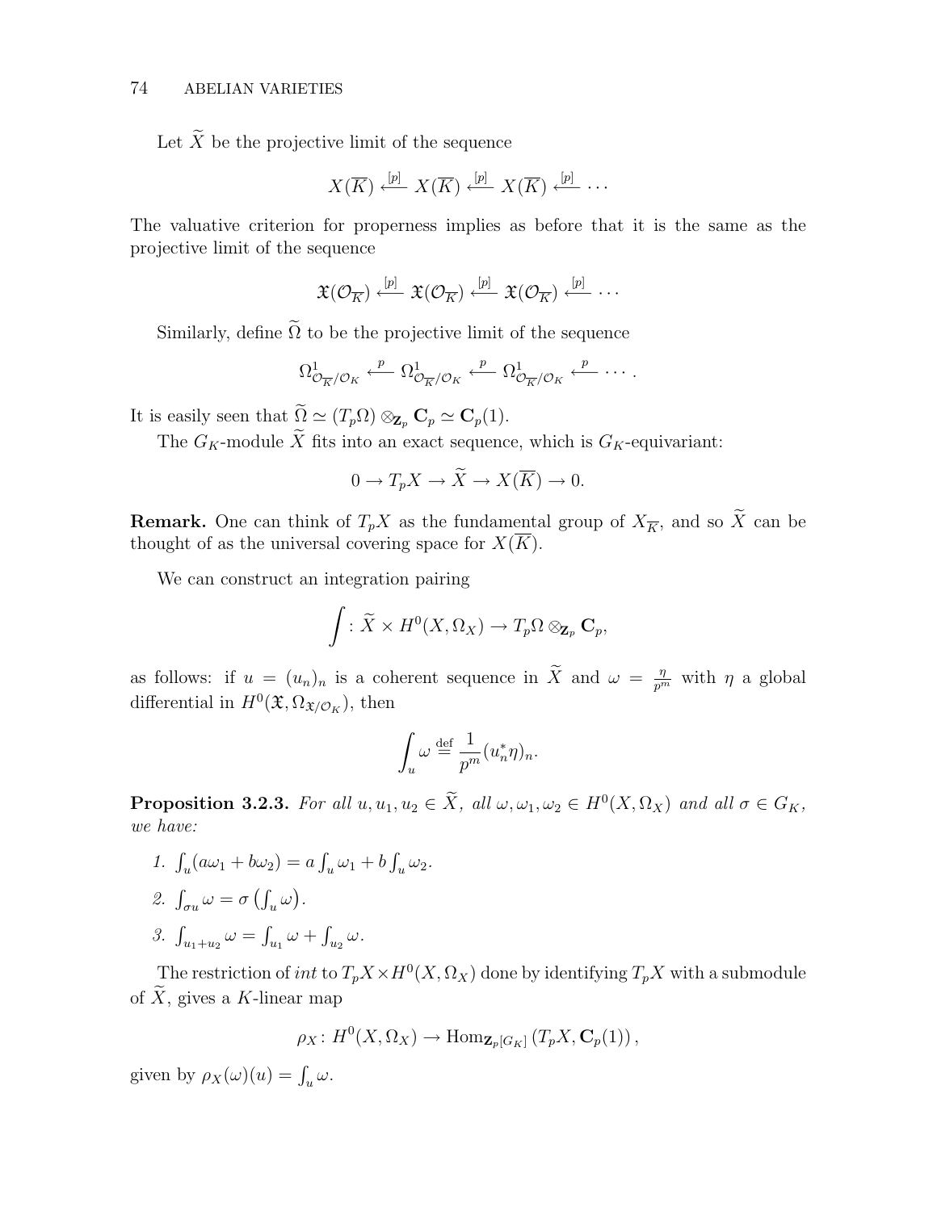Let $\widetilde{X}$ be the projective limit of the sequence

$$X(\overline{K}) \xleftarrow{[p]} X(\overline{K}) \xleftarrow{[p]} X(\overline{K}) \xleftarrow{[p]} \cdots$$

The valuative criterion for properness implies as before that it is the same as the projective limit of the sequence

$$\mathfrak{X}(\mathcal{O}_{\overline{K}}) \xleftarrow{[p]} \mathfrak{X}(\mathcal{O}_{\overline{K}}) \xleftarrow{[p]} \mathfrak{X}(\mathcal{O}_{\overline{K}}) \xleftarrow{[p]} \cdots$$

Similarly, define $\widetilde{\Omega}$ to be the projective limit of the sequence

$$\Omega^1_{\mathcal{O}_{\overline{K}}/\mathcal{O}_K} \xleftarrow{p} \Omega^1_{\mathcal{O}_{\overline{K}}/\mathcal{O}_K} \xleftarrow{p} \Omega^1_{\mathcal{O}_{\overline{K}}/\mathcal{O}_K} \xleftarrow{p} \cdots .$$

It is easily seen that $\widetilde{\Omega} \simeq (T_p\Omega) \otimes_{\mathbf{Z}_p} \mathbf{C}_p \simeq \mathbf{C}_p(1)$.

The $G_K$-module $\widetilde{X}$ fits into an exact sequence, which is $G_K$-equivariant:

$$0 \to T_pX \to \widetilde{X} \to X(\overline{K}) \to 0.$$

**Remark.** One can think of $T_pX$ as the fundamental group of $X_{\overline{K}}$, and so $\widetilde{X}$ can be thought of as the universal covering space for $X(\overline{K})$.

We can construct an integration pairing

$$\int : \widetilde{X} \times H^0(X, \Omega_X) \to T_p\Omega \otimes_{\mathbf{Z}_p} \mathbf{C}_p,$$

as follows: if $u = (u_n)_n$ is a coherent sequence in $\widetilde{X}$ and $\omega = \frac{\eta}{p^m}$ with $\eta$ a global differential in $H^0(\mathfrak{X}, \Omega_{\mathfrak{X}/\mathcal{O}_K})$, then

$$\int_u \omega \stackrel{\text{def}}{=} \frac{1}{p^m}(u_n^*\eta)_n.$$

**Proposition 3.2.3.** *For all $u, u_1, u_2 \in \widetilde{X}$, all $\omega, \omega_1, \omega_2 \in H^0(X, \Omega_X)$ and all $\sigma \in G_K$, we have:*

1. $\int_u (a\omega_1 + b\omega_2) = a\int_u \omega_1 + b\int_u \omega_2$.
2. $\int_{\sigma u} \omega = \sigma\left(\int_u \omega\right)$.
3. $\int_{u_1+u_2} \omega = \int_{u_1} \omega + \int_{u_2} \omega$.

The restriction of *int* to $T_pX \times H^0(X, \Omega_X)$ done by identifying $T_pX$ with a submodule of $\widetilde{X}$, gives a $K$-linear map

$$\rho_X : H^0(X, \Omega_X) \to \operatorname{Hom}_{\mathbf{Z}_p[G_K]}(T_pX, \mathbf{C}_p(1)),$$

given by $\rho_X(\omega)(u) = \int_u \omega$.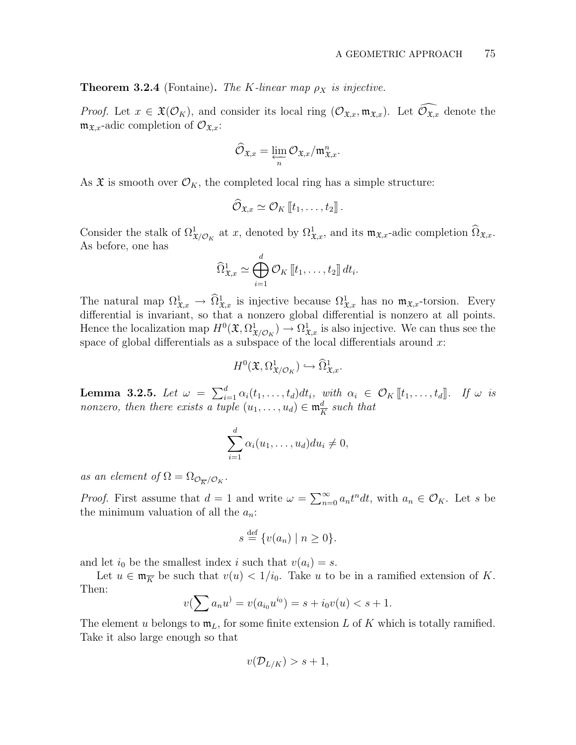**Theorem 3.2.4** (Fontaine)**.** *The $K$-linear map $\rho_X$ is injective.*

*Proof.* Let $x \in \mathfrak{X}(\mathcal{O}_K)$, and consider its local ring $(\mathcal{O}_{\mathfrak{X},x}, \mathfrak{m}_{\mathfrak{X},x})$. Let $\widehat{\mathcal{O}_{\mathfrak{X},x}}$ denote the $\mathfrak{m}_{\mathfrak{X},x}$-adic completion of $\mathcal{O}_{\mathfrak{X},x}$:

$$\widehat{\mathcal{O}}_{\mathfrak{X},x} = \varprojlim_n \mathcal{O}_{\mathfrak{X},x}/\mathfrak{m}^n_{\mathfrak{X},x}.$$

As $\mathfrak{X}$ is smooth over $\mathcal{O}_K$, the completed local ring has a simple structure:

$$\widehat{\mathcal{O}}_{\mathfrak{X},x} \simeq \mathcal{O}_K [\![t_1, \ldots, t_2]\!] .$$

Consider the stalk of $\Omega^1_{\mathfrak{X}/\mathcal{O}_K}$ at $x$, denoted by $\Omega^1_{\mathfrak{X},x}$, and its $\mathfrak{m}_{\mathfrak{X},x}$-adic completion $\widehat{\Omega}_{\mathfrak{X},x}$. As before, one has

$$\widehat{\Omega}^1_{\mathfrak{X},x} \simeq \bigoplus_{i=1}^{d} \mathcal{O}_K [\![t_1, \ldots, t_2]\!] \, dt_i.$$

The natural map $\Omega^1_{\mathfrak{X},x} \to \widehat{\Omega}^1_{\mathfrak{X},x}$ is injective because $\Omega^1_{\mathfrak{X},x}$ has no $\mathfrak{m}_{\mathfrak{X},x}$-torsion. Every differential is invariant, so that a nonzero global differential is nonzero at all points. Hence the localization map $H^0(\mathfrak{X}, \Omega^1_{\mathfrak{X}/\mathcal{O}_K}) \to \Omega^1_{\mathfrak{X},x}$ is also injective. We can thus see the space of global differentials as a subspace of the local differentials around $x$:

$$H^0(\mathfrak{X}, \Omega^1_{\mathfrak{X}/\mathcal{O}_K}) \hookrightarrow \widehat{\Omega}^1_{\mathfrak{X},x}.$$

**Lemma 3.2.5.** *Let $\omega = \sum_{i=1}^d \alpha_i(t_1, \ldots, t_d) dt_i$, with $\alpha_i \in \mathcal{O}_K [\![t_1, \ldots, t_d]\!]$. If $\omega$ is nonzero, then there exists a tuple $(u_1, \ldots, u_d) \in \mathfrak{m}^d_{\overline{K}}$ such that*

$$\sum_{i=1}^{d} \alpha_i(u_1, \ldots, u_d) du_i \neq 0,$$

*as an element of $\Omega = \Omega_{\mathcal{O}_{\overline{K}}/\mathcal{O}_K}$.*

*Proof.* First assume that $d = 1$ and write $\omega = \sum_{n=0}^{\infty} a_n t^n dt$, with $a_n \in \mathcal{O}_K$. Let $s$ be the minimum valuation of all the $a_n$:

$$s \overset{\text{def}}{=} \{v(a_n) \mid n \geq 0\}.$$

and let $i_0$ be the smallest index $i$ such that $v(a_i) = s$.

Let $u \in \mathfrak{m}_{\overline{K}}$ be such that $v(u) < 1/i_0$. Take $u$ to be in a ramified extension of $K$. Then:

$$v(\sum a_n u^) = v(a_{i_0} u^{i_0}) = s + i_0 v(u) < s + 1.$$

The element $u$ belongs to $\mathfrak{m}_L$, for some finite extension $L$ of $K$ which is totally ramified. Take it also large enough so that

$$v(\mathcal{D}_{L/K}) > s + 1,$$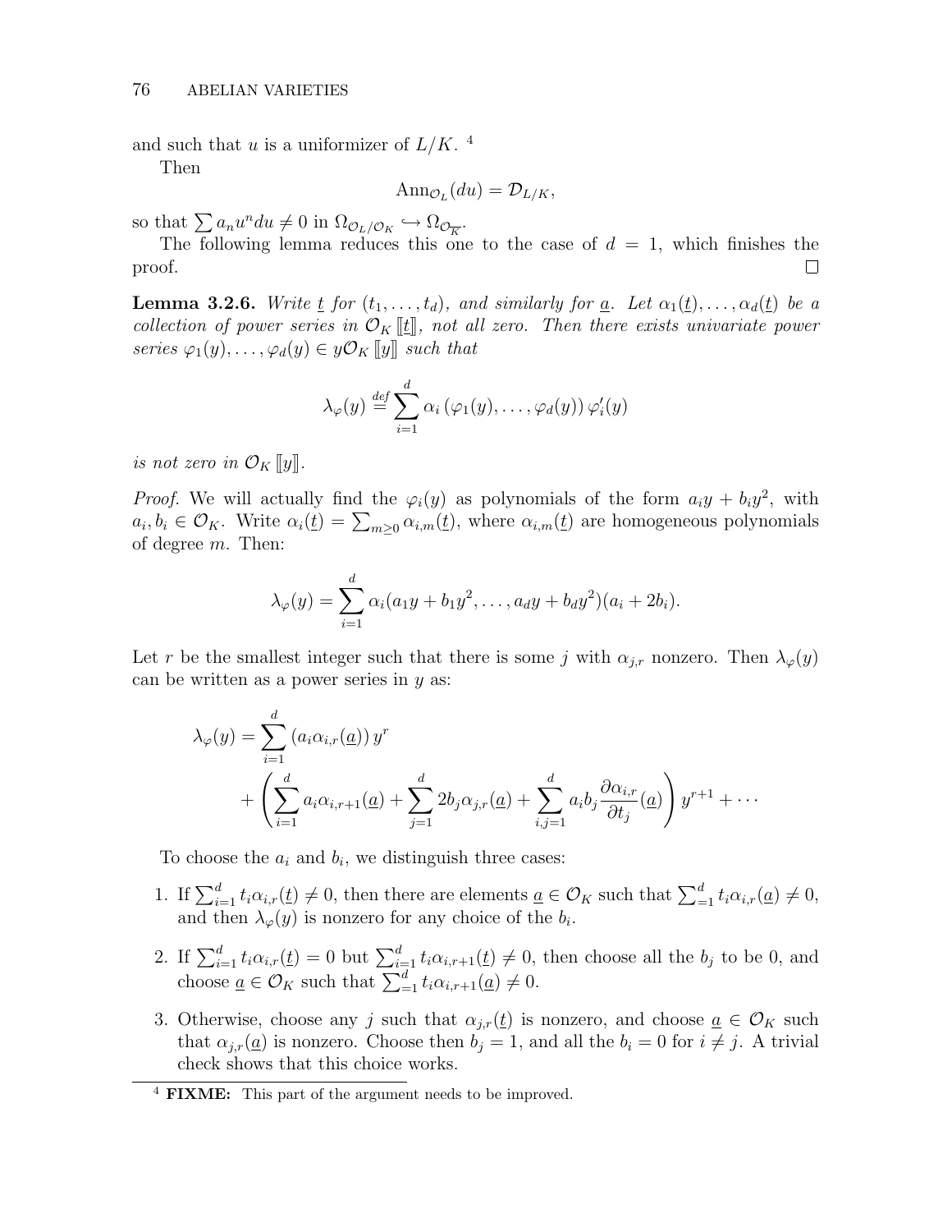and such that $u$ is a uniformizer of $L/K$. [4]

Then

$$\mathrm{Ann}_{\mathcal{O}_L}(du) = \mathcal{D}_{L/K},$$

so that $\sum a_n u^n du \neq 0$ in $\Omega_{\mathcal{O}_L/\mathcal{O}_K} \hookrightarrow \Omega_{\mathcal{O}_{\overline{K}}}$.

The following lemma reduces this one to the case of $d = 1$, which finishes the proof. □

**Lemma 3.2.6.** *Write $\underline{t}$ for $(t_1, \ldots, t_d)$, and similarly for $\underline{a}$. Let $\alpha_1(\underline{t}), \ldots, \alpha_d(\underline{t})$ be a collection of power series in $\mathcal{O}_K[\![\underline{t}]\!]$, not all zero. Then there exists univariate power series $\varphi_1(y), \ldots, \varphi_d(y) \in y\mathcal{O}_K[\![y]\!]$ such that*

$$\lambda_\varphi(y) \stackrel{def}{=} \sum_{i=1}^{d} \alpha_i\left(\varphi_1(y), \ldots, \varphi_d(y)\right)\varphi_i'(y)$$

*is not zero in $\mathcal{O}_K[\![y]\!]$.*

*Proof.* We will actually find the $\varphi_i(y)$ as polynomials of the form $a_i y + b_i y^2$, with $a_i, b_i \in \mathcal{O}_K$. Write $\alpha_i(\underline{t}) = \sum_{m \geq 0} \alpha_{i,m}(\underline{t})$, where $\alpha_{i,m}(\underline{t})$ are homogeneous polynomials of degree $m$. Then:

$$\lambda_\varphi(y) = \sum_{i=1}^{d} \alpha_i(a_1 y + b_1 y^2, \ldots, a_d y + b_d y^2)(a_i + 2b_i).$$

Let $r$ be the smallest integer such that there is some $j$ with $\alpha_{j,r}$ nonzero. Then $\lambda_\varphi(y)$ can be written as a power series in $y$ as:

$$\begin{aligned}\lambda_\varphi(y) = &\sum_{i=1}^{d}\left(a_i \alpha_{i,r}(\underline{a})\right) y^r \\ &+ \left(\sum_{i=1}^{d} a_i \alpha_{i,r+1}(\underline{a}) + \sum_{j=1}^{d} 2b_j \alpha_{j,r}(\underline{a}) + \sum_{i,j=1}^{d} a_i b_j \frac{\partial \alpha_{i,r}}{\partial t_j}(\underline{a})\right) y^{r+1} + \cdots\end{aligned}$$

To choose the $a_i$ and $b_i$, we distinguish three cases:

1. If $\sum_{i=1}^{d} t_i \alpha_{i,r}(\underline{t}) \neq 0$, then there are elements $\underline{a} \in \mathcal{O}_K$ such that $\sum_{=1}^{d} t_i \alpha_{i,r}(\underline{a}) \neq 0$, and then $\lambda_\varphi(y)$ is nonzero for any choice of the $b_i$.
2. If $\sum_{i=1}^{d} t_i \alpha_{i,r}(\underline{t}) = 0$ but $\sum_{i=1}^{d} t_i \alpha_{i,r+1}(\underline{t}) \neq 0$, then choose all the $b_j$ to be 0, and choose $\underline{a} \in \mathcal{O}_K$ such that $\sum_{=1}^{d} t_i \alpha_{i,r+1}(\underline{a}) \neq 0$.
3. Otherwise, choose any $j$ such that $\alpha_{j,r}(\underline{t})$ is nonzero, and choose $\underline{a} \in \mathcal{O}_K$ such that $\alpha_{j,r}(\underline{a})$ is nonzero. Choose then $b_j = 1$, and all the $b_i = 0$ for $i \neq j$. A trivial check shows that this choice works.

[4] **FIXME:** This part of the argument needs to be improved.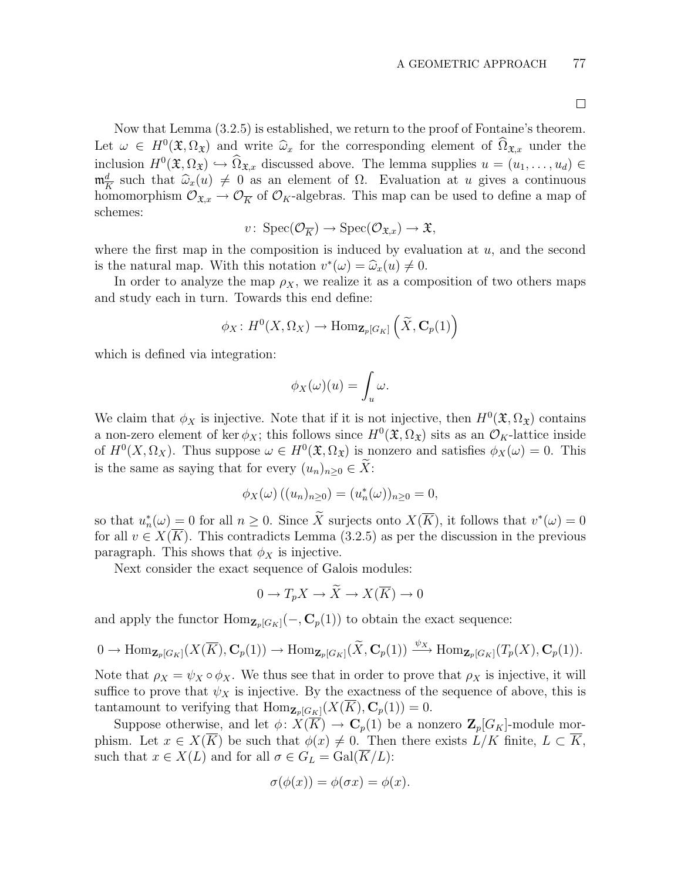□

Now that Lemma (3.2.5) is established, we return to the proof of Fontaine's theorem. Let $\omega \in H^0(\mathfrak{X}, \Omega_{\mathfrak{X}})$ and write $\widehat{\omega}_x$ for the corresponding element of $\widehat{\Omega}_{\mathfrak{X},x}$ under the inclusion $H^0(\mathfrak{X}, \Omega_{\mathfrak{X}}) \hookrightarrow \widehat{\Omega}_{\mathfrak{X},x}$ discussed above. The lemma supplies $u = (u_1, \ldots, u_d) \in \mathfrak{m}_{\overline{K}}^d$ such that $\widehat{\omega}_x(u) \neq 0$ as an element of $\Omega$. Evaluation at $u$ gives a continuous homomorphism $\mathcal{O}_{\mathfrak{X},x} \to \mathcal{O}_{\overline{K}}$ of $\mathcal{O}_K$-algebras. This map can be used to define a map of schemes:

$$v \colon \operatorname{Spec}(\mathcal{O}_{\overline{K}}) \to \operatorname{Spec}(\mathcal{O}_{\mathfrak{X},x}) \to \mathfrak{X},$$

where the first map in the composition is induced by evaluation at $u$, and the second is the natural map. With this notation $v^*(\omega) = \widehat{\omega}_x(u) \neq 0$.

In order to analyze the map $\rho_X$, we realize it as a composition of two others maps and study each in turn. Towards this end define:

$$\phi_X \colon H^0(X, \Omega_X) \to \operatorname{Hom}_{\mathbf{Z}_p[G_K]}\left(\widetilde{X}, \mathbf{C}_p(1)\right)$$

which is defined via integration:

$$\phi_X(\omega)(u) = \int_u \omega.$$

We claim that $\phi_X$ is injective. Note that if it is not injective, then $H^0(\mathfrak{X}, \Omega_{\mathfrak{X}})$ contains a non-zero element of $\ker \phi_X$; this follows since $H^0(\mathfrak{X}, \Omega_{\mathfrak{X}})$ sits as an $\mathcal{O}_K$-lattice inside of $H^0(X, \Omega_X)$. Thus suppose $\omega \in H^0(\mathfrak{X}, \Omega_{\mathfrak{X}})$ is nonzero and satisfies $\phi_X(\omega) = 0$. This is the same as saying that for every $(u_n)_{n \geq 0} \in \widetilde{X}$:

$$\phi_X(\omega)\left((u_n)_{n\geq 0}\right) = (u_n^*(\omega))_{n \geq 0} = 0,$$

so that $u_n^*(\omega) = 0$ for all $n \geq 0$. Since $\widetilde{X}$ surjects onto $X(\overline{K})$, it follows that $v^*(\omega) = 0$ for all $v \in X(\overline{K})$. This contradicts Lemma (3.2.5) as per the discussion in the previous paragraph. This shows that $\phi_X$ is injective.

Next consider the exact sequence of Galois modules:

$$0 \to T_p X \to \widetilde{X} \to X(\overline{K}) \to 0$$

and apply the functor $\operatorname{Hom}_{\mathbf{Z}_p[G_K]}(-, \mathbf{C}_p(1))$ to obtain the exact sequence:

$$0 \to \operatorname{Hom}_{\mathbf{Z}_p[G_K]}(X(\overline{K}), \mathbf{C}_p(1)) \to \operatorname{Hom}_{\mathbf{Z}_p[G_K]}(\widetilde{X}, \mathbf{C}_p(1)) \xrightarrow{\psi_X} \operatorname{Hom}_{\mathbf{Z}_p[G_K]}(T_p(X), \mathbf{C}_p(1)).$$

Note that $\rho_X = \psi_X \circ \phi_X$. We thus see that in order to prove that $\rho_X$ is injective, it will suffice to prove that $\psi_X$ is injective. By the exactness of the sequence of above, this is tantamount to verifying that $\operatorname{Hom}_{\mathbf{Z}_p[G_K]}(X(\overline{K}), \mathbf{C}_p(1)) = 0$.

Suppose otherwise, and let $\phi \colon X(\overline{K}) \to \mathbf{C}_p(1)$ be a nonzero $\mathbf{Z}_p[G_K]$-module morphism. Let $x \in X(\overline{K})$ be such that $\phi(x) \neq 0$. Then there exists $L/K$ finite, $L \subset \overline{K}$, such that $x \in X(L)$ and for all $\sigma \in G_L = \operatorname{Gal}(\overline{K}/L)$:

$$\sigma(\phi(x)) = \phi(\sigma x) = \phi(x).$$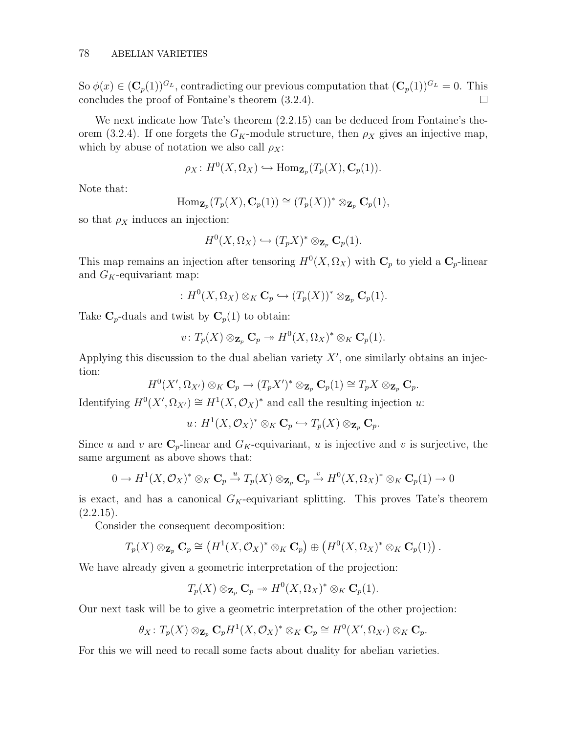So $\phi(x) \in (\mathbf{C}_p(1))^{G_L}$, contradicting our previous computation that $(\mathbf{C}_p(1))^{G_L} = 0$. This concludes the proof of Fontaine's theorem (3.2.4). $\square$

We next indicate how Tate's theorem (2.2.15) can be deduced from Fontaine's theorem (3.2.4). If one forgets the $G_K$-module structure, then $\rho_X$ gives an injective map, which by abuse of notation we also call $\rho_X$:

$$\rho_X \colon H^0(X, \Omega_X) \hookrightarrow \operatorname{Hom}_{\mathbf{Z}_p}(T_p(X), \mathbf{C}_p(1)).$$

Note that:

$$\operatorname{Hom}_{\mathbf{Z}_p}(T_p(X), \mathbf{C}_p(1)) \cong (T_p(X))^* \otimes_{\mathbf{Z}_p} \mathbf{C}_p(1),$$

so that $\rho_X$ induces an injection:

$$H^0(X, \Omega_X) \hookrightarrow (T_pX)^* \otimes_{\mathbf{Z}_p} \mathbf{C}_p(1).$$

This map remains an injection after tensoring $H^0(X, \Omega_X)$ with $\mathbf{C}_p$ to yield a $\mathbf{C}_p$-linear and $G_K$-equivariant map:

$$: H^0(X, \Omega_X) \otimes_K \mathbf{C}_p \hookrightarrow (T_p(X))^* \otimes_{\mathbf{Z}_p} \mathbf{C}_p(1).$$

Take $\mathbf{C}_p$-duals and twist by $\mathbf{C}_p(1)$ to obtain:

$$v \colon T_p(X) \otimes_{\mathbf{Z}_p} \mathbf{C}_p \twoheadrightarrow H^0(X, \Omega_X)^* \otimes_K \mathbf{C}_p(1).$$

Applying this discussion to the dual abelian variety $X'$, one similarly obtains an injection:

$$H^0(X', \Omega_{X'}) \otimes_K \mathbf{C}_p \to (T_pX')^* \otimes_{\mathbf{Z}_p} \mathbf{C}_p(1) \cong T_pX \otimes_{\mathbf{Z}_p} \mathbf{C}_p.$$

Identifying $H^0(X', \Omega_{X'}) \cong H^1(X, \mathcal{O}_X)^*$ and call the resulting injection $u$:

$$u \colon H^1(X, \mathcal{O}_X)^* \otimes_K \mathbf{C}_p \hookrightarrow T_p(X) \otimes_{\mathbf{Z}_p} \mathbf{C}_p.$$

Since $u$ and $v$ are $\mathbf{C}_p$-linear and $G_K$-equivariant, $u$ is injective and $v$ is surjective, the same argument as above shows that:

$$0 \to H^1(X, \mathcal{O}_X)^* \otimes_K \mathbf{C}_p \xrightarrow{u} T_p(X) \otimes_{\mathbf{Z}_p} \mathbf{C}_p \xrightarrow{v} H^0(X, \Omega_X)^* \otimes_K \mathbf{C}_p(1) \to 0$$

is exact, and has a canonical $G_K$-equivariant splitting. This proves Tate's theorem (2.2.15).

Consider the consequent decomposition:

$$T_p(X) \otimes_{\mathbf{Z}_p} \mathbf{C}_p \cong \left(H^1(X, \mathcal{O}_X)^* \otimes_K \mathbf{C}_p\right) \oplus \left(H^0(X, \Omega_X)^* \otimes_K \mathbf{C}_p(1)\right).$$

We have already given a geometric interpretation of the projection:

$$T_p(X) \otimes_{\mathbf{Z}_p} \mathbf{C}_p \twoheadrightarrow H^0(X, \Omega_X)^* \otimes_K \mathbf{C}_p(1).$$

Our next task will be to give a geometric interpretation of the other projection:

$$\theta_X \colon T_p(X) \otimes_{\mathbf{Z}_p} \mathbf{C}_p H^1(X, \mathcal{O}_X)^* \otimes_K \mathbf{C}_p \cong H^0(X', \Omega_{X'}) \otimes_K \mathbf{C}_p.$$

For this we will need to recall some facts about duality for abelian varieties.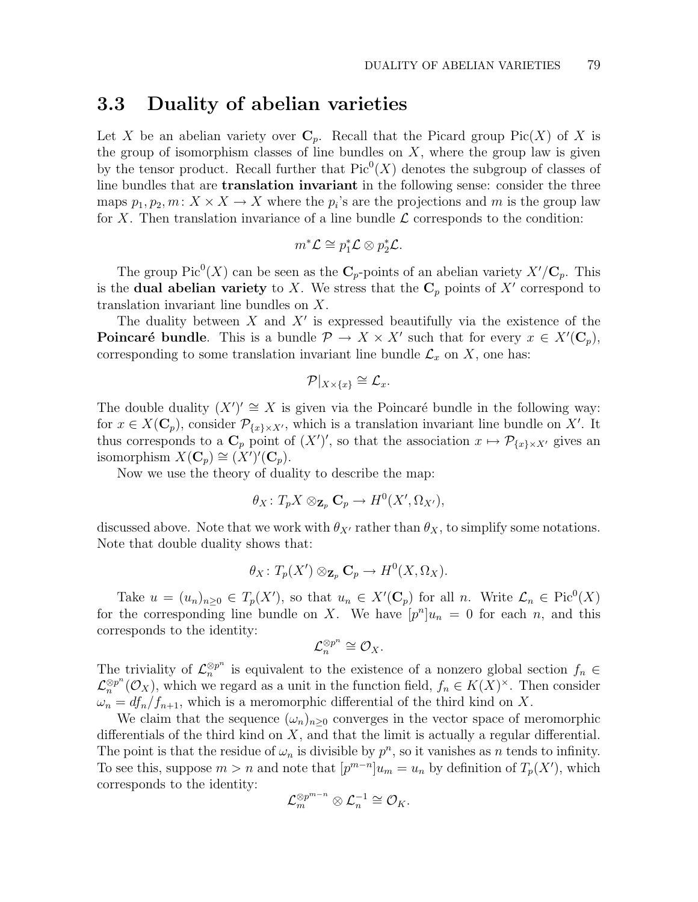## 3.3 Duality of abelian varieties

Let $X$ be an abelian variety over $\mathbf{C}_p$. Recall that the Picard group $\mathrm{Pic}(X)$ of $X$ is the group of isomorphism classes of line bundles on $X$, where the group law is given by the tensor product. Recall further that $\mathrm{Pic}^0(X)$ denotes the subgroup of classes of line bundles that are **translation invariant** in the following sense: consider the three maps $p_1, p_2, m\colon X \times X \to X$ where the $p_i$'s are the projections and $m$ is the group law for $X$. Then translation invariance of a line bundle $\mathcal{L}$ corresponds to the condition:

$$m^*\mathcal{L} \cong p_1^*\mathcal{L} \otimes p_2^*\mathcal{L}.$$

The group $\mathrm{Pic}^0(X)$ can be seen as the $\mathbf{C}_p$-points of an abelian variety $X'/\mathbf{C}_p$. This is the **dual abelian variety** to $X$. We stress that the $\mathbf{C}_p$ points of $X'$ correspond to translation invariant line bundles on $X$.

The duality between $X$ and $X'$ is expressed beautifully via the existence of the **Poincaré bundle**. This is a bundle $\mathcal{P} \to X \times X'$ such that for every $x \in X'(\mathbf{C}_p)$, corresponding to some translation invariant line bundle $\mathcal{L}_x$ on $X$, one has:

$$\mathcal{P}|_{X \times \{x\}} \cong \mathcal{L}_x.$$

The double duality $(X')' \cong X$ is given via the Poincaré bundle in the following way: for $x \in X(\mathbf{C}_p)$, consider $\mathcal{P}_{\{x\} \times X'}$, which is a translation invariant line bundle on $X'$. It thus corresponds to a $\mathbf{C}_p$ point of $(X')'$, so that the association $x \mapsto \mathcal{P}_{\{x\} \times X'}$ gives an isomorphism $X(\mathbf{C}_p) \cong (X')'(\mathbf{C}_p)$.

Now we use the theory of duality to describe the map:

$$\theta_X\colon T_pX \otimes_{\mathbf{Z}_p} \mathbf{C}_p \to H^0(X', \Omega_{X'}),$$

discussed above. Note that we work with $\theta_{X'}$ rather than $\theta_X$, to simplify some notations. Note that double duality shows that:

$$\theta_X\colon T_p(X') \otimes_{\mathbf{Z}_p} \mathbf{C}_p \to H^0(X, \Omega_X).$$

Take $u = (u_n)_{n \geq 0} \in T_p(X')$, so that $u_n \in X'(\mathbf{C}_p)$ for all $n$. Write $\mathcal{L}_n \in \mathrm{Pic}^0(X)$ for the corresponding line bundle on $X$. We have $[p^n]u_n = 0$ for each $n$, and this corresponds to the identity:

$$\mathcal{L}_n^{\otimes p^n} \cong \mathcal{O}_X.$$

The triviality of $\mathcal{L}_n^{\otimes p^n}$ is equivalent to the existence of a nonzero global section $f_n \in \mathcal{L}_n^{\otimes p^n}(\mathcal{O}_X)$, which we regard as a unit in the function field, $f_n \in K(X)^\times$. Then consider $\omega_n = df_n/f_{n+1}$, which is a meromorphic differential of the third kind on $X$.

We claim that the sequence $(\omega_n)_{n \geq 0}$ converges in the vector space of meromorphic differentials of the third kind on $X$, and that the limit is actually a regular differential. The point is that the residue of $\omega_n$ is divisible by $p^n$, so it vanishes as $n$ tends to infinity. To see this, suppose $m > n$ and note that $[p^{m-n}]u_m = u_n$ by definition of $T_p(X')$, which corresponds to the identity:

$$\mathcal{L}_m^{\otimes p^{m-n}} \otimes \mathcal{L}_n^{-1} \cong \mathcal{O}_K.$$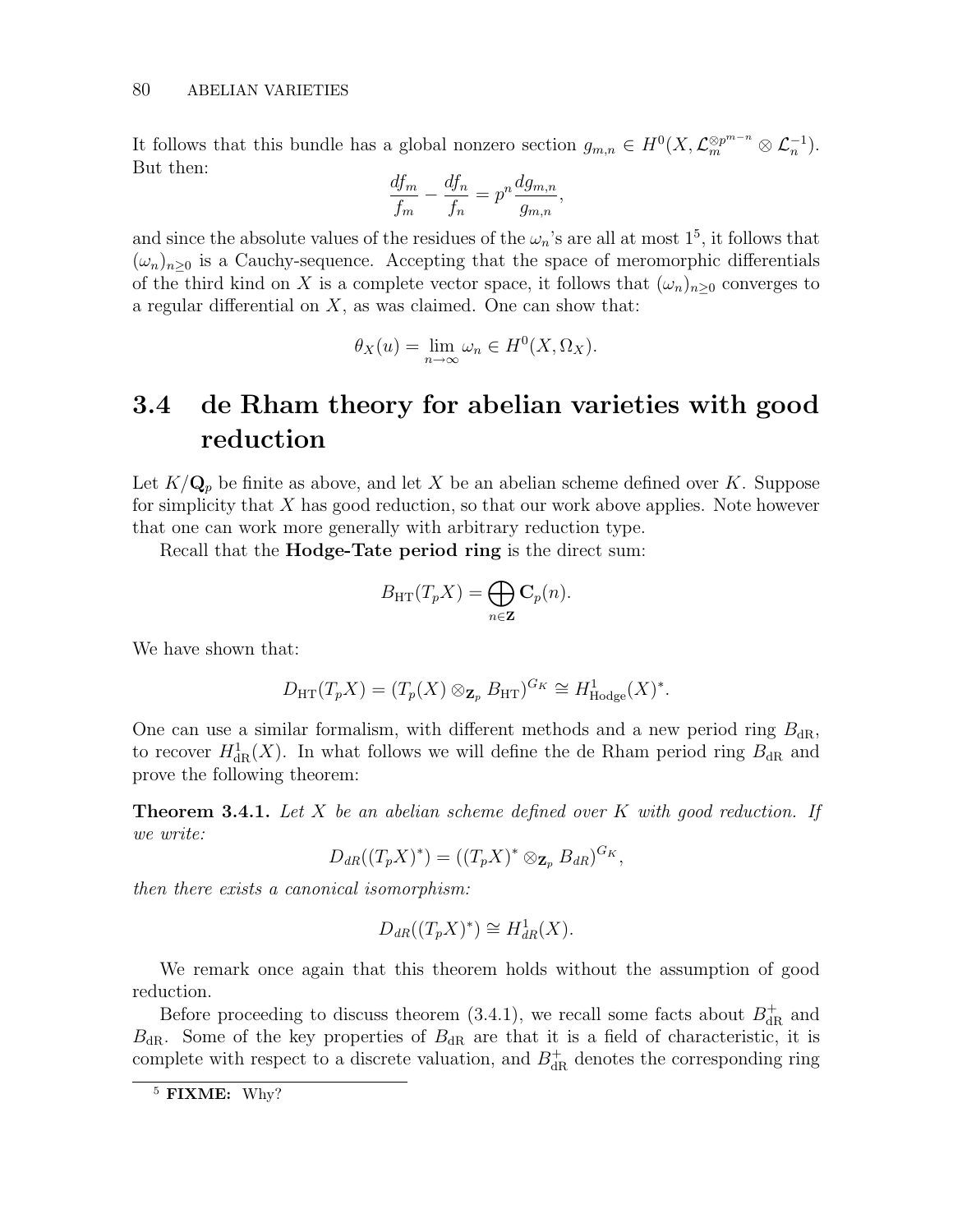It follows that this bundle has a global nonzero section $g_{m,n} \in H^0(X, \mathcal{L}_m^{\otimes p^{m-n}} \otimes \mathcal{L}_n^{-1})$. But then:

$$\frac{df_m}{f_m} - \frac{df_n}{f_n} = p^n \frac{dg_{m,n}}{g_{m,n}},$$

and since the absolute values of the residues of the $\omega_n$'s are all at most 1[5], it follows that $(\omega_n)_{n \geq 0}$ is a Cauchy-sequence. Accepting that the space of meromorphic differentials of the third kind on $X$ is a complete vector space, it follows that $(\omega_n)_{n\geq 0}$ converges to a regular differential on $X$, as was claimed. One can show that:

$$\theta_X(u) = \lim_{n\to\infty} \omega_n \in H^0(X, \Omega_X).$$

## 3.4 de Rham theory for abelian varieties with good reduction

Let $K/\mathbf{Q}_p$ be finite as above, and let $X$ be an abelian scheme defined over $K$. Suppose for simplicity that $X$ has good reduction, so that our work above applies. Note however that one can work more generally with arbitrary reduction type.

Recall that the **Hodge-Tate period ring** is the direct sum:

$$B_{\mathrm{HT}}(T_pX) = \bigoplus_{n\in\mathbf{Z}} \mathbf{C}_p(n).$$

We have shown that:

$$D_{\mathrm{HT}}(T_pX) = (T_p(X) \otimes_{\mathbf{Z}_p} B_{\mathrm{HT}})^{G_K} \cong H^1_{\mathrm{Hodge}}(X)^*.$$

One can use a similar formalism, with different methods and a new period ring $B_{\mathrm{dR}}$, to recover $H^1_{\mathrm{dR}}(X)$. In what follows we will define the de Rham period ring $B_{\mathrm{dR}}$ and prove the following theorem:

**Theorem 3.4.1.** *Let $X$ be an abelian scheme defined over $K$ with good reduction. If we write:*

$$D_{dR}((T_pX)^*) = ((T_pX)^* \otimes_{\mathbf{Z}_p} B_{dR})^{G_K},$$

*then there exists a canonical isomorphism:*

$$D_{dR}((T_pX)^*) \cong H^1_{dR}(X).$$

We remark once again that this theorem holds without the assumption of good reduction.

Before proceeding to discuss theorem (3.4.1), we recall some facts about $B^+_{\mathrm{dR}}$ and $B_{\mathrm{dR}}$. Some of the key properties of $B_{\mathrm{dR}}$ are that it is a field of characteristic, it is complete with respect to a discrete valuation, and $B^+_{\mathrm{dR}}$ denotes the corresponding ring

[5] **FIXME:** Why?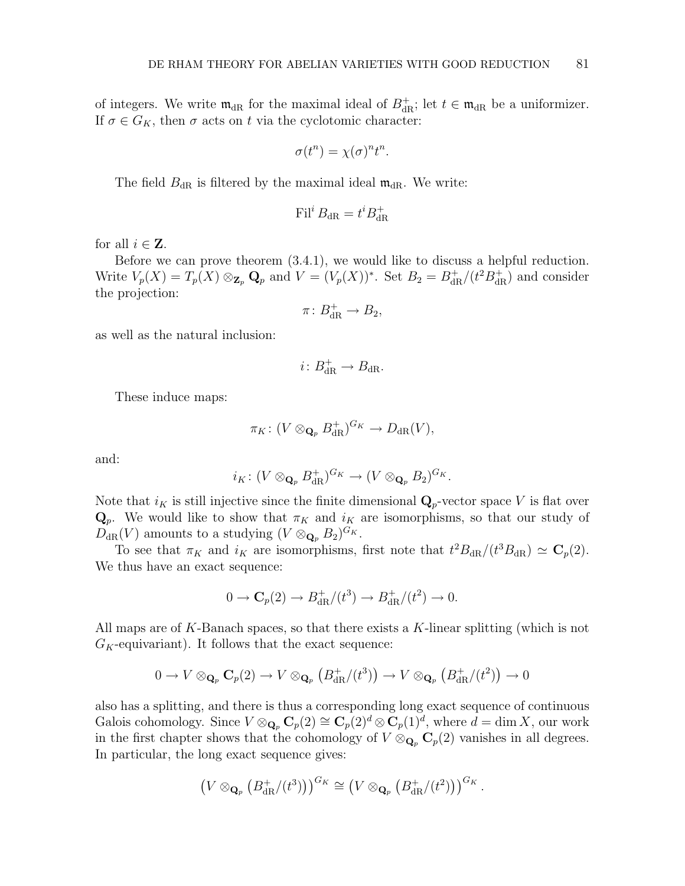of integers. We write $\mathfrak{m}_{\mathrm{dR}}$ for the maximal ideal of $B_{\mathrm{dR}}^+$; let $t \in \mathfrak{m}_{\mathrm{dR}}$ be a uniformizer. If $\sigma \in G_K$, then $\sigma$ acts on $t$ via the cyclotomic character:

$$\sigma(t^n) = \chi(\sigma)^n t^n.$$

The field $B_{\mathrm{dR}}$ is filtered by the maximal ideal $\mathfrak{m}_{\mathrm{dR}}$. We write:

$$\mathrm{Fil}^i B_{\mathrm{dR}} = t^i B_{\mathrm{dR}}^+$$

for all $i \in \mathbf{Z}$.

Before we can prove theorem (3.4.1), we would like to discuss a helpful reduction. Write $V_p(X) = T_p(X) \otimes_{\mathbf{Z}_p} \mathbf{Q}_p$ and $V = (V_p(X))^*$. Set $B_2 = B_{\mathrm{dR}}^+/(t^2 B_{\mathrm{dR}}^+)$ and consider the projection:

$$\pi \colon B_{\mathrm{dR}}^+ \to B_2,$$

as well as the natural inclusion:

$$i \colon B_{\mathrm{dR}}^+ \to B_{\mathrm{dR}}.$$

These induce maps:

$$\pi_K \colon (V \otimes_{\mathbf{Q}_p} B_{\mathrm{dR}}^+)^{G_K} \to D_{\mathrm{dR}}(V),$$

and:

$$i_K \colon (V \otimes_{\mathbf{Q}_p} B_{\mathrm{dR}}^+)^{G_K} \to (V \otimes_{\mathbf{Q}_p} B_2)^{G_K}.$$

Note that $i_K$ is still injective since the finite dimensional $\mathbf{Q}_p$-vector space $V$ is flat over $\mathbf{Q}_p$. We would like to show that $\pi_K$ and $i_K$ are isomorphisms, so that our study of $D_{\mathrm{dR}}(V)$ amounts to a studying $(V \otimes_{\mathbf{Q}_p} B_2)^{G_K}$.

To see that $\pi_K$ and $i_K$ are isomorphisms, first note that $t^2 B_{\mathrm{dR}}/(t^3 B_{\mathrm{dR}}) \simeq \mathbf{C}_p(2)$. We thus have an exact sequence:

$$0 \to \mathbf{C}_p(2) \to B_{\mathrm{dR}}^+/(t^3) \to B_{\mathrm{dR}}^+/(t^2) \to 0.$$

All maps are of $K$-Banach spaces, so that there exists a $K$-linear splitting (which is not $G_K$-equivariant). It follows that the exact sequence:

$$0 \to V \otimes_{\mathbf{Q}_p} \mathbf{C}_p(2) \to V \otimes_{\mathbf{Q}_p} \left(B_{\mathrm{dR}}^+/(t^3)\right) \to V \otimes_{\mathbf{Q}_p} \left(B_{\mathrm{dR}}^+/(t^2)\right) \to 0$$

also has a splitting, and there is thus a corresponding long exact sequence of continuous Galois cohomology. Since $V \otimes_{\mathbf{Q}_p} \mathbf{C}_p(2) \cong \mathbf{C}_p(2)^d \otimes \mathbf{C}_p(1)^d$, where $d = \dim X$, our work in the first chapter shows that the cohomology of $V \otimes_{\mathbf{Q}_p} \mathbf{C}_p(2)$ vanishes in all degrees. In particular, the long exact sequence gives:

$$\left(V \otimes_{\mathbf{Q}_p} \left(B_{\mathrm{dR}}^+/(t^3)\right)\right)^{G_K} \cong \left(V \otimes_{\mathbf{Q}_p} \left(B_{\mathrm{dR}}^+/(t^2)\right)\right)^{G_K}.$$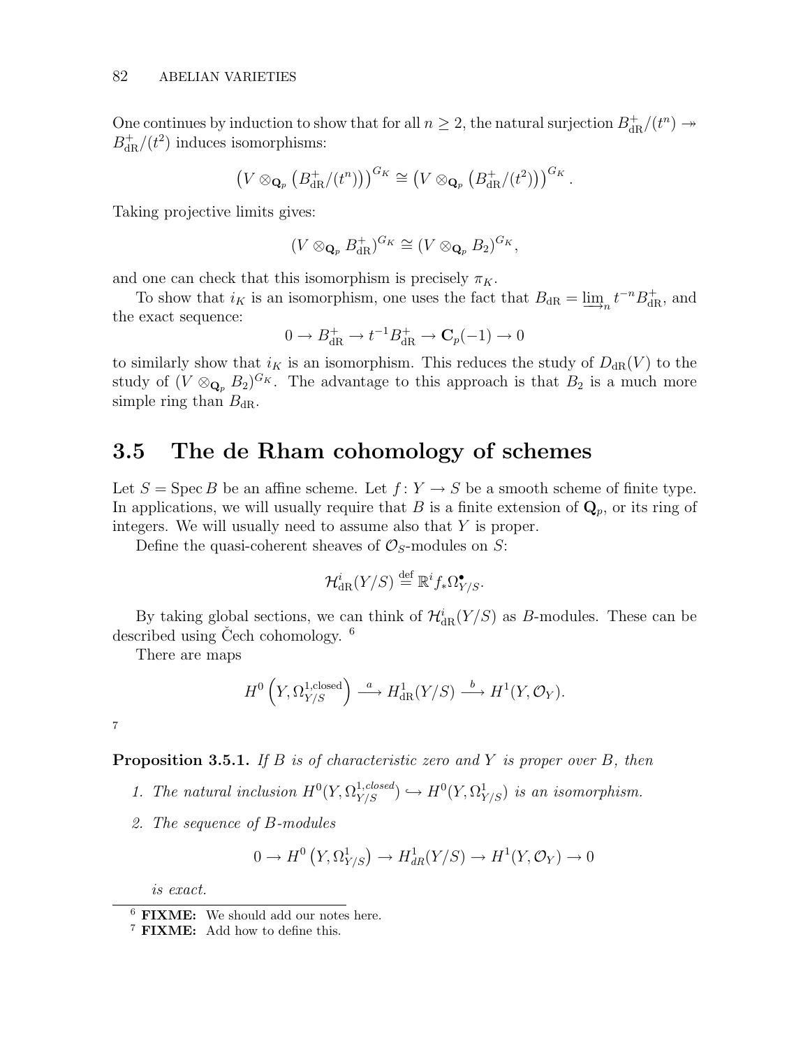One continues by induction to show that for all $n \geq 2$, the natural surjection $B_{\mathrm{dR}}^{+}/(t^n) \twoheadrightarrow B_{\mathrm{dR}}^{+}/(t^2)$ induces isomorphisms:

$$\left(V \otimes_{\mathbf{Q}_p} \left(B_{\mathrm{dR}}^{+}/(t^n)\right)\right)^{G_K} \cong \left(V \otimes_{\mathbf{Q}_p} \left(B_{\mathrm{dR}}^{+}/(t^2)\right)\right)^{G_K}.$$

Taking projective limits gives:

$$(V \otimes_{\mathbf{Q}_p} B_{\mathrm{dR}}^{+})^{G_K} \cong (V \otimes_{\mathbf{Q}_p} B_2)^{G_K},$$

and one can check that this isomorphism is precisely $\pi_K$.

To show that $i_K$ is an isomorphism, one uses the fact that $B_{\mathrm{dR}} = \varinjlim_n t^{-n} B_{\mathrm{dR}}^{+}$, and the exact sequence:

$$0 \to B_{\mathrm{dR}}^{+} \to t^{-1} B_{\mathrm{dR}}^{+} \to \mathbf{C}_p(-1) \to 0$$

to similarly show that $i_K$ is an isomorphism. This reduces the study of $D_{\mathrm{dR}}(V)$ to the study of $(V \otimes_{\mathbf{Q}_p} B_2)^{G_K}$. The advantage to this approach is that $B_2$ is a much more simple ring than $B_{\mathrm{dR}}$.

## 3.5 The de Rham cohomology of schemes

Let $S = \operatorname{Spec} B$ be an affine scheme. Let $f\colon Y \to S$ be a smooth scheme of finite type. In applications, we will usually require that $B$ is a finite extension of $\mathbf{Q}_p$, or its ring of integers. We will usually need to assume also that $Y$ is proper.

Define the quasi-coherent sheaves of $\mathcal{O}_S$-modules on $S$:

$$\mathcal{H}^i_{\mathrm{dR}}(Y/S) \stackrel{\text{def}}{=} \mathbb{R}^i f_* \Omega^{\bullet}_{Y/S}.$$

By taking global sections, we can think of $\mathcal{H}^i_{\mathrm{dR}}(Y/S)$ as $B$-modules. These can be described using Čech cohomology. [6]

There are maps

$$H^0\left(Y, \Omega^{1,\mathrm{closed}}_{Y/S}\right) \xrightarrow{a} H^1_{\mathrm{dR}}(Y/S) \xrightarrow{b} H^1(Y, \mathcal{O}_Y).$$

[7]

**Proposition 3.5.1.** *If $B$ is of characteristic zero and $Y$ is proper over $B$, then*

1. *The natural inclusion $H^0(Y, \Omega^{1,closed}_{Y/S}) \hookrightarrow H^0(Y, \Omega^1_{Y/S})$ is an isomorphism.*
2. *The sequence of $B$-modules*

$$0 \to H^0\left(Y, \Omega^1_{Y/S}\right) \to H^1_{dR}(Y/S) \to H^1(Y, \mathcal{O}_Y) \to 0$$

*is exact.*

---

[6] **FIXME:** We should add our notes here.

[7] **FIXME:** Add how to define this.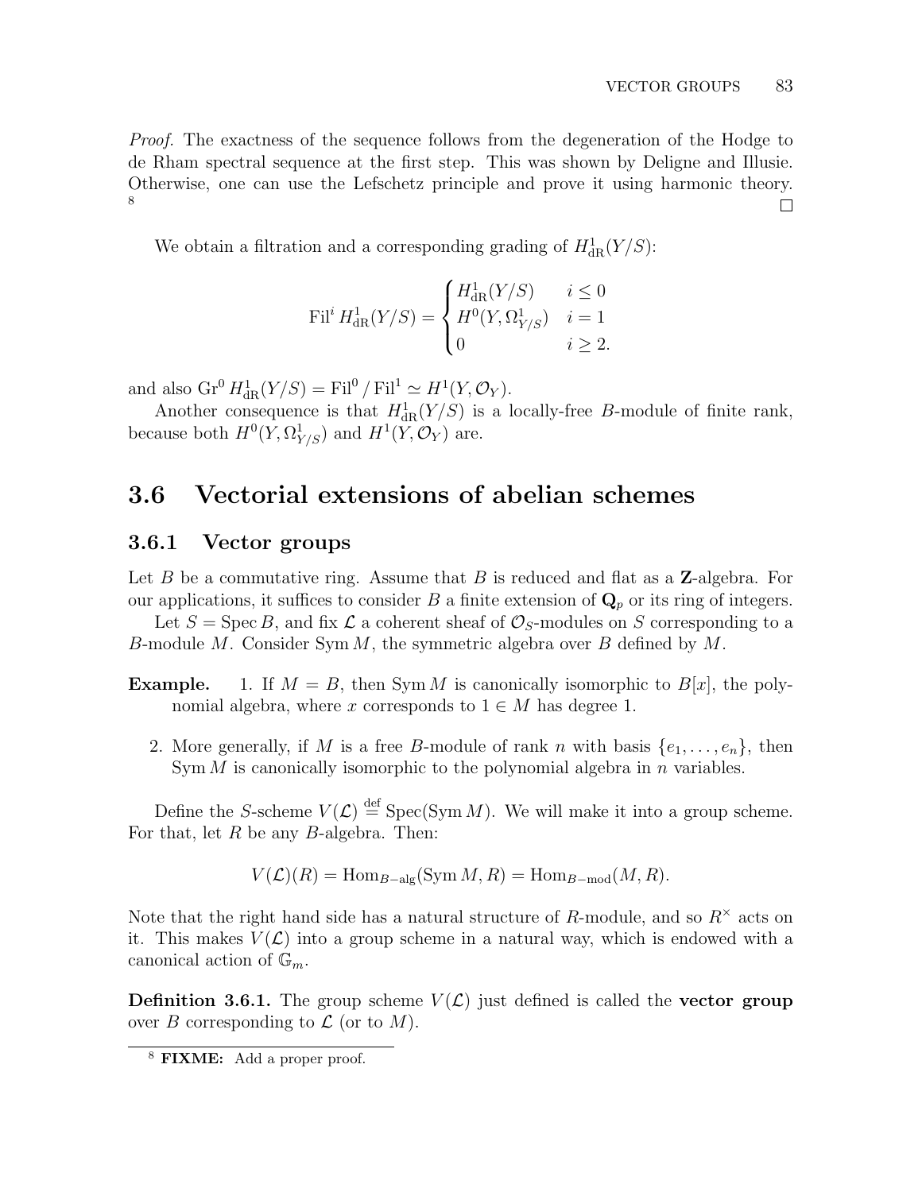*Proof.* The exactness of the sequence follows from the degeneration of the Hodge to de Rham spectral sequence at the first step. This was shown by Deligne and Illusie. Otherwise, one can use the Lefschetz principle and prove it using harmonic theory.[8] ∎

We obtain a filtration and a corresponding grading of $H^1_{\mathrm{dR}}(Y/S)$:

$$\mathrm{Fil}^i H^1_{\mathrm{dR}}(Y/S) = \begin{cases} H^1_{\mathrm{dR}}(Y/S) & i \leq 0 \\ H^0(Y, \Omega^1_{Y/S}) & i = 1 \\ 0 & i \geq 2. \end{cases}$$

and also $\mathrm{Gr}^0 H^1_{\mathrm{dR}}(Y/S) = \mathrm{Fil}^0 / \mathrm{Fil}^1 \simeq H^1(Y, \mathcal{O}_Y)$.

Another consequence is that $H^1_{\mathrm{dR}}(Y/S)$ is a locally-free $B$-module of finite rank, because both $H^0(Y, \Omega^1_{Y/S})$ and $H^1(Y, \mathcal{O}_Y)$ are.

## 3.6 Vectorial extensions of abelian schemes

### 3.6.1 Vector groups

Let $B$ be a commutative ring. Assume that $B$ is reduced and flat as a $\mathbf{Z}$-algebra. For our applications, it suffices to consider $B$ a finite extension of $\mathbf{Q}_p$ or its ring of integers.

Let $S = \operatorname{Spec} B$, and fix $\mathcal{L}$ a coherent sheaf of $\mathcal{O}_S$-modules on $S$ corresponding to a $B$-module $M$. Consider $\operatorname{Sym} M$, the symmetric algebra over $B$ defined by $M$.

**Example.**
1. If $M = B$, then $\operatorname{Sym} M$ is canonically isomorphic to $B[x]$, the polynomial algebra, where $x$ corresponds to $1 \in M$ has degree 1.
2. More generally, if $M$ is a free $B$-module of rank $n$ with basis $\{e_1, \ldots, e_n\}$, then $\operatorname{Sym} M$ is canonically isomorphic to the polynomial algebra in $n$ variables.

Define the $S$-scheme $V(\mathcal{L}) \stackrel{\text{def}}{=} \operatorname{Spec}(\operatorname{Sym} M)$. We will make it into a group scheme. For that, let $R$ be any $B$-algebra. Then:

$$V(\mathcal{L})(R) = \mathrm{Hom}_{B-\mathrm{alg}}(\operatorname{Sym} M, R) = \mathrm{Hom}_{B-\mathrm{mod}}(M, R).$$

Note that the right hand side has a natural structure of $R$-module, and so $R^\times$ acts on it. This makes $V(\mathcal{L})$ into a group scheme in a natural way, which is endowed with a canonical action of $\mathbb{G}_m$.

**Definition 3.6.1.** The group scheme $V(\mathcal{L})$ just defined is called the **vector group** over $B$ corresponding to $\mathcal{L}$ (or to $M$).

[8] **FIXME:** Add a proper proof.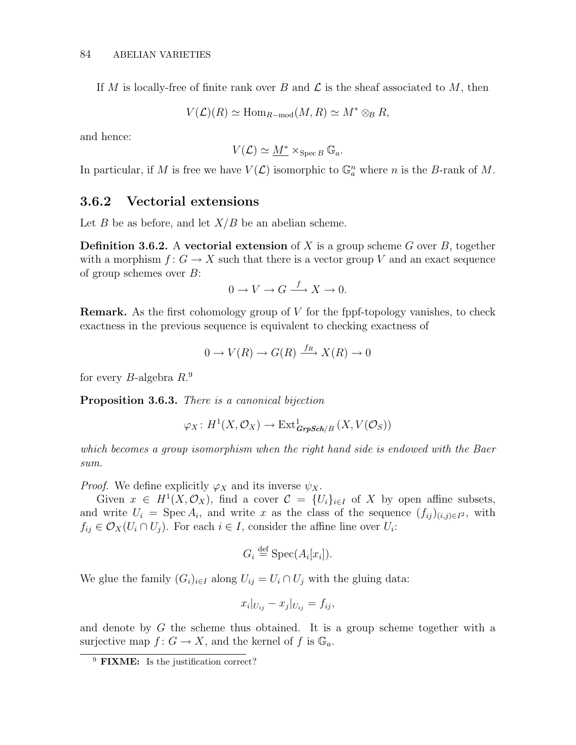If $M$ is locally-free of finite rank over $B$ and $\mathcal{L}$ is the sheaf associated to $M$, then

$$V(\mathcal{L})(R) \simeq \operatorname{Hom}_{R-\mathrm{mod}}(M, R) \simeq M^* \otimes_B R,$$

and hence:

$$V(\mathcal{L}) \simeq \underline{M^*} \times_{\operatorname{Spec} B} \mathbb{G}_a.$$

In particular, if $M$ is free we have $V(\mathcal{L})$ isomorphic to $\mathbb{G}_a^n$ where $n$ is the $B$-rank of $M$.

### 3.6.2 Vectorial extensions

Let $B$ be as before, and let $X/B$ be an abelian scheme.

**Definition 3.6.2.** A **vectorial extension** of $X$ is a group scheme $G$ over $B$, together with a morphism $f: G \to X$ such that there is a vector group $V$ and an exact sequence of group schemes over $B$:

$$0 \to V \to G \xrightarrow{f} X \to 0.$$

**Remark.** As the first cohomology group of $V$ for the fppf-topology vanishes, to check exactness in the previous sequence is equivalent to checking exactness of

$$0 \to V(R) \to G(R) \xrightarrow{f_R} X(R) \to 0$$

for every $B$-algebra $R$.[9]

**Proposition 3.6.3.** *There is a canonical bijection*

$$\varphi_X : H^1(X, \mathcal{O}_X) \to \operatorname{Ext}^1_{\boldsymbol{GrpSch}/B}(X, V(\mathcal{O}_S))$$

*which becomes a group isomorphism when the right hand side is endowed with the Baer sum.*

*Proof.* We define explicitly $\varphi_X$ and its inverse $\psi_X$.

Given $x \in H^1(X, \mathcal{O}_X)$, find a cover $\mathcal{C} = \{U_i\}_{i \in I}$ of $X$ by open affine subsets, and write $U_i = \operatorname{Spec} A_i$, and write $x$ as the class of the sequence $(f_{ij})_{(i,j) \in I^2}$, with $f_{ij} \in \mathcal{O}_X(U_i \cap U_j)$. For each $i \in I$, consider the affine line over $U_i$:

$$G_i \stackrel{\text{def}}{=} \operatorname{Spec}(A_i[x_i]).$$

We glue the family $(G_i)_{i \in I}$ along $U_{ij} = U_i \cap U_j$ with the gluing data:

$$x_i|_{U_{ij}} - x_j|_{U_{ij}} = f_{ij},$$

and denote by $G$ the scheme thus obtained. It is a group scheme together with a surjective map $f: G \to X$, and the kernel of $f$ is $\mathbb{G}_a$.

---

[9] **FIXME:** Is the justification correct?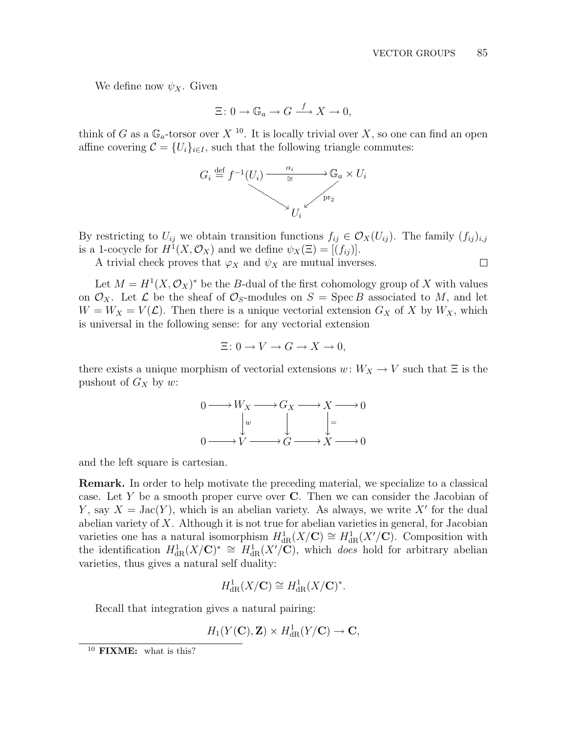We define now $\psi_X$. Given

$$\Xi\colon 0 \to \mathbb{G}_a \to G \xrightarrow{f} X \to 0,$$

think of $G$ as a $\mathbb{G}_a$-torsor over $X$ [10]. It is locally trivial over $X$, so one can find an open affine covering $\mathcal{C} = \{U_i\}_{i \in I}$, such that the following triangle commutes:

$$\begin{array}{ccc} G_i \stackrel{\text{def}}{=} f^{-1}(U_i) & \xrightarrow[\cong]{\alpha_i} & \mathbb{G}_a \times U_i \\ & \searrow \quad \swarrow_{\text{pr}_2} & \\ & U_i & \end{array}$$

By restricting to $U_{ij}$ we obtain transition functions $f_{ij} \in \mathcal{O}_X(U_{ij})$. The family $(f_{ij})_{i,j}$ is a 1-cocycle for $H^1(X, \mathcal{O}_X)$ and we define $\psi_X(\Xi) = [(f_{ij})]$.

A trivial check proves that $\varphi_X$ and $\psi_X$ are mutual inverses. $\square$

Let $M = H^1(X, \mathcal{O}_X)^*$ be the $B$-dual of the first cohomology group of $X$ with values on $\mathcal{O}_X$. Let $\mathcal{L}$ be the sheaf of $\mathcal{O}_S$-modules on $S = \operatorname{Spec} B$ associated to $M$, and let $W = W_X = V(\mathcal{L})$. Then there is a unique vectorial extension $G_X$ of $X$ by $W_X$, which is universal in the following sense: for any vectorial extension

$$\Xi\colon 0 \to V \to G \to X \to 0,$$

there exists a unique morphism of vectorial extensions $w\colon W_X \to V$ such that $\Xi$ is the pushout of $G_X$ by $w$:

$$\begin{array}{ccccccccc} 0 & \longrightarrow & W_X & \longrightarrow & G_X & \longrightarrow & X & \longrightarrow & 0 \\ & & \downarrow{\scriptstyle w} & & \downarrow & & \downarrow{\scriptstyle =} & & \\ 0 & \longrightarrow & V & \longrightarrow & G & \longrightarrow & X & \longrightarrow & 0 \end{array}$$

and the left square is cartesian.

**Remark.** In order to help motivate the preceding material, we specialize to a classical case. Let $Y$ be a smooth proper curve over $\mathbf{C}$. Then we can consider the Jacobian of $Y$, say $X = \operatorname{Jac}(Y)$, which is an abelian variety. As always, we write $X'$ for the dual abelian variety of $X$. Although it is not true for abelian varieties in general, for Jacobian varieties one has a natural isomorphism $H^1_{\text{dR}}(X/\mathbf{C}) \cong H^1_{\text{dR}}(X'/\mathbf{C})$. Composition with the identification $H^1_{\text{dR}}(X/\mathbf{C})^* \cong H^1_{\text{dR}}(X'/\mathbf{C})$, which *does* hold for arbitrary abelian varieties, thus gives a natural self duality:

$$H^1_{\text{dR}}(X/\mathbf{C}) \cong H^1_{\text{dR}}(X/\mathbf{C})^*.$$

Recall that integration gives a natural pairing:

$$H_1(Y(\mathbf{C}), \mathbf{Z}) \times H^1_{\text{dR}}(Y/\mathbf{C}) \to \mathbf{C},$$

[10] **FIXME:** what is this?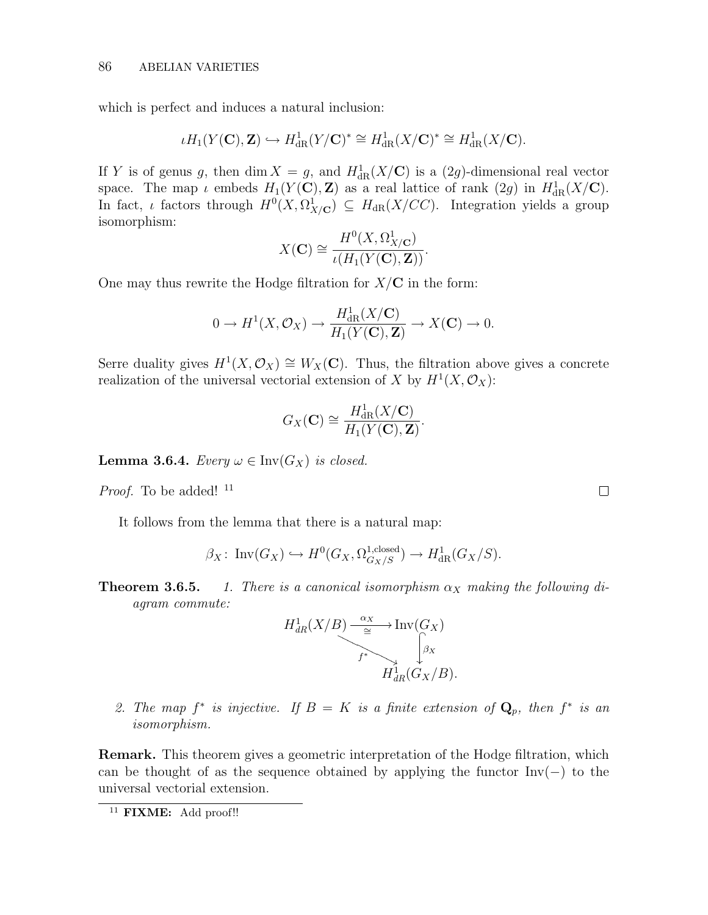which is perfect and induces a natural inclusion:

$$\iota H_1(Y(\mathbf{C}), \mathbf{Z}) \hookrightarrow H^1_{\mathrm{dR}}(Y/\mathbf{C})^* \cong H^1_{\mathrm{dR}}(X/\mathbf{C})^* \cong H^1_{\mathrm{dR}}(X/\mathbf{C}).$$

If $Y$ is of genus $g$, then $\dim X = g$, and $H^1_{\mathrm{dR}}(X/\mathbf{C})$ is a $(2g)$-dimensional real vector space. The map $\iota$ embeds $H_1(Y(\mathbf{C}), \mathbf{Z})$ as a real lattice of rank $(2g)$ in $H^1_{\mathrm{dR}}(X/\mathbf{C})$. In fact, $\iota$ factors through $H^0(X, \Omega^1_{X/\mathbf{C}}) \subseteq H_{\mathrm{dR}}(X/CC)$. Integration yields a group isomorphism:

$$X(\mathbf{C}) \cong \frac{H^0(X, \Omega^1_{X/\mathbf{C}})}{\iota(H_1(Y(\mathbf{C}), \mathbf{Z}))}.$$

One may thus rewrite the Hodge filtration for $X/\mathbf{C}$ in the form:

$$0 \to H^1(X, \mathcal{O}_X) \to \frac{H^1_{\mathrm{dR}}(X/\mathbf{C})}{H_1(Y(\mathbf{C}), \mathbf{Z})} \to X(\mathbf{C}) \to 0.$$

Serre duality gives $H^1(X, \mathcal{O}_X) \cong W_X(\mathbf{C})$. Thus, the filtration above gives a concrete realization of the universal vectorial extension of $X$ by $H^1(X, \mathcal{O}_X)$:

$$G_X(\mathbf{C}) \cong \frac{H^1_{\mathrm{dR}}(X/\mathbf{C})}{H_1(Y(\mathbf{C}), \mathbf{Z})}.$$

**Lemma 3.6.4.** *Every $\omega \in \mathrm{Inv}(G_X)$ is closed.*

*Proof.* To be added! [11] □

It follows from the lemma that there is a natural map:

$$\beta_X \colon \mathrm{Inv}(G_X) \hookrightarrow H^0(G_X, \Omega^{1,\mathrm{closed}}_{G_X/S}) \to H^1_{\mathrm{dR}}(G_X/S).$$

**Theorem 3.6.5.** *1. There is a canonical isomorphism $\alpha_X$ making the following diagram commute:*

$$\begin{array}{ccc} H^1_{dR}(X/B) & \xrightarrow[\cong]{\alpha_X} & \mathrm{Inv}(G_X) \\ & \searrow^{f^*} & \downarrow \beta_X \\ & & H^1_{dR}(G_X/B). \end{array}$$

*2. The map $f^*$ is injective. If $B = K$ is a finite extension of $\mathbf{Q}_p$, then $f^*$ is an isomorphism.*

**Remark.** This theorem gives a geometric interpretation of the Hodge filtration, which can be thought of as the sequence obtained by applying the functor $\mathrm{Inv}(-)$ to the universal vectorial extension.

[11] **FIXME:** Add proof!!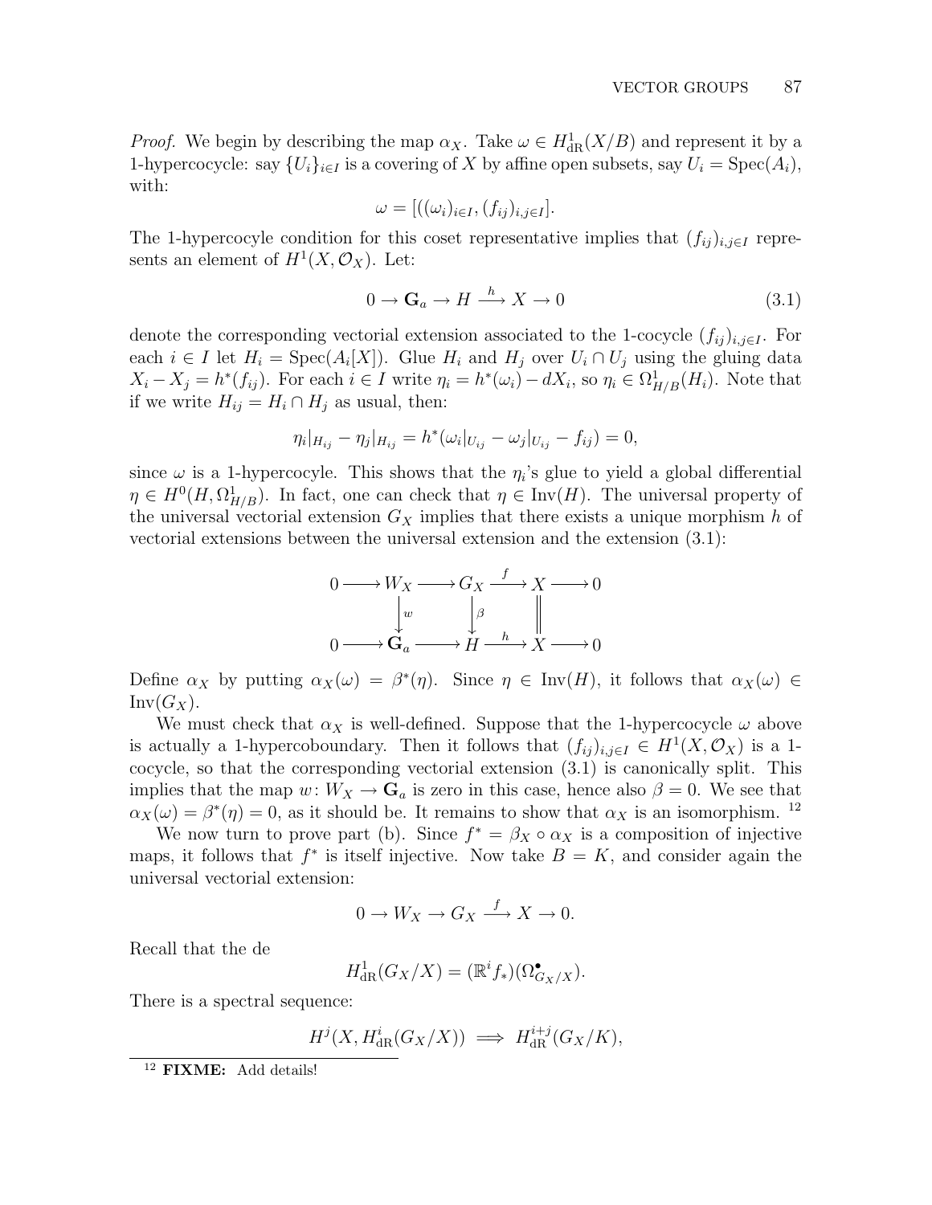*Proof.* We begin by describing the map $\alpha_X$. Take $\omega \in H^1_{\mathrm{dR}}(X/B)$ and represent it by a 1-hypercocycle: say $\{U_i\}_{i\in I}$ is a covering of $X$ by affine open subsets, say $U_i = \operatorname{Spec}(A_i)$, with:

$$\omega = [((\omega_i)_{i\in I}, (f_{ij})_{i,j\in I}].$$

The 1-hypercocyle condition for this coset representative implies that $(f_{ij})_{i,j\in I}$ represents an element of $H^1(X, \mathcal{O}_X)$. Let:

$$0 \to \mathbf{G}_a \to H \xrightarrow{h} X \to 0 \tag{3.1}$$

denote the corresponding vectorial extension associated to the 1-cocycle $(f_{ij})_{i,j\in I}$. For each $i \in I$ let $H_i = \operatorname{Spec}(A_i[X])$. Glue $H_i$ and $H_j$ over $U_i \cap U_j$ using the gluing data $X_i - X_j = h^*(f_{ij})$. For each $i \in I$ write $\eta_i = h^*(\omega_i) - dX_i$, so $\eta_i \in \Omega^1_{H/B}(H_i)$. Note that if we write $H_{ij} = H_i \cap H_j$ as usual, then:

$$\eta_i|_{H_{ij}} - \eta_j|_{H_{ij}} = h^*(\omega_i|_{U_{ij}} - \omega_j|_{U_{ij}} - f_{ij}) = 0,$$

since $\omega$ is a 1-hypercocyle. This shows that the $\eta_i$'s glue to yield a global differential $\eta \in H^0(H, \Omega^1_{H/B})$. In fact, one can check that $\eta \in \operatorname{Inv}(H)$. The universal property of the universal vectorial extension $G_X$ implies that there exists a unique morphism $h$ of vectorial extensions between the universal extension and the extension (3.1):

$$\begin{array}{ccccccccc}
0 & \longrightarrow & W_X & \longrightarrow & G_X & \xrightarrow{f} & X & \longrightarrow & 0 \\
 & & \downarrow{\scriptstyle w} & & \downarrow{\scriptstyle \beta} & & \| & & \\
0 & \longrightarrow & \mathbf{G}_a & \longrightarrow & H & \xrightarrow{h} & X & \longrightarrow & 0
\end{array}$$

Define $\alpha_X$ by putting $\alpha_X(\omega) = \beta^*(\eta)$. Since $\eta \in \operatorname{Inv}(H)$, it follows that $\alpha_X(\omega) \in \operatorname{Inv}(G_X)$.

We must check that $\alpha_X$ is well-defined. Suppose that the 1-hypercocycle $\omega$ above is actually a 1-hypercoboundary. Then it follows that $(f_{ij})_{i,j\in I} \in H^1(X, \mathcal{O}_X)$ is a 1-cocycle, so that the corresponding vectorial extension (3.1) is canonically split. This implies that the map $w\colon W_X \to \mathbf{G}_a$ is zero in this case, hence also $\beta = 0$. We see that $\alpha_X(\omega) = \beta^*(\eta) = 0$, as it should be. It remains to show that $\alpha_X$ is an isomorphism. [12]

We now turn to prove part (b). Since $f^* = \beta_X \circ \alpha_X$ is a composition of injective maps, it follows that $f^*$ is itself injective. Now take $B = K$, and consider again the universal vectorial extension:

$$0 \to W_X \to G_X \xrightarrow{f} X \to 0.$$

Recall that the de

$$H^1_{\mathrm{dR}}(G_X/X) = (\mathbb{R}^i f_*)(\Omega^\bullet_{G_X/X}).$$

There is a spectral sequence:

$$H^j(X, H^i_{\mathrm{dR}}(G_X/X)) \implies H^{i+j}_{\mathrm{dR}}(G_X/K),$$

[12] **FIXME:** Add details!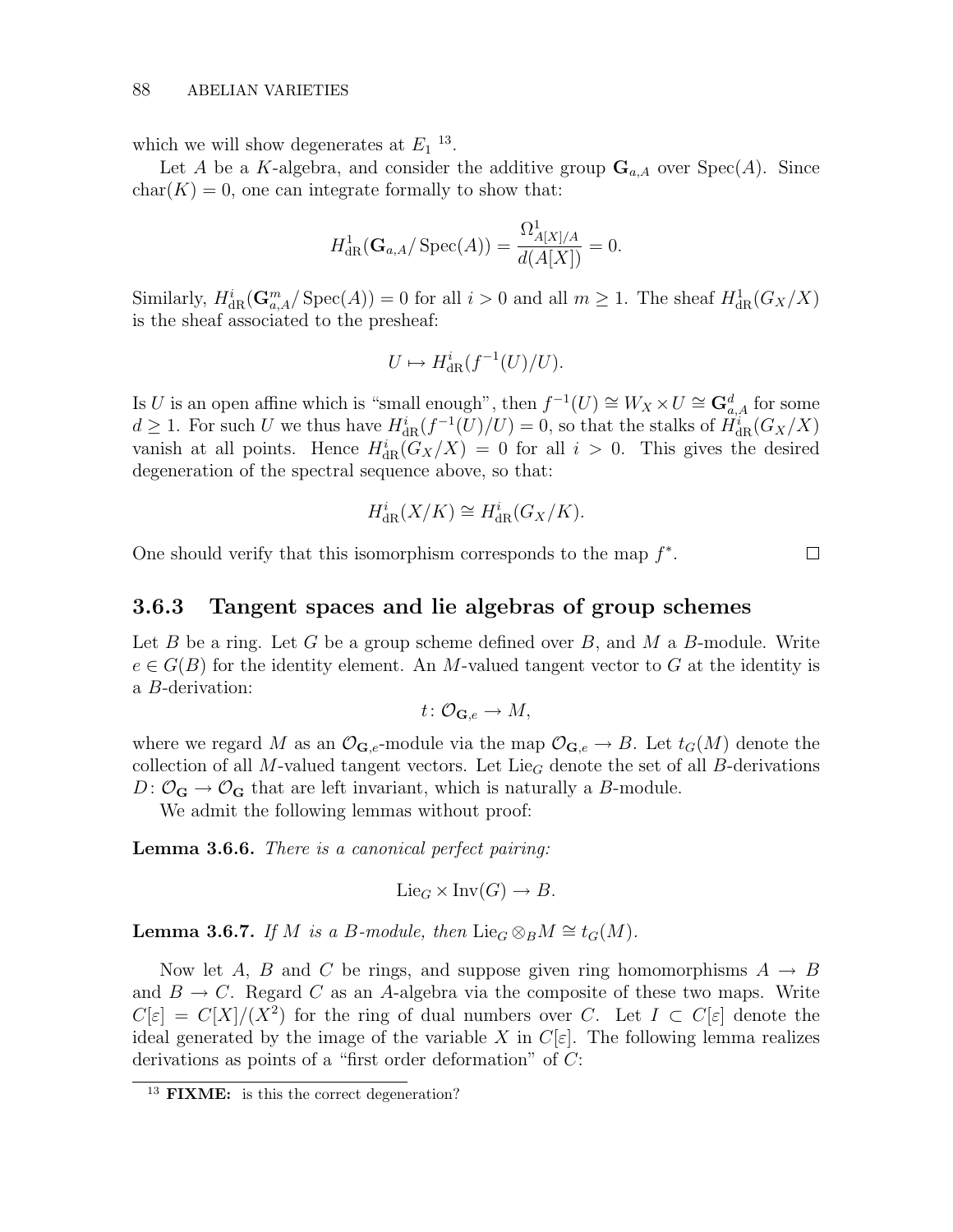which we will show degenerates at $E_1$ [13].

Let $A$ be a $K$-algebra, and consider the additive group $\mathbf{G}_{a,A}$ over $\operatorname{Spec}(A)$. Since $\operatorname{char}(K) = 0$, one can integrate formally to show that:

$$H^1_{\mathrm{dR}}(\mathbf{G}_{a,A}/\operatorname{Spec}(A)) = \frac{\Omega^1_{A[X]/A}}{d(A[X])} = 0.$$

Similarly, $H^i_{\mathrm{dR}}(\mathbf{G}^m_{a,A}/\operatorname{Spec}(A)) = 0$ for all $i > 0$ and all $m \geq 1$. The sheaf $H^1_{\mathrm{dR}}(G_X/X)$ is the sheaf associated to the presheaf:

$$U \mapsto H^i_{\mathrm{dR}}(f^{-1}(U)/U).$$

Is $U$ is an open affine which is "small enough", then $f^{-1}(U) \cong W_X \times U \cong \mathbf{G}^d_{a,A}$ for some $d \geq 1$. For such $U$ we thus have $H^i_{\mathrm{dR}}(f^{-1}(U)/U) = 0$, so that the stalks of $H^i_{\mathrm{dR}}(G_X/X)$ vanish at all points. Hence $H^i_{\mathrm{dR}}(G_X/X) = 0$ for all $i > 0$. This gives the desired degeneration of the spectral sequence above, so that:

$$H^i_{\mathrm{dR}}(X/K) \cong H^i_{\mathrm{dR}}(G_X/K).$$

One should verify that this isomorphism corresponds to the map $f^*$. □

### 3.6.3 Tangent spaces and lie algebras of group schemes

Let $B$ be a ring. Let $G$ be a group scheme defined over $B$, and $M$ a $B$-module. Write $e \in G(B)$ for the identity element. An $M$-valued tangent vector to $G$ at the identity is a $B$-derivation:

$$t \colon \mathcal{O}_{\mathbf{G},e} \to M,$$

where we regard $M$ as an $\mathcal{O}_{\mathbf{G},e}$-module via the map $\mathcal{O}_{\mathbf{G},e} \to B$. Let $t_G(M)$ denote the collection of all $M$-valued tangent vectors. Let $\mathrm{Lie}_G$ denote the set of all $B$-derivations $D \colon \mathcal{O}_{\mathbf{G}} \to \mathcal{O}_{\mathbf{G}}$ that are left invariant, which is naturally a $B$-module.

We admit the following lemmas without proof:

**Lemma 3.6.6.** *There is a canonical perfect pairing:*

$$\mathrm{Lie}_G \times \mathrm{Inv}(G) \to B.$$

**Lemma 3.6.7.** *If $M$ is a $B$-module, then $\mathrm{Lie}_G \otimes_B M \cong t_G(M)$.*

Now let $A$, $B$ and $C$ be rings, and suppose given ring homomorphisms $A \to B$ and $B \to C$. Regard $C$ as an $A$-algebra via the composite of these two maps. Write $C[\varepsilon] = C[X]/(X^2)$ for the ring of dual numbers over $C$. Let $I \subset C[\varepsilon]$ denote the ideal generated by the image of the variable $X$ in $C[\varepsilon]$. The following lemma realizes derivations as points of a "first order deformation" of $C$:

[13] **FIXME:** is this the correct degeneration?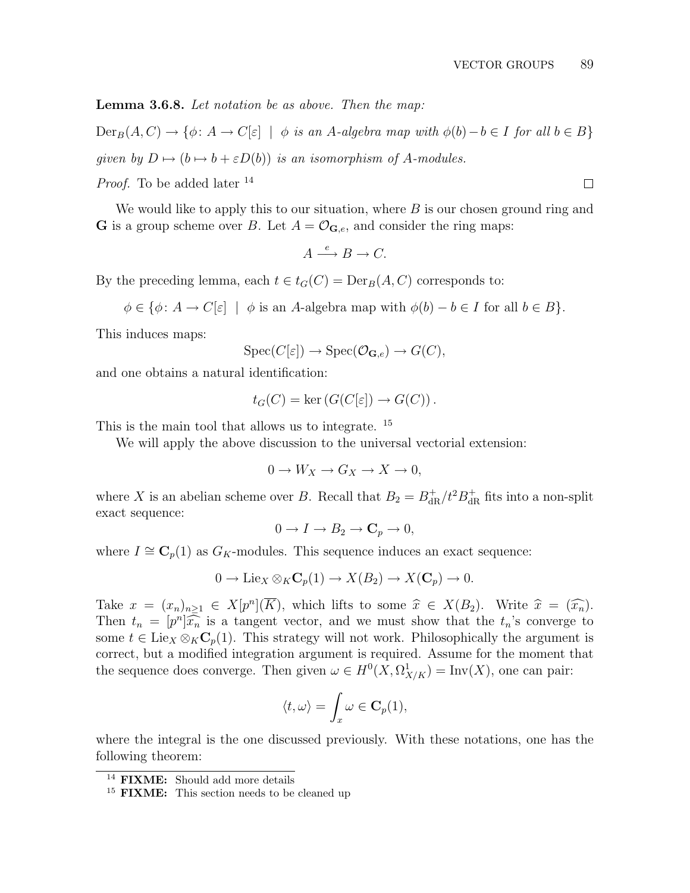**Lemma 3.6.8.** *Let notation be as above. Then the map:*

$$\mathrm{Der}_B(A, C) \to \{\phi\colon A \to C[\varepsilon] \mid \phi \text{ is an } A\text{-algebra map with } \phi(b) - b \in I \text{ for all } b \in B\}$$

*given by* $D \mapsto (b \mapsto b + \varepsilon D(b))$ *is an isomorphism of $A$-modules.*

*Proof.* To be added later [14] ∎

We would like to apply this to our situation, where $B$ is our chosen ground ring and $\mathbf{G}$ is a group scheme over $B$. Let $A = \mathcal{O}_{\mathbf{G},e}$, and consider the ring maps:

$$A \xrightarrow{e} B \to C.$$

By the preceding lemma, each $t \in t_G(C) = \mathrm{Der}_B(A, C)$ corresponds to:

$$\phi \in \{\phi\colon A \to C[\varepsilon] \mid \phi \text{ is an } A\text{-algebra map with } \phi(b) - b \in I \text{ for all } b \in B\}.$$

This induces maps:

$$\mathrm{Spec}(C[\varepsilon]) \to \mathrm{Spec}(\mathcal{O}_{\mathbf{G},e}) \to G(C),$$

and one obtains a natural identification:

$$t_G(C) = \ker\left(G(C[\varepsilon]) \to G(C)\right).$$

This is the main tool that allows us to integrate. [15]

We will apply the above discussion to the universal vectorial extension:

$$0 \to W_X \to G_X \to X \to 0,$$

where $X$ is an abelian scheme over $B$. Recall that $B_2 = B_{\mathrm{dR}}^+/t^2 B_{\mathrm{dR}}^+$ fits into a non-split exact sequence:

$$0 \to I \to B_2 \to \mathbf{C}_p \to 0,$$

where $I \cong \mathbf{C}_p(1)$ as $G_K$-modules. This sequence induces an exact sequence:

$$0 \to \mathrm{Lie}_X \otimes_K \mathbf{C}_p(1) \to X(B_2) \to X(\mathbf{C}_p) \to 0.$$

Take $x = (x_n)_{n \geq 1} \in X[p^n](\overline{K})$, which lifts to some $\widehat{x} \in X(B_2)$. Write $\widehat{x} = (\widehat{x_n})$. Then $t_n = [p^n]\widehat{x_n}$ is a tangent vector, and we must show that the $t_n$'s converge to some $t \in \mathrm{Lie}_X \otimes_K \mathbf{C}_p(1)$. This strategy will not work. Philosophically the argument is correct, but a modified integration argument is required. Assume for the moment that the sequence does converge. Then given $\omega \in H^0(X, \Omega^1_{X/K}) = \mathrm{Inv}(X)$, one can pair:

$$\langle t, \omega \rangle = \int_x \omega \in \mathbf{C}_p(1),$$

where the integral is the one discussed previously. With these notations, one has the following theorem:

---

[14] **FIXME:** Should add more details

[15] **FIXME:** This section needs to be cleaned up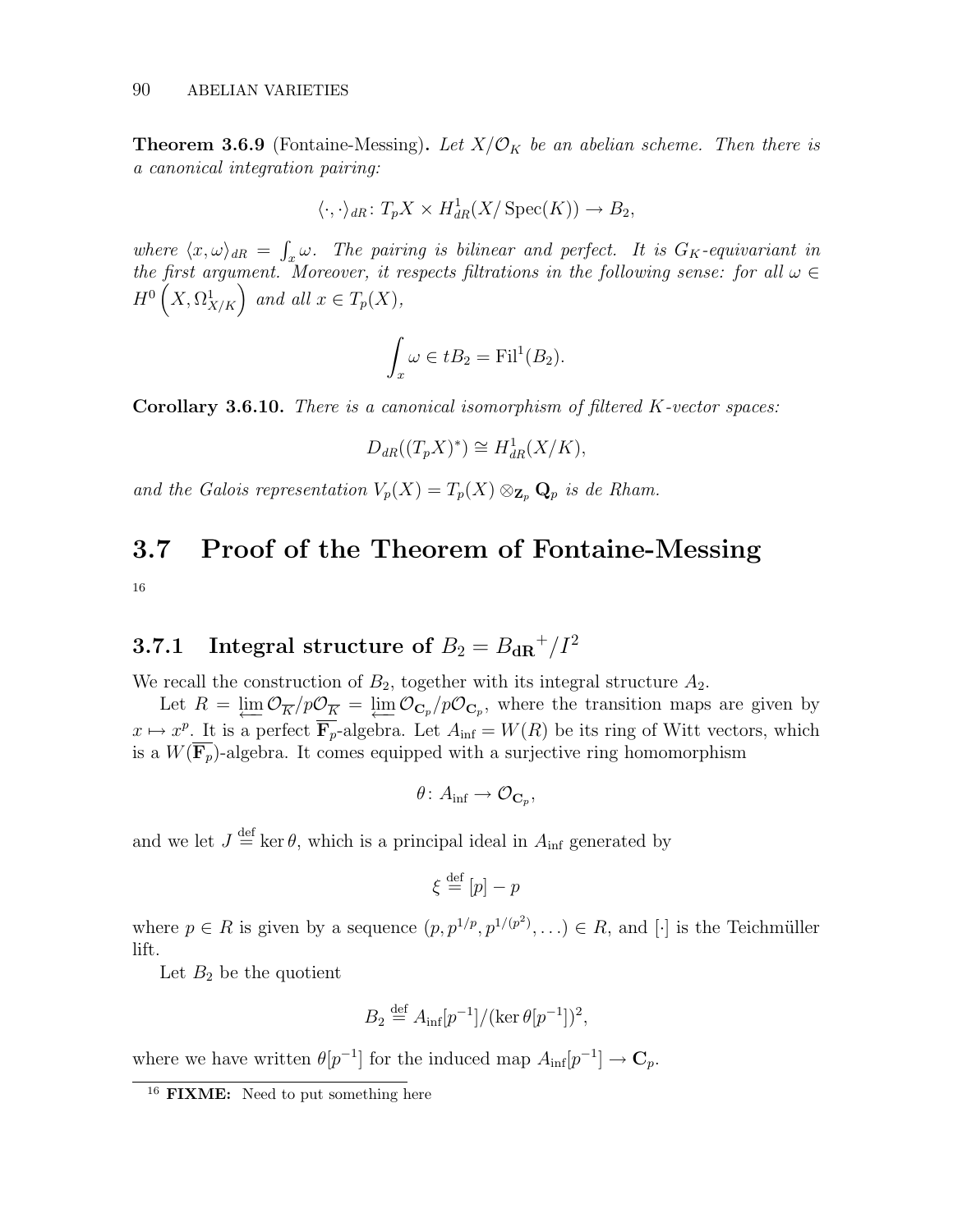**Theorem 3.6.9** (Fontaine-Messing)**.** *Let $X/\mathcal{O}_K$ be an abelian scheme. Then there is a canonical integration pairing:*

$$\langle \cdot, \cdot \rangle_{dR} \colon T_pX \times H^1_{dR}(X/\operatorname{Spec}(K)) \to B_2,$$

*where $\langle x, \omega \rangle_{dR} = \int_x \omega$. The pairing is bilinear and perfect. It is $G_K$-equivariant in the first argument. Moreover, it respects filtrations in the following sense: for all $\omega \in H^0\left(X, \Omega^1_{X/K}\right)$ and all $x \in T_p(X)$,*

$$\int_x \omega \in tB_2 = \operatorname{Fil}^1(B_2).$$

**Corollary 3.6.10.** *There is a canonical isomorphism of filtered $K$-vector spaces:*

$$D_{dR}((T_pX)^*) \cong H^1_{dR}(X/K),$$

*and the Galois representation $V_p(X) = T_p(X) \otimes_{\mathbf{Z}_p} \mathbf{Q}_p$ is de Rham.*

## 3.7 Proof of the Theorem of Fontaine-Messing

[16]

### 3.7.1 Integral structure of $B_2 = {B_{\mathbf{dR}}}^+/I^2$

We recall the construction of $B_2$, together with its integral structure $A_2$.

Let $R = \varprojlim \mathcal{O}_{\overline{K}}/p\mathcal{O}_{\overline{K}} = \varprojlim \mathcal{O}_{\mathbf{C}_p}/p\mathcal{O}_{\mathbf{C}_p}$, where the transition maps are given by $x \mapsto x^p$. It is a perfect $\overline{\mathbf{F}}_p$-algebra. Let $A_{\text{inf}} = W(R)$ be its ring of Witt vectors, which is a $W(\overline{\mathbf{F}}_p)$-algebra. It comes equipped with a surjective ring homomorphism

$$\theta \colon A_{\text{inf}} \to \mathcal{O}_{\mathbf{C}_p},$$

and we let $J \stackrel{\text{def}}{=} \ker \theta$, which is a principal ideal in $A_{\text{inf}}$ generated by

$$\xi \stackrel{\text{def}}{=} [p] - p$$

where $p \in R$ is given by a sequence $(p, p^{1/p}, p^{1/(p^2)}, \ldots) \in R$, and $[\cdot]$ is the Teichmüller lift.

Let $B_2$ be the quotient

$$B_2 \stackrel{\text{def}}{=} A_{\text{inf}}[p^{-1}]/(\ker \theta[p^{-1}])^2,$$

where we have written $\theta[p^{-1}]$ for the induced map $A_{\text{inf}}[p^{-1}] \to \mathbf{C}_p$.

[16] **FIXME:** Need to put something here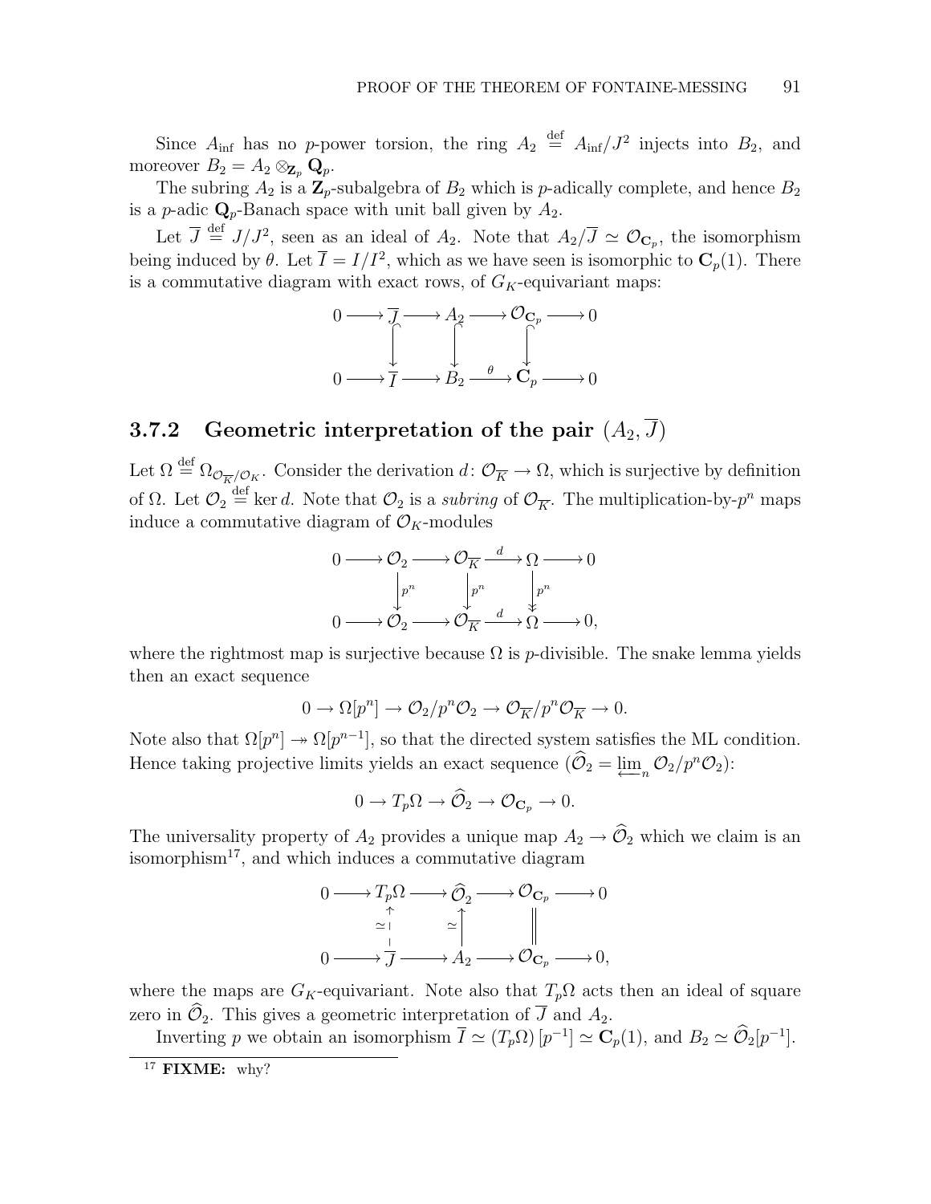Since $A_{\mathrm{inf}}$ has no $p$-power torsion, the ring $A_2 \stackrel{\text{def}}{=} A_{\mathrm{inf}}/J^2$ injects into $B_2$, and moreover $B_2 = A_2 \otimes_{\mathbf{Z}_p} \mathbf{Q}_p$.

The subring $A_2$ is a $\mathbf{Z}_p$-subalgebra of $B_2$ which is $p$-adically complete, and hence $B_2$ is a $p$-adic $\mathbf{Q}_p$-Banach space with unit ball given by $A_2$.

Let $\overline{J} \stackrel{\text{def}}{=} J/J^2$, seen as an ideal of $A_2$. Note that $A_2/\overline{J} \simeq \mathcal{O}_{\mathbf{C}_p}$, the isomorphism being induced by $\theta$. Let $\overline{I} = I/I^2$, which as we have seen is isomorphic to $\mathbf{C}_p(1)$. There is a commutative diagram with exact rows, of $G_K$-equivariant maps:

$$
\begin{array}{ccccccccc}
0 & \longrightarrow & \overline{J} & \longrightarrow & A_2 & \longrightarrow & \mathcal{O}_{\mathbf{C}_p} & \longrightarrow & 0 \\
 & & \downarrow & & \downarrow & & \downarrow & & \\
0 & \longrightarrow & \overline{I} & \longrightarrow & B_2 & \xrightarrow{\theta} & \mathbf{C}_p & \longrightarrow & 0
\end{array}
$$

### 3.7.2 Geometric interpretation of the pair $(A_2, \overline{J})$

Let $\Omega \stackrel{\text{def}}{=} \Omega_{\mathcal{O}_{\overline{K}}/\mathcal{O}_K}$. Consider the derivation $d\colon \mathcal{O}_{\overline{K}} \to \Omega$, which is surjective by definition of $\Omega$. Let $\mathcal{O}_2 \stackrel{\text{def}}{=} \ker d$. Note that $\mathcal{O}_2$ is a *subring* of $\mathcal{O}_{\overline{K}}$. The multiplication-by-$p^n$ maps induce a commutative diagram of $\mathcal{O}_K$-modules

$$
\begin{array}{ccccccccc}
0 & \longrightarrow & \mathcal{O}_2 & \longrightarrow & \mathcal{O}_{\overline{K}} & \xrightarrow{d} & \Omega & \longrightarrow & 0 \\
 & & \downarrow{\scriptstyle p^n} & & \downarrow{\scriptstyle p^n} & & \downarrow{\scriptstyle p^n} & & \\
0 & \longrightarrow & \mathcal{O}_2 & \longrightarrow & \mathcal{O}_{\overline{K}} & \xrightarrow{d} & \Omega & \longrightarrow & 0,
\end{array}
$$

where the rightmost map is surjective because $\Omega$ is $p$-divisible. The snake lemma yields then an exact sequence

$$0 \to \Omega[p^n] \to \mathcal{O}_2/p^n\mathcal{O}_2 \to \mathcal{O}_{\overline{K}}/p^n\mathcal{O}_{\overline{K}} \to 0.$$

Note also that $\Omega[p^n] \twoheadrightarrow \Omega[p^{n-1}]$, so that the directed system satisfies the ML condition. Hence taking projective limits yields an exact sequence ($\widehat{\mathcal{O}}_2 = \varprojlim_n \mathcal{O}_2/p^n\mathcal{O}_2$):

$$0 \to T_p\Omega \to \widehat{\mathcal{O}}_2 \to \mathcal{O}_{\mathbf{C}_p} \to 0.$$

The universality property of $A_2$ provides a unique map $A_2 \to \widehat{\mathcal{O}}_2$ which we claim is an isomorphism[17], and which induces a commutative diagram

$$
\begin{array}{ccccccccc}
0 & \longrightarrow & T_p\Omega & \longrightarrow & \widehat{\mathcal{O}}_2 & \longrightarrow & \mathcal{O}_{\mathbf{C}_p} & \longrightarrow & 0 \\
 & & \uparrow{\scriptstyle \simeq} & & \uparrow{\scriptstyle \simeq} & & \| & & \\
0 & \longrightarrow & \overline{J} & \longrightarrow & A_2 & \longrightarrow & \mathcal{O}_{\mathbf{C}_p} & \longrightarrow & 0,
\end{array}
$$

where the maps are $G_K$-equivariant. Note also that $T_p\Omega$ acts then an ideal of square zero in $\widehat{\mathcal{O}}_2$. This gives a geometric interpretation of $\overline{J}$ and $A_2$.

Inverting $p$ we obtain an isomorphism $\overline{I} \simeq (T_p\Omega)[p^{-1}] \simeq \mathbf{C}_p(1)$, and $B_2 \simeq \widehat{\mathcal{O}}_2[p^{-1}]$.

---

[17] **FIXME:** why?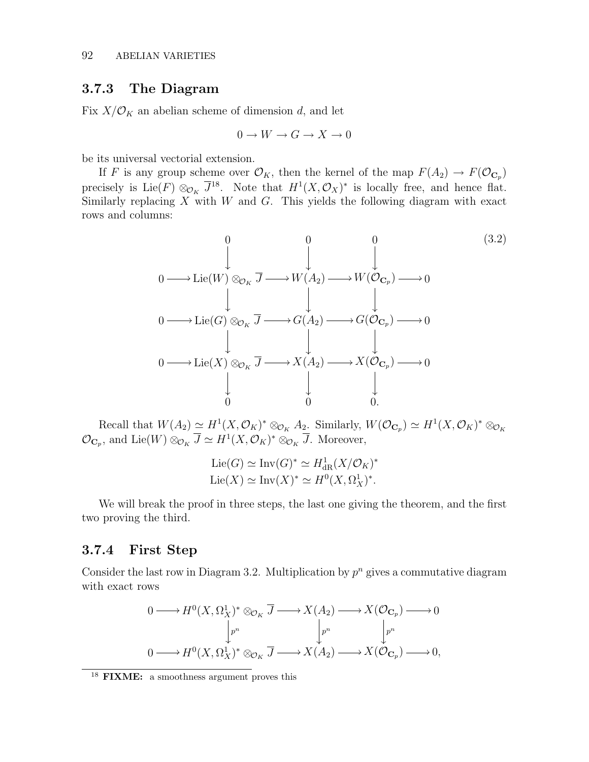### 3.7.3 The Diagram

Fix $X/\mathcal{O}_K$ an abelian scheme of dimension $d$, and let

$$0 \to W \to G \to X \to 0$$

be its universal vectorial extension.

If $F$ is any group scheme over $\mathcal{O}_K$, then the kernel of the map $F(A_2) \to F(\mathcal{O}_{\mathbf{C}_p})$ precisely is $\mathrm{Lie}(F) \otimes_{\mathcal{O}_K} \overline{J}$[18]. Note that $H^1(X, \mathcal{O}_X)^*$ is locally free, and hence flat. Similarly replacing $X$ with $W$ and $G$. This yields the following diagram with exact rows and columns:

$$\begin{array}{ccccccccc}
 & & 0 & & 0 & & 0 & & \\
 & & \downarrow & & \downarrow & & \downarrow & & \\
0 & \longrightarrow & \mathrm{Lie}(W) \otimes_{\mathcal{O}_K} \overline{J} & \longrightarrow & W(A_2) & \longrightarrow & W(\mathcal{O}_{\mathbf{C}_p}) & \longrightarrow & 0 \\
 & & \downarrow & & \downarrow & & \downarrow & & \\
0 & \longrightarrow & \mathrm{Lie}(G) \otimes_{\mathcal{O}_K} \overline{J} & \longrightarrow & G(A_2) & \longrightarrow & G(\mathcal{O}_{\mathbf{C}_p}) & \longrightarrow & 0 \\
 & & \downarrow & & \downarrow & & \downarrow & & \\
0 & \longrightarrow & \mathrm{Lie}(X) \otimes_{\mathcal{O}_K} \overline{J} & \longrightarrow & X(A_2) & \longrightarrow & X(\mathcal{O}_{\mathbf{C}_p}) & \longrightarrow & 0 \\
 & & \downarrow & & \downarrow & & \downarrow & & \\
 & & 0 & & 0 & & 0. & &
\end{array} \tag{3.2}$$

Recall that $W(A_2) \simeq H^1(X, \mathcal{O}_K)^* \otimes_{\mathcal{O}_K} A_2$. Similarly, $W(\mathcal{O}_{\mathbf{C}_p}) \simeq H^1(X, \mathcal{O}_K)^* \otimes_{\mathcal{O}_K} \mathcal{O}_{\mathbf{C}_p}$, and $\mathrm{Lie}(W) \otimes_{\mathcal{O}_K} \overline{J} \simeq H^1(X, \mathcal{O}_K)^* \otimes_{\mathcal{O}_K} \overline{J}$. Moreover,

$$\mathrm{Lie}(G) \simeq \mathrm{Inv}(G)^* \simeq H^1_{\mathrm{dR}}(X/\mathcal{O}_K)^*$$
$$\mathrm{Lie}(X) \simeq \mathrm{Inv}(X)^* \simeq H^0(X, \Omega^1_X)^*.$$

We will break the proof in three steps, the last one giving the theorem, and the first two proving the third.

### 3.7.4 First Step

Consider the last row in Diagram 3.2. Multiplication by $p^n$ gives a commutative diagram with exact rows

$$\begin{array}{ccccccccc}
0 & \longrightarrow & H^0(X, \Omega^1_X)^* \otimes_{\mathcal{O}_K} \overline{J} & \longrightarrow & X(A_2) & \longrightarrow & X(\mathcal{O}_{\mathbf{C}_p}) & \longrightarrow & 0 \\
 & & \downarrow{\scriptstyle p^n} & & \downarrow{\scriptstyle p^n} & & \downarrow{\scriptstyle p^n} & & \\
0 & \longrightarrow & H^0(X, \Omega^1_X)^* \otimes_{\mathcal{O}_K} \overline{J} & \longrightarrow & X(A_2) & \longrightarrow & X(\mathcal{O}_{\mathbf{C}_p}) & \longrightarrow & 0,
\end{array}$$

[18] **FIXME:** a smoothness argument proves this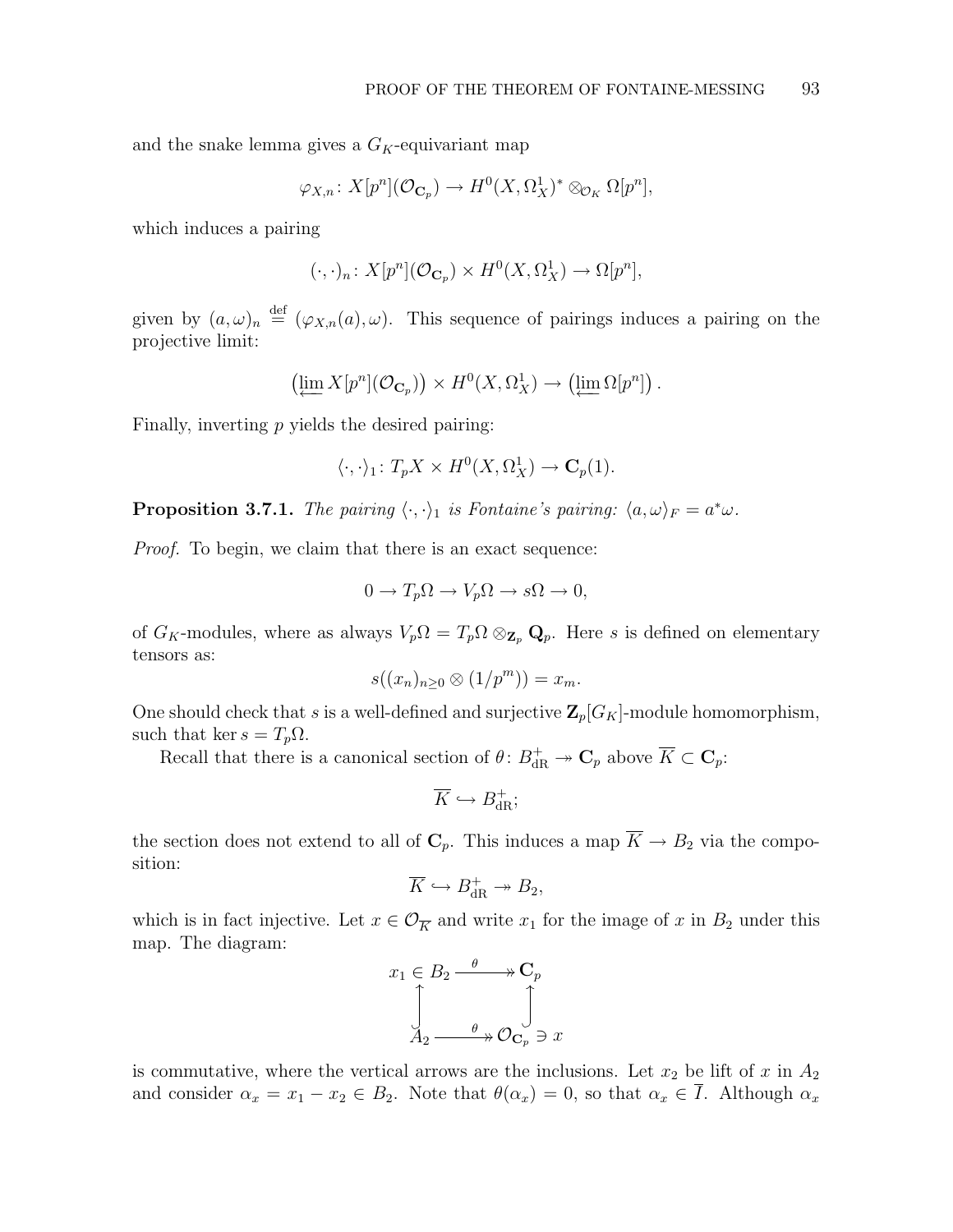and the snake lemma gives a $G_K$-equivariant map

$$\varphi_{X,n} \colon X[p^n](\mathcal{O}_{\mathbf{C}_p}) \to H^0(X, \Omega^1_X)^* \otimes_{\mathcal{O}_K} \Omega[p^n],$$

which induces a pairing

$$(\cdot, \cdot)_n \colon X[p^n](\mathcal{O}_{\mathbf{C}_p}) \times H^0(X, \Omega^1_X) \to \Omega[p^n],$$

given by $(a, \omega)_n \stackrel{\text{def}}{=} (\varphi_{X,n}(a), \omega)$. This sequence of pairings induces a pairing on the projective limit:

$$\left(\varprojlim X[p^n](\mathcal{O}_{\mathbf{C}_p})\right) \times H^0(X, \Omega^1_X) \to \left(\varprojlim \Omega[p^n]\right).$$

Finally, inverting $p$ yields the desired pairing:

$$\langle \cdot, \cdot \rangle_1 \colon T_p X \times H^0(X, \Omega^1_X) \to \mathbf{C}_p(1).$$

**Proposition 3.7.1.** *The pairing $\langle \cdot, \cdot \rangle_1$ is Fontaine's pairing: $\langle a, \omega \rangle_F = a^* \omega$.*

*Proof.* To begin, we claim that there is an exact sequence:

$$0 \to T_p \Omega \to V_p \Omega \to s\Omega \to 0,$$

of $G_K$-modules, where as always $V_p \Omega = T_p \Omega \otimes_{\mathbf{Z}_p} \mathbf{Q}_p$. Here $s$ is defined on elementary tensors as:

$$s((x_n)_{n \geq 0} \otimes (1/p^m)) = x_m.$$

One should check that $s$ is a well-defined and surjective $\mathbf{Z}_p[G_K]$-module homomorphism, such that $\ker s = T_p \Omega$.

Recall that there is a canonical section of $\theta \colon B^+_{\mathrm{dR}} \twoheadrightarrow \mathbf{C}_p$ above $\overline{K} \subset \mathbf{C}_p$:

$$\overline{K} \hookrightarrow B^+_{\mathrm{dR}};$$

the section does not extend to all of $\mathbf{C}_p$. This induces a map $\overline{K} \to B_2$ via the composition:

$$\overline{K} \hookrightarrow B^+_{\mathrm{dR}} \twoheadrightarrow B_2,$$

which is in fact injective. Let $x \in \mathcal{O}_{\overline{K}}$ and write $x_1$ for the image of $x$ in $B_2$ under this map. The diagram:

$$\begin{array}{ccc} x_1 \in B_2 & \xrightarrow{\theta} & \mathbf{C}_p \\ \uparrow & & \uparrow \\ A_2 & \xrightarrow{\theta} & \mathcal{O}_{\mathbf{C}_p} \ni x \end{array}$$

is commutative, where the vertical arrows are the inclusions. Let $x_2$ be lift of $x$ in $A_2$ and consider $\alpha_x = x_1 - x_2 \in B_2$. Note that $\theta(\alpha_x) = 0$, so that $\alpha_x \in \overline{I}$. Although $\alpha_x$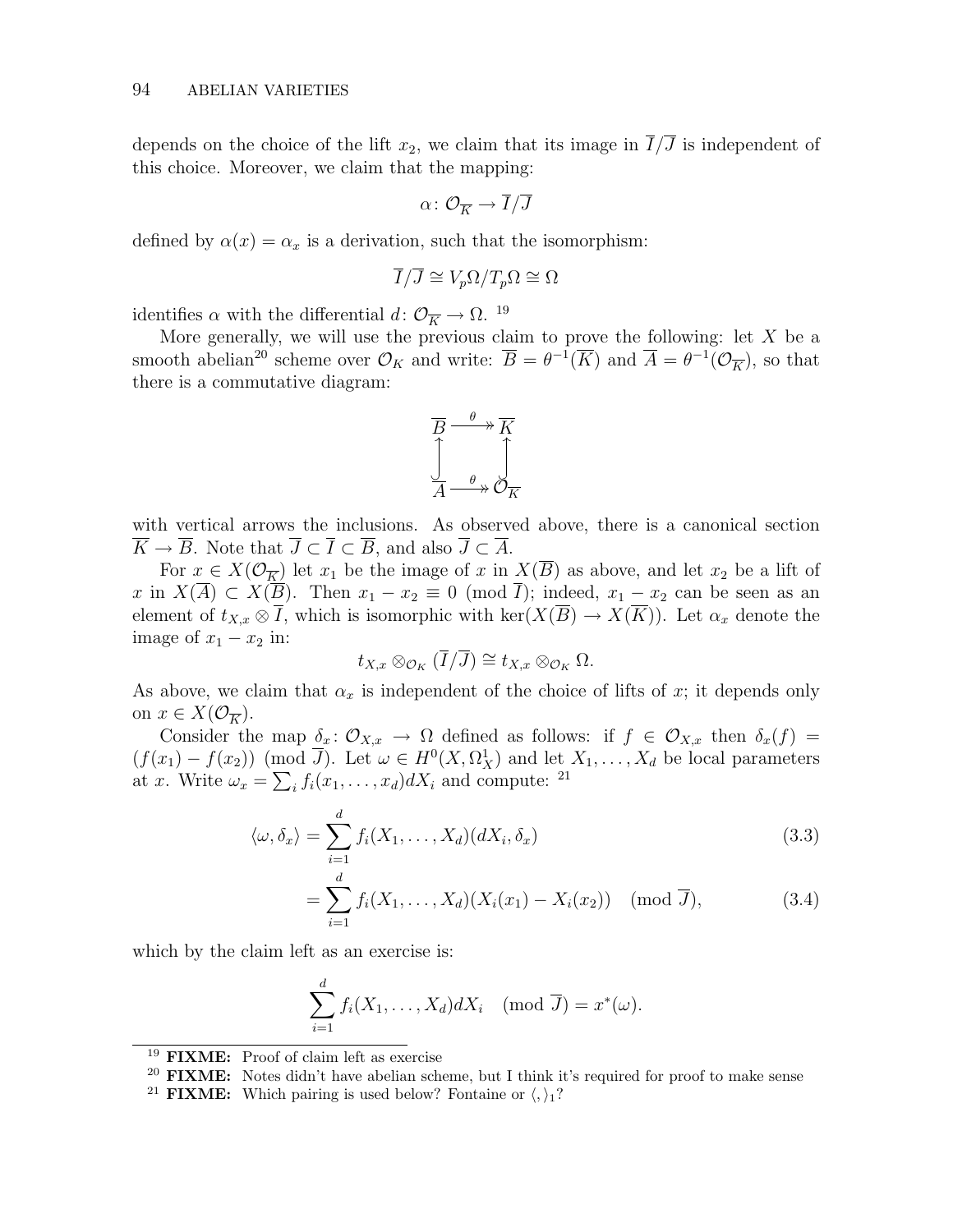depends on the choice of the lift $x_2$, we claim that its image in $\overline{I}/\overline{J}$ is independent of this choice. Moreover, we claim that the mapping:

$$\alpha\colon \mathcal{O}_{\overline{K}} \to \overline{I}/\overline{J}$$

defined by $\alpha(x) = \alpha_x$ is a derivation, such that the isomorphism:

$$\overline{I}/\overline{J} \cong V_p\Omega/T_p\Omega \cong \Omega$$

identifies $\alpha$ with the differential $d\colon \mathcal{O}_{\overline{K}} \to \Omega$. [19]

More generally, we will use the previous claim to prove the following: let $X$ be a smooth abelian[20] scheme over $\mathcal{O}_K$ and write: $\overline{B} = \theta^{-1}(\overline{K})$ and $\overline{A} = \theta^{-1}(\mathcal{O}_{\overline{K}})$, so that there is a commutative diagram:

$$\begin{array}{ccc} \overline{B} & \xrightarrow{\theta} & \overline{K} \\ \uparrow & & \uparrow \\ \overline{A} & \xrightarrow{\theta} & \mathcal{O}_{\overline{K}} \end{array}$$

with vertical arrows the inclusions. As observed above, there is a canonical section $\overline{K} \to \overline{B}$. Note that $\overline{J} \subset \overline{I} \subset \overline{B}$, and also $\overline{J} \subset \overline{A}$.

For $x \in X(\mathcal{O}_{\overline{K}})$ let $x_1$ be the image of $x$ in $X(\overline{B})$ as above, and let $x_2$ be a lift of $x$ in $X(\overline{A}) \subset X(\overline{B})$. Then $x_1 - x_2 \equiv 0 \pmod{\overline{I}}$; indeed, $x_1 - x_2$ can be seen as an element of $t_{X,x} \otimes \overline{I}$, which is isomorphic with $\ker(X(\overline{B}) \to X(\overline{K}))$. Let $\alpha_x$ denote the image of $x_1 - x_2$ in:

$$t_{X,x} \otimes_{\mathcal{O}_K} (\overline{I}/\overline{J}) \cong t_{X,x} \otimes_{\mathcal{O}_K} \Omega.$$

As above, we claim that $\alpha_x$ is independent of the choice of lifts of $x$; it depends only on $x \in X(\mathcal{O}_{\overline{K}})$.

Consider the map $\delta_x\colon \mathcal{O}_{X,x} \to \Omega$ defined as follows: if $f \in \mathcal{O}_{X,x}$ then $\delta_x(f) = (f(x_1) - f(x_2)) \pmod{\overline{J}}$. Let $\omega \in H^0(X, \Omega^1_X)$ and let $X_1, \ldots, X_d$ be local parameters at $x$. Write $\omega_x = \sum_i f_i(x_1, \ldots, x_d) dX_i$ and compute: [21]

$$\begin{aligned} \langle \omega, \delta_x \rangle &= \sum_{i=1}^{d} f_i(X_1, \ldots, X_d)(dX_i, \delta_x) && (3.3) \\ &= \sum_{i=1}^{d} f_i(X_1, \ldots, X_d)(X_i(x_1) - X_i(x_2)) \pmod{\overline{J}}, && (3.4) \end{aligned}$$

which by the claim left as an exercise is:

$$\sum_{i=1}^{d} f_i(X_1, \ldots, X_d) dX_i \pmod{\overline{J}} = x^*(\omega).$$

---

[19] **FIXME:** Proof of claim left as exercise

[20] **FIXME:** Notes didn't have abelian scheme, but I think it's required for proof to make sense

[21] **FIXME:** Which pairing is used below? Fontaine or $\langle , \rangle_1$?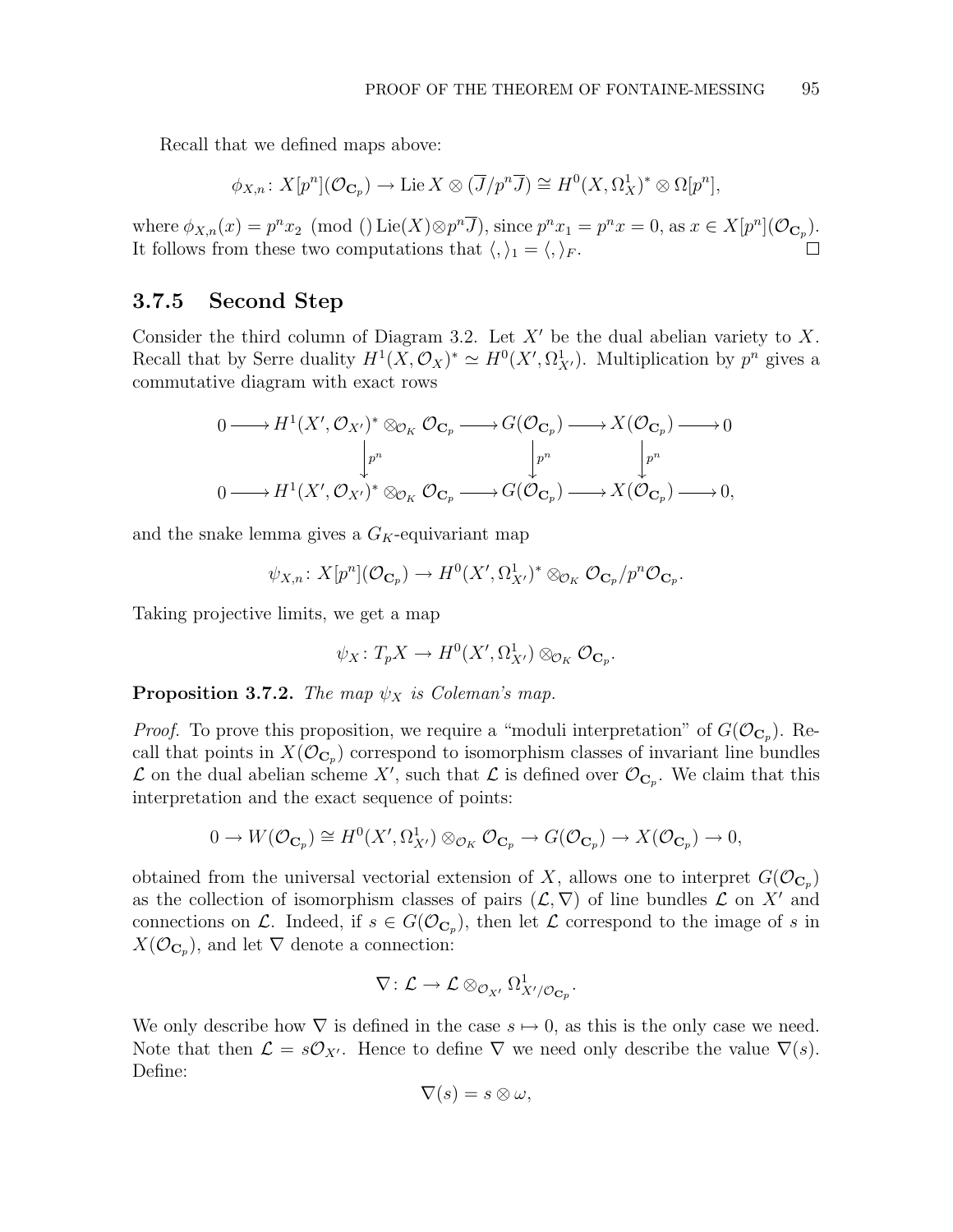Recall that we defined maps above:

$$\phi_{X,n} \colon X[p^n](\mathcal{O}_{\mathbf{C}_p}) \to \operatorname{Lie} X \otimes (\overline{J}/p^n\overline{J}) \cong H^0(X, \Omega^1_X)^* \otimes \Omega[p^n],$$

where $\phi_{X,n}(x) = p^n x_2 \pmod{() \operatorname{Lie}(X) \otimes p^n \overline{J}}$, since $p^n x_1 = p^n x = 0$, as $x \in X[p^n](\mathcal{O}_{\mathbf{C}_p})$. It follows from these two computations that $\langle , \rangle_1 = \langle , \rangle_F$. □

### 3.7.5 Second Step

Consider the third column of Diagram 3.2. Let $X'$ be the dual abelian variety to $X$. Recall that by Serre duality $H^1(X, \mathcal{O}_X)^* \simeq H^0(X', \Omega^1_{X'})$. Multiplication by $p^n$ gives a commutative diagram with exact rows

$$\begin{array}{ccccccccc}
0 & \longrightarrow & H^1(X', \mathcal{O}_{X'})^* \otimes_{\mathcal{O}_K} \mathcal{O}_{\mathbf{C}_p} & \longrightarrow & G(\mathcal{O}_{\mathbf{C}_p}) & \longrightarrow & X(\mathcal{O}_{\mathbf{C}_p}) & \longrightarrow & 0 \\
 & & \downarrow{\scriptstyle p^n} & & \downarrow{\scriptstyle p^n} & & \downarrow{\scriptstyle p^n} & & \\
0 & \longrightarrow & H^1(X', \mathcal{O}_{X'})^* \otimes_{\mathcal{O}_K} \mathcal{O}_{\mathbf{C}_p} & \longrightarrow & G(\mathcal{O}_{\mathbf{C}_p}) & \longrightarrow & X(\mathcal{O}_{\mathbf{C}_p}) & \longrightarrow & 0,
\end{array}$$

and the snake lemma gives a $G_K$-equivariant map

$$\psi_{X,n} \colon X[p^n](\mathcal{O}_{\mathbf{C}_p}) \to H^0(X', \Omega^1_{X'})^* \otimes_{\mathcal{O}_K} \mathcal{O}_{\mathbf{C}_p}/p^n\mathcal{O}_{\mathbf{C}_p}.$$

Taking projective limits, we get a map

$$\psi_X \colon T_p X \to H^0(X', \Omega^1_{X'}) \otimes_{\mathcal{O}_K} \mathcal{O}_{\mathbf{C}_p}.$$

**Proposition 3.7.2.** *The map $\psi_X$ is Coleman's map.*

*Proof.* To prove this proposition, we require a "moduli interpretation" of $G(\mathcal{O}_{\mathbf{C}_p})$. Recall that points in $X(\mathcal{O}_{\mathbf{C}_p})$ correspond to isomorphism classes of invariant line bundles $\mathcal{L}$ on the dual abelian scheme $X'$, such that $\mathcal{L}$ is defined over $\mathcal{O}_{\mathbf{C}_p}$. We claim that this interpretation and the exact sequence of points:

$$0 \to W(\mathcal{O}_{\mathbf{C}_p}) \cong H^0(X', \Omega^1_{X'}) \otimes_{\mathcal{O}_K} \mathcal{O}_{\mathbf{C}_p} \to G(\mathcal{O}_{\mathbf{C}_p}) \to X(\mathcal{O}_{\mathbf{C}_p}) \to 0,$$

obtained from the universal vectorial extension of $X$, allows one to interpret $G(\mathcal{O}_{\mathbf{C}_p})$ as the collection of isomorphism classes of pairs $(\mathcal{L}, \nabla)$ of line bundles $\mathcal{L}$ on $X'$ and connections on $\mathcal{L}$. Indeed, if $s \in G(\mathcal{O}_{\mathbf{C}_p})$, then let $\mathcal{L}$ correspond to the image of $s$ in $X(\mathcal{O}_{\mathbf{C}_p})$, and let $\nabla$ denote a connection:

$$\nabla \colon \mathcal{L} \to \mathcal{L} \otimes_{\mathcal{O}_{X'}} \Omega^1_{X'/\mathcal{O}_{\mathbf{C}_p}}.$$

We only describe how $\nabla$ is defined in the case $s \mapsto 0$, as this is the only case we need. Note that then $\mathcal{L} = s\mathcal{O}_{X'}$. Hence to define $\nabla$ we need only describe the value $\nabla(s)$. Define:

$$\nabla(s) = s \otimes \omega,$$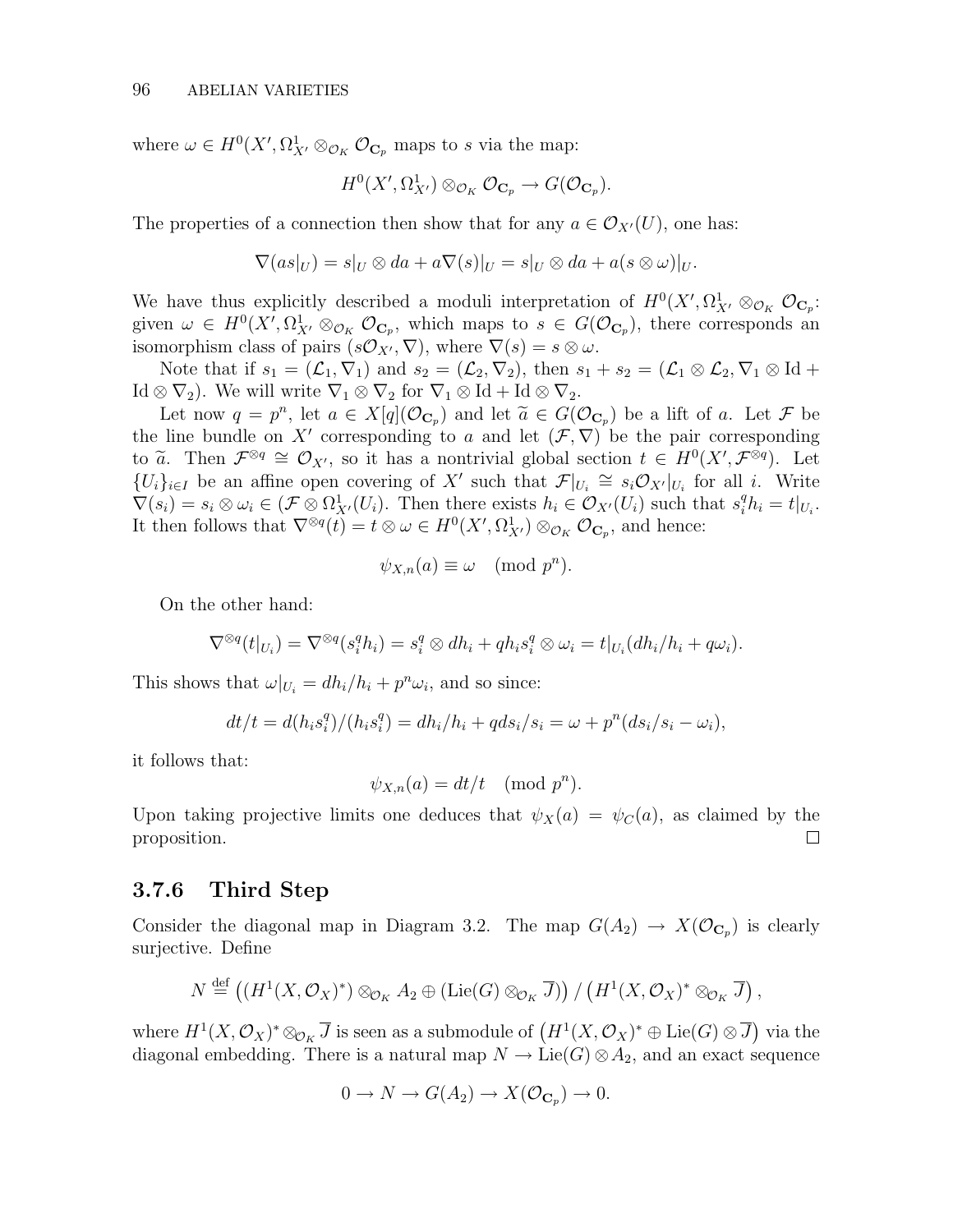where $\omega \in H^0(X', \Omega^1_{X'} \otimes_{\mathcal{O}_K} \mathcal{O}_{\mathbf{C}_p}$ maps to $s$ via the map:

$$H^0(X', \Omega^1_{X'}) \otimes_{\mathcal{O}_K} \mathcal{O}_{\mathbf{C}_p} \to G(\mathcal{O}_{\mathbf{C}_p}).$$

The properties of a connection then show that for any $a \in \mathcal{O}_{X'}(U)$, one has:

$$\nabla(as|_U) = s|_U \otimes da + a\nabla(s)|_U = s|_U \otimes da + a(s \otimes \omega)|_U.$$

We have thus explicitly described a moduli interpretation of $H^0(X', \Omega^1_{X'} \otimes_{\mathcal{O}_K} \mathcal{O}_{\mathbf{C}_p}$: given $\omega \in H^0(X', \Omega^1_{X'} \otimes_{\mathcal{O}_K} \mathcal{O}_{\mathbf{C}_p}$, which maps to $s \in G(\mathcal{O}_{\mathbf{C}_p})$, there corresponds an isomorphism class of pairs $(s\mathcal{O}_{X'}, \nabla)$, where $\nabla(s) = s \otimes \omega$.

Note that if $s_1 = (\mathcal{L}_1, \nabla_1)$ and $s_2 = (\mathcal{L}_2, \nabla_2)$, then $s_1 + s_2 = (\mathcal{L}_1 \otimes \mathcal{L}_2, \nabla_1 \otimes \mathrm{Id} + \mathrm{Id} \otimes \nabla_2)$. We will write $\nabla_1 \otimes \nabla_2$ for $\nabla_1 \otimes \mathrm{Id} + \mathrm{Id} \otimes \nabla_2$.

Let now $q = p^n$, let $a \in X[q](\mathcal{O}_{\mathbf{C}_p})$ and let $\widetilde{a} \in G(\mathcal{O}_{\mathbf{C}_p})$ be a lift of $a$. Let $\mathcal{F}$ be the line bundle on $X'$ corresponding to $a$ and let $(\mathcal{F}, \nabla)$ be the pair corresponding to $\widetilde{a}$. Then $\mathcal{F}^{\otimes q} \cong \mathcal{O}_{X'}$, so it has a nontrivial global section $t \in H^0(X', \mathcal{F}^{\otimes q})$. Let $\{U_i\}_{i \in I}$ be an affine open covering of $X'$ such that $\mathcal{F}|_{U_i} \cong s_i \mathcal{O}_{X'}|_{U_i}$ for all $i$. Write $\nabla(s_i) = s_i \otimes \omega_i \in (\mathcal{F} \otimes \Omega^1_{X'}(U_i)$. Then there exists $h_i \in \mathcal{O}_{X'}(U_i)$ such that $s_i^q h_i = t|_{U_i}$. It then follows that $\nabla^{\otimes q}(t) = t \otimes \omega \in H^0(X', \Omega^1_{X'}) \otimes_{\mathcal{O}_K} \mathcal{O}_{\mathbf{C}_p}$, and hence:

$$\psi_{X,n}(a) \equiv \omega \pmod{p^n}.$$

On the other hand:

$$\nabla^{\otimes q}(t|_{U_i}) = \nabla^{\otimes q}(s_i^q h_i) = s_i^q \otimes dh_i + q h_i s_i^q \otimes \omega_i = t|_{U_i}(dh_i/h_i + q\omega_i).$$

This shows that $\omega|_{U_i} = dh_i/h_i + p^n \omega_i$, and so since:

$$dt/t = d(h_i s_i^q)/(h_i s_i^q) = dh_i/h_i + q ds_i/s_i = \omega + p^n(ds_i/s_i - \omega_i),$$

it follows that:

$$\psi_{X,n}(a) = dt/t \pmod{p^n}.$$

Upon taking projective limits one deduces that $\psi_X(a) = \psi_C(a)$, as claimed by the proposition. $\square$

### 3.7.6 Third Step

Consider the diagonal map in Diagram 3.2. The map $G(A_2) \to X(\mathcal{O}_{\mathbf{C}_p})$ is clearly surjective. Define

$$N \stackrel{\text{def}}{=} \left((H^1(X, \mathcal{O}_X)^*) \otimes_{\mathcal{O}_K} A_2 \oplus (\mathrm{Lie}(G) \otimes_{\mathcal{O}_K} \overline{J})\right) / \left(H^1(X, \mathcal{O}_X)^* \otimes_{\mathcal{O}_K} \overline{J}\right),$$

where $H^1(X, \mathcal{O}_X)^* \otimes_{\mathcal{O}_K} \overline{J}$ is seen as a submodule of $\left(H^1(X, \mathcal{O}_X)^* \oplus \mathrm{Lie}(G) \otimes \overline{J}\right)$ via the diagonal embedding. There is a natural map $N \to \mathrm{Lie}(G) \otimes A_2$, and an exact sequence

$$0 \to N \to G(A_2) \to X(\mathcal{O}_{\mathbf{C}_p}) \to 0.$$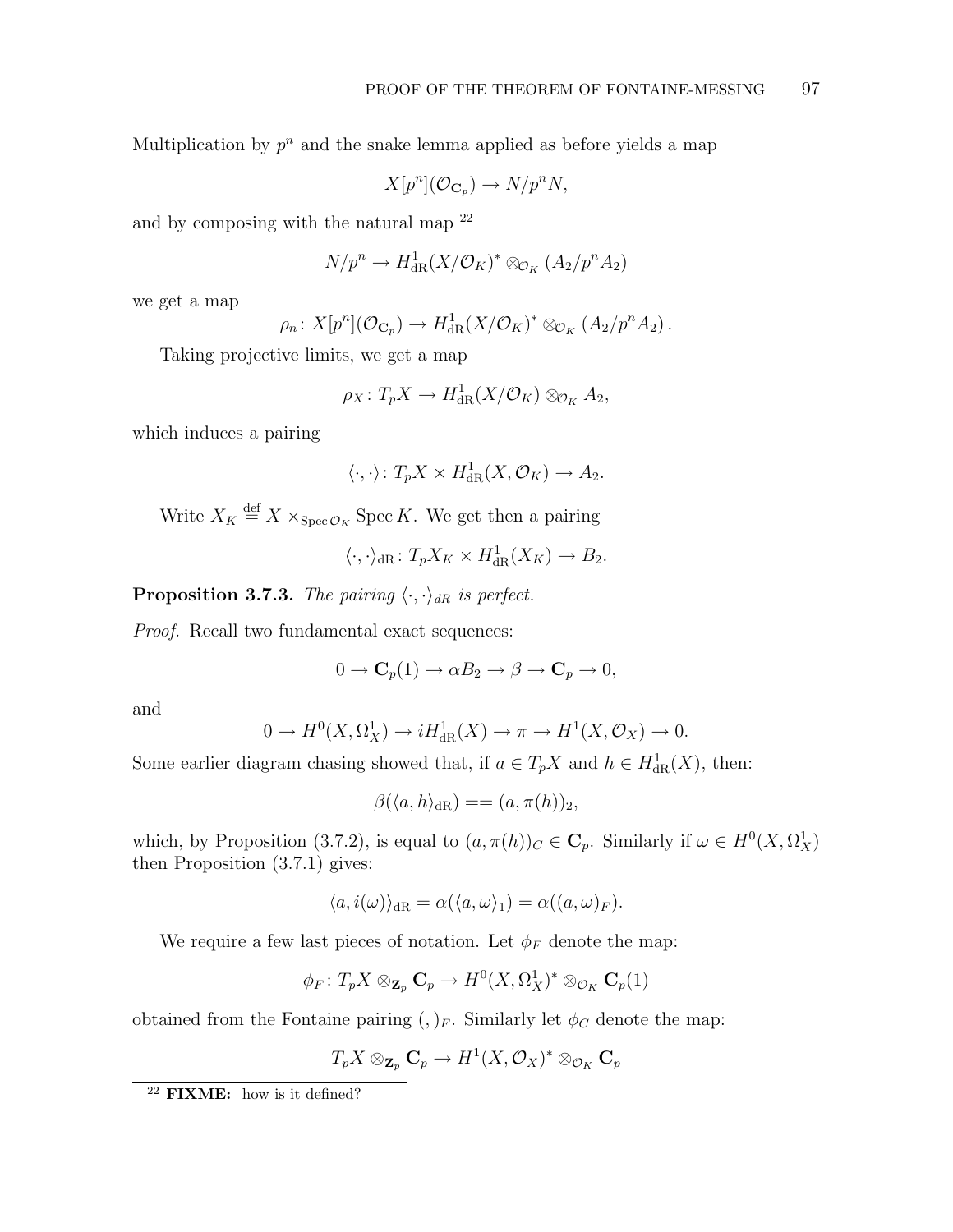Multiplication by $p^n$ and the snake lemma applied as before yields a map

$$X[p^n](\mathcal{O}_{\mathbf{C}_p}) \to N/p^n N,$$

and by composing with the natural map [22]

$$N/p^n \to H^1_{\mathrm{dR}}(X/\mathcal{O}_K)^* \otimes_{\mathcal{O}_K} (A_2/p^n A_2)$$

we get a map

$$\rho_n \colon X[p^n](\mathcal{O}_{\mathbf{C}_p}) \to H^1_{\mathrm{dR}}(X/\mathcal{O}_K)^* \otimes_{\mathcal{O}_K} (A_2/p^n A_2).$$

Taking projective limits, we get a map

$$\rho_X \colon T_pX \to H^1_{\mathrm{dR}}(X/\mathcal{O}_K) \otimes_{\mathcal{O}_K} A_2,$$

which induces a pairing

$$\langle \cdot, \cdot \rangle \colon T_pX \times H^1_{\mathrm{dR}}(X, \mathcal{O}_K) \to A_2.$$

Write $X_K \overset{\mathrm{def}}{=} X \times_{\operatorname{Spec} \mathcal{O}_K} \operatorname{Spec} K$. We get then a pairing

$$\langle \cdot, \cdot \rangle_{\mathrm{dR}} \colon T_pX_K \times H^1_{\mathrm{dR}}(X_K) \to B_2.$$

**Proposition 3.7.3.** *The pairing $\langle \cdot, \cdot \rangle_{dR}$ is perfect.*

*Proof.* Recall two fundamental exact sequences:

$$0 \to \mathbf{C}_p(1) \to \alpha B_2 \to \beta \to \mathbf{C}_p \to 0,$$

and

$$0 \to H^0(X, \Omega^1_X) \to i H^1_{\mathrm{dR}}(X) \to \pi \to H^1(X, \mathcal{O}_X) \to 0.$$

Some earlier diagram chasing showed that, if $a \in T_pX$ and $h \in H^1_{\mathrm{dR}}(X)$, then:

$$\beta(\langle a, h \rangle_{\mathrm{dR}}) == (a, \pi(h))_2,$$

which, by Proposition (3.7.2), is equal to $(a, \pi(h))_C \in \mathbf{C}_p$. Similarly if $\omega \in H^0(X, \Omega^1_X)$ then Proposition (3.7.1) gives:

$$\langle a, i(\omega) \rangle_{\mathrm{dR}} = \alpha(\langle a, \omega \rangle_1) = \alpha((a, \omega)_F).$$

We require a few last pieces of notation. Let $\phi_F$ denote the map:

$$\phi_F \colon T_pX \otimes_{\mathbf{Z}_p} \mathbf{C}_p \to H^0(X, \Omega^1_X)^* \otimes_{\mathcal{O}_K} \mathbf{C}_p(1)$$

obtained from the Fontaine pairing $(,)_F$. Similarly let $\phi_C$ denote the map:

$$T_pX \otimes_{\mathbf{Z}_p} \mathbf{C}_p \to H^1(X, \mathcal{O}_X)^* \otimes_{\mathcal{O}_K} \mathbf{C}_p$$

[22] **FIXME:** how is it defined?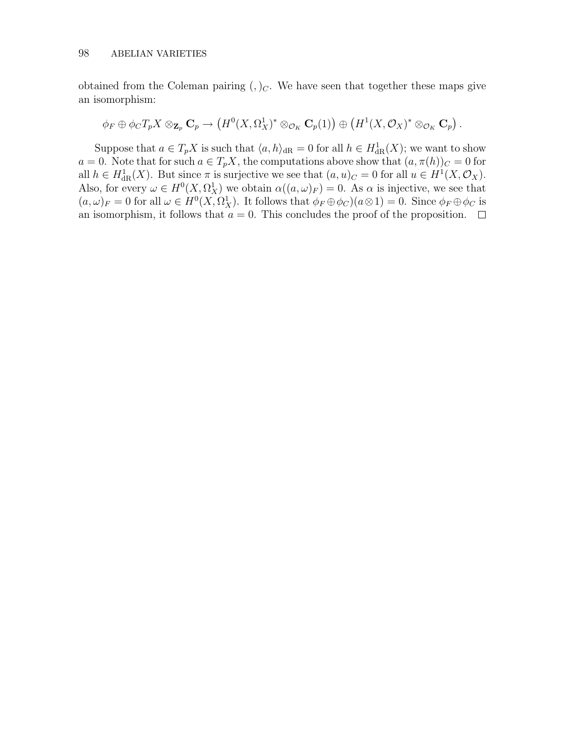obtained from the Coleman pairing $(,)_C$. We have seen that together these maps give an isomorphism:

$$\phi_F \oplus \phi_C T_pX \otimes_{\mathbf{Z}_p} \mathbf{C}_p \to \left(H^0(X, \Omega_X^1)^* \otimes_{\mathcal{O}_K} \mathbf{C}_p(1)\right) \oplus \left(H^1(X, \mathcal{O}_X)^* \otimes_{\mathcal{O}_K} \mathbf{C}_p\right).$$

Suppose that $a \in T_pX$ is such that $\langle a, h \rangle_{\mathrm{dR}} = 0$ for all $h \in H^1_{\mathrm{dR}}(X)$; we want to show $a = 0$. Note that for such $a \in T_pX$, the computations above show that $(a, \pi(h))_C = 0$ for all $h \in H^1_{\mathrm{dR}}(X)$. But since $\pi$ is surjective we see that $(a, u)_C = 0$ for all $u \in H^1(X, \mathcal{O}_X)$. Also, for every $\omega \in H^0(X, \Omega^1_X)$ we obtain $\alpha((a, \omega)_F) = 0$. As $\alpha$ is injective, we see that $(a, \omega)_F = 0$ for all $\omega \in H^0(X, \Omega^1_X)$. It follows that $\phi_F \oplus \phi_C)(a \otimes 1) = 0$. Since $\phi_F \oplus \phi_C$ is an isomorphism, it follows that $a = 0$. This concludes the proof of the proposition. □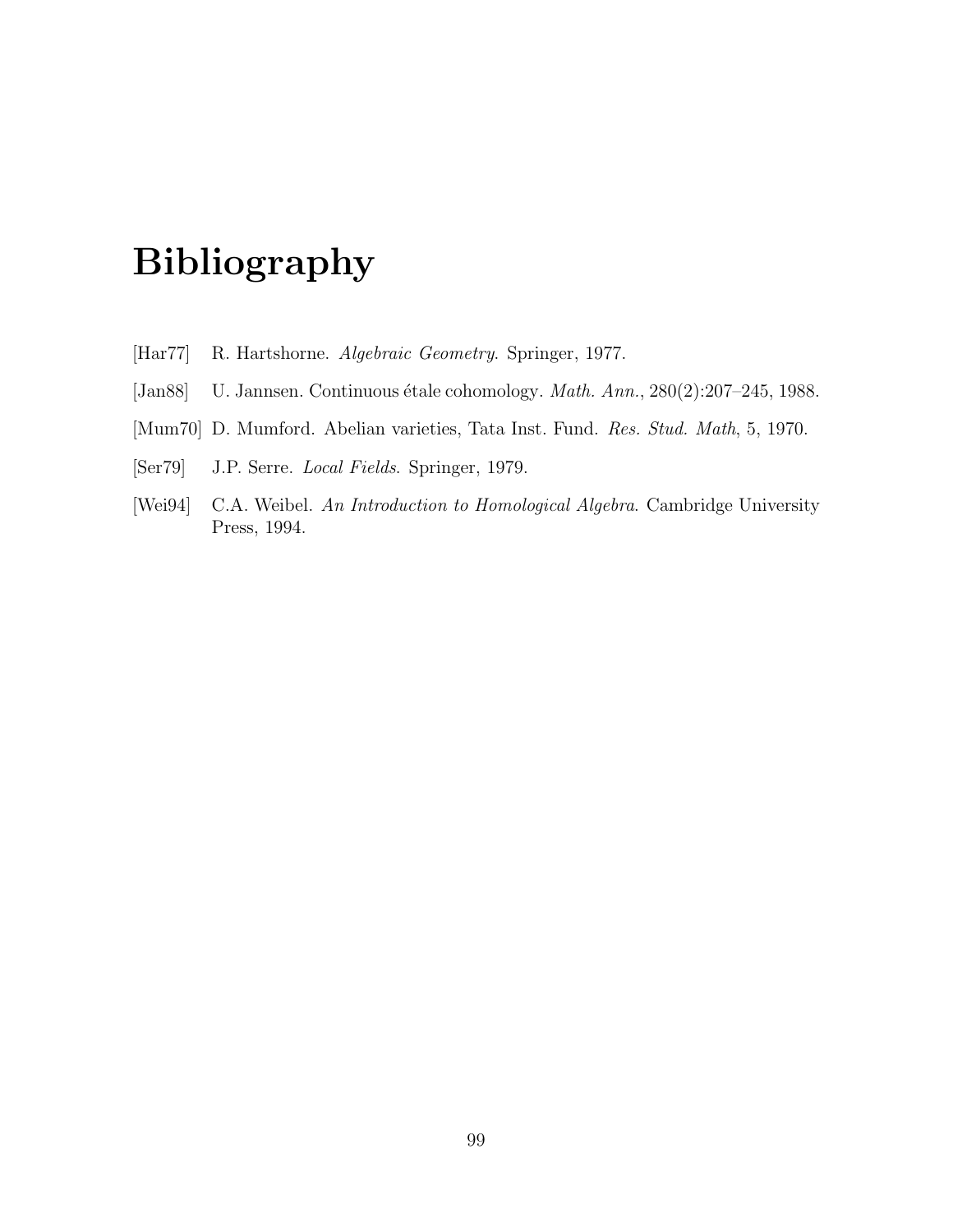# Bibliography

[Har77] R. Hartshorne. *Algebraic Geometry*. Springer, 1977.

[Jan88] U. Jannsen. Continuous étale cohomology. *Math. Ann.*, 280(2):207–245, 1988.

[Mum70] D. Mumford. Abelian varieties, Tata Inst. Fund. *Res. Stud. Math*, 5, 1970.

[Ser79] J.P. Serre. *Local Fields*. Springer, 1979.

[Wei94] C.A. Weibel. *An Introduction to Homological Algebra*. Cambridge University Press, 1994.